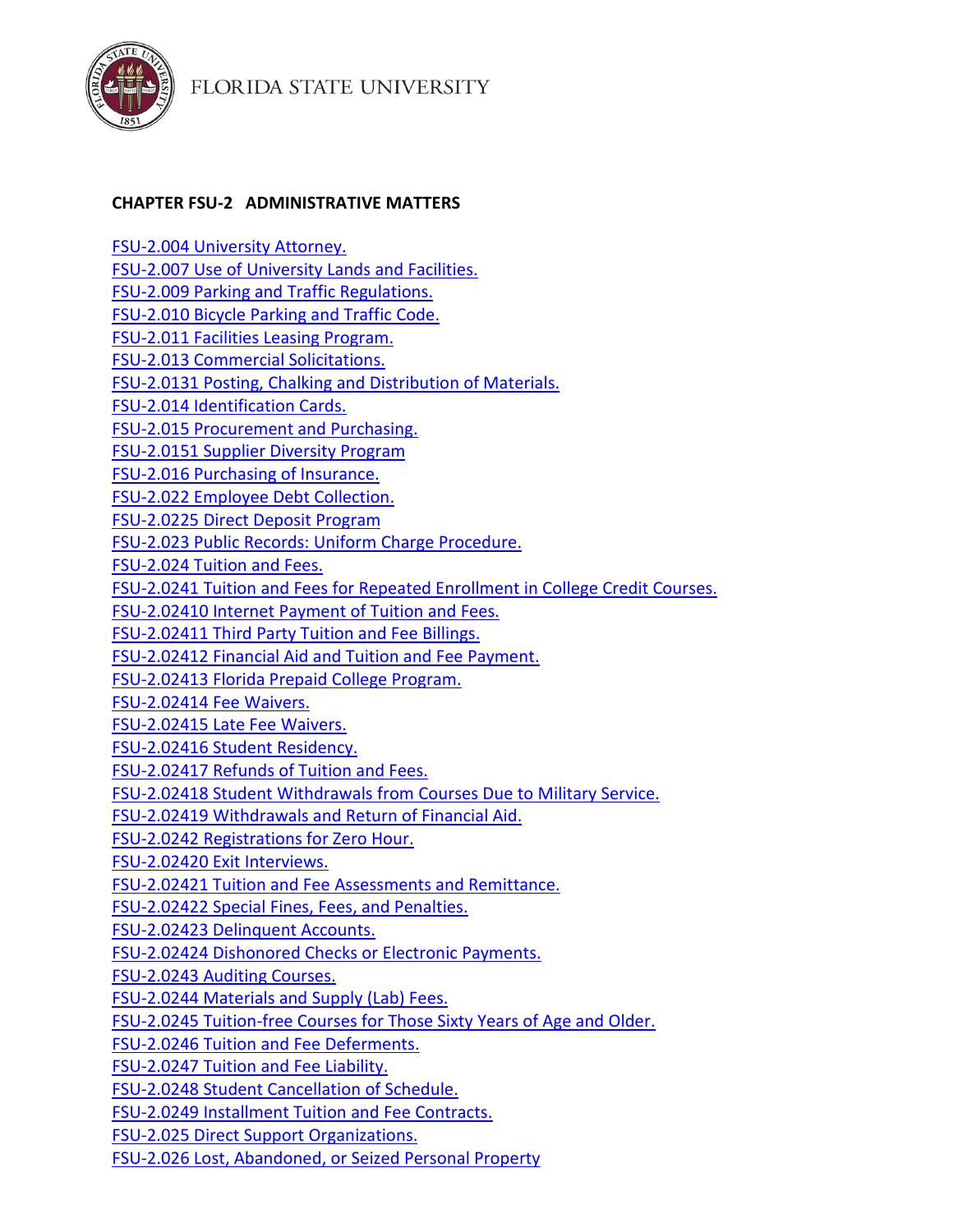FLORIDA STATE UNIVERSITY

## CHAPTER FSU-2 ADMINISTRATIVE MATTERS

FSU-2.004 University Attorney.
FSU-2.007 Use of University Lands and Facilities.
FSU-2.009 Parking and Traffic Regulations.
FSU-2.010 Bicycle Parking and Traffic Code.
FSU-2.011 Facilities Leasing Program.
FSU-2.013 Commercial Solicitations.
FSU-2.0131 Posting, Chalking and Distribution of Materials.
FSU-2.014 Identification Cards.
FSU-2.015 Procurement and Purchasing.
FSU-2.0151 Supplier Diversity Program
FSU-2.016 Purchasing of Insurance.
FSU-2.022 Employee Debt Collection.
FSU-2.0225 Direct Deposit Program
FSU-2.023 Public Records: Uniform Charge Procedure.
FSU-2.024 Tuition and Fees.
FSU-2.0241 Tuition and Fees for Repeated Enrollment in College Credit Courses.
FSU-2.02410 Internet Payment of Tuition and Fees.
FSU-2.02411 Third Party Tuition and Fee Billings.
FSU-2.02412 Financial Aid and Tuition and Fee Payment.
FSU-2.02413 Florida Prepaid College Program.
FSU-2.02414 Fee Waivers.
FSU-2.02415 Late Fee Waivers.
FSU-2.02416 Student Residency.
FSU-2.02417 Refunds of Tuition and Fees.
FSU-2.02418 Student Withdrawals from Courses Due to Military Service.
FSU-2.02419 Withdrawals and Return of Financial Aid.
FSU-2.0242 Registrations for Zero Hour.
FSU-2.02420 Exit Interviews.
FSU-2.02421 Tuition and Fee Assessments and Remittance.
FSU-2.02422 Special Fines, Fees, and Penalties.
FSU-2.02423 Delinquent Accounts.
FSU-2.02424 Dishonored Checks or Electronic Payments.
FSU-2.0243 Auditing Courses.
FSU-2.0244 Materials and Supply (Lab) Fees.
FSU-2.0245 Tuition-free Courses for Those Sixty Years of Age and Older.
FSU-2.0246 Tuition and Fee Deferments.
FSU-2.0247 Tuition and Fee Liability.
FSU-2.0248 Student Cancellation of Schedule.
FSU-2.0249 Installment Tuition and Fee Contracts.
FSU-2.025 Direct Support Organizations.
FSU-2.026 Lost, Abandoned, or Seized Personal Property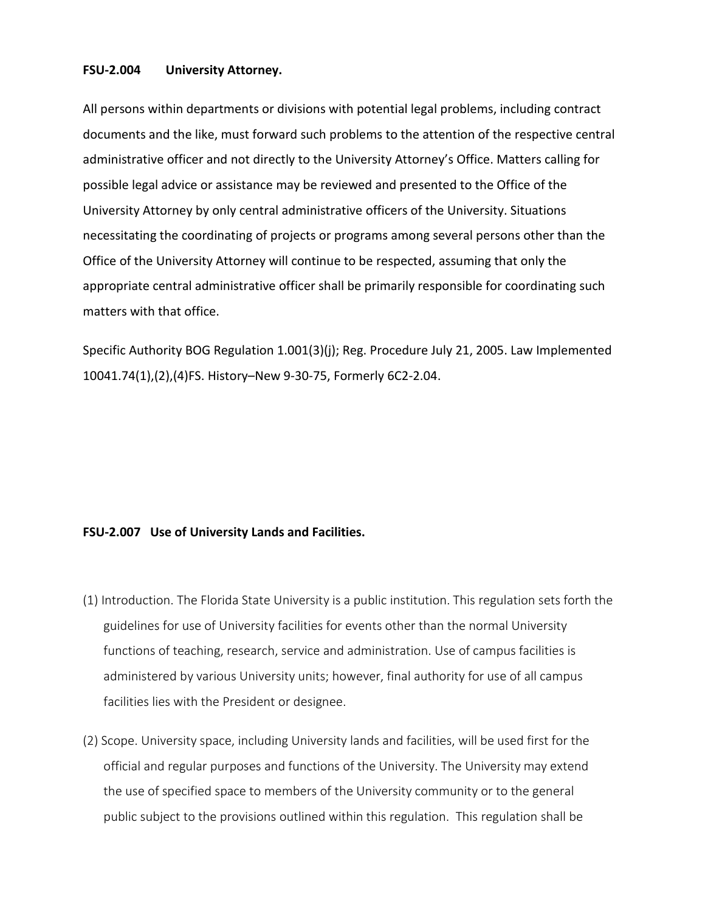**FSU-2.004 University Attorney.**

All persons within departments or divisions with potential legal problems, including contract documents and the like, must forward such problems to the attention of the respective central administrative officer and not directly to the University Attorney's Office. Matters calling for possible legal advice or assistance may be reviewed and presented to the Office of the University Attorney by only central administrative officers of the University. Situations necessitating the coordinating of projects or programs among several persons other than the Office of the University Attorney will continue to be respected, assuming that only the appropriate central administrative officer shall be primarily responsible for coordinating such matters with that office.

Specific Authority BOG Regulation 1.001(3)(j); Reg. Procedure July 21, 2005. Law Implemented 10041.74(1),(2),(4)FS. History–New 9-30-75, Formerly 6C2-2.04.

**FSU-2.007 Use of University Lands and Facilities.**

(1) Introduction. The Florida State University is a public institution. This regulation sets forth the guidelines for use of University facilities for events other than the normal University functions of teaching, research, service and administration. Use of campus facilities is administered by various University units; however, final authority for use of all campus facilities lies with the President or designee.

(2) Scope. University space, including University lands and facilities, will be used first for the official and regular purposes and functions of the University. The University may extend the use of specified space to members of the University community or to the general public subject to the provisions outlined within this regulation. This regulation shall be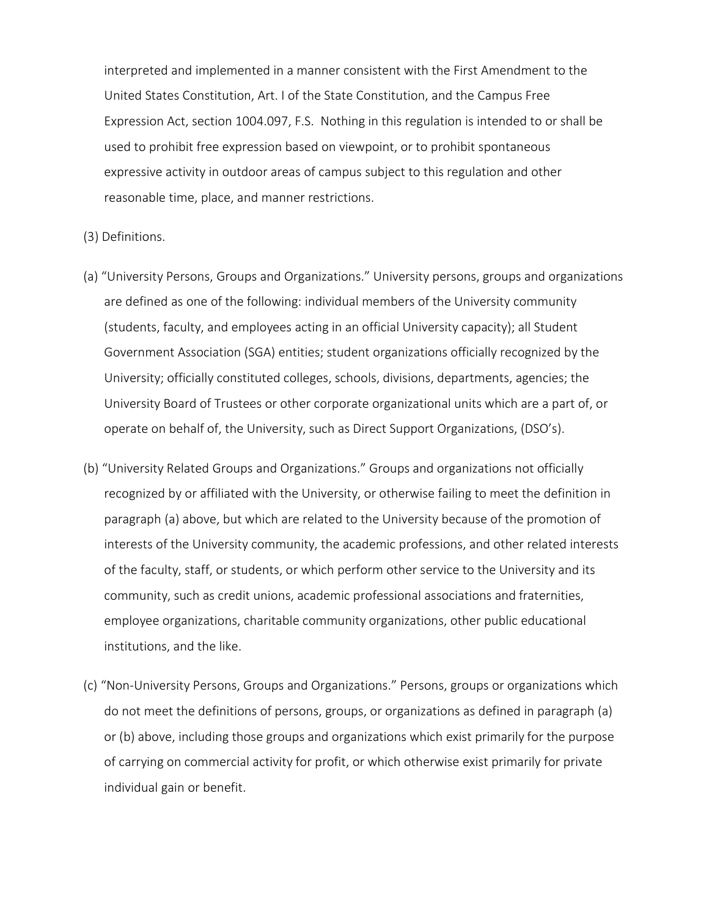interpreted and implemented in a manner consistent with the First Amendment to the United States Constitution, Art. I of the State Constitution, and the Campus Free Expression Act, section 1004.097, F.S. Nothing in this regulation is intended to or shall be used to prohibit free expression based on viewpoint, or to prohibit spontaneous expressive activity in outdoor areas of campus subject to this regulation and other reasonable time, place, and manner restrictions.

(3) Definitions.

(a) "University Persons, Groups and Organizations." University persons, groups and organizations are defined as one of the following: individual members of the University community (students, faculty, and employees acting in an official University capacity); all Student Government Association (SGA) entities; student organizations officially recognized by the University; officially constituted colleges, schools, divisions, departments, agencies; the University Board of Trustees or other corporate organizational units which are a part of, or operate on behalf of, the University, such as Direct Support Organizations, (DSO's).

(b) "University Related Groups and Organizations." Groups and organizations not officially recognized by or affiliated with the University, or otherwise failing to meet the definition in paragraph (a) above, but which are related to the University because of the promotion of interests of the University community, the academic professions, and other related interests of the faculty, staff, or students, or which perform other service to the University and its community, such as credit unions, academic professional associations and fraternities, employee organizations, charitable community organizations, other public educational institutions, and the like.

(c) "Non-University Persons, Groups and Organizations." Persons, groups or organizations which do not meet the definitions of persons, groups, or organizations as defined in paragraph (a) or (b) above, including those groups and organizations which exist primarily for the purpose of carrying on commercial activity for profit, or which otherwise exist primarily for private individual gain or benefit.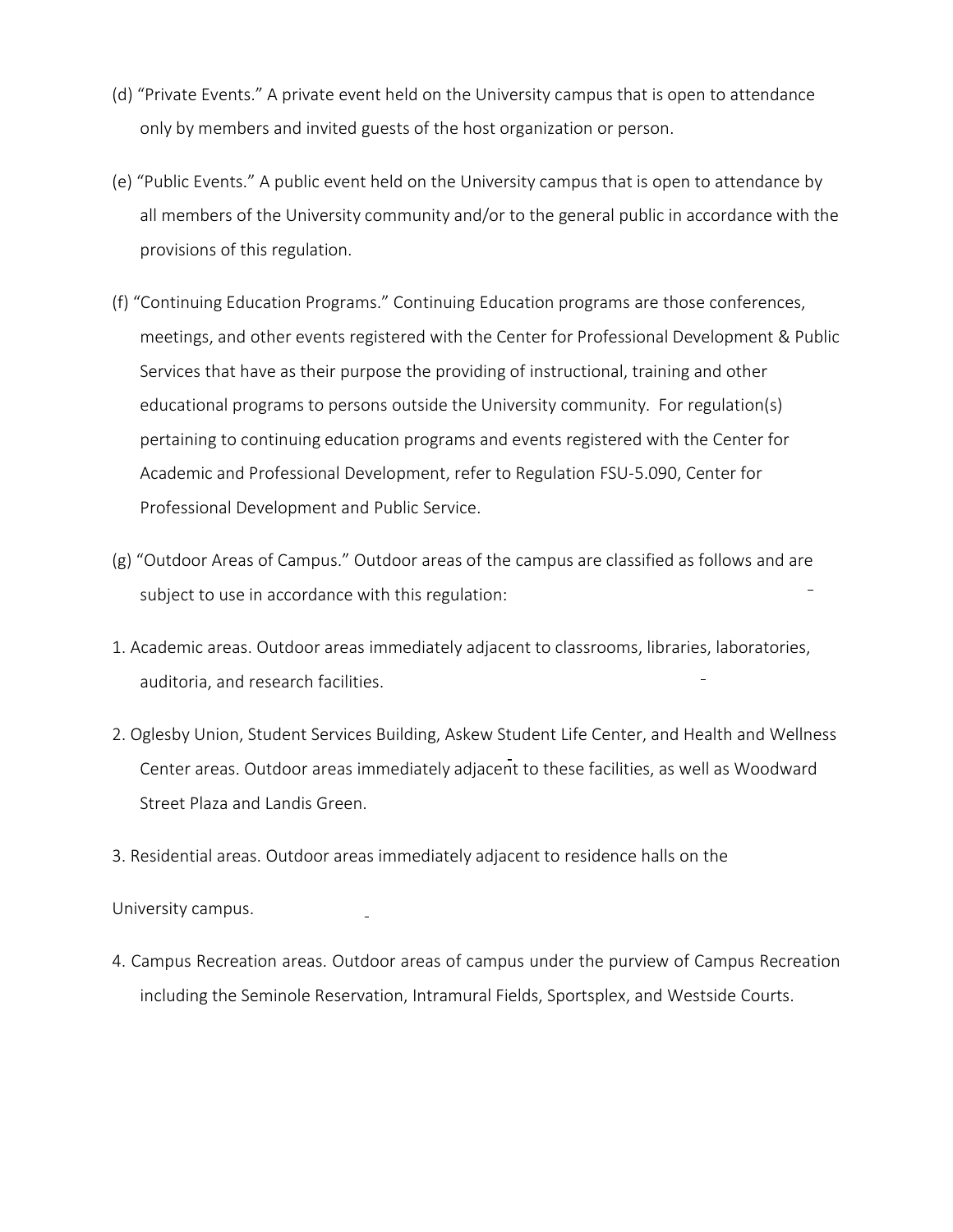(d) “Private Events.” A private event held on the University campus that is open to attendance only by members and invited guests of the host organization or person.

(e) “Public Events.” A public event held on the University campus that is open to attendance by all members of the University community and/or to the general public in accordance with the provisions of this regulation.

(f) “Continuing Education Programs.” Continuing Education programs are those conferences, meetings, and other events registered with the Center for Professional Development & Public Services that have as their purpose the providing of instructional, training and other educational programs to persons outside the University community. For regulation(s) pertaining to continuing education programs and events registered with the Center for Academic and Professional Development, refer to Regulation FSU-5.090, Center for Professional Development and Public Service.

(g) “Outdoor Areas of Campus.” Outdoor areas of the campus are classified as follows and are subject to use in accordance with this regulation:

1. Academic areas. Outdoor areas immediately adjacent to classrooms, libraries, laboratories, auditoria, and research facilities.

2. Oglesby Union, Student Services Building, Askew Student Life Center, and Health and Wellness Center areas. Outdoor areas immediately adjacent to these facilities, as well as Woodward Street Plaza and Landis Green.

3. Residential areas. Outdoor areas immediately adjacent to residence halls on the

University campus.

4. Campus Recreation areas. Outdoor areas of campus under the purview of Campus Recreation including the Seminole Reservation, Intramural Fields, Sportsplex, and Westside Courts.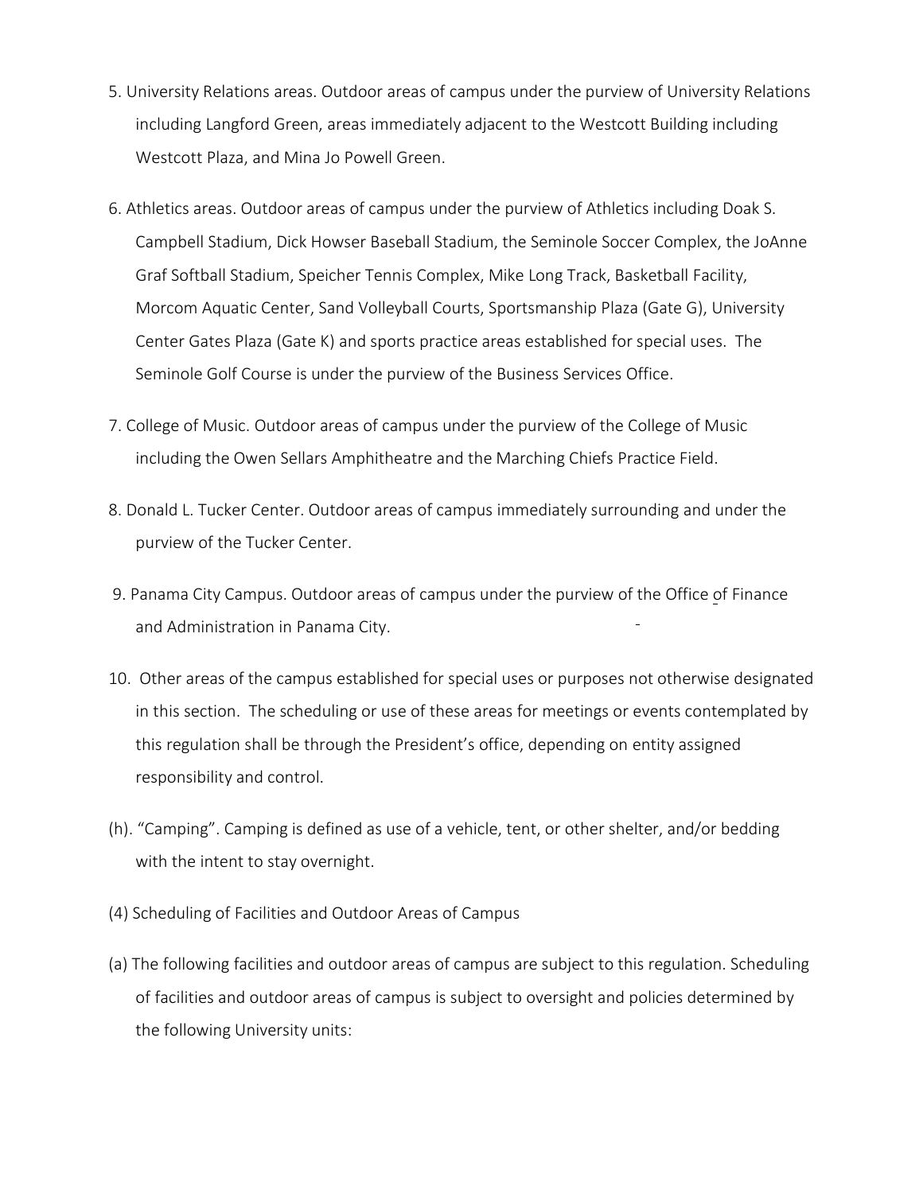5. University Relations areas. Outdoor areas of campus under the purview of University Relations including Langford Green, areas immediately adjacent to the Westcott Building including Westcott Plaza, and Mina Jo Powell Green.

6. Athletics areas. Outdoor areas of campus under the purview of Athletics including Doak S. Campbell Stadium, Dick Howser Baseball Stadium, the Seminole Soccer Complex, the JoAnne Graf Softball Stadium, Speicher Tennis Complex, Mike Long Track, Basketball Facility, Morcom Aquatic Center, Sand Volleyball Courts, Sportsmanship Plaza (Gate G), University Center Gates Plaza (Gate K) and sports practice areas established for special uses. The Seminole Golf Course is under the purview of the Business Services Office.

7. College of Music. Outdoor areas of campus under the purview of the College of Music including the Owen Sellars Amphitheatre and the Marching Chiefs Practice Field.

8. Donald L. Tucker Center. Outdoor areas of campus immediately surrounding and under the purview of the Tucker Center.

9. Panama City Campus. Outdoor areas of campus under the purview of the Office of Finance and Administration in Panama City.

10. Other areas of the campus established for special uses or purposes not otherwise designated in this section. The scheduling or use of these areas for meetings or events contemplated by this regulation shall be through the President's office, depending on entity assigned responsibility and control.

(h). "Camping". Camping is defined as use of a vehicle, tent, or other shelter, and/or bedding with the intent to stay overnight.

(4) Scheduling of Facilities and Outdoor Areas of Campus

(a) The following facilities and outdoor areas of campus are subject to this regulation. Scheduling of facilities and outdoor areas of campus is subject to oversight and policies determined by the following University units: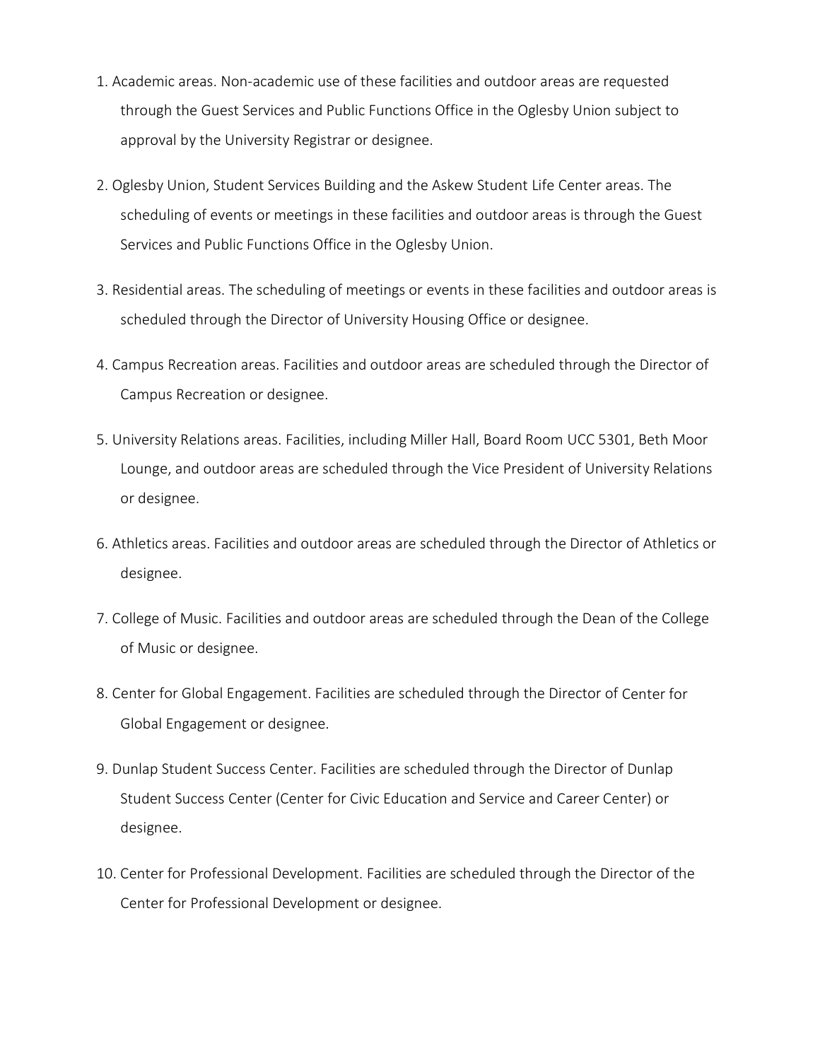1. Academic areas. Non-academic use of these facilities and outdoor areas are requested through the Guest Services and Public Functions Office in the Oglesby Union subject to approval by the University Registrar or designee.

2. Oglesby Union, Student Services Building and the Askew Student Life Center areas. The scheduling of events or meetings in these facilities and outdoor areas is through the Guest Services and Public Functions Office in the Oglesby Union.

3. Residential areas. The scheduling of meetings or events in these facilities and outdoor areas is scheduled through the Director of University Housing Office or designee.

4. Campus Recreation areas. Facilities and outdoor areas are scheduled through the Director of Campus Recreation or designee.

5. University Relations areas. Facilities, including Miller Hall, Board Room UCC 5301, Beth Moor Lounge, and outdoor areas are scheduled through the Vice President of University Relations or designee.

6. Athletics areas. Facilities and outdoor areas are scheduled through the Director of Athletics or designee.

7. College of Music. Facilities and outdoor areas are scheduled through the Dean of the College of Music or designee.

8. Center for Global Engagement. Facilities are scheduled through the Director of Center for Global Engagement or designee.

9. Dunlap Student Success Center. Facilities are scheduled through the Director of Dunlap Student Success Center (Center for Civic Education and Service and Career Center) or designee.

10. Center for Professional Development. Facilities are scheduled through the Director of the Center for Professional Development or designee.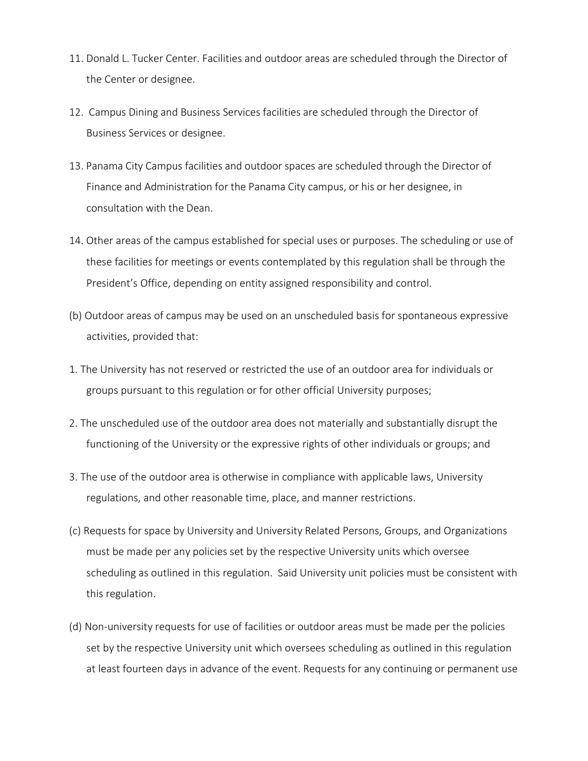11. Donald L. Tucker Center. Facilities and outdoor areas are scheduled through the Director of the Center or designee.

12. Campus Dining and Business Services facilities are scheduled through the Director of Business Services or designee.

13. Panama City Campus facilities and outdoor spaces are scheduled through the Director of Finance and Administration for the Panama City campus, or his or her designee, in consultation with the Dean.

14. Other areas of the campus established for special uses or purposes. The scheduling or use of these facilities for meetings or events contemplated by this regulation shall be through the President's Office, depending on entity assigned responsibility and control.

(b) Outdoor areas of campus may be used on an unscheduled basis for spontaneous expressive activities, provided that:

1. The University has not reserved or restricted the use of an outdoor area for individuals or groups pursuant to this regulation or for other official University purposes;

2. The unscheduled use of the outdoor area does not materially and substantially disrupt the functioning of the University or the expressive rights of other individuals or groups; and

3. The use of the outdoor area is otherwise in compliance with applicable laws, University regulations, and other reasonable time, place, and manner restrictions.

(c) Requests for space by University and University Related Persons, Groups, and Organizations must be made per any policies set by the respective University units which oversee scheduling as outlined in this regulation. Said University unit policies must be consistent with this regulation.

(d) Non-university requests for use of facilities or outdoor areas must be made per the policies set by the respective University unit which oversees scheduling as outlined in this regulation at least fourteen days in advance of the event. Requests for any continuing or permanent use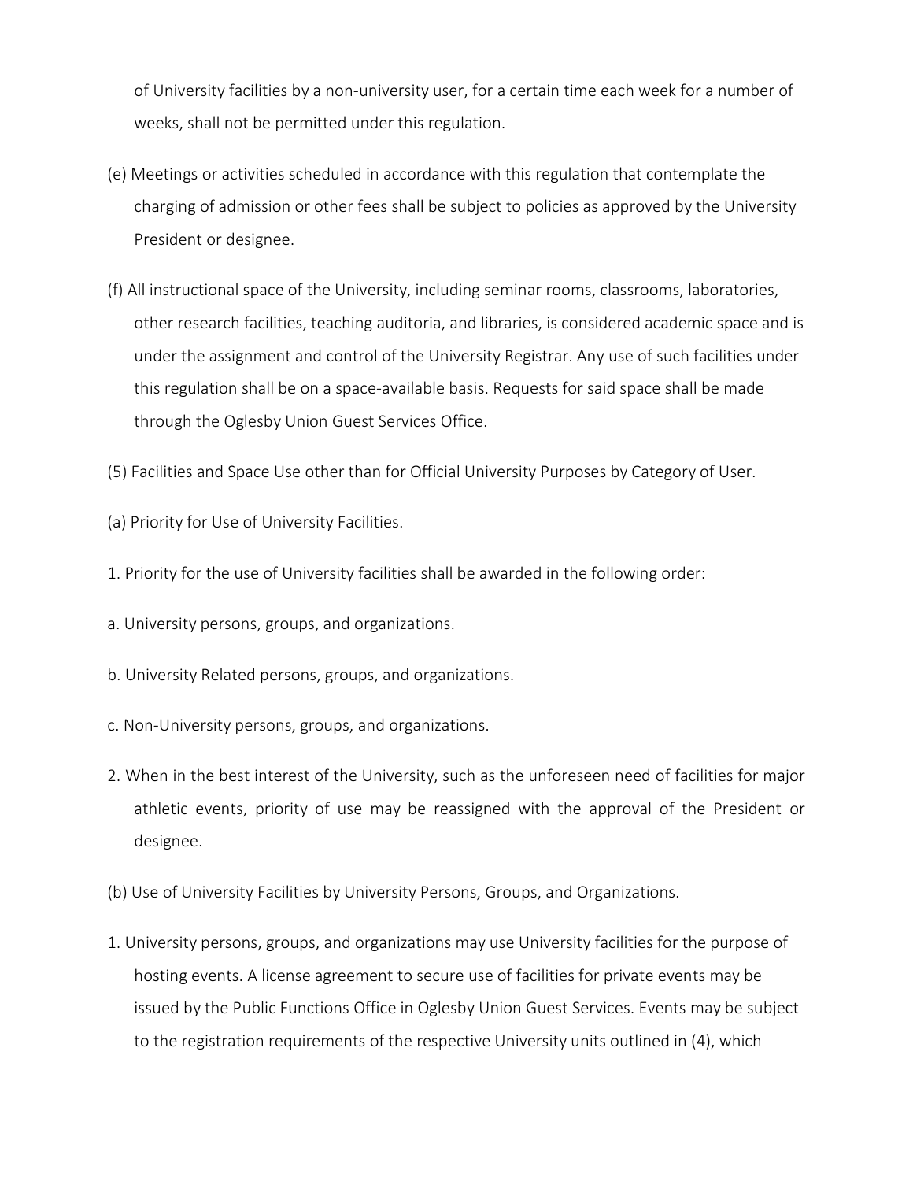of University facilities by a non-university user, for a certain time each week for a number of weeks, shall not be permitted under this regulation.

(e) Meetings or activities scheduled in accordance with this regulation that contemplate the charging of admission or other fees shall be subject to policies as approved by the University President or designee.

(f) All instructional space of the University, including seminar rooms, classrooms, laboratories, other research facilities, teaching auditoria, and libraries, is considered academic space and is under the assignment and control of the University Registrar. Any use of such facilities under this regulation shall be on a space-available basis. Requests for said space shall be made through the Oglesby Union Guest Services Office.

(5) Facilities and Space Use other than for Official University Purposes by Category of User.

(a) Priority for Use of University Facilities.

1. Priority for the use of University facilities shall be awarded in the following order:

a. University persons, groups, and organizations.

b. University Related persons, groups, and organizations.

c. Non-University persons, groups, and organizations.

2. When in the best interest of the University, such as the unforeseen need of facilities for major athletic events, priority of use may be reassigned with the approval of the President or designee.

(b) Use of University Facilities by University Persons, Groups, and Organizations.

1. University persons, groups, and organizations may use University facilities for the purpose of hosting events. A license agreement to secure use of facilities for private events may be issued by the Public Functions Office in Oglesby Union Guest Services. Events may be subject to the registration requirements of the respective University units outlined in (4), which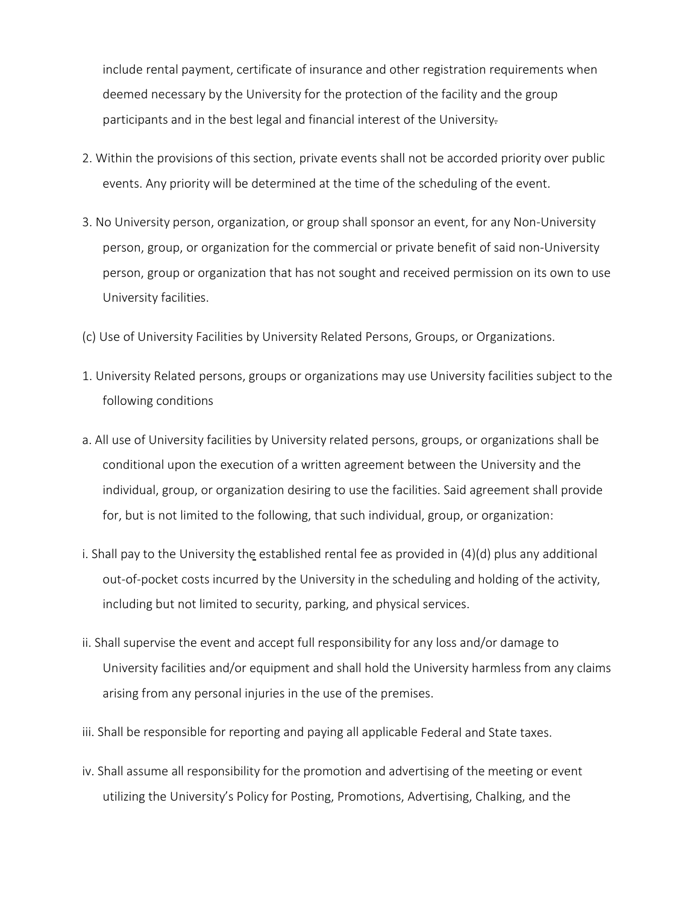include rental payment, certificate of insurance and other registration requirements when deemed necessary by the University for the protection of the facility and the group participants and in the best legal and financial interest of the University.

2. Within the provisions of this section, private events shall not be accorded priority over public events. Any priority will be determined at the time of the scheduling of the event.

3. No University person, organization, or group shall sponsor an event, for any Non-University person, group, or organization for the commercial or private benefit of said non-University person, group or organization that has not sought and received permission on its own to use University facilities.

(c) Use of University Facilities by University Related Persons, Groups, or Organizations.

1. University Related persons, groups or organizations may use University facilities subject to the following conditions

a. All use of University facilities by University related persons, groups, or organizations shall be conditional upon the execution of a written agreement between the University and the individual, group, or organization desiring to use the facilities. Said agreement shall provide for, but is not limited to the following, that such individual, group, or organization:

i. Shall pay to the University the established rental fee as provided in (4)(d) plus any additional out-of-pocket costs incurred by the University in the scheduling and holding of the activity, including but not limited to security, parking, and physical services.

ii. Shall supervise the event and accept full responsibility for any loss and/or damage to University facilities and/or equipment and shall hold the University harmless from any claims arising from any personal injuries in the use of the premises.

iii. Shall be responsible for reporting and paying all applicable Federal and State taxes.

iv. Shall assume all responsibility for the promotion and advertising of the meeting or event utilizing the University's Policy for Posting, Promotions, Advertising, Chalking, and the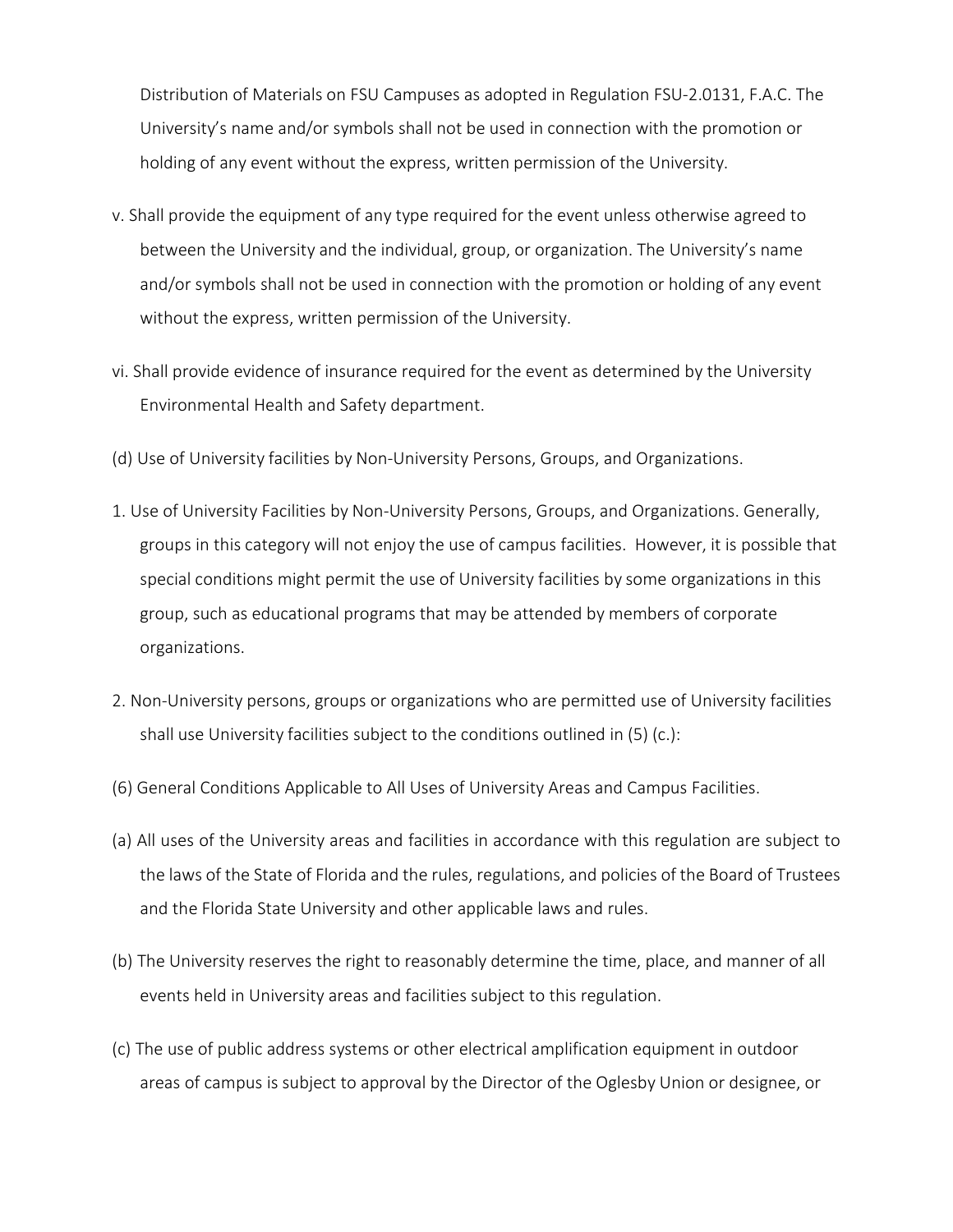Distribution of Materials on FSU Campuses as adopted in Regulation FSU-2.0131, F.A.C. The University's name and/or symbols shall not be used in connection with the promotion or holding of any event without the express, written permission of the University.

v. Shall provide the equipment of any type required for the event unless otherwise agreed to between the University and the individual, group, or organization. The University's name and/or symbols shall not be used in connection with the promotion or holding of any event without the express, written permission of the University.

vi. Shall provide evidence of insurance required for the event as determined by the University Environmental Health and Safety department.

(d) Use of University facilities by Non-University Persons, Groups, and Organizations.

1. Use of University Facilities by Non-University Persons, Groups, and Organizations. Generally, groups in this category will not enjoy the use of campus facilities. However, it is possible that special conditions might permit the use of University facilities by some organizations in this group, such as educational programs that may be attended by members of corporate organizations.

2. Non-University persons, groups or organizations who are permitted use of University facilities shall use University facilities subject to the conditions outlined in (5) (c.):

(6) General Conditions Applicable to All Uses of University Areas and Campus Facilities.

(a) All uses of the University areas and facilities in accordance with this regulation are subject to the laws of the State of Florida and the rules, regulations, and policies of the Board of Trustees and the Florida State University and other applicable laws and rules.

(b) The University reserves the right to reasonably determine the time, place, and manner of all events held in University areas and facilities subject to this regulation.

(c) The use of public address systems or other electrical amplification equipment in outdoor areas of campus is subject to approval by the Director of the Oglesby Union or designee, or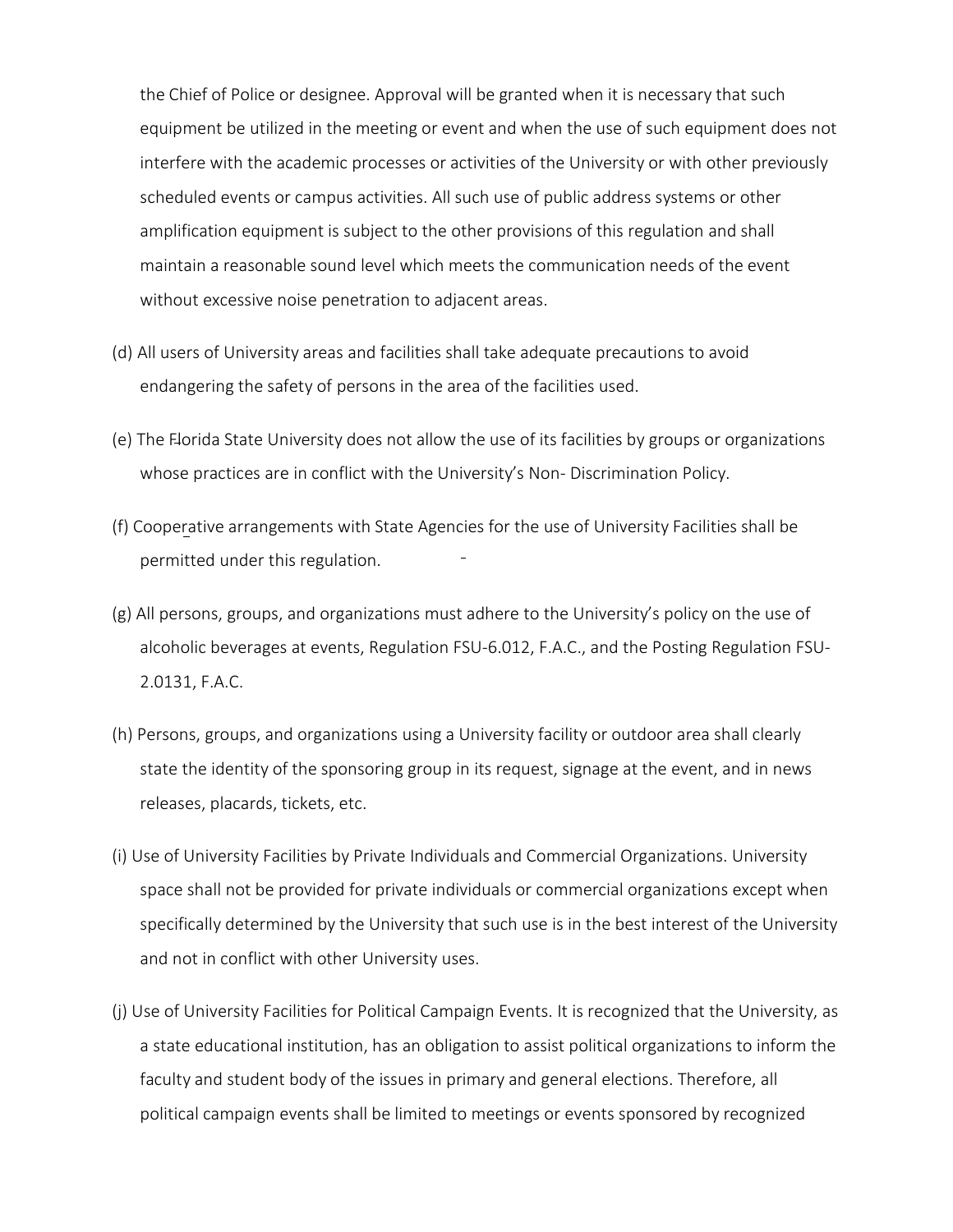the Chief of Police or designee. Approval will be granted when it is necessary that such equipment be utilized in the meeting or event and when the use of such equipment does not interfere with the academic processes or activities of the University or with other previously scheduled events or campus activities. All such use of public address systems or other amplification equipment is subject to the other provisions of this regulation and shall maintain a reasonable sound level which meets the communication needs of the event without excessive noise penetration to adjacent areas.

(d) All users of University areas and facilities shall take adequate precautions to avoid endangering the safety of persons in the area of the facilities used.

(e) The Florida State University does not allow the use of its facilities by groups or organizations whose practices are in conflict with the University's Non- Discrimination Policy.

(f) Cooperative arrangements with State Agencies for the use of University Facilities shall be permitted under this regulation.

(g) All persons, groups, and organizations must adhere to the University's policy on the use of alcoholic beverages at events, Regulation FSU-6.012, F.A.C., and the Posting Regulation FSU-2.0131, F.A.C.

(h) Persons, groups, and organizations using a University facility or outdoor area shall clearly state the identity of the sponsoring group in its request, signage at the event, and in news releases, placards, tickets, etc.

(i) Use of University Facilities by Private Individuals and Commercial Organizations. University space shall not be provided for private individuals or commercial organizations except when specifically determined by the University that such use is in the best interest of the University and not in conflict with other University uses.

(j) Use of University Facilities for Political Campaign Events. It is recognized that the University, as a state educational institution, has an obligation to assist political organizations to inform the faculty and student body of the issues in primary and general elections. Therefore, all political campaign events shall be limited to meetings or events sponsored by recognized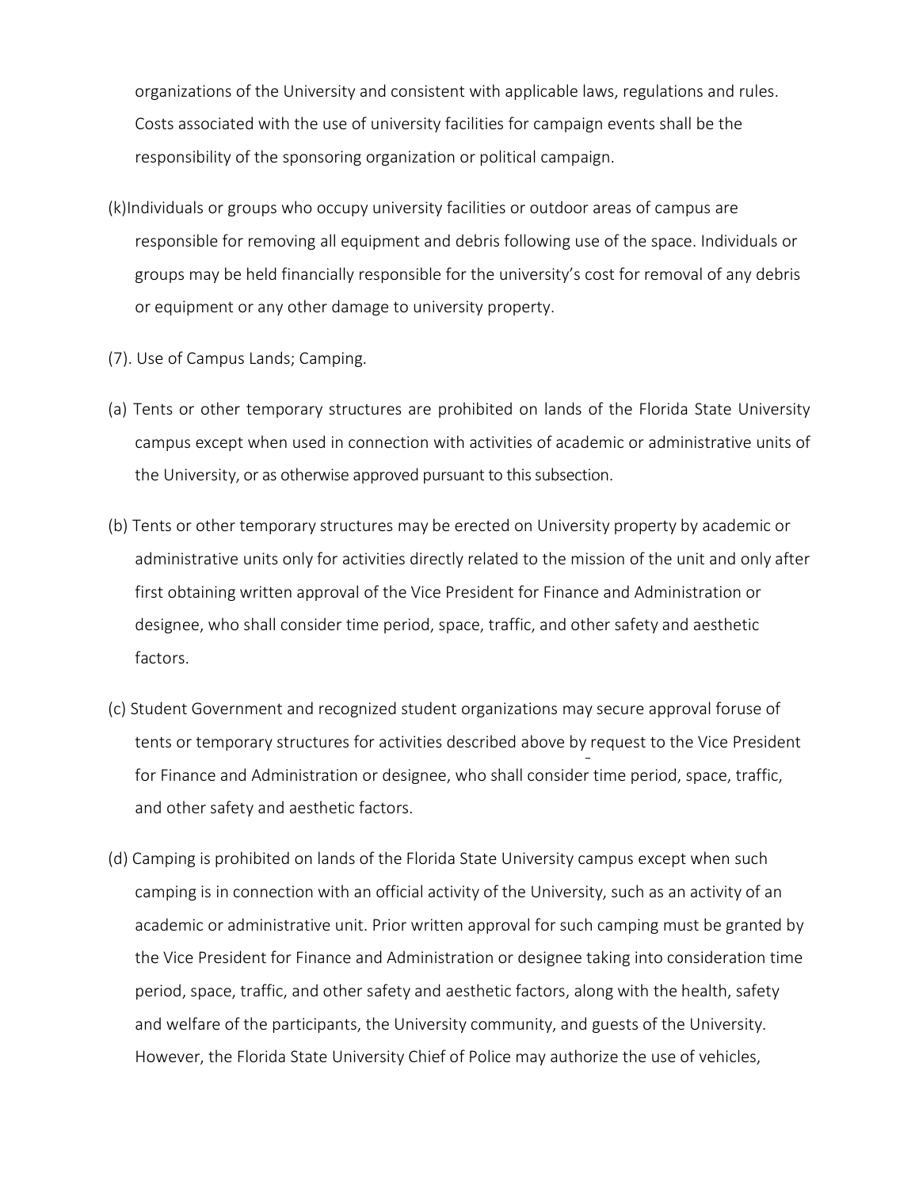organizations of the University and consistent with applicable laws, regulations and rules. Costs associated with the use of university facilities for campaign events shall be the responsibility of the sponsoring organization or political campaign.

(k)Individuals or groups who occupy university facilities or outdoor areas of campus are responsible for removing all equipment and debris following use of the space. Individuals or groups may be held financially responsible for the university's cost for removal of any debris or equipment or any other damage to university property.

(7). Use of Campus Lands; Camping.

(a) Tents or other temporary structures are prohibited on lands of the Florida State University campus except when used in connection with activities of academic or administrative units of the University, or as otherwise approved pursuant to this subsection.

(b) Tents or other temporary structures may be erected on University property by academic or administrative units only for activities directly related to the mission of the unit and only after first obtaining written approval of the Vice President for Finance and Administration or designee, who shall consider time period, space, traffic, and other safety and aesthetic factors.

(c) Student Government and recognized student organizations may secure approval foruse of tents or temporary structures for activities described above by request to the Vice President for Finance and Administration or designee, who shall consider time period, space, traffic, and other safety and aesthetic factors.

(d) Camping is prohibited on lands of the Florida State University campus except when such camping is in connection with an official activity of the University, such as an activity of an academic or administrative unit. Prior written approval for such camping must be granted by the Vice President for Finance and Administration or designee taking into consideration time period, space, traffic, and other safety and aesthetic factors, along with the health, safety and welfare of the participants, the University community, and guests of the University. However, the Florida State University Chief of Police may authorize the use of vehicles,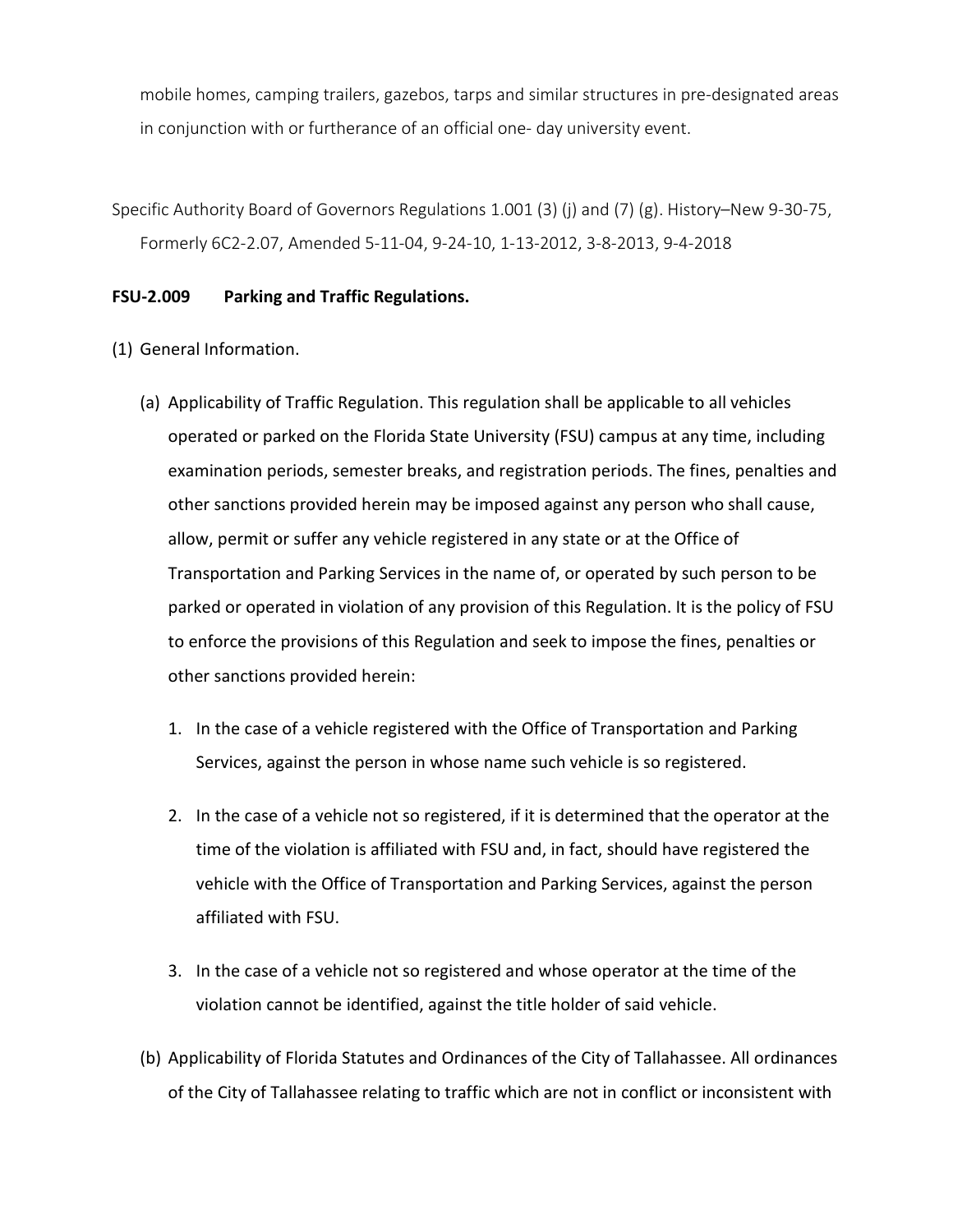mobile homes, camping trailers, gazebos, tarps and similar structures in pre-designated areas in conjunction with or furtherance of an official one- day university event.

Specific Authority Board of Governors Regulations 1.001 (3) (j) and (7) (g). History–New 9-30-75, Formerly 6C2-2.07, Amended 5-11-04, 9-24-10, 1-13-2012, 3-8-2013, 9-4-2018

**FSU-2.009 Parking and Traffic Regulations.**

(1) General Information.

(a) Applicability of Traffic Regulation. This regulation shall be applicable to all vehicles operated or parked on the Florida State University (FSU) campus at any time, including examination periods, semester breaks, and registration periods. The fines, penalties and other sanctions provided herein may be imposed against any person who shall cause, allow, permit or suffer any vehicle registered in any state or at the Office of Transportation and Parking Services in the name of, or operated by such person to be parked or operated in violation of any provision of this Regulation. It is the policy of FSU to enforce the provisions of this Regulation and seek to impose the fines, penalties or other sanctions provided herein:

1. In the case of a vehicle registered with the Office of Transportation and Parking Services, against the person in whose name such vehicle is so registered.

2. In the case of a vehicle not so registered, if it is determined that the operator at the time of the violation is affiliated with FSU and, in fact, should have registered the vehicle with the Office of Transportation and Parking Services, against the person affiliated with FSU.

3. In the case of a vehicle not so registered and whose operator at the time of the violation cannot be identified, against the title holder of said vehicle.

(b) Applicability of Florida Statutes and Ordinances of the City of Tallahassee. All ordinances of the City of Tallahassee relating to traffic which are not in conflict or inconsistent with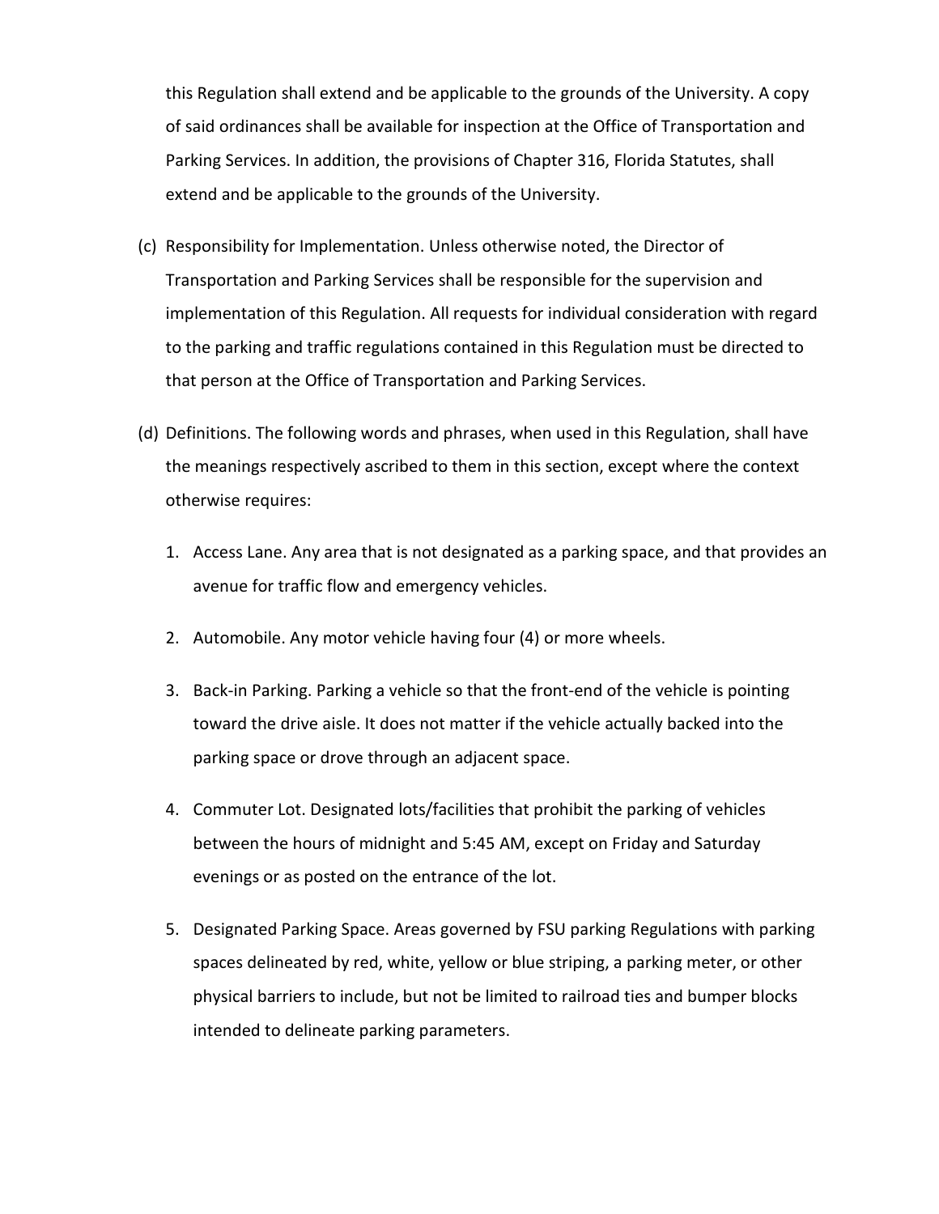this Regulation shall extend and be applicable to the grounds of the University. A copy of said ordinances shall be available for inspection at the Office of Transportation and Parking Services. In addition, the provisions of Chapter 316, Florida Statutes, shall extend and be applicable to the grounds of the University.

(c) Responsibility for Implementation. Unless otherwise noted, the Director of Transportation and Parking Services shall be responsible for the supervision and implementation of this Regulation. All requests for individual consideration with regard to the parking and traffic regulations contained in this Regulation must be directed to that person at the Office of Transportation and Parking Services.

(d) Definitions. The following words and phrases, when used in this Regulation, shall have the meanings respectively ascribed to them in this section, except where the context otherwise requires:

1. Access Lane. Any area that is not designated as a parking space, and that provides an avenue for traffic flow and emergency vehicles.

2. Automobile. Any motor vehicle having four (4) or more wheels.

3. Back-in Parking. Parking a vehicle so that the front-end of the vehicle is pointing toward the drive aisle. It does not matter if the vehicle actually backed into the parking space or drove through an adjacent space.

4. Commuter Lot. Designated lots/facilities that prohibit the parking of vehicles between the hours of midnight and 5:45 AM, except on Friday and Saturday evenings or as posted on the entrance of the lot.

5. Designated Parking Space. Areas governed by FSU parking Regulations with parking spaces delineated by red, white, yellow or blue striping, a parking meter, or other physical barriers to include, but not be limited to railroad ties and bumper blocks intended to delineate parking parameters.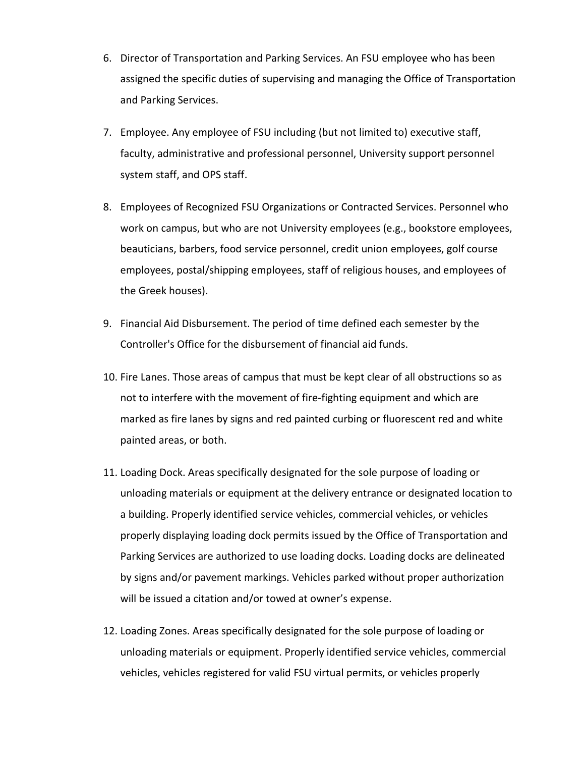6. Director of Transportation and Parking Services. An FSU employee who has been assigned the specific duties of supervising and managing the Office of Transportation and Parking Services.

7. Employee. Any employee of FSU including (but not limited to) executive staff, faculty, administrative and professional personnel, University support personnel system staff, and OPS staff.

8. Employees of Recognized FSU Organizations or Contracted Services. Personnel who work on campus, but who are not University employees (e.g., bookstore employees, beauticians, barbers, food service personnel, credit union employees, golf course employees, postal/shipping employees, staff of religious houses, and employees of the Greek houses).

9. Financial Aid Disbursement. The period of time defined each semester by the Controller's Office for the disbursement of financial aid funds.

10. Fire Lanes. Those areas of campus that must be kept clear of all obstructions so as not to interfere with the movement of fire-fighting equipment and which are marked as fire lanes by signs and red painted curbing or fluorescent red and white painted areas, or both.

11. Loading Dock. Areas specifically designated for the sole purpose of loading or unloading materials or equipment at the delivery entrance or designated location to a building. Properly identified service vehicles, commercial vehicles, or vehicles properly displaying loading dock permits issued by the Office of Transportation and Parking Services are authorized to use loading docks. Loading docks are delineated by signs and/or pavement markings. Vehicles parked without proper authorization will be issued a citation and/or towed at owner's expense.

12. Loading Zones. Areas specifically designated for the sole purpose of loading or unloading materials or equipment. Properly identified service vehicles, commercial vehicles, vehicles registered for valid FSU virtual permits, or vehicles properly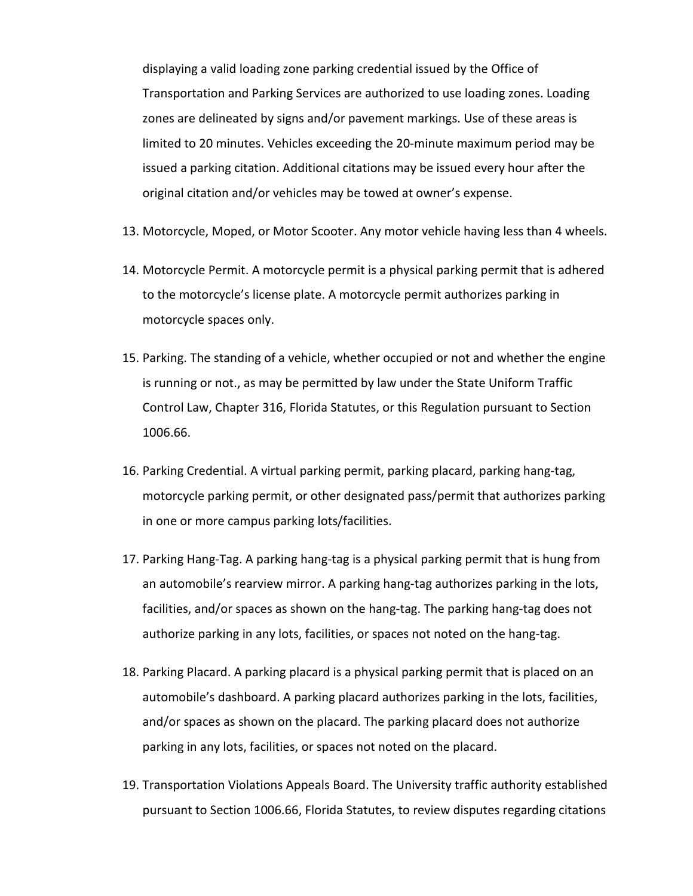displaying a valid loading zone parking credential issued by the Office of Transportation and Parking Services are authorized to use loading zones. Loading zones are delineated by signs and/or pavement markings. Use of these areas is limited to 20 minutes. Vehicles exceeding the 20-minute maximum period may be issued a parking citation. Additional citations may be issued every hour after the original citation and/or vehicles may be towed at owner's expense.

13. Motorcycle, Moped, or Motor Scooter. Any motor vehicle having less than 4 wheels.

14. Motorcycle Permit. A motorcycle permit is a physical parking permit that is adhered to the motorcycle's license plate. A motorcycle permit authorizes parking in motorcycle spaces only.

15. Parking. The standing of a vehicle, whether occupied or not and whether the engine is running or not., as may be permitted by law under the State Uniform Traffic Control Law, Chapter 316, Florida Statutes, or this Regulation pursuant to Section 1006.66.

16. Parking Credential. A virtual parking permit, parking placard, parking hang-tag, motorcycle parking permit, or other designated pass/permit that authorizes parking in one or more campus parking lots/facilities.

17. Parking Hang-Tag. A parking hang-tag is a physical parking permit that is hung from an automobile's rearview mirror. A parking hang-tag authorizes parking in the lots, facilities, and/or spaces as shown on the hang-tag. The parking hang-tag does not authorize parking in any lots, facilities, or spaces not noted on the hang-tag.

18. Parking Placard. A parking placard is a physical parking permit that is placed on an automobile's dashboard. A parking placard authorizes parking in the lots, facilities, and/or spaces as shown on the placard. The parking placard does not authorize parking in any lots, facilities, or spaces not noted on the placard.

19. Transportation Violations Appeals Board. The University traffic authority established pursuant to Section 1006.66, Florida Statutes, to review disputes regarding citations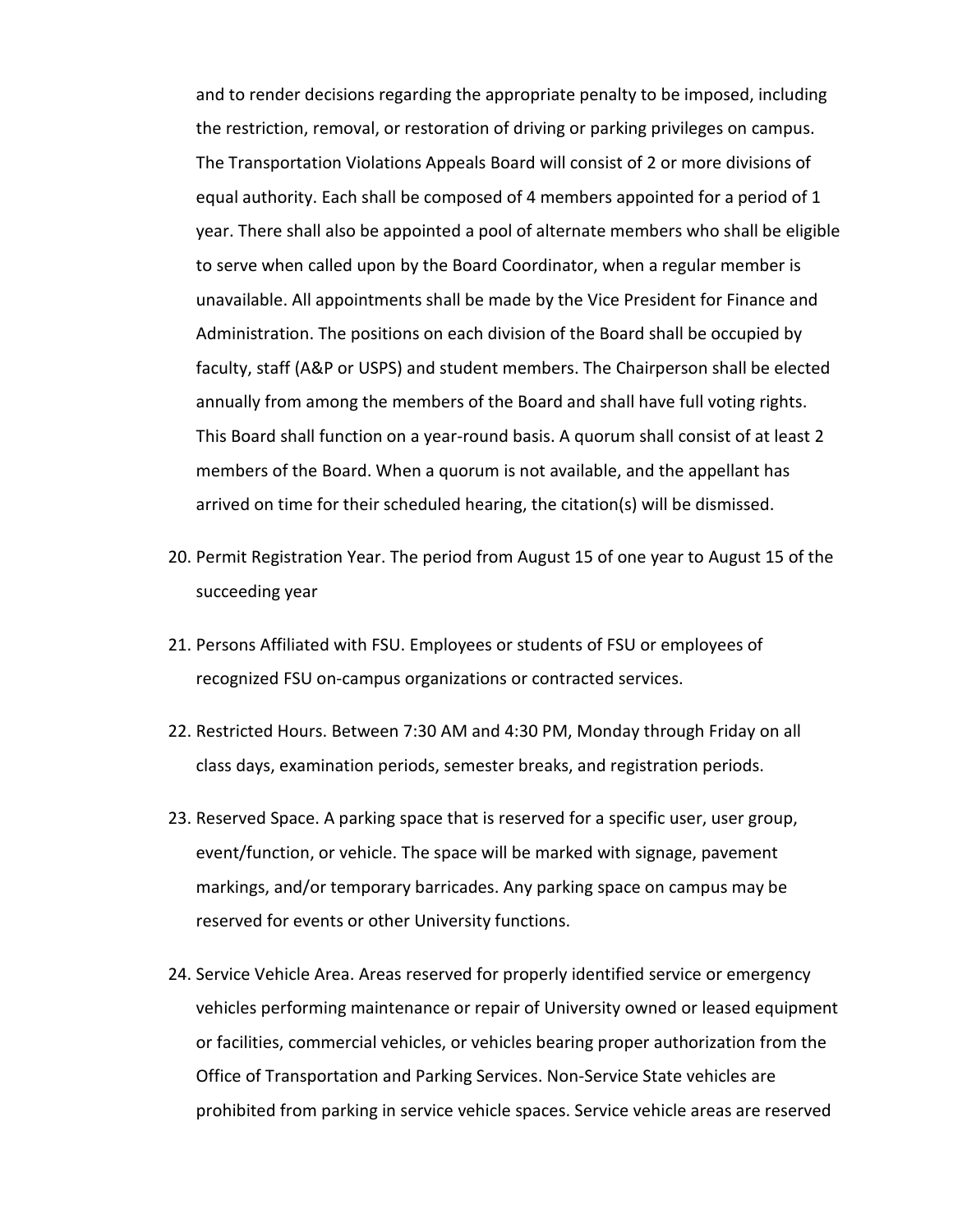and to render decisions regarding the appropriate penalty to be imposed, including the restriction, removal, or restoration of driving or parking privileges on campus. The Transportation Violations Appeals Board will consist of 2 or more divisions of equal authority. Each shall be composed of 4 members appointed for a period of 1 year. There shall also be appointed a pool of alternate members who shall be eligible to serve when called upon by the Board Coordinator, when a regular member is unavailable. All appointments shall be made by the Vice President for Finance and Administration. The positions on each division of the Board shall be occupied by faculty, staff (A&P or USPS) and student members. The Chairperson shall be elected annually from among the members of the Board and shall have full voting rights. This Board shall function on a year-round basis. A quorum shall consist of at least 2 members of the Board. When a quorum is not available, and the appellant has arrived on time for their scheduled hearing, the citation(s) will be dismissed.

20. Permit Registration Year. The period from August 15 of one year to August 15 of the succeeding year

21. Persons Affiliated with FSU. Employees or students of FSU or employees of recognized FSU on-campus organizations or contracted services.

22. Restricted Hours. Between 7:30 AM and 4:30 PM, Monday through Friday on all class days, examination periods, semester breaks, and registration periods.

23. Reserved Space. A parking space that is reserved for a specific user, user group, event/function, or vehicle. The space will be marked with signage, pavement markings, and/or temporary barricades. Any parking space on campus may be reserved for events or other University functions.

24. Service Vehicle Area. Areas reserved for properly identified service or emergency vehicles performing maintenance or repair of University owned or leased equipment or facilities, commercial vehicles, or vehicles bearing proper authorization from the Office of Transportation and Parking Services. Non-Service State vehicles are prohibited from parking in service vehicle spaces. Service vehicle areas are reserved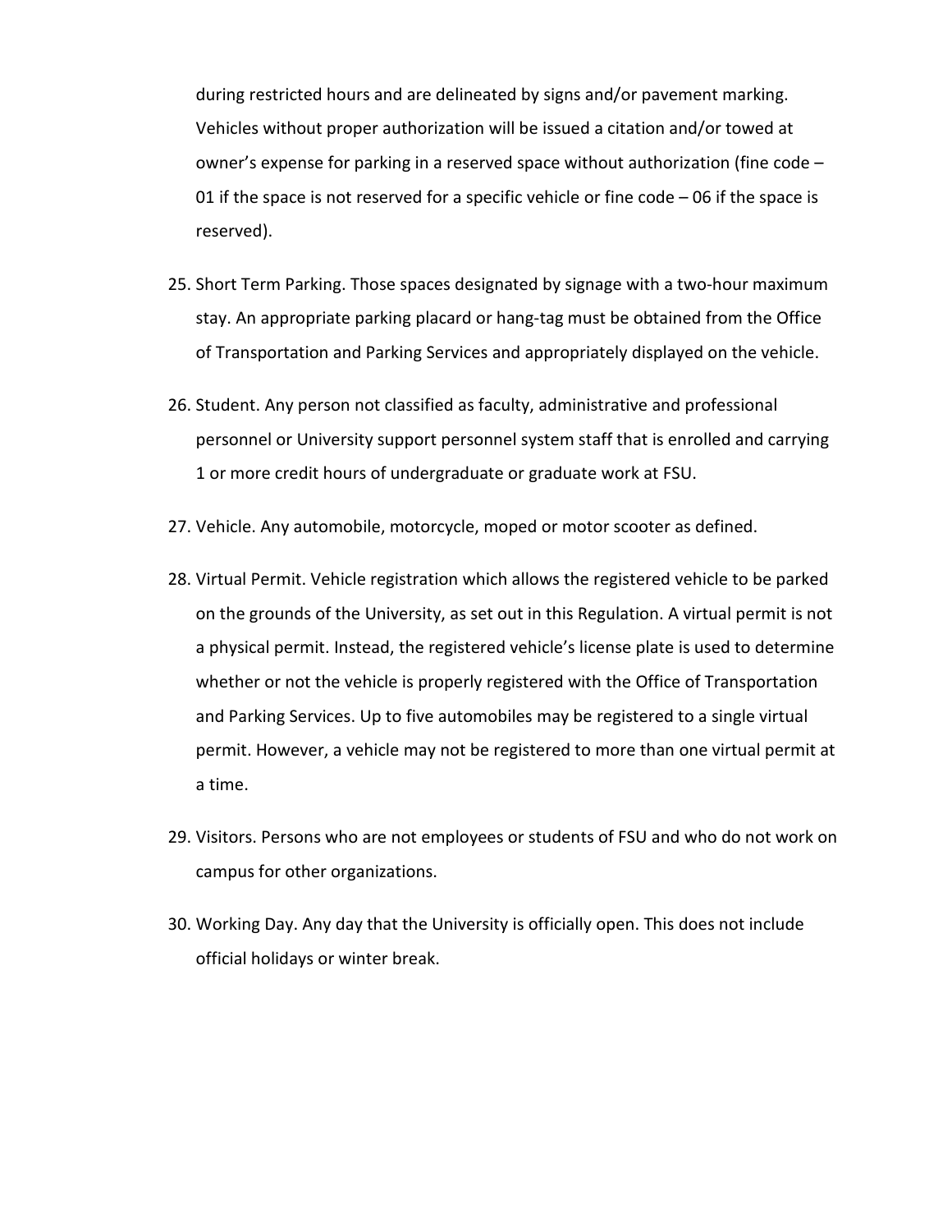during restricted hours and are delineated by signs and/or pavement marking. Vehicles without proper authorization will be issued a citation and/or towed at owner's expense for parking in a reserved space without authorization (fine code – 01 if the space is not reserved for a specific vehicle or fine code – 06 if the space is reserved).

25. Short Term Parking. Those spaces designated by signage with a two-hour maximum stay. An appropriate parking placard or hang-tag must be obtained from the Office of Transportation and Parking Services and appropriately displayed on the vehicle.

26. Student. Any person not classified as faculty, administrative and professional personnel or University support personnel system staff that is enrolled and carrying 1 or more credit hours of undergraduate or graduate work at FSU.

27. Vehicle. Any automobile, motorcycle, moped or motor scooter as defined.

28. Virtual Permit. Vehicle registration which allows the registered vehicle to be parked on the grounds of the University, as set out in this Regulation. A virtual permit is not a physical permit. Instead, the registered vehicle's license plate is used to determine whether or not the vehicle is properly registered with the Office of Transportation and Parking Services. Up to five automobiles may be registered to a single virtual permit. However, a vehicle may not be registered to more than one virtual permit at a time.

29. Visitors. Persons who are not employees or students of FSU and who do not work on campus for other organizations.

30. Working Day. Any day that the University is officially open. This does not include official holidays or winter break.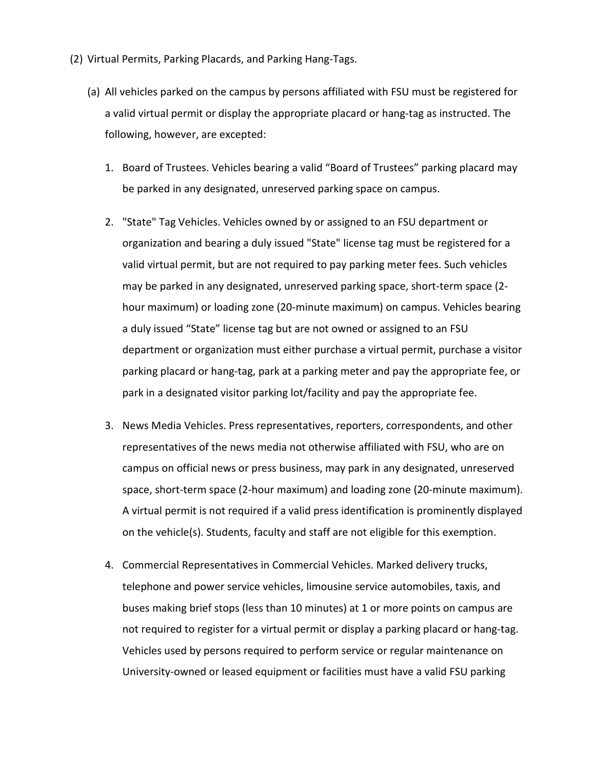(2) Virtual Permits, Parking Placards, and Parking Hang-Tags.

(a) All vehicles parked on the campus by persons affiliated with FSU must be registered for a valid virtual permit or display the appropriate placard or hang-tag as instructed. The following, however, are excepted:

1. Board of Trustees. Vehicles bearing a valid “Board of Trustees” parking placard may be parked in any designated, unreserved parking space on campus.

2. "State" Tag Vehicles. Vehicles owned by or assigned to an FSU department or organization and bearing a duly issued "State" license tag must be registered for a valid virtual permit, but are not required to pay parking meter fees. Such vehicles may be parked in any designated, unreserved parking space, short-term space (2-hour maximum) or loading zone (20-minute maximum) on campus. Vehicles bearing a duly issued “State” license tag but are not owned or assigned to an FSU department or organization must either purchase a virtual permit, purchase a visitor parking placard or hang-tag, park at a parking meter and pay the appropriate fee, or park in a designated visitor parking lot/facility and pay the appropriate fee.

3. News Media Vehicles. Press representatives, reporters, correspondents, and other representatives of the news media not otherwise affiliated with FSU, who are on campus on official news or press business, may park in any designated, unreserved space, short-term space (2-hour maximum) and loading zone (20-minute maximum). A virtual permit is not required if a valid press identification is prominently displayed on the vehicle(s). Students, faculty and staff are not eligible for this exemption.

4. Commercial Representatives in Commercial Vehicles. Marked delivery trucks, telephone and power service vehicles, limousine service automobiles, taxis, and buses making brief stops (less than 10 minutes) at 1 or more points on campus are not required to register for a virtual permit or display a parking placard or hang-tag. Vehicles used by persons required to perform service or regular maintenance on University-owned or leased equipment or facilities must have a valid FSU parking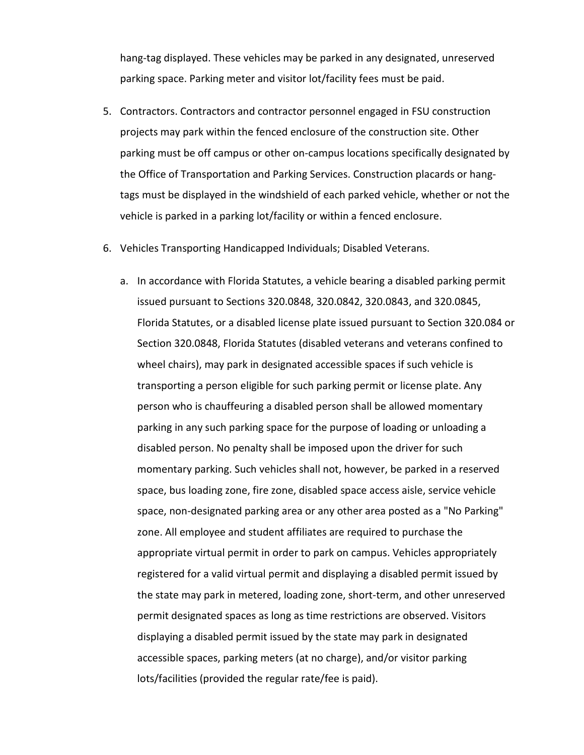hang-tag displayed. These vehicles may be parked in any designated, unreserved parking space. Parking meter and visitor lot/facility fees must be paid.

5. Contractors. Contractors and contractor personnel engaged in FSU construction projects may park within the fenced enclosure of the construction site. Other parking must be off campus or other on-campus locations specifically designated by the Office of Transportation and Parking Services. Construction placards or hang-tags must be displayed in the windshield of each parked vehicle, whether or not the vehicle is parked in a parking lot/facility or within a fenced enclosure.

6. Vehicles Transporting Handicapped Individuals; Disabled Veterans.

   a. In accordance with Florida Statutes, a vehicle bearing a disabled parking permit issued pursuant to Sections 320.0848, 320.0842, 320.0843, and 320.0845, Florida Statutes, or a disabled license plate issued pursuant to Section 320.084 or Section 320.0848, Florida Statutes (disabled veterans and veterans confined to wheel chairs), may park in designated accessible spaces if such vehicle is transporting a person eligible for such parking permit or license plate. Any person who is chauffeuring a disabled person shall be allowed momentary parking in any such parking space for the purpose of loading or unloading a disabled person. No penalty shall be imposed upon the driver for such momentary parking. Such vehicles shall not, however, be parked in a reserved space, bus loading zone, fire zone, disabled space access aisle, service vehicle space, non-designated parking area or any other area posted as a "No Parking" zone. All employee and student affiliates are required to purchase the appropriate virtual permit in order to park on campus. Vehicles appropriately registered for a valid virtual permit and displaying a disabled permit issued by the state may park in metered, loading zone, short-term, and other unreserved permit designated spaces as long as time restrictions are observed. Visitors displaying a disabled permit issued by the state may park in designated accessible spaces, parking meters (at no charge), and/or visitor parking lots/facilities (provided the regular rate/fee is paid).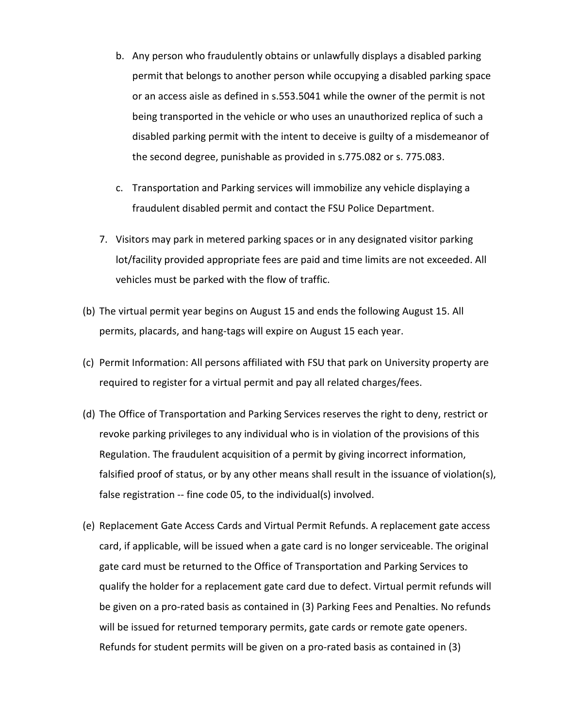b. Any person who fraudulently obtains or unlawfully displays a disabled parking permit that belongs to another person while occupying a disabled parking space or an access aisle as defined in s.553.5041 while the owner of the permit is not being transported in the vehicle or who uses an unauthorized replica of such a disabled parking permit with the intent to deceive is guilty of a misdemeanor of the second degree, punishable as provided in s.775.082 or s. 775.083.

c. Transportation and Parking services will immobilize any vehicle displaying a fraudulent disabled permit and contact the FSU Police Department.

7. Visitors may park in metered parking spaces or in any designated visitor parking lot/facility provided appropriate fees are paid and time limits are not exceeded. All vehicles must be parked with the flow of traffic.

(b) The virtual permit year begins on August 15 and ends the following August 15. All permits, placards, and hang-tags will expire on August 15 each year.

(c) Permit Information: All persons affiliated with FSU that park on University property are required to register for a virtual permit and pay all related charges/fees.

(d) The Office of Transportation and Parking Services reserves the right to deny, restrict or revoke parking privileges to any individual who is in violation of the provisions of this Regulation. The fraudulent acquisition of a permit by giving incorrect information, falsified proof of status, or by any other means shall result in the issuance of violation(s), false registration -- fine code 05, to the individual(s) involved.

(e) Replacement Gate Access Cards and Virtual Permit Refunds. A replacement gate access card, if applicable, will be issued when a gate card is no longer serviceable. The original gate card must be returned to the Office of Transportation and Parking Services to qualify the holder for a replacement gate card due to defect. Virtual permit refunds will be given on a pro-rated basis as contained in (3) Parking Fees and Penalties. No refunds will be issued for returned temporary permits, gate cards or remote gate openers. Refunds for student permits will be given on a pro-rated basis as contained in (3)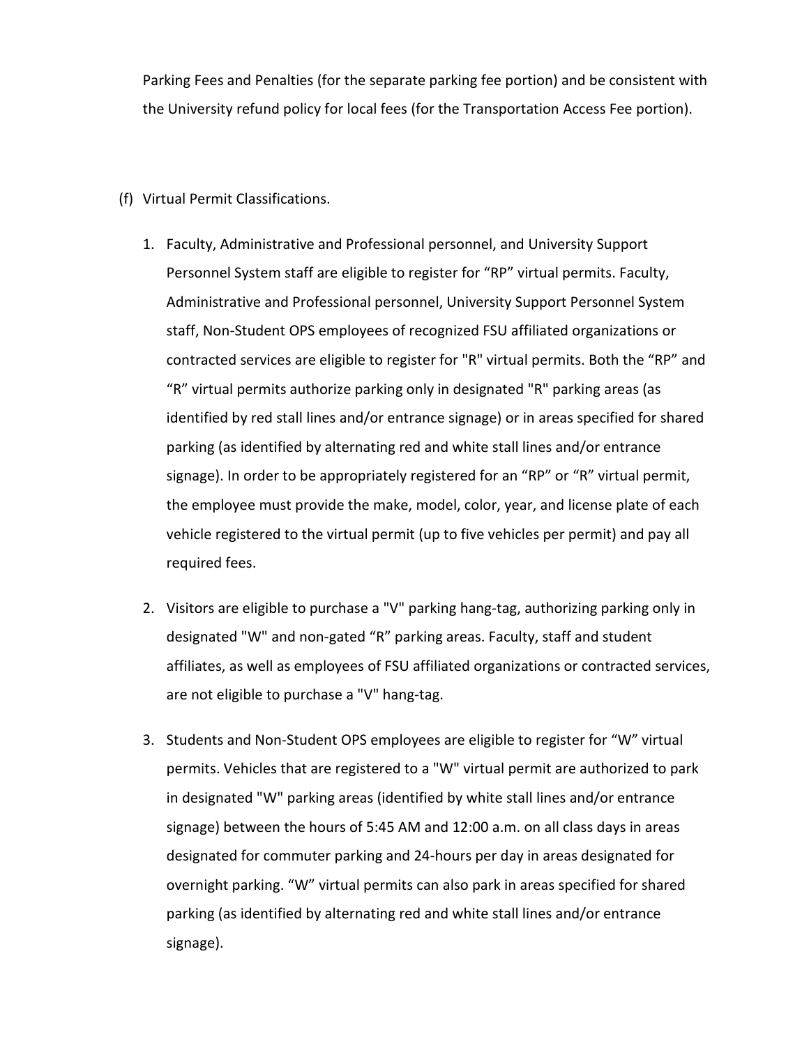Parking Fees and Penalties (for the separate parking fee portion) and be consistent with the University refund policy for local fees (for the Transportation Access Fee portion).

(f) Virtual Permit Classifications.

1. Faculty, Administrative and Professional personnel, and University Support Personnel System staff are eligible to register for "RP" virtual permits. Faculty, Administrative and Professional personnel, University Support Personnel System staff, Non-Student OPS employees of recognized FSU affiliated organizations or contracted services are eligible to register for "R" virtual permits. Both the "RP" and "R" virtual permits authorize parking only in designated "R" parking areas (as identified by red stall lines and/or entrance signage) or in areas specified for shared parking (as identified by alternating red and white stall lines and/or entrance signage). In order to be appropriately registered for an "RP" or "R" virtual permit, the employee must provide the make, model, color, year, and license plate of each vehicle registered to the virtual permit (up to five vehicles per permit) and pay all required fees.

2. Visitors are eligible to purchase a "V" parking hang-tag, authorizing parking only in designated "W" and non-gated "R" parking areas. Faculty, staff and student affiliates, as well as employees of FSU affiliated organizations or contracted services, are not eligible to purchase a "V" hang-tag.

3. Students and Non-Student OPS employees are eligible to register for "W" virtual permits. Vehicles that are registered to a "W" virtual permit are authorized to park in designated "W" parking areas (identified by white stall lines and/or entrance signage) between the hours of 5:45 AM and 12:00 a.m. on all class days in areas designated for commuter parking and 24-hours per day in areas designated for overnight parking. "W" virtual permits can also park in areas specified for shared parking (as identified by alternating red and white stall lines and/or entrance signage).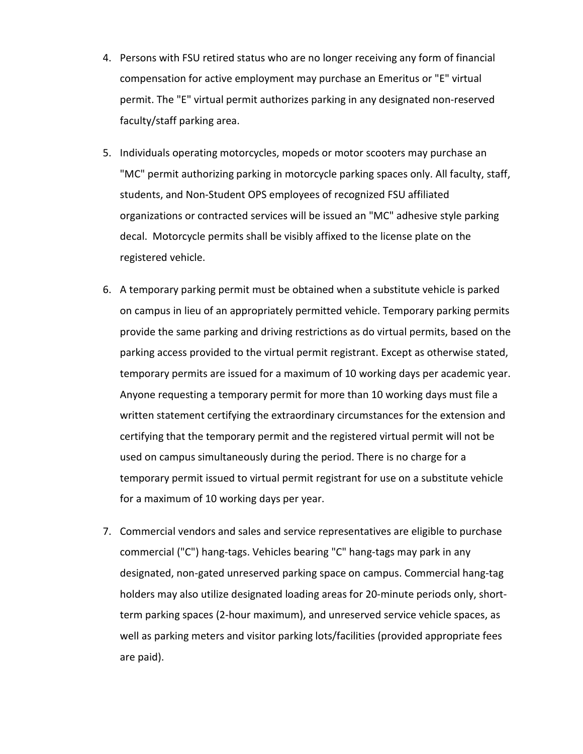4. Persons with FSU retired status who are no longer receiving any form of financial compensation for active employment may purchase an Emeritus or "E" virtual permit. The "E" virtual permit authorizes parking in any designated non-reserved faculty/staff parking area.

5. Individuals operating motorcycles, mopeds or motor scooters may purchase an "MC" permit authorizing parking in motorcycle parking spaces only. All faculty, staff, students, and Non-Student OPS employees of recognized FSU affiliated organizations or contracted services will be issued an "MC" adhesive style parking decal. Motorcycle permits shall be visibly affixed to the license plate on the registered vehicle.

6. A temporary parking permit must be obtained when a substitute vehicle is parked on campus in lieu of an appropriately permitted vehicle. Temporary parking permits provide the same parking and driving restrictions as do virtual permits, based on the parking access provided to the virtual permit registrant. Except as otherwise stated, temporary permits are issued for a maximum of 10 working days per academic year. Anyone requesting a temporary permit for more than 10 working days must file a written statement certifying the extraordinary circumstances for the extension and certifying that the temporary permit and the registered virtual permit will not be used on campus simultaneously during the period. There is no charge for a temporary permit issued to virtual permit registrant for use on a substitute vehicle for a maximum of 10 working days per year.

7. Commercial vendors and sales and service representatives are eligible to purchase commercial ("C") hang-tags. Vehicles bearing "C" hang-tags may park in any designated, non-gated unreserved parking space on campus. Commercial hang-tag holders may also utilize designated loading areas for 20-minute periods only, short-term parking spaces (2-hour maximum), and unreserved service vehicle spaces, as well as parking meters and visitor parking lots/facilities (provided appropriate fees are paid).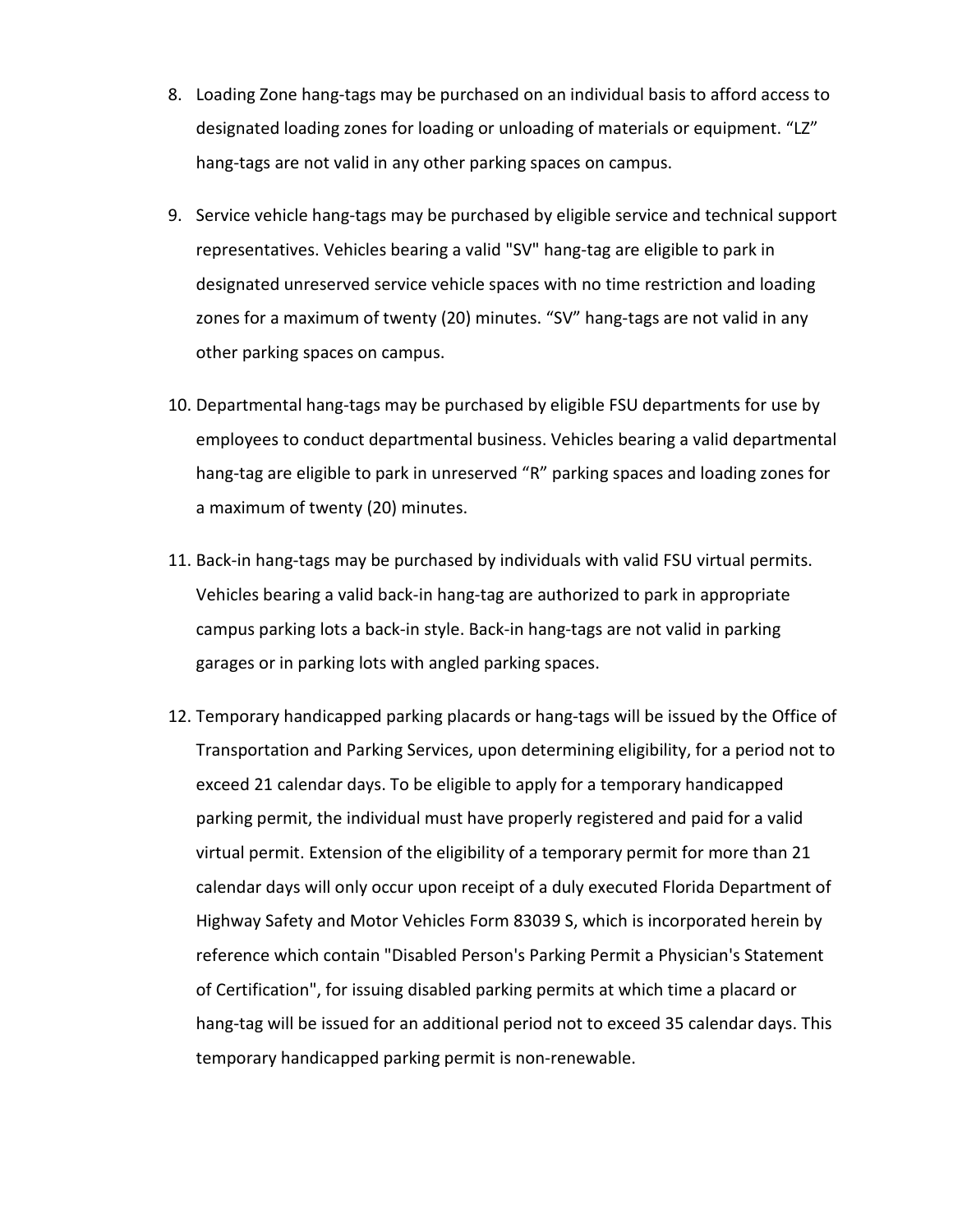8. Loading Zone hang-tags may be purchased on an individual basis to afford access to designated loading zones for loading or unloading of materials or equipment. “LZ” hang-tags are not valid in any other parking spaces on campus.

9. Service vehicle hang-tags may be purchased by eligible service and technical support representatives. Vehicles bearing a valid "SV" hang-tag are eligible to park in designated unreserved service vehicle spaces with no time restriction and loading zones for a maximum of twenty (20) minutes. “SV” hang-tags are not valid in any other parking spaces on campus.

10. Departmental hang-tags may be purchased by eligible FSU departments for use by employees to conduct departmental business. Vehicles bearing a valid departmental hang-tag are eligible to park in unreserved “R” parking spaces and loading zones for a maximum of twenty (20) minutes.

11. Back-in hang-tags may be purchased by individuals with valid FSU virtual permits. Vehicles bearing a valid back-in hang-tag are authorized to park in appropriate campus parking lots a back-in style. Back-in hang-tags are not valid in parking garages or in parking lots with angled parking spaces.

12. Temporary handicapped parking placards or hang-tags will be issued by the Office of Transportation and Parking Services, upon determining eligibility, for a period not to exceed 21 calendar days. To be eligible to apply for a temporary handicapped parking permit, the individual must have properly registered and paid for a valid virtual permit. Extension of the eligibility of a temporary permit for more than 21 calendar days will only occur upon receipt of a duly executed Florida Department of Highway Safety and Motor Vehicles Form 83039 S, which is incorporated herein by reference which contain "Disabled Person's Parking Permit a Physician's Statement of Certification", for issuing disabled parking permits at which time a placard or hang-tag will be issued for an additional period not to exceed 35 calendar days. This temporary handicapped parking permit is non-renewable.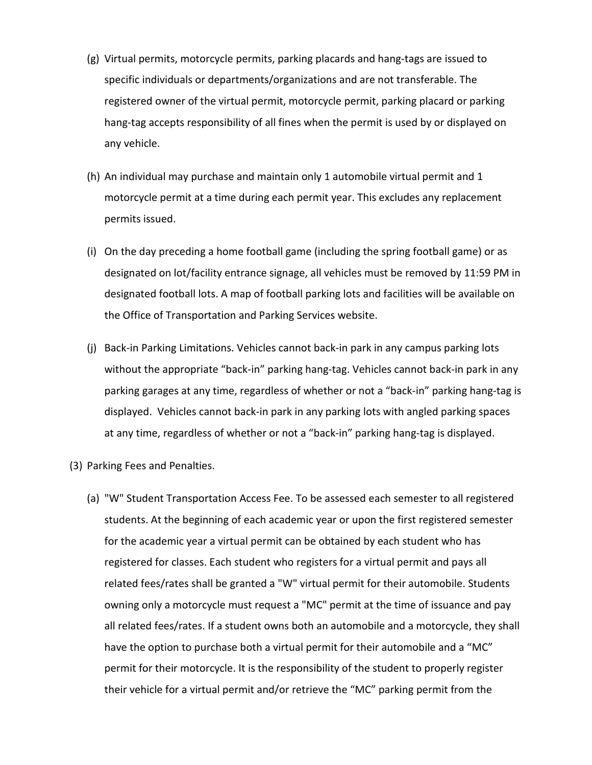(g) Virtual permits, motorcycle permits, parking placards and hang-tags are issued to specific individuals or departments/organizations and are not transferable. The registered owner of the virtual permit, motorcycle permit, parking placard or parking hang-tag accepts responsibility of all fines when the permit is used by or displayed on any vehicle.

(h) An individual may purchase and maintain only 1 automobile virtual permit and 1 motorcycle permit at a time during each permit year. This excludes any replacement permits issued.

(i) On the day preceding a home football game (including the spring football game) or as designated on lot/facility entrance signage, all vehicles must be removed by 11:59 PM in designated football lots. A map of football parking lots and facilities will be available on the Office of Transportation and Parking Services website.

(j) Back-in Parking Limitations. Vehicles cannot back-in park in any campus parking lots without the appropriate "back-in" parking hang-tag. Vehicles cannot back-in park in any parking garages at any time, regardless of whether or not a "back-in" parking hang-tag is displayed. Vehicles cannot back-in park in any parking lots with angled parking spaces at any time, regardless of whether or not a "back-in" parking hang-tag is displayed.

(3) Parking Fees and Penalties.

(a) "W" Student Transportation Access Fee. To be assessed each semester to all registered students. At the beginning of each academic year or upon the first registered semester for the academic year a virtual permit can be obtained by each student who has registered for classes. Each student who registers for a virtual permit and pays all related fees/rates shall be granted a "W" virtual permit for their automobile. Students owning only a motorcycle must request a "MC" permit at the time of issuance and pay all related fees/rates. If a student owns both an automobile and a motorcycle, they shall have the option to purchase both a virtual permit for their automobile and a "MC" permit for their motorcycle. It is the responsibility of the student to properly register their vehicle for a virtual permit and/or retrieve the "MC" parking permit from the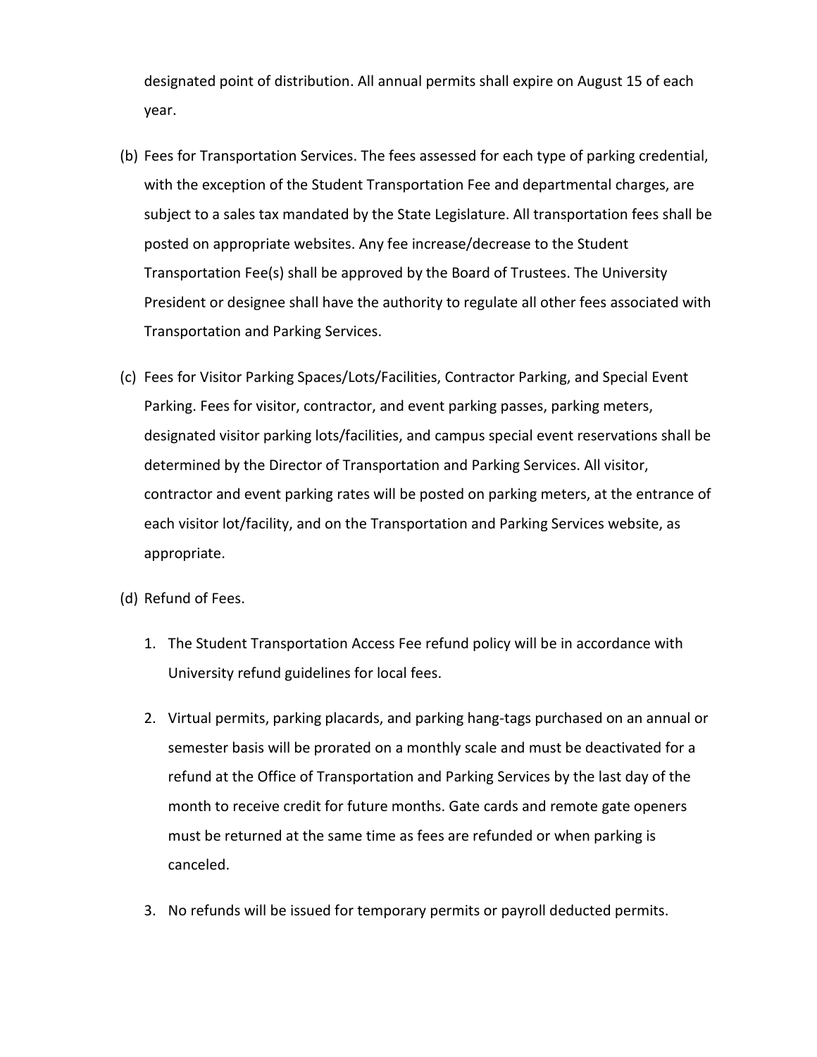designated point of distribution. All annual permits shall expire on August 15 of each year.

(b) Fees for Transportation Services. The fees assessed for each type of parking credential, with the exception of the Student Transportation Fee and departmental charges, are subject to a sales tax mandated by the State Legislature. All transportation fees shall be posted on appropriate websites. Any fee increase/decrease to the Student Transportation Fee(s) shall be approved by the Board of Trustees. The University President or designee shall have the authority to regulate all other fees associated with Transportation and Parking Services.

(c) Fees for Visitor Parking Spaces/Lots/Facilities, Contractor Parking, and Special Event Parking. Fees for visitor, contractor, and event parking passes, parking meters, designated visitor parking lots/facilities, and campus special event reservations shall be determined by the Director of Transportation and Parking Services. All visitor, contractor and event parking rates will be posted on parking meters, at the entrance of each visitor lot/facility, and on the Transportation and Parking Services website, as appropriate.

(d) Refund of Fees.

1. The Student Transportation Access Fee refund policy will be in accordance with University refund guidelines for local fees.

2. Virtual permits, parking placards, and parking hang-tags purchased on an annual or semester basis will be prorated on a monthly scale and must be deactivated for a refund at the Office of Transportation and Parking Services by the last day of the month to receive credit for future months. Gate cards and remote gate openers must be returned at the same time as fees are refunded or when parking is canceled.

3. No refunds will be issued for temporary permits or payroll deducted permits.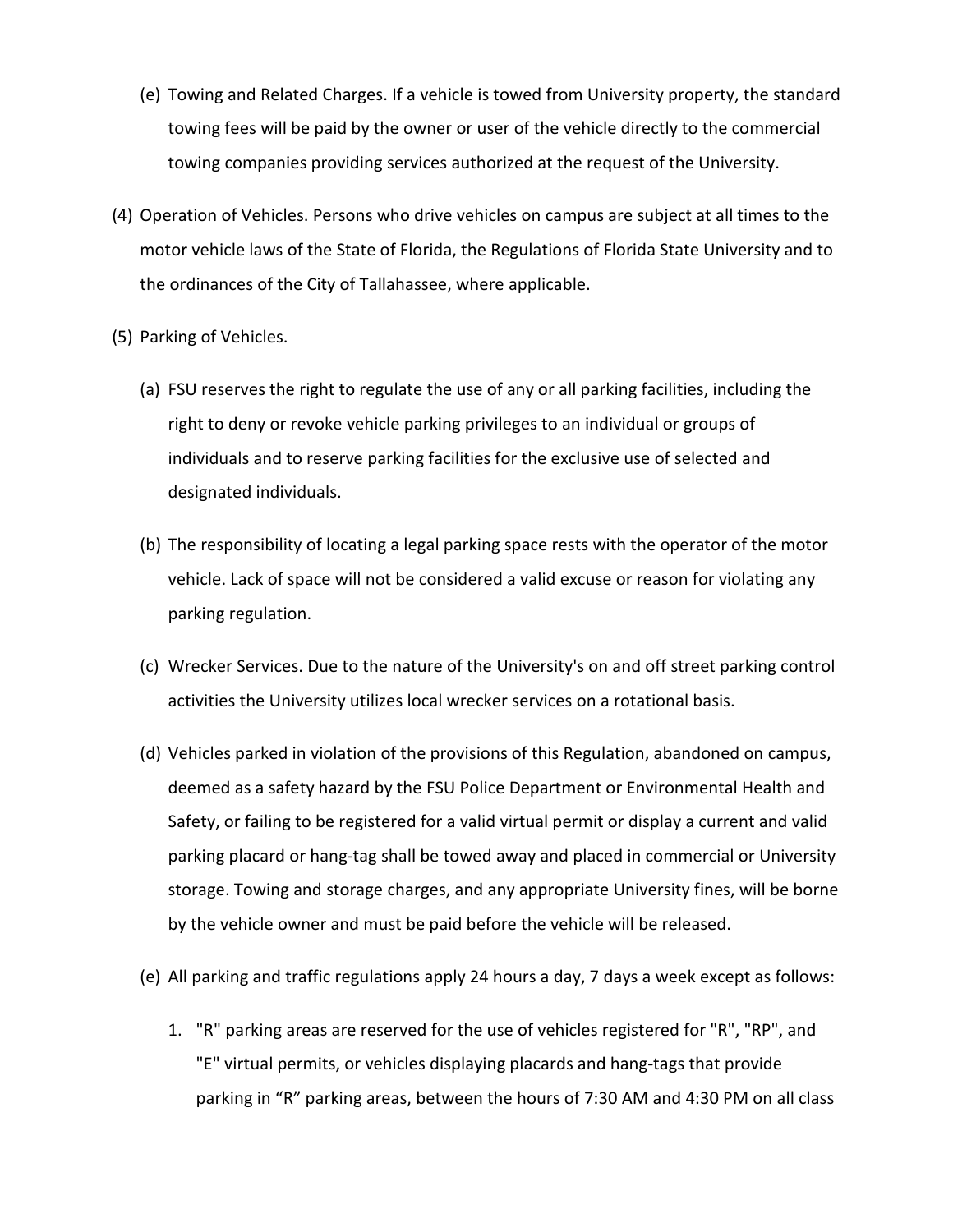(e) Towing and Related Charges. If a vehicle is towed from University property, the standard towing fees will be paid by the owner or user of the vehicle directly to the commercial towing companies providing services authorized at the request of the University.

(4) Operation of Vehicles. Persons who drive vehicles on campus are subject at all times to the motor vehicle laws of the State of Florida, the Regulations of Florida State University and to the ordinances of the City of Tallahassee, where applicable.

(5) Parking of Vehicles.

(a) FSU reserves the right to regulate the use of any or all parking facilities, including the right to deny or revoke vehicle parking privileges to an individual or groups of individuals and to reserve parking facilities for the exclusive use of selected and designated individuals.

(b) The responsibility of locating a legal parking space rests with the operator of the motor vehicle. Lack of space will not be considered a valid excuse or reason for violating any parking regulation.

(c) Wrecker Services. Due to the nature of the University's on and off street parking control activities the University utilizes local wrecker services on a rotational basis.

(d) Vehicles parked in violation of the provisions of this Regulation, abandoned on campus, deemed as a safety hazard by the FSU Police Department or Environmental Health and Safety, or failing to be registered for a valid virtual permit or display a current and valid parking placard or hang-tag shall be towed away and placed in commercial or University storage. Towing and storage charges, and any appropriate University fines, will be borne by the vehicle owner and must be paid before the vehicle will be released.

(e) All parking and traffic regulations apply 24 hours a day, 7 days a week except as follows:

1. "R" parking areas are reserved for the use of vehicles registered for "R", "RP", and "E" virtual permits, or vehicles displaying placards and hang-tags that provide parking in “R” parking areas, between the hours of 7:30 AM and 4:30 PM on all class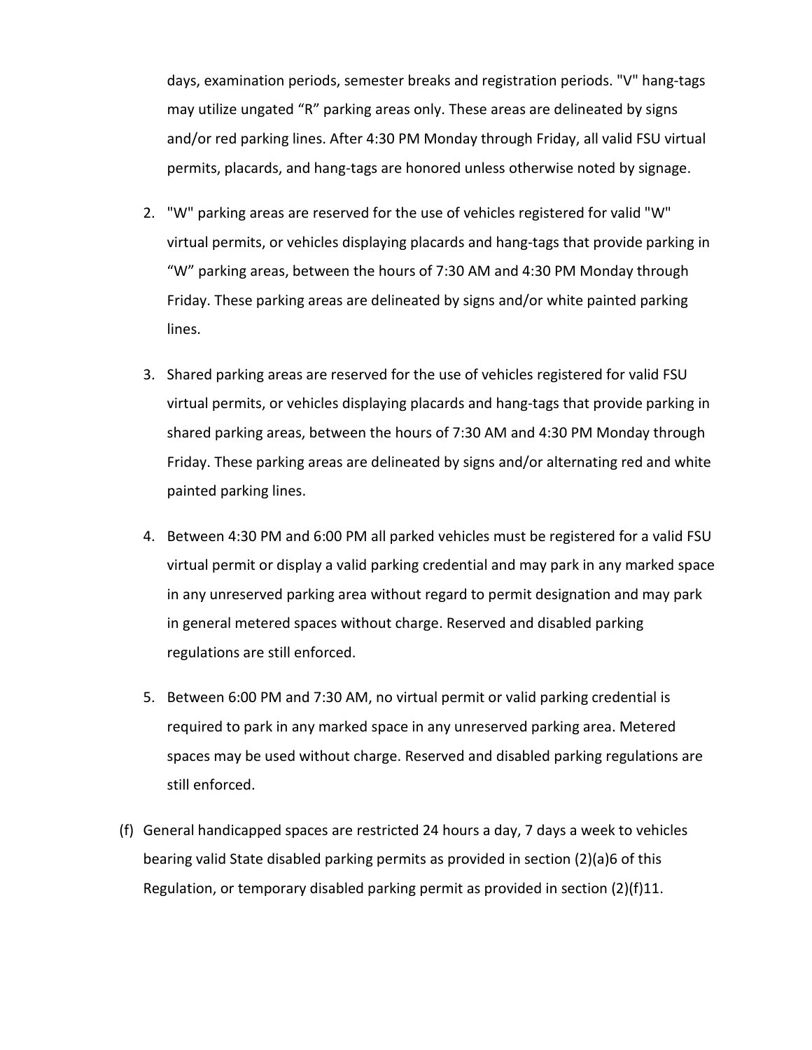days, examination periods, semester breaks and registration periods. "V" hang-tags may utilize ungated “R” parking areas only. These areas are delineated by signs and/or red parking lines. After 4:30 PM Monday through Friday, all valid FSU virtual permits, placards, and hang-tags are honored unless otherwise noted by signage.

2. "W" parking areas are reserved for the use of vehicles registered for valid "W" virtual permits, or vehicles displaying placards and hang-tags that provide parking in “W” parking areas, between the hours of 7:30 AM and 4:30 PM Monday through Friday. These parking areas are delineated by signs and/or white painted parking lines.

3. Shared parking areas are reserved for the use of vehicles registered for valid FSU virtual permits, or vehicles displaying placards and hang-tags that provide parking in shared parking areas, between the hours of 7:30 AM and 4:30 PM Monday through Friday. These parking areas are delineated by signs and/or alternating red and white painted parking lines.

4. Between 4:30 PM and 6:00 PM all parked vehicles must be registered for a valid FSU virtual permit or display a valid parking credential and may park in any marked space in any unreserved parking area without regard to permit designation and may park in general metered spaces without charge. Reserved and disabled parking regulations are still enforced.

5. Between 6:00 PM and 7:30 AM, no virtual permit or valid parking credential is required to park in any marked space in any unreserved parking area. Metered spaces may be used without charge. Reserved and disabled parking regulations are still enforced.

(f) General handicapped spaces are restricted 24 hours a day, 7 days a week to vehicles bearing valid State disabled parking permits as provided in section (2)(a)6 of this Regulation, or temporary disabled parking permit as provided in section (2)(f)11.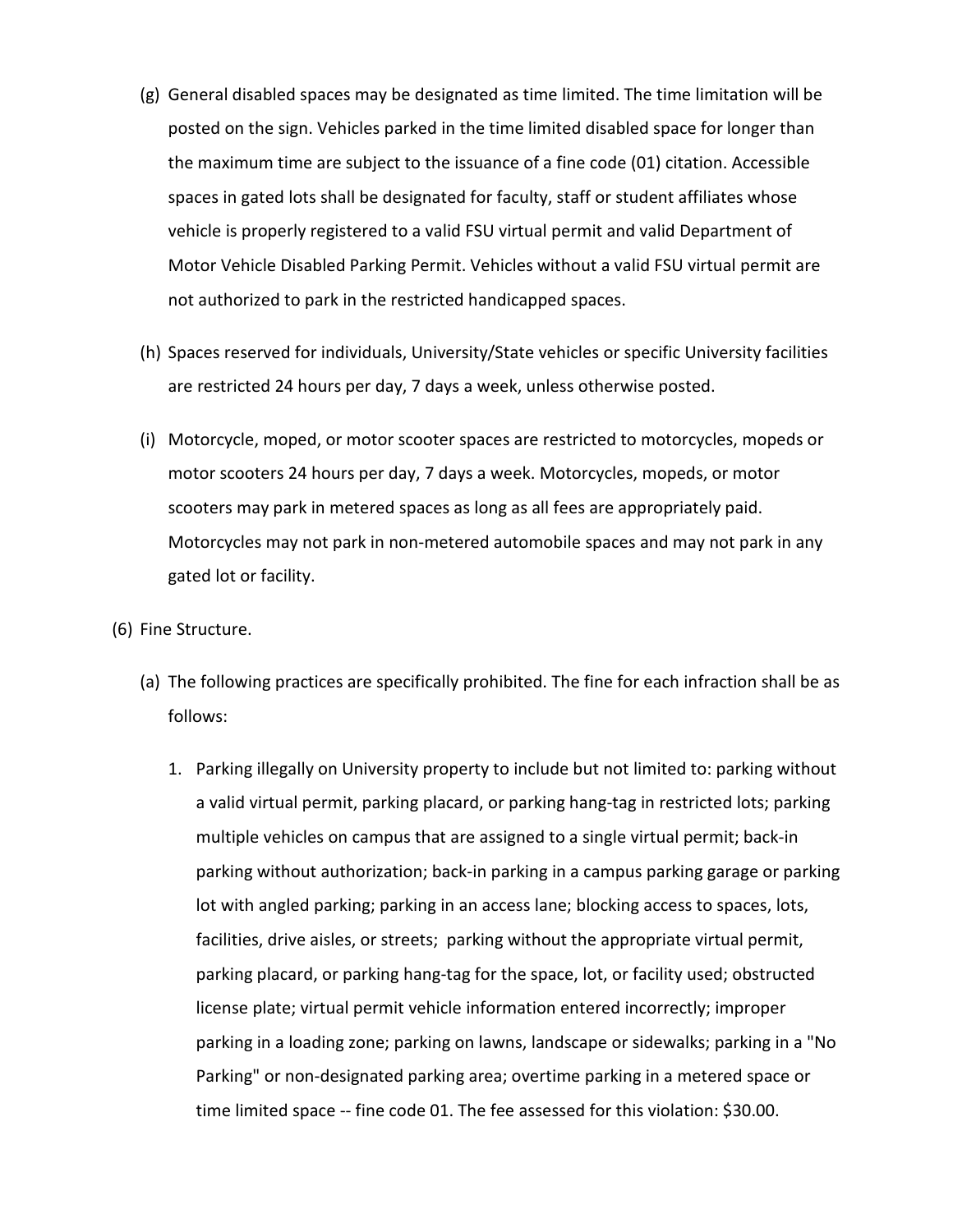(g) General disabled spaces may be designated as time limited. The time limitation will be posted on the sign. Vehicles parked in the time limited disabled space for longer than the maximum time are subject to the issuance of a fine code (01) citation. Accessible spaces in gated lots shall be designated for faculty, staff or student affiliates whose vehicle is properly registered to a valid FSU virtual permit and valid Department of Motor Vehicle Disabled Parking Permit. Vehicles without a valid FSU virtual permit are not authorized to park in the restricted handicapped spaces.

(h) Spaces reserved for individuals, University/State vehicles or specific University facilities are restricted 24 hours per day, 7 days a week, unless otherwise posted.

(i) Motorcycle, moped, or motor scooter spaces are restricted to motorcycles, mopeds or motor scooters 24 hours per day, 7 days a week. Motorcycles, mopeds, or motor scooters may park in metered spaces as long as all fees are appropriately paid. Motorcycles may not park in non-metered automobile spaces and may not park in any gated lot or facility.

(6) Fine Structure.

(a) The following practices are specifically prohibited. The fine for each infraction shall be as follows:

1. Parking illegally on University property to include but not limited to: parking without a valid virtual permit, parking placard, or parking hang-tag in restricted lots; parking multiple vehicles on campus that are assigned to a single virtual permit; back-in parking without authorization; back-in parking in a campus parking garage or parking lot with angled parking; parking in an access lane; blocking access to spaces, lots, facilities, drive aisles, or streets; parking without the appropriate virtual permit, parking placard, or parking hang-tag for the space, lot, or facility used; obstructed license plate; virtual permit vehicle information entered incorrectly; improper parking in a loading zone; parking on lawns, landscape or sidewalks; parking in a "No Parking" or non-designated parking area; overtime parking in a metered space or time limited space -- fine code 01. The fee assessed for this violation: $30.00.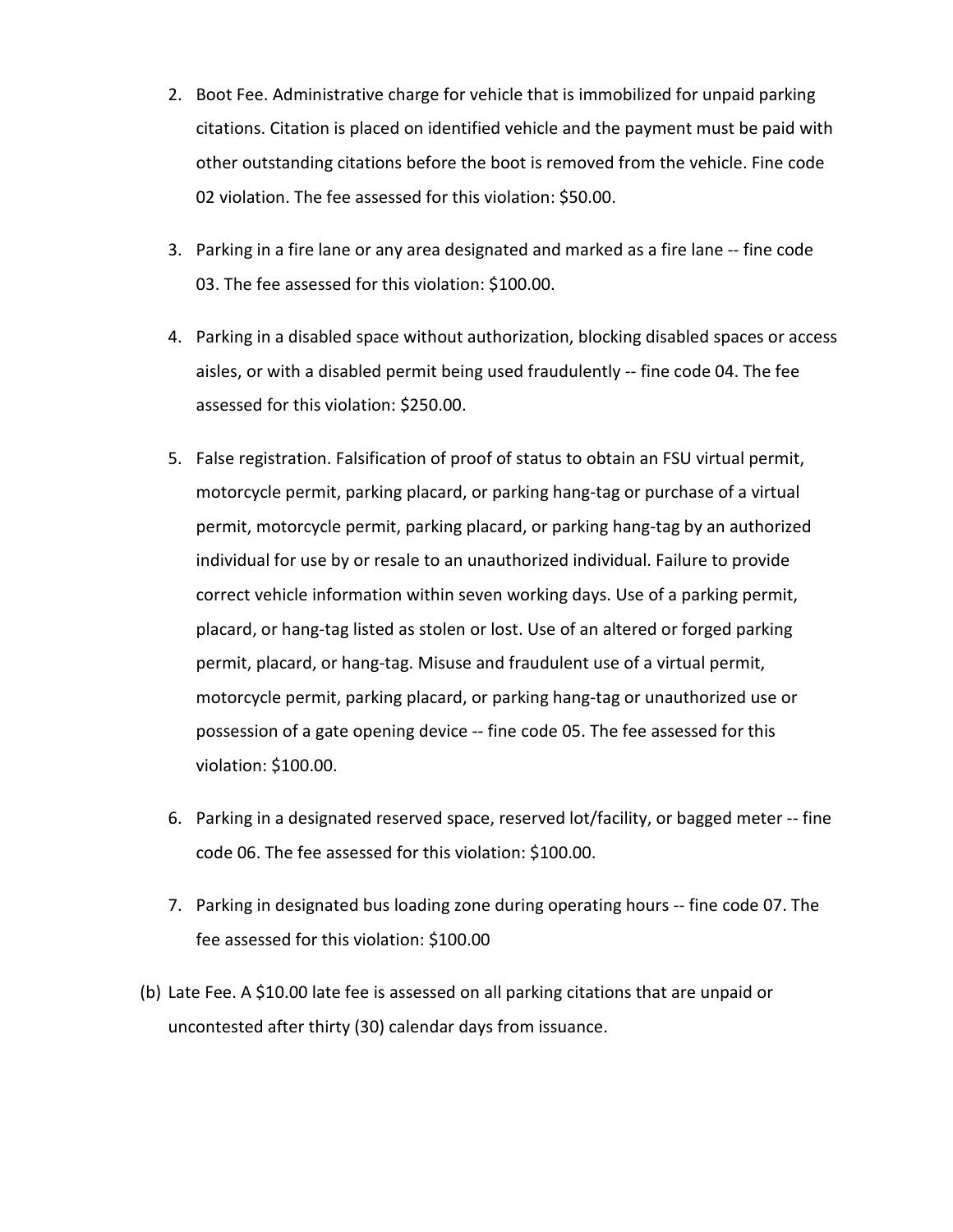2. Boot Fee. Administrative charge for vehicle that is immobilized for unpaid parking citations. Citation is placed on identified vehicle and the payment must be paid with other outstanding citations before the boot is removed from the vehicle. Fine code 02 violation. The fee assessed for this violation: $50.00.

3. Parking in a fire lane or any area designated and marked as a fire lane -- fine code 03. The fee assessed for this violation: $100.00.

4. Parking in a disabled space without authorization, blocking disabled spaces or access aisles, or with a disabled permit being used fraudulently -- fine code 04. The fee assessed for this violation: $250.00.

5. False registration. Falsification of proof of status to obtain an FSU virtual permit, motorcycle permit, parking placard, or parking hang-tag or purchase of a virtual permit, motorcycle permit, parking placard, or parking hang-tag by an authorized individual for use by or resale to an unauthorized individual. Failure to provide correct vehicle information within seven working days. Use of a parking permit, placard, or hang-tag listed as stolen or lost. Use of an altered or forged parking permit, placard, or hang-tag. Misuse and fraudulent use of a virtual permit, motorcycle permit, parking placard, or parking hang-tag or unauthorized use or possession of a gate opening device -- fine code 05. The fee assessed for this violation: $100.00.

6. Parking in a designated reserved space, reserved lot/facility, or bagged meter -- fine code 06. The fee assessed for this violation: $100.00.

7. Parking in designated bus loading zone during operating hours -- fine code 07. The fee assessed for this violation: $100.00

(b) Late Fee. A $10.00 late fee is assessed on all parking citations that are unpaid or uncontested after thirty (30) calendar days from issuance.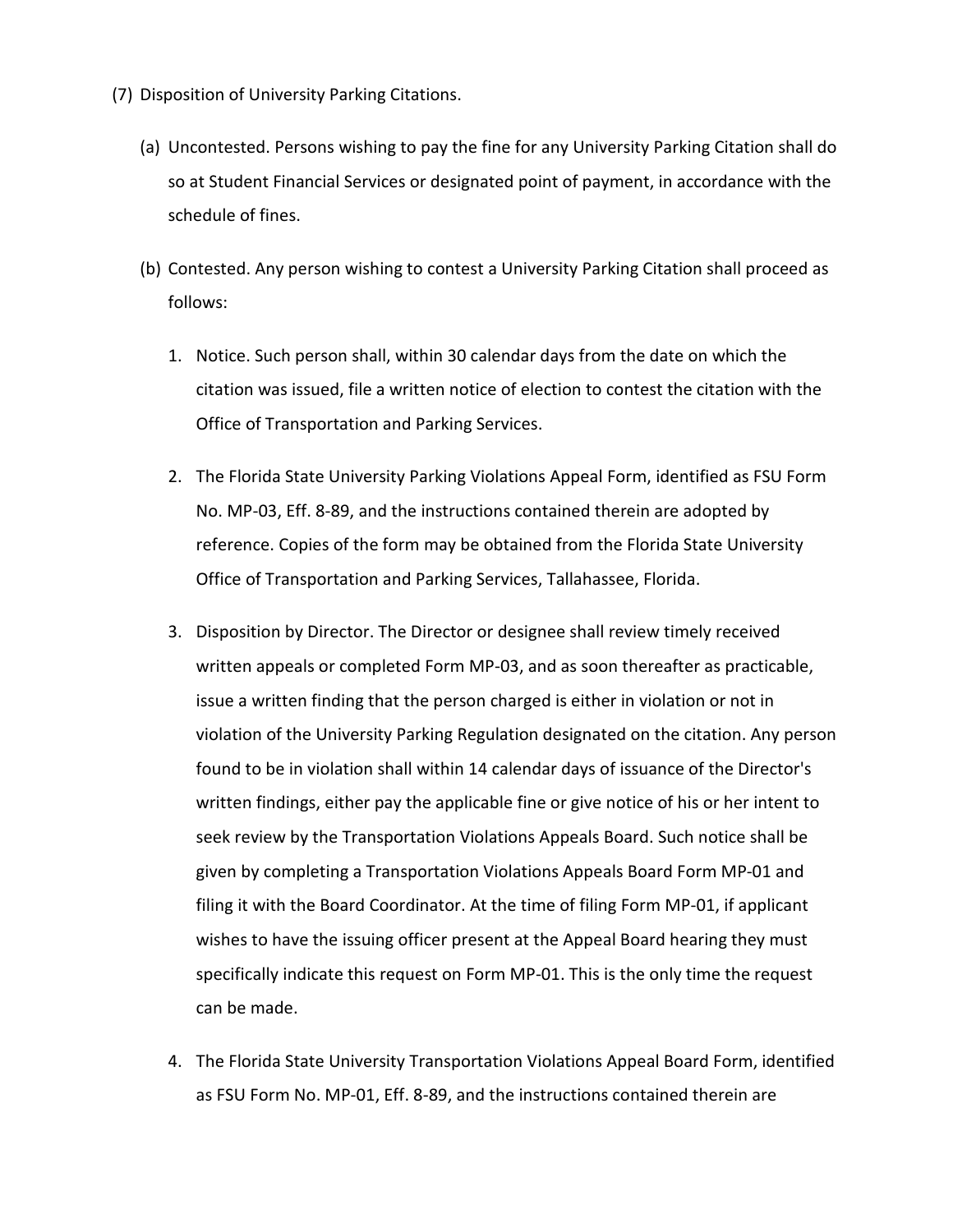(7) Disposition of University Parking Citations.

(a) Uncontested. Persons wishing to pay the fine for any University Parking Citation shall do so at Student Financial Services or designated point of payment, in accordance with the schedule of fines.

(b) Contested. Any person wishing to contest a University Parking Citation shall proceed as follows:

1. Notice. Such person shall, within 30 calendar days from the date on which the citation was issued, file a written notice of election to contest the citation with the Office of Transportation and Parking Services.

2. The Florida State University Parking Violations Appeal Form, identified as FSU Form No. MP-03, Eff. 8-89, and the instructions contained therein are adopted by reference. Copies of the form may be obtained from the Florida State University Office of Transportation and Parking Services, Tallahassee, Florida.

3. Disposition by Director. The Director or designee shall review timely received written appeals or completed Form MP-03, and as soon thereafter as practicable, issue a written finding that the person charged is either in violation or not in violation of the University Parking Regulation designated on the citation. Any person found to be in violation shall within 14 calendar days of issuance of the Director's written findings, either pay the applicable fine or give notice of his or her intent to seek review by the Transportation Violations Appeals Board. Such notice shall be given by completing a Transportation Violations Appeals Board Form MP-01 and filing it with the Board Coordinator. At the time of filing Form MP-01, if applicant wishes to have the issuing officer present at the Appeal Board hearing they must specifically indicate this request on Form MP-01. This is the only time the request can be made.

4. The Florida State University Transportation Violations Appeal Board Form, identified as FSU Form No. MP-01, Eff. 8-89, and the instructions contained therein are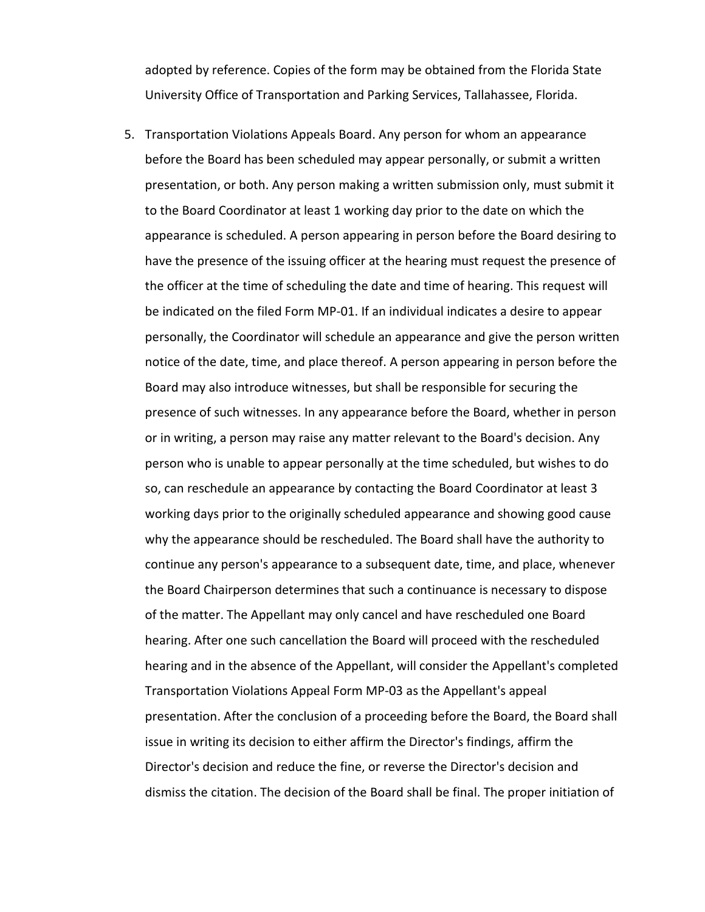adopted by reference. Copies of the form may be obtained from the Florida State University Office of Transportation and Parking Services, Tallahassee, Florida.

5. Transportation Violations Appeals Board. Any person for whom an appearance before the Board has been scheduled may appear personally, or submit a written presentation, or both. Any person making a written submission only, must submit it to the Board Coordinator at least 1 working day prior to the date on which the appearance is scheduled. A person appearing in person before the Board desiring to have the presence of the issuing officer at the hearing must request the presence of the officer at the time of scheduling the date and time of hearing. This request will be indicated on the filed Form MP-01. If an individual indicates a desire to appear personally, the Coordinator will schedule an appearance and give the person written notice of the date, time, and place thereof. A person appearing in person before the Board may also introduce witnesses, but shall be responsible for securing the presence of such witnesses. In any appearance before the Board, whether in person or in writing, a person may raise any matter relevant to the Board's decision. Any person who is unable to appear personally at the time scheduled, but wishes to do so, can reschedule an appearance by contacting the Board Coordinator at least 3 working days prior to the originally scheduled appearance and showing good cause why the appearance should be rescheduled. The Board shall have the authority to continue any person's appearance to a subsequent date, time, and place, whenever the Board Chairperson determines that such a continuance is necessary to dispose of the matter. The Appellant may only cancel and have rescheduled one Board hearing. After one such cancellation the Board will proceed with the rescheduled hearing and in the absence of the Appellant, will consider the Appellant's completed Transportation Violations Appeal Form MP-03 as the Appellant's appeal presentation. After the conclusion of a proceeding before the Board, the Board shall issue in writing its decision to either affirm the Director's findings, affirm the Director's decision and reduce the fine, or reverse the Director's decision and dismiss the citation. The decision of the Board shall be final. The proper initiation of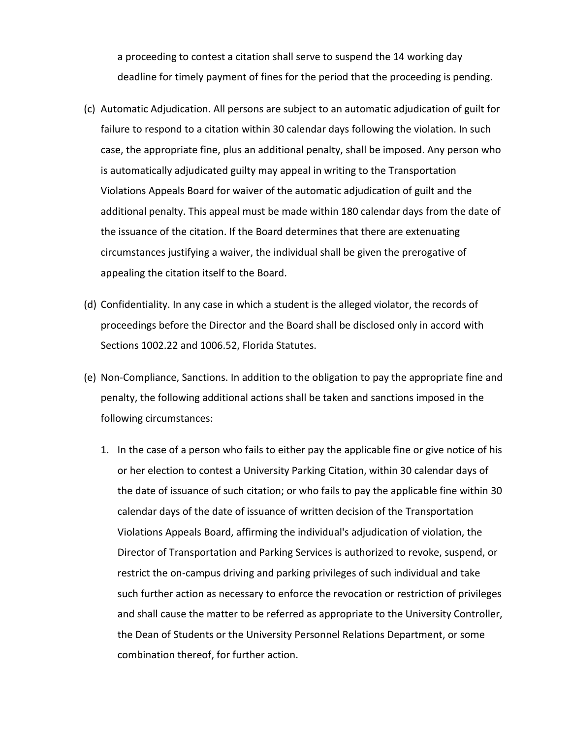a proceeding to contest a citation shall serve to suspend the 14 working day deadline for timely payment of fines for the period that the proceeding is pending.

(c) Automatic Adjudication. All persons are subject to an automatic adjudication of guilt for failure to respond to a citation within 30 calendar days following the violation. In such case, the appropriate fine, plus an additional penalty, shall be imposed. Any person who is automatically adjudicated guilty may appeal in writing to the Transportation Violations Appeals Board for waiver of the automatic adjudication of guilt and the additional penalty. This appeal must be made within 180 calendar days from the date of the issuance of the citation. If the Board determines that there are extenuating circumstances justifying a waiver, the individual shall be given the prerogative of appealing the citation itself to the Board.

(d) Confidentiality. In any case in which a student is the alleged violator, the records of proceedings before the Director and the Board shall be disclosed only in accord with Sections 1002.22 and 1006.52, Florida Statutes.

(e) Non-Compliance, Sanctions. In addition to the obligation to pay the appropriate fine and penalty, the following additional actions shall be taken and sanctions imposed in the following circumstances:

1. In the case of a person who fails to either pay the applicable fine or give notice of his or her election to contest a University Parking Citation, within 30 calendar days of the date of issuance of such citation; or who fails to pay the applicable fine within 30 calendar days of the date of issuance of written decision of the Transportation Violations Appeals Board, affirming the individual's adjudication of violation, the Director of Transportation and Parking Services is authorized to revoke, suspend, or restrict the on-campus driving and parking privileges of such individual and take such further action as necessary to enforce the revocation or restriction of privileges and shall cause the matter to be referred as appropriate to the University Controller, the Dean of Students or the University Personnel Relations Department, or some combination thereof, for further action.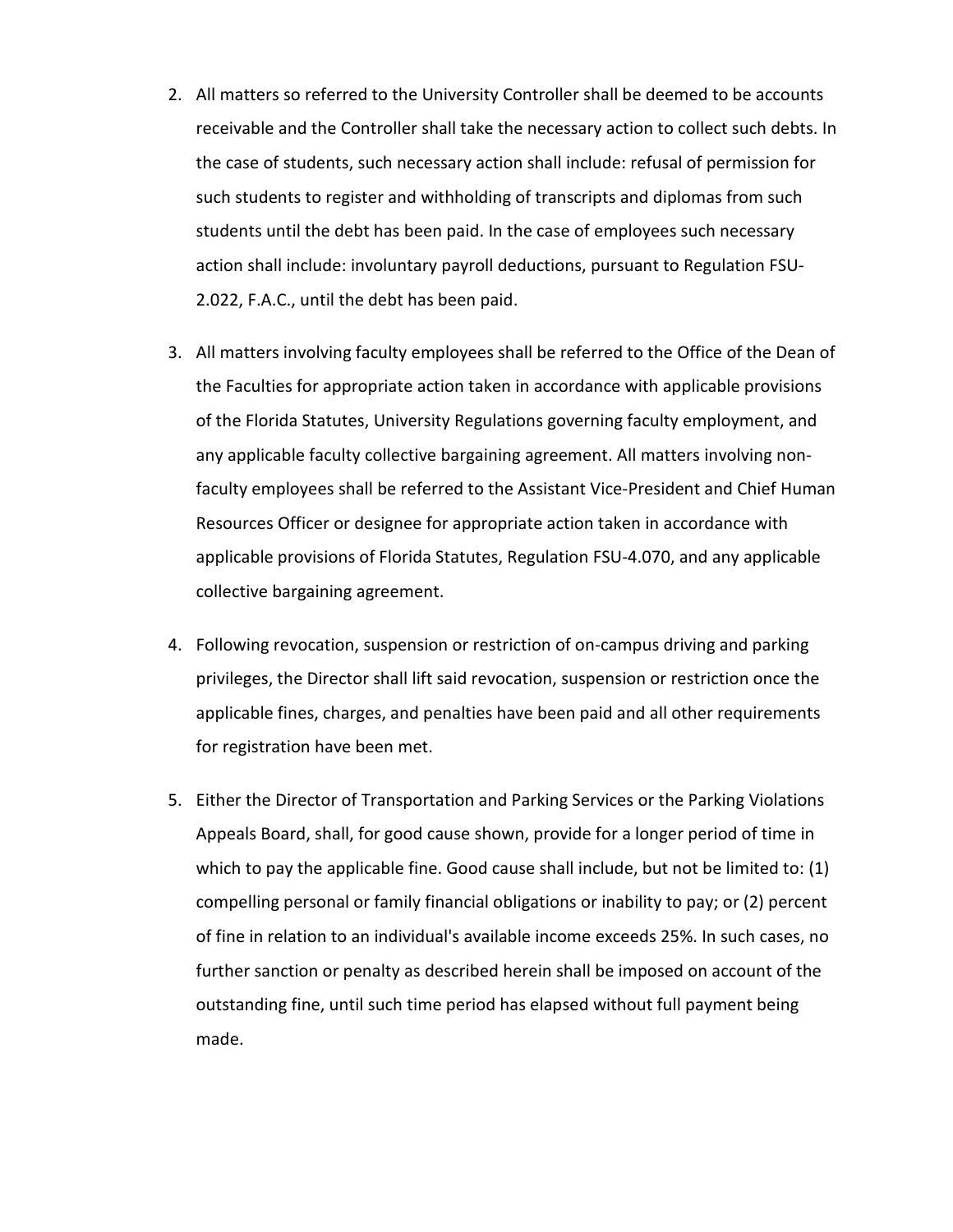2. All matters so referred to the University Controller shall be deemed to be accounts receivable and the Controller shall take the necessary action to collect such debts. In the case of students, such necessary action shall include: refusal of permission for such students to register and withholding of transcripts and diplomas from such students until the debt has been paid. In the case of employees such necessary action shall include: involuntary payroll deductions, pursuant to Regulation FSU-2.022, F.A.C., until the debt has been paid.

3. All matters involving faculty employees shall be referred to the Office of the Dean of the Faculties for appropriate action taken in accordance with applicable provisions of the Florida Statutes, University Regulations governing faculty employment, and any applicable faculty collective bargaining agreement. All matters involving non-faculty employees shall be referred to the Assistant Vice-President and Chief Human Resources Officer or designee for appropriate action taken in accordance with applicable provisions of Florida Statutes, Regulation FSU-4.070, and any applicable collective bargaining agreement.

4. Following revocation, suspension or restriction of on-campus driving and parking privileges, the Director shall lift said revocation, suspension or restriction once the applicable fines, charges, and penalties have been paid and all other requirements for registration have been met.

5. Either the Director of Transportation and Parking Services or the Parking Violations Appeals Board, shall, for good cause shown, provide for a longer period of time in which to pay the applicable fine. Good cause shall include, but not be limited to: (1) compelling personal or family financial obligations or inability to pay; or (2) percent of fine in relation to an individual's available income exceeds 25%. In such cases, no further sanction or penalty as described herein shall be imposed on account of the outstanding fine, until such time period has elapsed without full payment being made.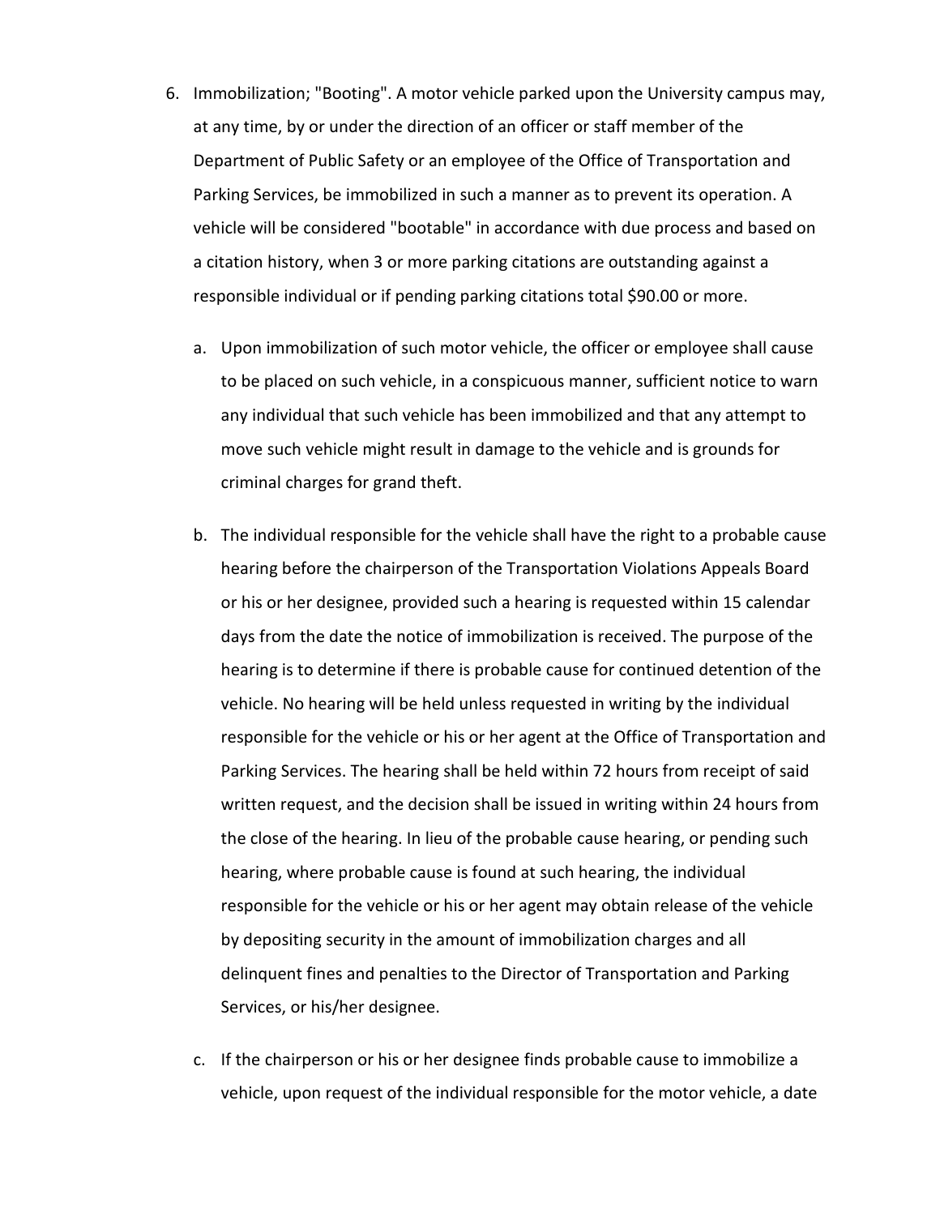6. Immobilization; "Booting". A motor vehicle parked upon the University campus may, at any time, by or under the direction of an officer or staff member of the Department of Public Safety or an employee of the Office of Transportation and Parking Services, be immobilized in such a manner as to prevent its operation. A vehicle will be considered "bootable" in accordance with due process and based on a citation history, when 3 or more parking citations are outstanding against a responsible individual or if pending parking citations total $90.00 or more.

   a. Upon immobilization of such motor vehicle, the officer or employee shall cause to be placed on such vehicle, in a conspicuous manner, sufficient notice to warn any individual that such vehicle has been immobilized and that any attempt to move such vehicle might result in damage to the vehicle and is grounds for criminal charges for grand theft.

   b. The individual responsible for the vehicle shall have the right to a probable cause hearing before the chairperson of the Transportation Violations Appeals Board or his or her designee, provided such a hearing is requested within 15 calendar days from the date the notice of immobilization is received. The purpose of the hearing is to determine if there is probable cause for continued detention of the vehicle. No hearing will be held unless requested in writing by the individual responsible for the vehicle or his or her agent at the Office of Transportation and Parking Services. The hearing shall be held within 72 hours from receipt of said written request, and the decision shall be issued in writing within 24 hours from the close of the hearing. In lieu of the probable cause hearing, or pending such hearing, where probable cause is found at such hearing, the individual responsible for the vehicle or his or her agent may obtain release of the vehicle by depositing security in the amount of immobilization charges and all delinquent fines and penalties to the Director of Transportation and Parking Services, or his/her designee.

   c. If the chairperson or his or her designee finds probable cause to immobilize a vehicle, upon request of the individual responsible for the motor vehicle, a date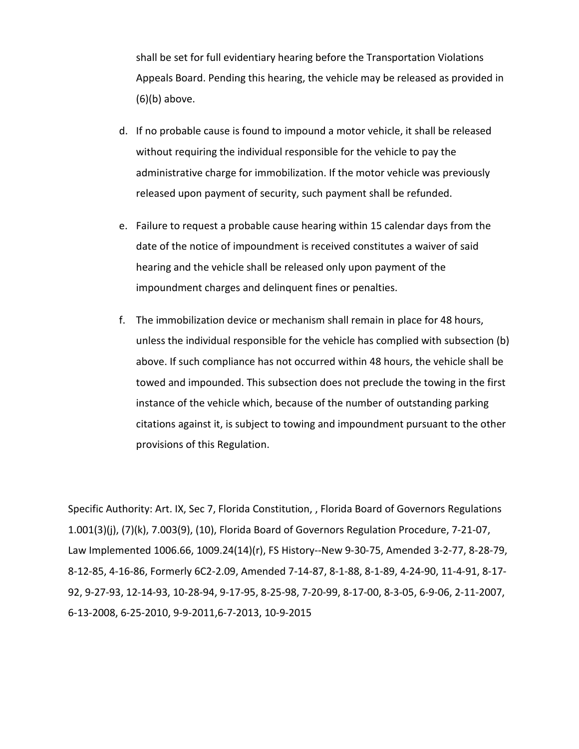shall be set for full evidentiary hearing before the Transportation Violations Appeals Board. Pending this hearing, the vehicle may be released as provided in (6)(b) above.

d. If no probable cause is found to impound a motor vehicle, it shall be released without requiring the individual responsible for the vehicle to pay the administrative charge for immobilization. If the motor vehicle was previously released upon payment of security, such payment shall be refunded.

e. Failure to request a probable cause hearing within 15 calendar days from the date of the notice of impoundment is received constitutes a waiver of said hearing and the vehicle shall be released only upon payment of the impoundment charges and delinquent fines or penalties.

f. The immobilization device or mechanism shall remain in place for 48 hours, unless the individual responsible for the vehicle has complied with subsection (b) above. If such compliance has not occurred within 48 hours, the vehicle shall be towed and impounded. This subsection does not preclude the towing in the first instance of the vehicle which, because of the number of outstanding parking citations against it, is subject to towing and impoundment pursuant to the other provisions of this Regulation.

Specific Authority: Art. IX, Sec 7, Florida Constitution, , Florida Board of Governors Regulations 1.001(3)(j), (7)(k), 7.003(9), (10), Florida Board of Governors Regulation Procedure, 7-21-07, Law Implemented 1006.66, 1009.24(14)(r), FS History--New 9-30-75, Amended 3-2-77, 8-28-79, 8-12-85, 4-16-86, Formerly 6C2-2.09, Amended 7-14-87, 8-1-88, 8-1-89, 4-24-90, 11-4-91, 8-17-92, 9-27-93, 12-14-93, 10-28-94, 9-17-95, 8-25-98, 7-20-99, 8-17-00, 8-3-05, 6-9-06, 2-11-2007, 6-13-2008, 6-25-2010, 9-9-2011,6-7-2013, 10-9-2015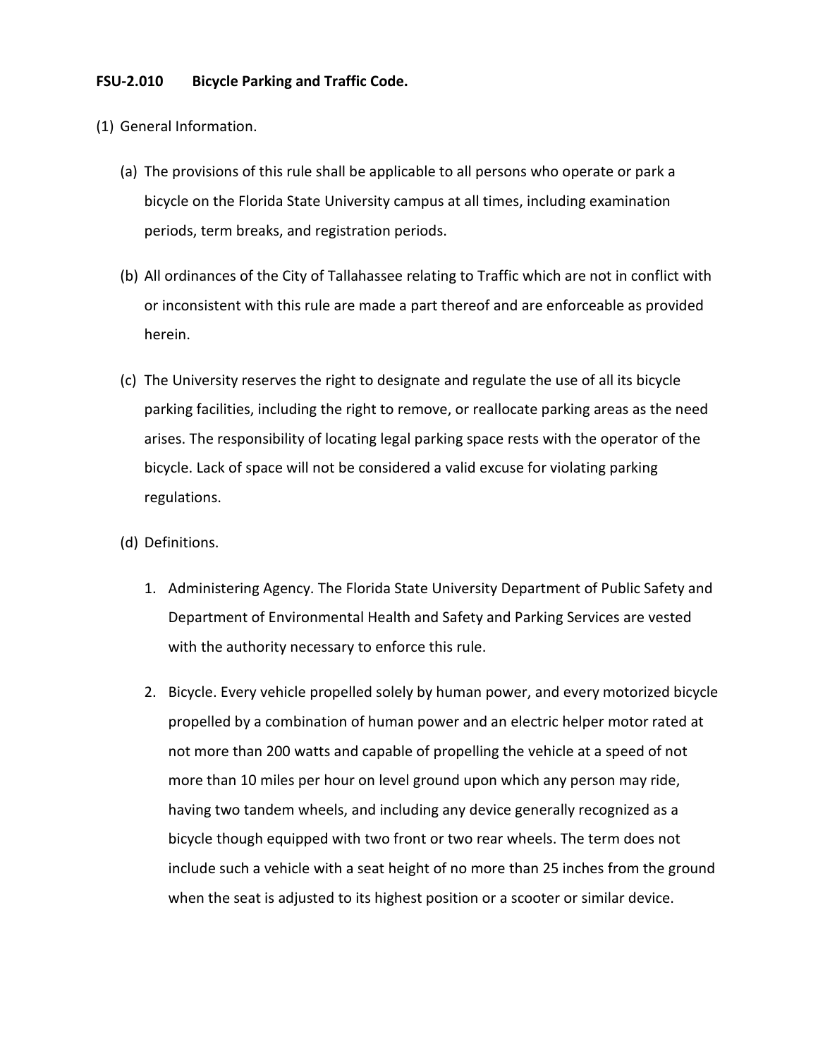**FSU-2.010 Bicycle Parking and Traffic Code.**

(1) General Information.

(a) The provisions of this rule shall be applicable to all persons who operate or park a bicycle on the Florida State University campus at all times, including examination periods, term breaks, and registration periods.

(b) All ordinances of the City of Tallahassee relating to Traffic which are not in conflict with or inconsistent with this rule are made a part thereof and are enforceable as provided herein.

(c) The University reserves the right to designate and regulate the use of all its bicycle parking facilities, including the right to remove, or reallocate parking areas as the need arises. The responsibility of locating legal parking space rests with the operator of the bicycle. Lack of space will not be considered a valid excuse for violating parking regulations.

(d) Definitions.

1. Administering Agency. The Florida State University Department of Public Safety and Department of Environmental Health and Safety and Parking Services are vested with the authority necessary to enforce this rule.

2. Bicycle. Every vehicle propelled solely by human power, and every motorized bicycle propelled by a combination of human power and an electric helper motor rated at not more than 200 watts and capable of propelling the vehicle at a speed of not more than 10 miles per hour on level ground upon which any person may ride, having two tandem wheels, and including any device generally recognized as a bicycle though equipped with two front or two rear wheels. The term does not include such a vehicle with a seat height of no more than 25 inches from the ground when the seat is adjusted to its highest position or a scooter or similar device.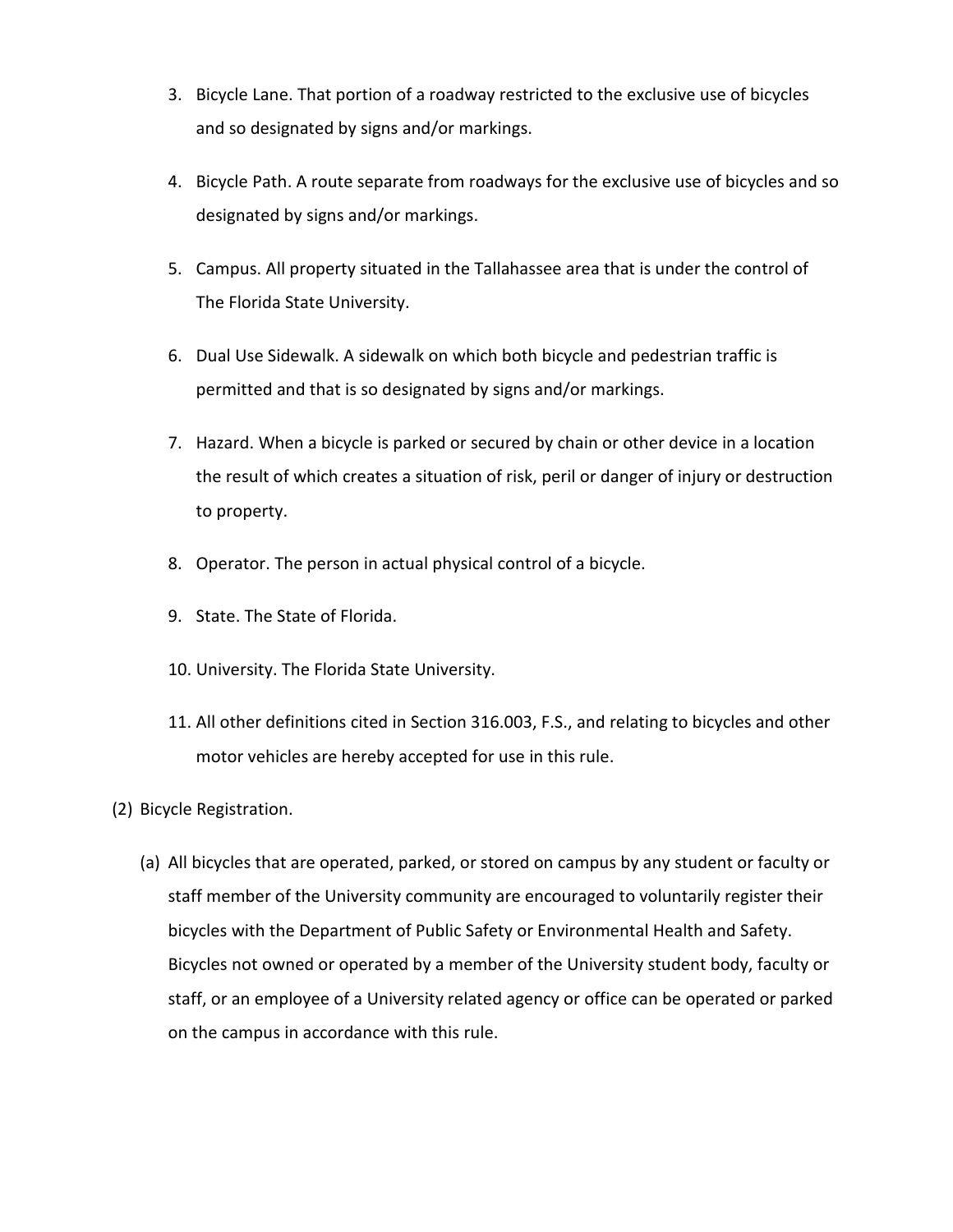3. Bicycle Lane. That portion of a roadway restricted to the exclusive use of bicycles and so designated by signs and/or markings.

4. Bicycle Path. A route separate from roadways for the exclusive use of bicycles and so designated by signs and/or markings.

5. Campus. All property situated in the Tallahassee area that is under the control of The Florida State University.

6. Dual Use Sidewalk. A sidewalk on which both bicycle and pedestrian traffic is permitted and that is so designated by signs and/or markings.

7. Hazard. When a bicycle is parked or secured by chain or other device in a location the result of which creates a situation of risk, peril or danger of injury or destruction to property.

8. Operator. The person in actual physical control of a bicycle.

9. State. The State of Florida.

10. University. The Florida State University.

11. All other definitions cited in Section 316.003, F.S., and relating to bicycles and other motor vehicles are hereby accepted for use in this rule.

(2) Bicycle Registration.

(a) All bicycles that are operated, parked, or stored on campus by any student or faculty or staff member of the University community are encouraged to voluntarily register their bicycles with the Department of Public Safety or Environmental Health and Safety. Bicycles not owned or operated by a member of the University student body, faculty or staff, or an employee of a University related agency or office can be operated or parked on the campus in accordance with this rule.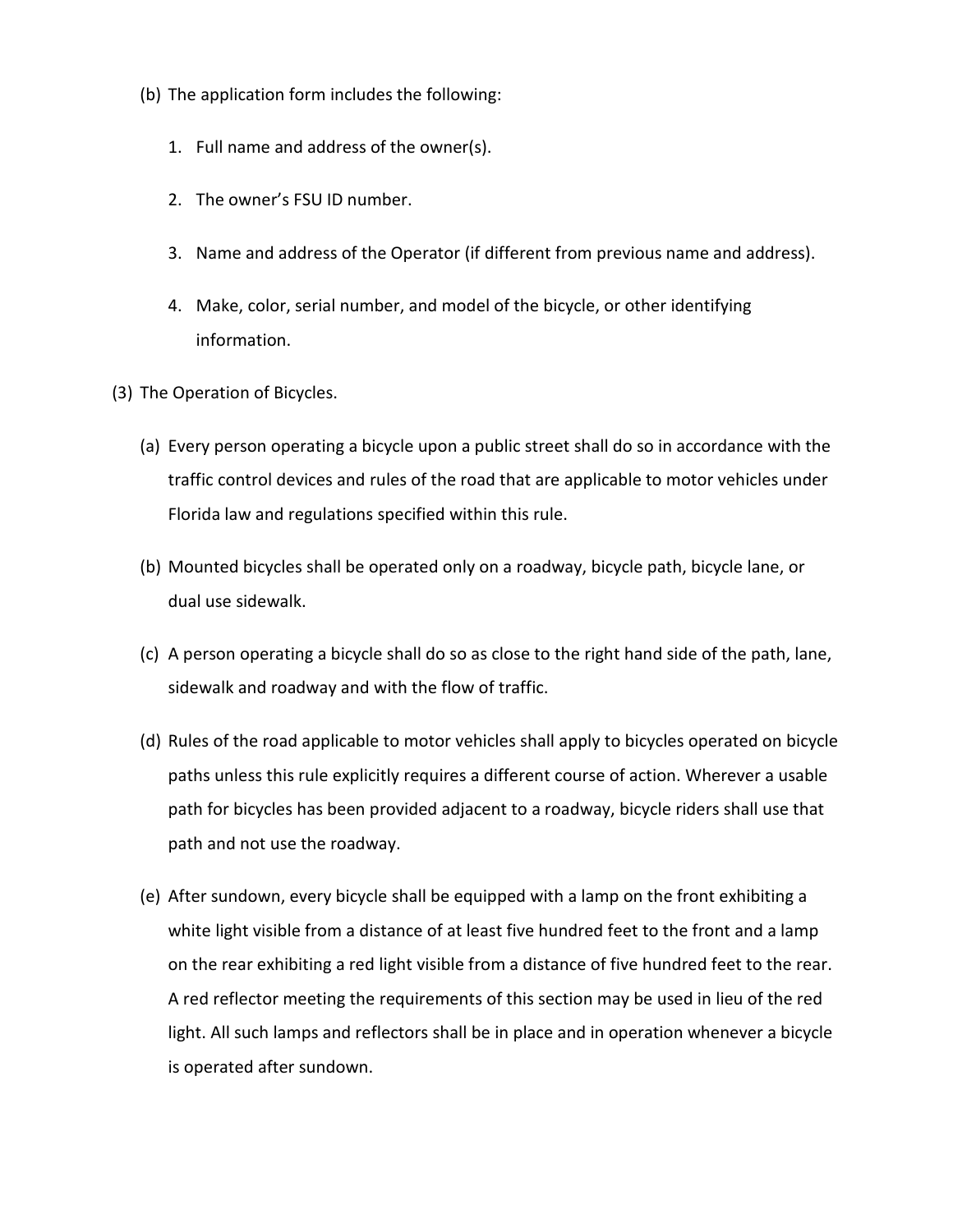(b) The application form includes the following:

1. Full name and address of the owner(s).

2. The owner's FSU ID number.

3. Name and address of the Operator (if different from previous name and address).

4. Make, color, serial number, and model of the bicycle, or other identifying information.

(3) The Operation of Bicycles.

(a) Every person operating a bicycle upon a public street shall do so in accordance with the traffic control devices and rules of the road that are applicable to motor vehicles under Florida law and regulations specified within this rule.

(b) Mounted bicycles shall be operated only on a roadway, bicycle path, bicycle lane, or dual use sidewalk.

(c) A person operating a bicycle shall do so as close to the right hand side of the path, lane, sidewalk and roadway and with the flow of traffic.

(d) Rules of the road applicable to motor vehicles shall apply to bicycles operated on bicycle paths unless this rule explicitly requires a different course of action. Wherever a usable path for bicycles has been provided adjacent to a roadway, bicycle riders shall use that path and not use the roadway.

(e) After sundown, every bicycle shall be equipped with a lamp on the front exhibiting a white light visible from a distance of at least five hundred feet to the front and a lamp on the rear exhibiting a red light visible from a distance of five hundred feet to the rear. A red reflector meeting the requirements of this section may be used in lieu of the red light. All such lamps and reflectors shall be in place and in operation whenever a bicycle is operated after sundown.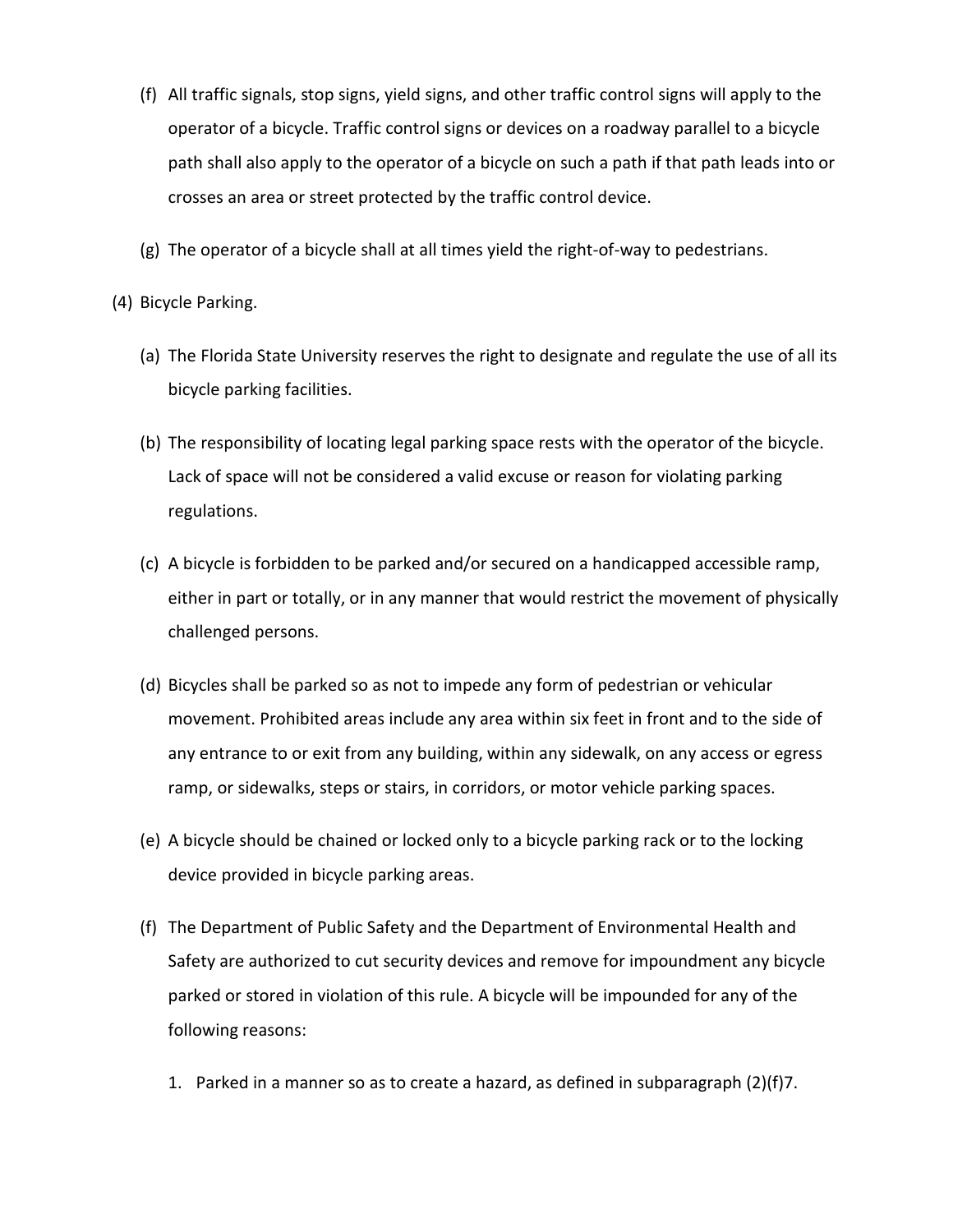(f) All traffic signals, stop signs, yield signs, and other traffic control signs will apply to the operator of a bicycle. Traffic control signs or devices on a roadway parallel to a bicycle path shall also apply to the operator of a bicycle on such a path if that path leads into or crosses an area or street protected by the traffic control device.

(g) The operator of a bicycle shall at all times yield the right-of-way to pedestrians.

(4) Bicycle Parking.

(a) The Florida State University reserves the right to designate and regulate the use of all its bicycle parking facilities.

(b) The responsibility of locating legal parking space rests with the operator of the bicycle. Lack of space will not be considered a valid excuse or reason for violating parking regulations.

(c) A bicycle is forbidden to be parked and/or secured on a handicapped accessible ramp, either in part or totally, or in any manner that would restrict the movement of physically challenged persons.

(d) Bicycles shall be parked so as not to impede any form of pedestrian or vehicular movement. Prohibited areas include any area within six feet in front and to the side of any entrance to or exit from any building, within any sidewalk, on any access or egress ramp, or sidewalks, steps or stairs, in corridors, or motor vehicle parking spaces.

(e) A bicycle should be chained or locked only to a bicycle parking rack or to the locking device provided in bicycle parking areas.

(f) The Department of Public Safety and the Department of Environmental Health and Safety are authorized to cut security devices and remove for impoundment any bicycle parked or stored in violation of this rule. A bicycle will be impounded for any of the following reasons:

1. Parked in a manner so as to create a hazard, as defined in subparagraph (2)(f)7.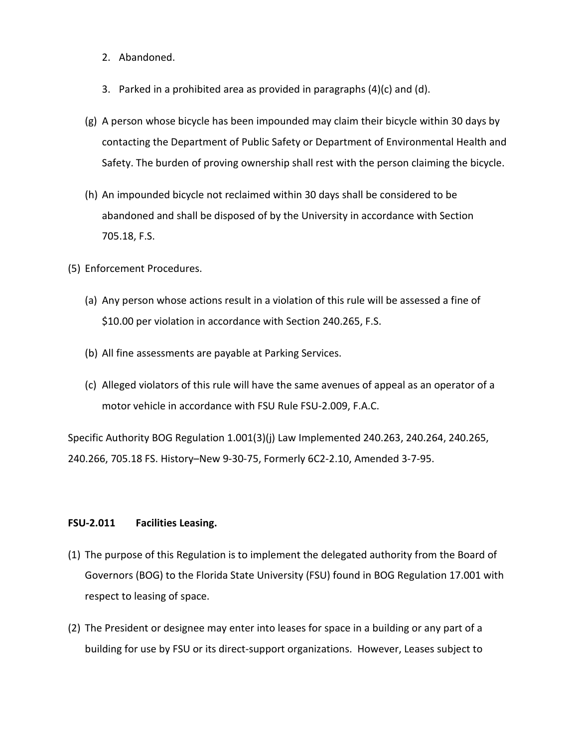2. Abandoned.

3. Parked in a prohibited area as provided in paragraphs (4)(c) and (d).

(g) A person whose bicycle has been impounded may claim their bicycle within 30 days by contacting the Department of Public Safety or Department of Environmental Health and Safety. The burden of proving ownership shall rest with the person claiming the bicycle.

(h) An impounded bicycle not reclaimed within 30 days shall be considered to be abandoned and shall be disposed of by the University in accordance with Section 705.18, F.S.

(5) Enforcement Procedures.

(a) Any person whose actions result in a violation of this rule will be assessed a fine of $10.00 per violation in accordance with Section 240.265, F.S.

(b) All fine assessments are payable at Parking Services.

(c) Alleged violators of this rule will have the same avenues of appeal as an operator of a motor vehicle in accordance with FSU Rule FSU-2.009, F.A.C.

Specific Authority BOG Regulation 1.001(3)(j) Law Implemented 240.263, 240.264, 240.265, 240.266, 705.18 FS. History–New 9-30-75, Formerly 6C2-2.10, Amended 3-7-95.

### FSU-2.011 Facilities Leasing.

(1) The purpose of this Regulation is to implement the delegated authority from the Board of Governors (BOG) to the Florida State University (FSU) found in BOG Regulation 17.001 with respect to leasing of space.

(2) The President or designee may enter into leases for space in a building or any part of a building for use by FSU or its direct-support organizations. However, Leases subject to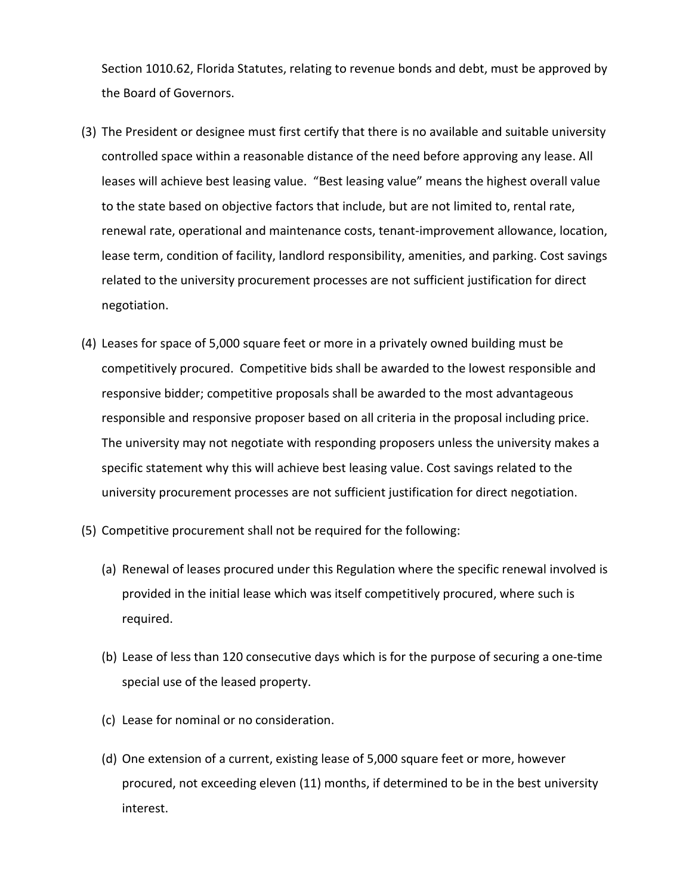Section 1010.62, Florida Statutes, relating to revenue bonds and debt, must be approved by the Board of Governors.

(3) The President or designee must first certify that there is no available and suitable university controlled space within a reasonable distance of the need before approving any lease. All leases will achieve best leasing value. "Best leasing value" means the highest overall value to the state based on objective factors that include, but are not limited to, rental rate, renewal rate, operational and maintenance costs, tenant-improvement allowance, location, lease term, condition of facility, landlord responsibility, amenities, and parking. Cost savings related to the university procurement processes are not sufficient justification for direct negotiation.

(4) Leases for space of 5,000 square feet or more in a privately owned building must be competitively procured. Competitive bids shall be awarded to the lowest responsible and responsive bidder; competitive proposals shall be awarded to the most advantageous responsible and responsive proposer based on all criteria in the proposal including price. The university may not negotiate with responding proposers unless the university makes a specific statement why this will achieve best leasing value. Cost savings related to the university procurement processes are not sufficient justification for direct negotiation.

(5) Competitive procurement shall not be required for the following:

   (a) Renewal of leases procured under this Regulation where the specific renewal involved is provided in the initial lease which was itself competitively procured, where such is required.

   (b) Lease of less than 120 consecutive days which is for the purpose of securing a one-time special use of the leased property.

   (c) Lease for nominal or no consideration.

   (d) One extension of a current, existing lease of 5,000 square feet or more, however procured, not exceeding eleven (11) months, if determined to be in the best university interest.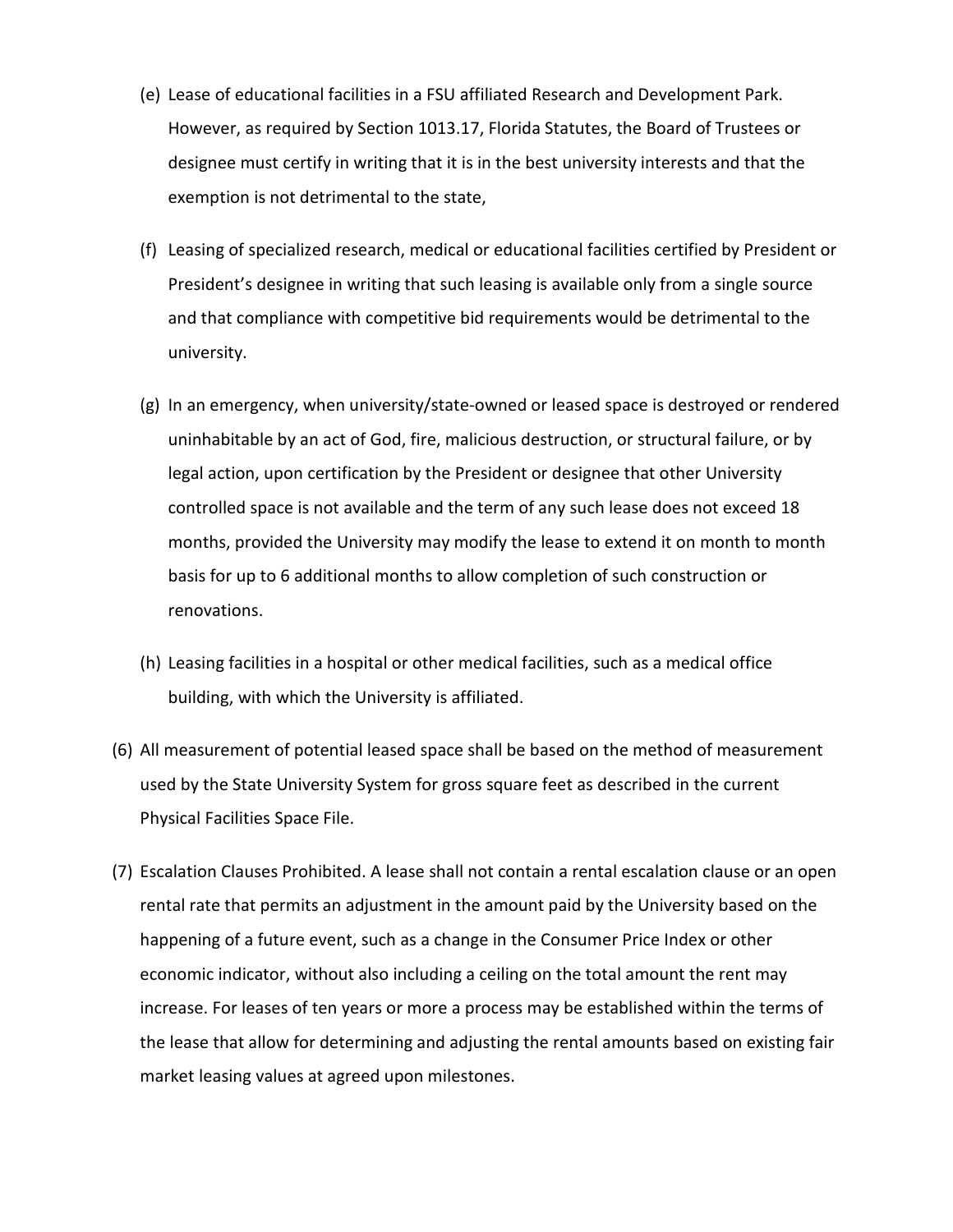(e) Lease of educational facilities in a FSU affiliated Research and Development Park. However, as required by Section 1013.17, Florida Statutes, the Board of Trustees or designee must certify in writing that it is in the best university interests and that the exemption is not detrimental to the state,

(f) Leasing of specialized research, medical or educational facilities certified by President or President's designee in writing that such leasing is available only from a single source and that compliance with competitive bid requirements would be detrimental to the university.

(g) In an emergency, when university/state-owned or leased space is destroyed or rendered uninhabitable by an act of God, fire, malicious destruction, or structural failure, or by legal action, upon certification by the President or designee that other University controlled space is not available and the term of any such lease does not exceed 18 months, provided the University may modify the lease to extend it on month to month basis for up to 6 additional months to allow completion of such construction or renovations.

(h) Leasing facilities in a hospital or other medical facilities, such as a medical office building, with which the University is affiliated.

(6) All measurement of potential leased space shall be based on the method of measurement used by the State University System for gross square feet as described in the current Physical Facilities Space File.

(7) Escalation Clauses Prohibited. A lease shall not contain a rental escalation clause or an open rental rate that permits an adjustment in the amount paid by the University based on the happening of a future event, such as a change in the Consumer Price Index or other economic indicator, without also including a ceiling on the total amount the rent may increase. For leases of ten years or more a process may be established within the terms of the lease that allow for determining and adjusting the rental amounts based on existing fair market leasing values at agreed upon milestones.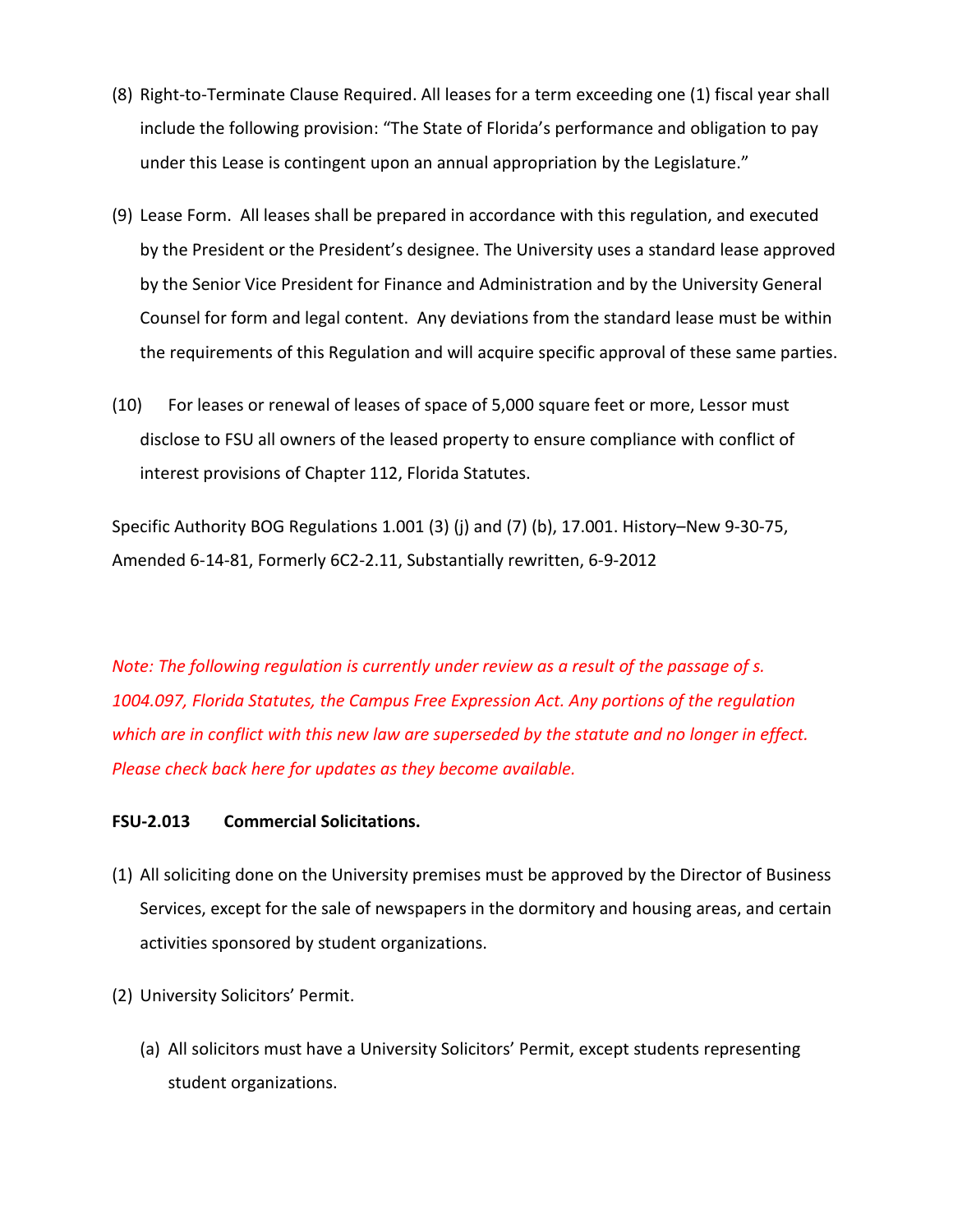(8) Right-to-Terminate Clause Required. All leases for a term exceeding one (1) fiscal year shall include the following provision: "The State of Florida's performance and obligation to pay under this Lease is contingent upon an annual appropriation by the Legislature."

(9) Lease Form. All leases shall be prepared in accordance with this regulation, and executed by the President or the President's designee. The University uses a standard lease approved by the Senior Vice President for Finance and Administration and by the University General Counsel for form and legal content. Any deviations from the standard lease must be within the requirements of this Regulation and will acquire specific approval of these same parties.

(10) For leases or renewal of leases of space of 5,000 square feet or more, Lessor must disclose to FSU all owners of the leased property to ensure compliance with conflict of interest provisions of Chapter 112, Florida Statutes.

Specific Authority BOG Regulations 1.001 (3) (j) and (7) (b), 17.001. History–New 9-30-75, Amended 6-14-81, Formerly 6C2-2.11, Substantially rewritten, 6-9-2012

*Note: The following regulation is currently under review as a result of the passage of s. 1004.097, Florida Statutes, the Campus Free Expression Act. Any portions of the regulation which are in conflict with this new law are superseded by the statute and no longer in effect. Please check back here for updates as they become available.*

**FSU-2.013 Commercial Solicitations.**

(1) All soliciting done on the University premises must be approved by the Director of Business Services, except for the sale of newspapers in the dormitory and housing areas, and certain activities sponsored by student organizations.

(2) University Solicitors' Permit.

(a) All solicitors must have a University Solicitors' Permit, except students representing student organizations.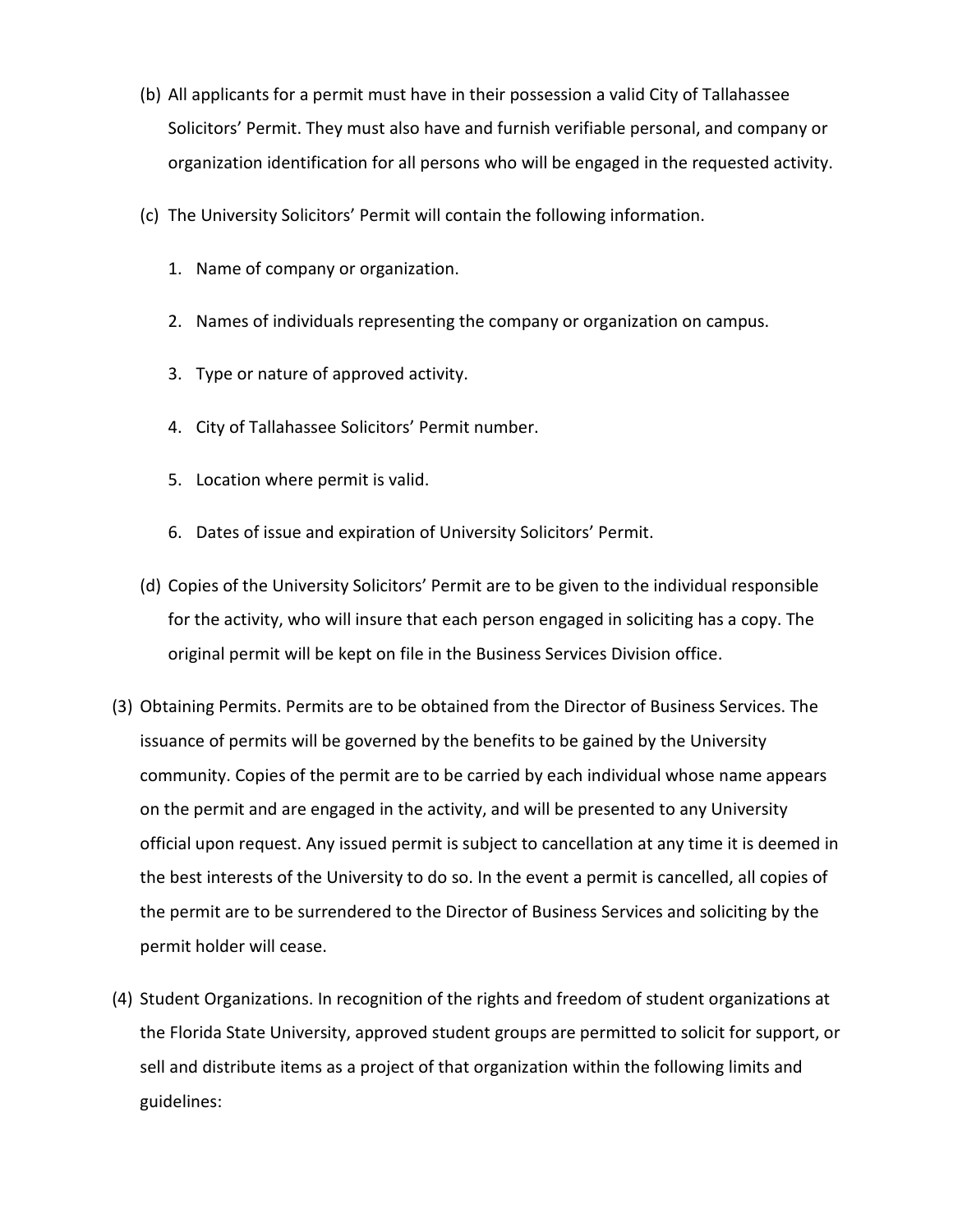(b) All applicants for a permit must have in their possession a valid City of Tallahassee Solicitors' Permit. They must also have and furnish verifiable personal, and company or organization identification for all persons who will be engaged in the requested activity.

(c) The University Solicitors' Permit will contain the following information.

1. Name of company or organization.
2. Names of individuals representing the company or organization on campus.
3. Type or nature of approved activity.
4. City of Tallahassee Solicitors' Permit number.
5. Location where permit is valid.
6. Dates of issue and expiration of University Solicitors' Permit.

(d) Copies of the University Solicitors' Permit are to be given to the individual responsible for the activity, who will insure that each person engaged in soliciting has a copy. The original permit will be kept on file in the Business Services Division office.

(3) Obtaining Permits. Permits are to be obtained from the Director of Business Services. The issuance of permits will be governed by the benefits to be gained by the University community. Copies of the permit are to be carried by each individual whose name appears on the permit and are engaged in the activity, and will be presented to any University official upon request. Any issued permit is subject to cancellation at any time it is deemed in the best interests of the University to do so. In the event a permit is cancelled, all copies of the permit are to be surrendered to the Director of Business Services and soliciting by the permit holder will cease.

(4) Student Organizations. In recognition of the rights and freedom of student organizations at the Florida State University, approved student groups are permitted to solicit for support, or sell and distribute items as a project of that organization within the following limits and guidelines: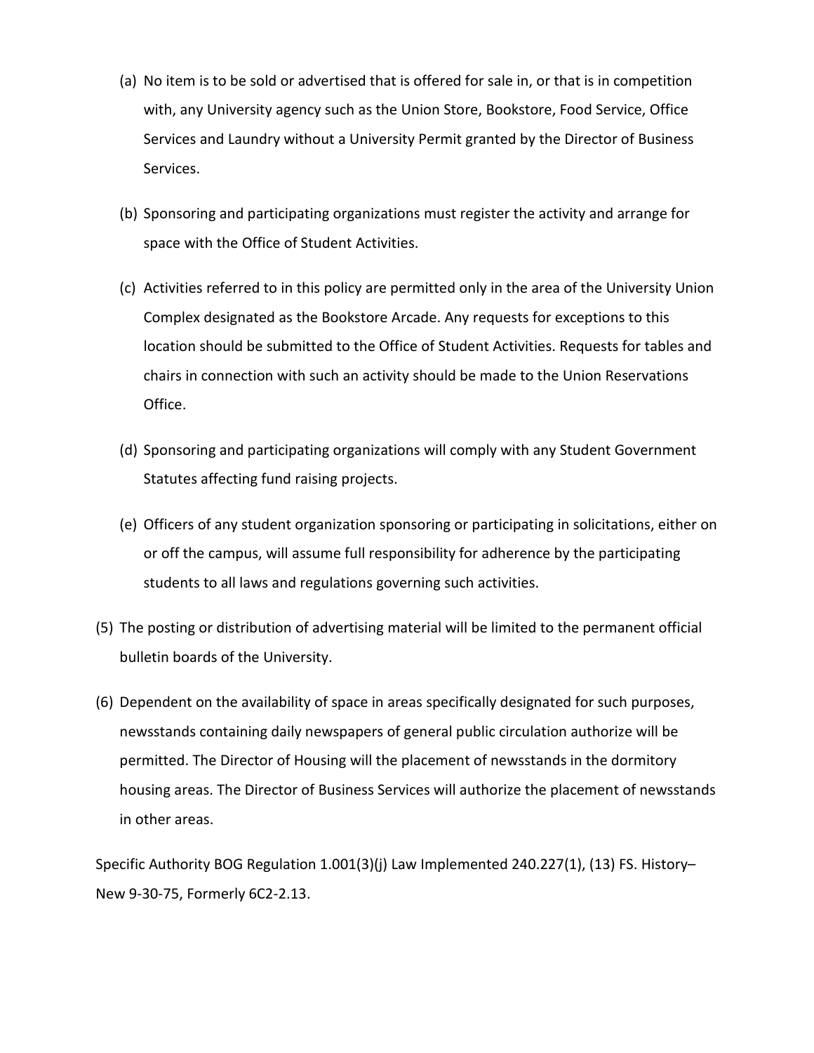(a) No item is to be sold or advertised that is offered for sale in, or that is in competition with, any University agency such as the Union Store, Bookstore, Food Service, Office Services and Laundry without a University Permit granted by the Director of Business Services.

(b) Sponsoring and participating organizations must register the activity and arrange for space with the Office of Student Activities.

(c) Activities referred to in this policy are permitted only in the area of the University Union Complex designated as the Bookstore Arcade. Any requests for exceptions to this location should be submitted to the Office of Student Activities. Requests for tables and chairs in connection with such an activity should be made to the Union Reservations Office.

(d) Sponsoring and participating organizations will comply with any Student Government Statutes affecting fund raising projects.

(e) Officers of any student organization sponsoring or participating in solicitations, either on or off the campus, will assume full responsibility for adherence by the participating students to all laws and regulations governing such activities.

(5) The posting or distribution of advertising material will be limited to the permanent official bulletin boards of the University.

(6) Dependent on the availability of space in areas specifically designated for such purposes, newsstands containing daily newspapers of general public circulation authorize will be permitted. The Director of Housing will the placement of newsstands in the dormitory housing areas. The Director of Business Services will authorize the placement of newsstands in other areas.

Specific Authority BOG Regulation 1.001(3)(j) Law Implemented 240.227(1), (13) FS. History–New 9-30-75, Formerly 6C2-2.13.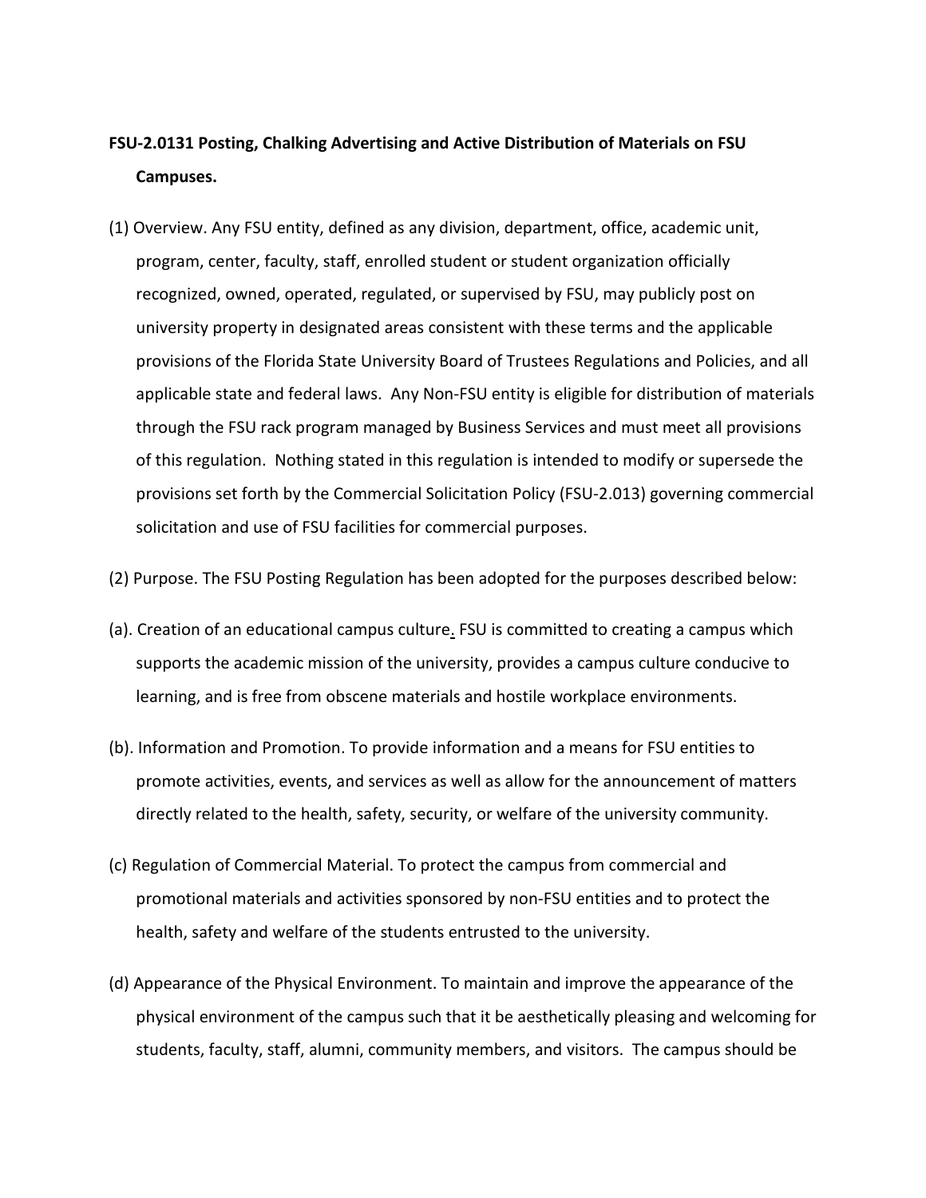**FSU-2.0131 Posting, Chalking Advertising and Active Distribution of Materials on FSU Campuses.**

(1) Overview. Any FSU entity, defined as any division, department, office, academic unit, program, center, faculty, staff, enrolled student or student organization officially recognized, owned, operated, regulated, or supervised by FSU, may publicly post on university property in designated areas consistent with these terms and the applicable provisions of the Florida State University Board of Trustees Regulations and Policies, and all applicable state and federal laws. Any Non-FSU entity is eligible for distribution of materials through the FSU rack program managed by Business Services and must meet all provisions of this regulation. Nothing stated in this regulation is intended to modify or supersede the provisions set forth by the Commercial Solicitation Policy (FSU-2.013) governing commercial solicitation and use of FSU facilities for commercial purposes.

(2) Purpose. The FSU Posting Regulation has been adopted for the purposes described below:

(a). Creation of an educational campus culture. FSU is committed to creating a campus which supports the academic mission of the university, provides a campus culture conducive to learning, and is free from obscene materials and hostile workplace environments.

(b). Information and Promotion. To provide information and a means for FSU entities to promote activities, events, and services as well as allow for the announcement of matters directly related to the health, safety, security, or welfare of the university community.

(c) Regulation of Commercial Material. To protect the campus from commercial and promotional materials and activities sponsored by non-FSU entities and to protect the health, safety and welfare of the students entrusted to the university.

(d) Appearance of the Physical Environment. To maintain and improve the appearance of the physical environment of the campus such that it be aesthetically pleasing and welcoming for students, faculty, staff, alumni, community members, and visitors. The campus should be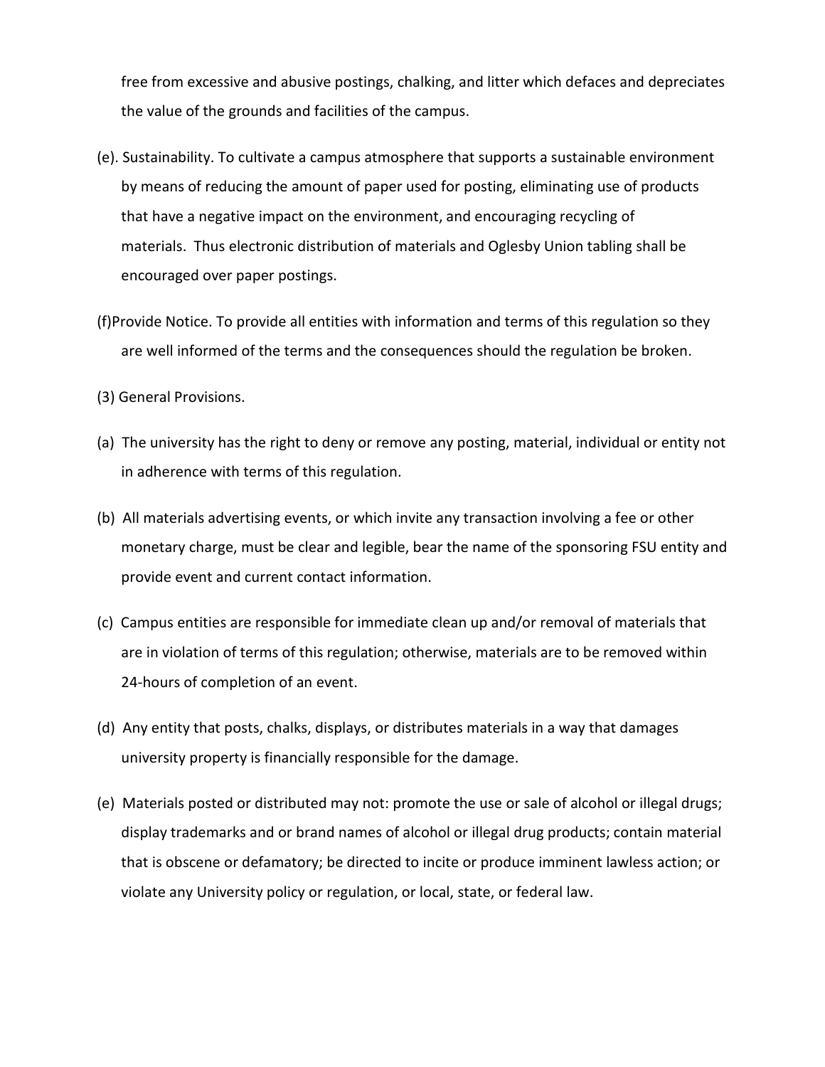free from excessive and abusive postings, chalking, and litter which defaces and depreciates the value of the grounds and facilities of the campus.

(e). Sustainability. To cultivate a campus atmosphere that supports a sustainable environment by means of reducing the amount of paper used for posting, eliminating use of products that have a negative impact on the environment, and encouraging recycling of materials. Thus electronic distribution of materials and Oglesby Union tabling shall be encouraged over paper postings.

(f)Provide Notice. To provide all entities with information and terms of this regulation so they are well informed of the terms and the consequences should the regulation be broken.

(3) General Provisions.

(a) The university has the right to deny or remove any posting, material, individual or entity not in adherence with terms of this regulation.

(b) All materials advertising events, or which invite any transaction involving a fee or other monetary charge, must be clear and legible, bear the name of the sponsoring FSU entity and provide event and current contact information.

(c) Campus entities are responsible for immediate clean up and/or removal of materials that are in violation of terms of this regulation; otherwise, materials are to be removed within 24-hours of completion of an event.

(d) Any entity that posts, chalks, displays, or distributes materials in a way that damages university property is financially responsible for the damage.

(e) Materials posted or distributed may not: promote the use or sale of alcohol or illegal drugs; display trademarks and or brand names of alcohol or illegal drug products; contain material that is obscene or defamatory; be directed to incite or produce imminent lawless action; or violate any University policy or regulation, or local, state, or federal law.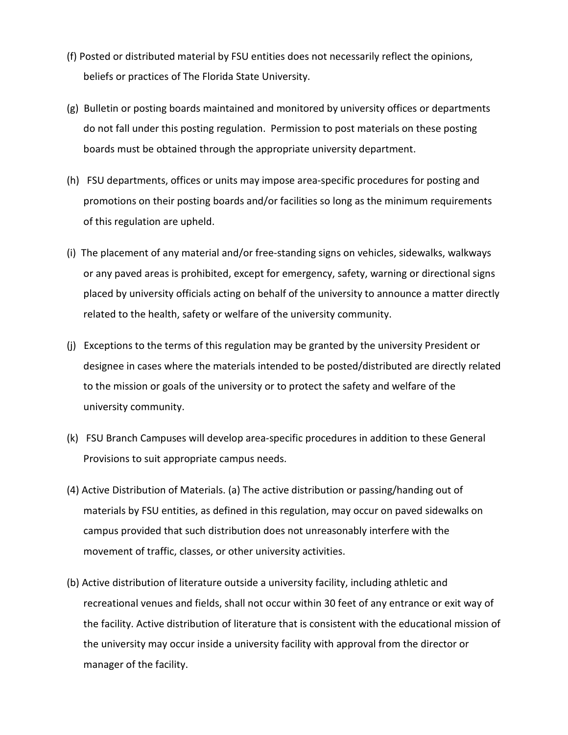(f) Posted or distributed material by FSU entities does not necessarily reflect the opinions, beliefs or practices of The Florida State University.

(g) Bulletin or posting boards maintained and monitored by university offices or departments do not fall under this posting regulation. Permission to post materials on these posting boards must be obtained through the appropriate university department.

(h) FSU departments, offices or units may impose area-specific procedures for posting and promotions on their posting boards and/or facilities so long as the minimum requirements of this regulation are upheld.

(i) The placement of any material and/or free-standing signs on vehicles, sidewalks, walkways or any paved areas is prohibited, except for emergency, safety, warning or directional signs placed by university officials acting on behalf of the university to announce a matter directly related to the health, safety or welfare of the university community.

(j) Exceptions to the terms of this regulation may be granted by the university President or designee in cases where the materials intended to be posted/distributed are directly related to the mission or goals of the university or to protect the safety and welfare of the university community.

(k) FSU Branch Campuses will develop area-specific procedures in addition to these General Provisions to suit appropriate campus needs.

(4) Active Distribution of Materials. (a) The active distribution or passing/handing out of materials by FSU entities, as defined in this regulation, may occur on paved sidewalks on campus provided that such distribution does not unreasonably interfere with the movement of traffic, classes, or other university activities.

(b) Active distribution of literature outside a university facility, including athletic and recreational venues and fields, shall not occur within 30 feet of any entrance or exit way of the facility. Active distribution of literature that is consistent with the educational mission of the university may occur inside a university facility with approval from the director or manager of the facility.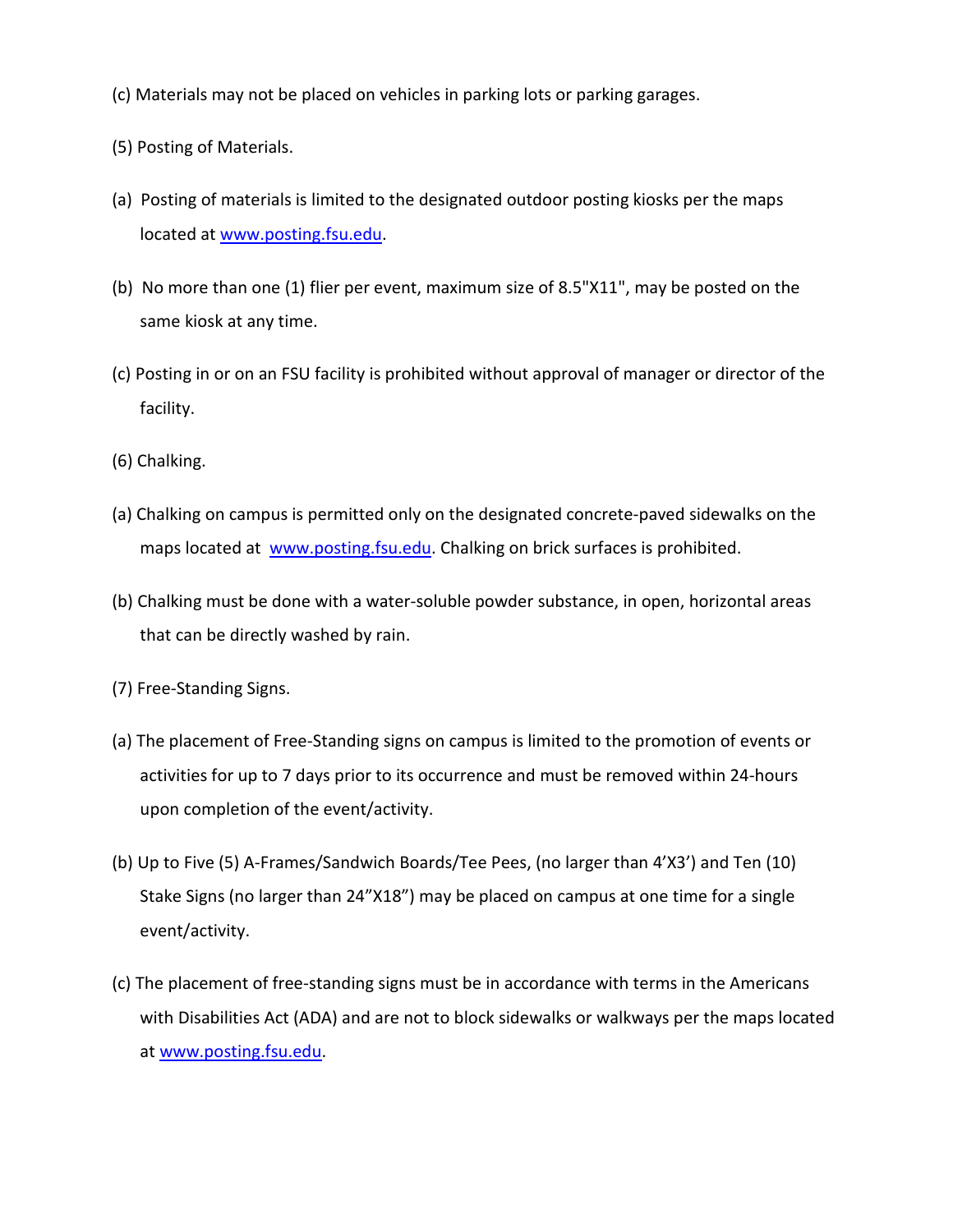(c) Materials may not be placed on vehicles in parking lots or parking garages.

(5) Posting of Materials.

(a) Posting of materials is limited to the designated outdoor posting kiosks per the maps located at www.posting.fsu.edu.

(b) No more than one (1) flier per event, maximum size of 8.5"X11", may be posted on the same kiosk at any time.

(c) Posting in or on an FSU facility is prohibited without approval of manager or director of the facility.

(6) Chalking.

(a) Chalking on campus is permitted only on the designated concrete-paved sidewalks on the maps located at www.posting.fsu.edu. Chalking on brick surfaces is prohibited.

(b) Chalking must be done with a water-soluble powder substance, in open, horizontal areas that can be directly washed by rain.

(7) Free-Standing Signs.

(a) The placement of Free-Standing signs on campus is limited to the promotion of events or activities for up to 7 days prior to its occurrence and must be removed within 24-hours upon completion of the event/activity.

(b) Up to Five (5) A-Frames/Sandwich Boards/Tee Pees, (no larger than 4'X3') and Ten (10) Stake Signs (no larger than 24"X18") may be placed on campus at one time for a single event/activity.

(c) The placement of free-standing signs must be in accordance with terms in the Americans with Disabilities Act (ADA) and are not to block sidewalks or walkways per the maps located at www.posting.fsu.edu.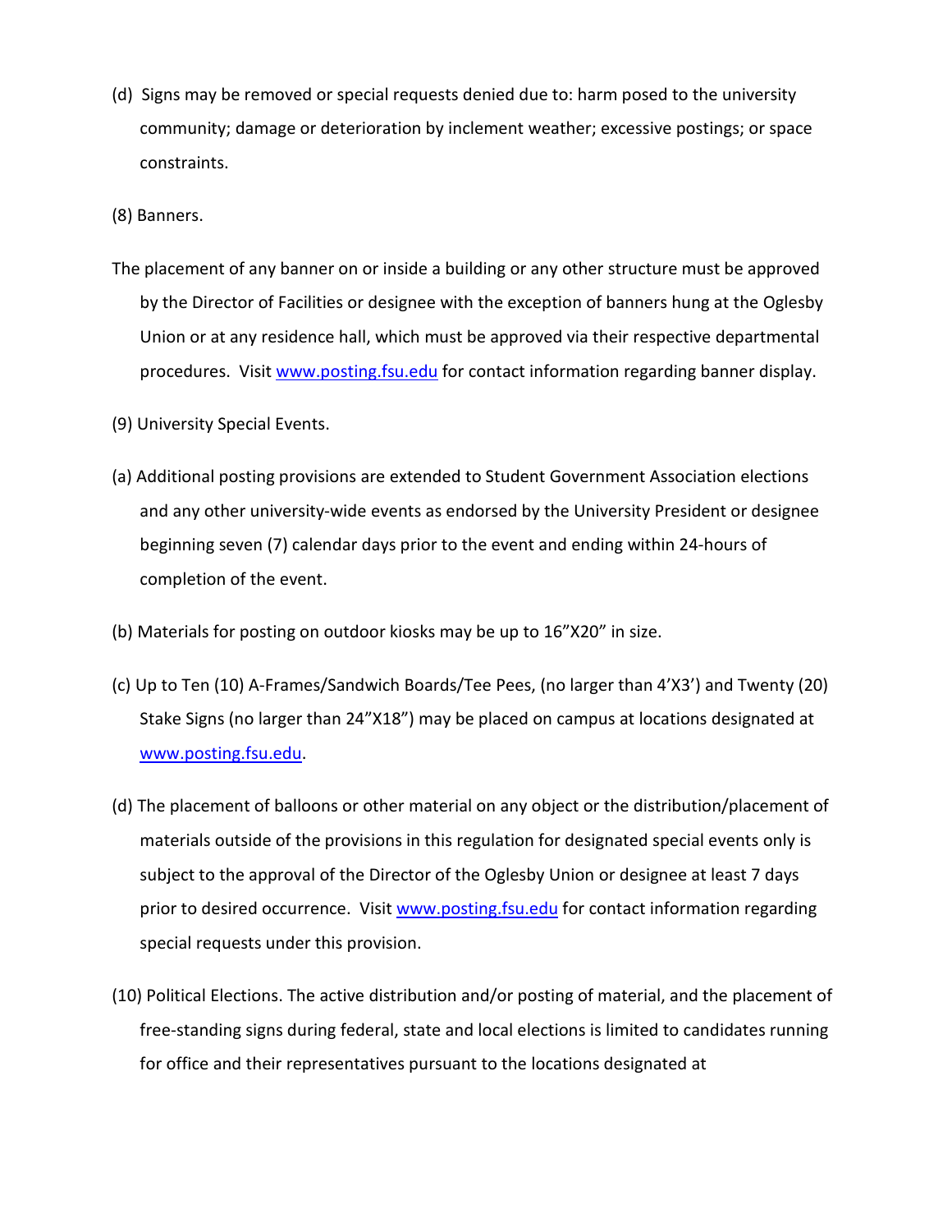(d) Signs may be removed or special requests denied due to: harm posed to the university community; damage or deterioration by inclement weather; excessive postings; or space constraints.

(8) Banners.

The placement of any banner on or inside a building or any other structure must be approved by the Director of Facilities or designee with the exception of banners hung at the Oglesby Union or at any residence hall, which must be approved via their respective departmental procedures. Visit [www.posting.fsu.edu](http://www.posting.fsu.edu) for contact information regarding banner display.

(9) University Special Events.

(a) Additional posting provisions are extended to Student Government Association elections and any other university-wide events as endorsed by the University President or designee beginning seven (7) calendar days prior to the event and ending within 24-hours of completion of the event.

(b) Materials for posting on outdoor kiosks may be up to 16”X20” in size.

(c) Up to Ten (10) A-Frames/Sandwich Boards/Tee Pees, (no larger than 4’X3’) and Twenty (20) Stake Signs (no larger than 24”X18”) may be placed on campus at locations designated at [www.posting.fsu.edu](http://www.posting.fsu.edu).

(d) The placement of balloons or other material on any object or the distribution/placement of materials outside of the provisions in this regulation for designated special events only is subject to the approval of the Director of the Oglesby Union or designee at least 7 days prior to desired occurrence. Visit [www.posting.fsu.edu](http://www.posting.fsu.edu) for contact information regarding special requests under this provision.

(10) Political Elections. The active distribution and/or posting of material, and the placement of free-standing signs during federal, state and local elections is limited to candidates running for office and their representatives pursuant to the locations designated at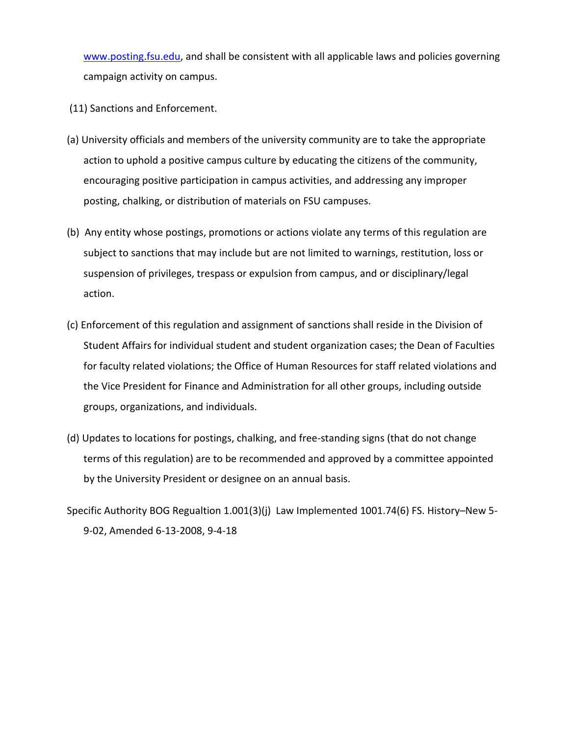www.posting.fsu.edu, and shall be consistent with all applicable laws and policies governing campaign activity on campus.

(11) Sanctions and Enforcement.

(a) University officials and members of the university community are to take the appropriate action to uphold a positive campus culture by educating the citizens of the community, encouraging positive participation in campus activities, and addressing any improper posting, chalking, or distribution of materials on FSU campuses.

(b) Any entity whose postings, promotions or actions violate any terms of this regulation are subject to sanctions that may include but are not limited to warnings, restitution, loss or suspension of privileges, trespass or expulsion from campus, and or disciplinary/legal action.

(c) Enforcement of this regulation and assignment of sanctions shall reside in the Division of Student Affairs for individual student and student organization cases; the Dean of Faculties for faculty related violations; the Office of Human Resources for staff related violations and the Vice President for Finance and Administration for all other groups, including outside groups, organizations, and individuals.

(d) Updates to locations for postings, chalking, and free-standing signs (that do not change terms of this regulation) are to be recommended and approved by a committee appointed by the University President or designee on an annual basis.

Specific Authority BOG Regualtion 1.001(3)(j) Law Implemented 1001.74(6) FS. History–New 5-9-02, Amended 6-13-2008, 9-4-18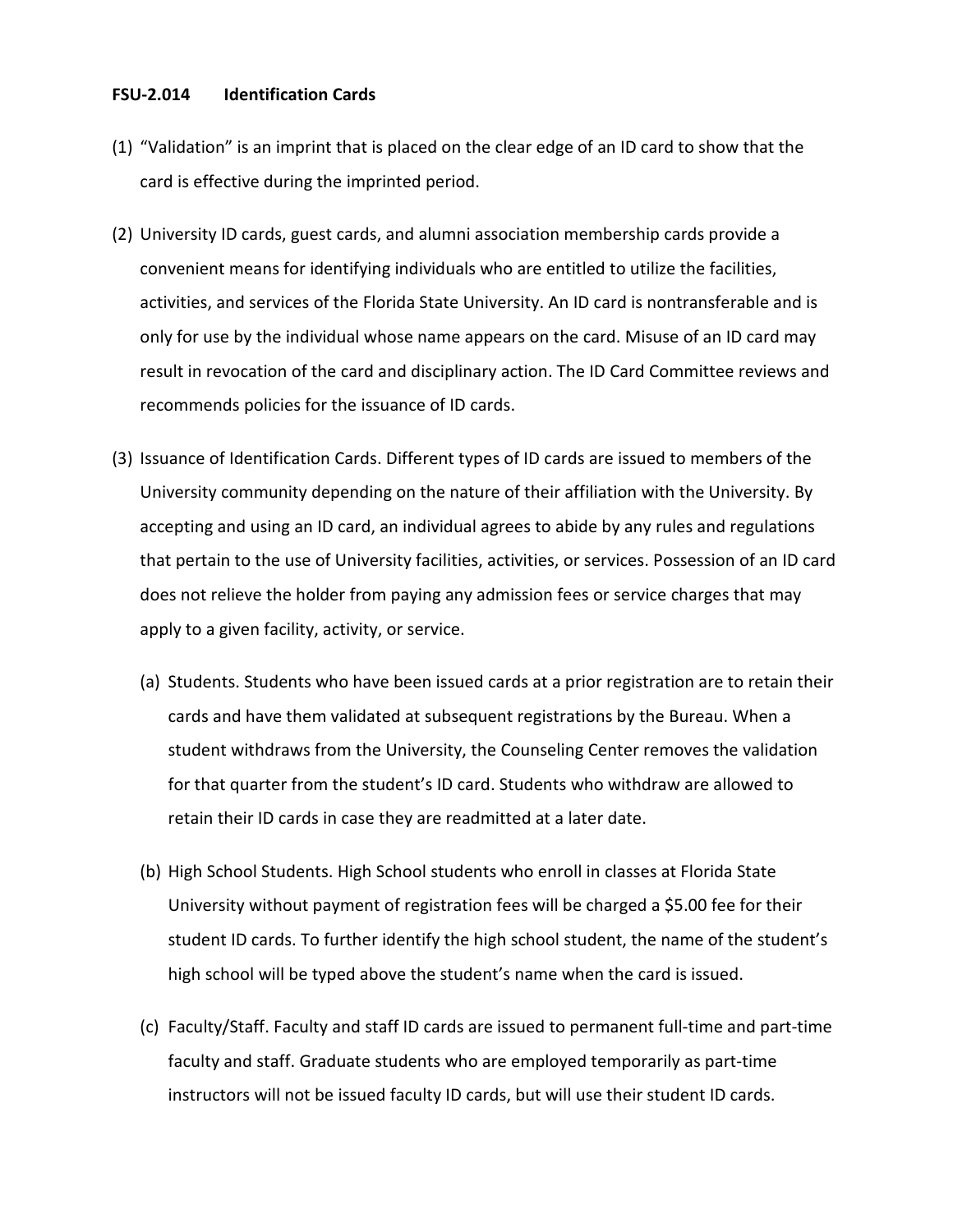**FSU-2.014 Identification Cards**

(1) "Validation" is an imprint that is placed on the clear edge of an ID card to show that the card is effective during the imprinted period.

(2) University ID cards, guest cards, and alumni association membership cards provide a convenient means for identifying individuals who are entitled to utilize the facilities, activities, and services of the Florida State University. An ID card is nontransferable and is only for use by the individual whose name appears on the card. Misuse of an ID card may result in revocation of the card and disciplinary action. The ID Card Committee reviews and recommends policies for the issuance of ID cards.

(3) Issuance of Identification Cards. Different types of ID cards are issued to members of the University community depending on the nature of their affiliation with the University. By accepting and using an ID card, an individual agrees to abide by any rules and regulations that pertain to the use of University facilities, activities, or services. Possession of an ID card does not relieve the holder from paying any admission fees or service charges that may apply to a given facility, activity, or service.

   (a) Students. Students who have been issued cards at a prior registration are to retain their cards and have them validated at subsequent registrations by the Bureau. When a student withdraws from the University, the Counseling Center removes the validation for that quarter from the student's ID card. Students who withdraw are allowed to retain their ID cards in case they are readmitted at a later date.

   (b) High School Students. High School students who enroll in classes at Florida State University without payment of registration fees will be charged a $5.00 fee for their student ID cards. To further identify the high school student, the name of the student's high school will be typed above the student's name when the card is issued.

   (c) Faculty/Staff. Faculty and staff ID cards are issued to permanent full-time and part-time faculty and staff. Graduate students who are employed temporarily as part-time instructors will not be issued faculty ID cards, but will use their student ID cards.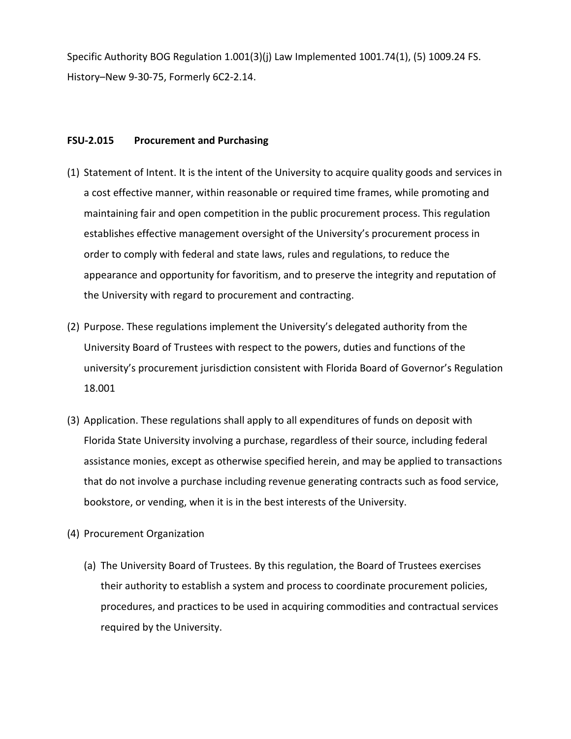Specific Authority BOG Regulation 1.001(3)(j) Law Implemented 1001.74(1), (5) 1009.24 FS. History–New 9-30-75, Formerly 6C2-2.14.

### FSU-2.015 Procurement and Purchasing

(1) Statement of Intent. It is the intent of the University to acquire quality goods and services in a cost effective manner, within reasonable or required time frames, while promoting and maintaining fair and open competition in the public procurement process. This regulation establishes effective management oversight of the University's procurement process in order to comply with federal and state laws, rules and regulations, to reduce the appearance and opportunity for favoritism, and to preserve the integrity and reputation of the University with regard to procurement and contracting.

(2) Purpose. These regulations implement the University's delegated authority from the University Board of Trustees with respect to the powers, duties and functions of the university's procurement jurisdiction consistent with Florida Board of Governor's Regulation 18.001

(3) Application. These regulations shall apply to all expenditures of funds on deposit with Florida State University involving a purchase, regardless of their source, including federal assistance monies, except as otherwise specified herein, and may be applied to transactions that do not involve a purchase including revenue generating contracts such as food service, bookstore, or vending, when it is in the best interests of the University.

(4) Procurement Organization

(a) The University Board of Trustees. By this regulation, the Board of Trustees exercises their authority to establish a system and process to coordinate procurement policies, procedures, and practices to be used in acquiring commodities and contractual services required by the University.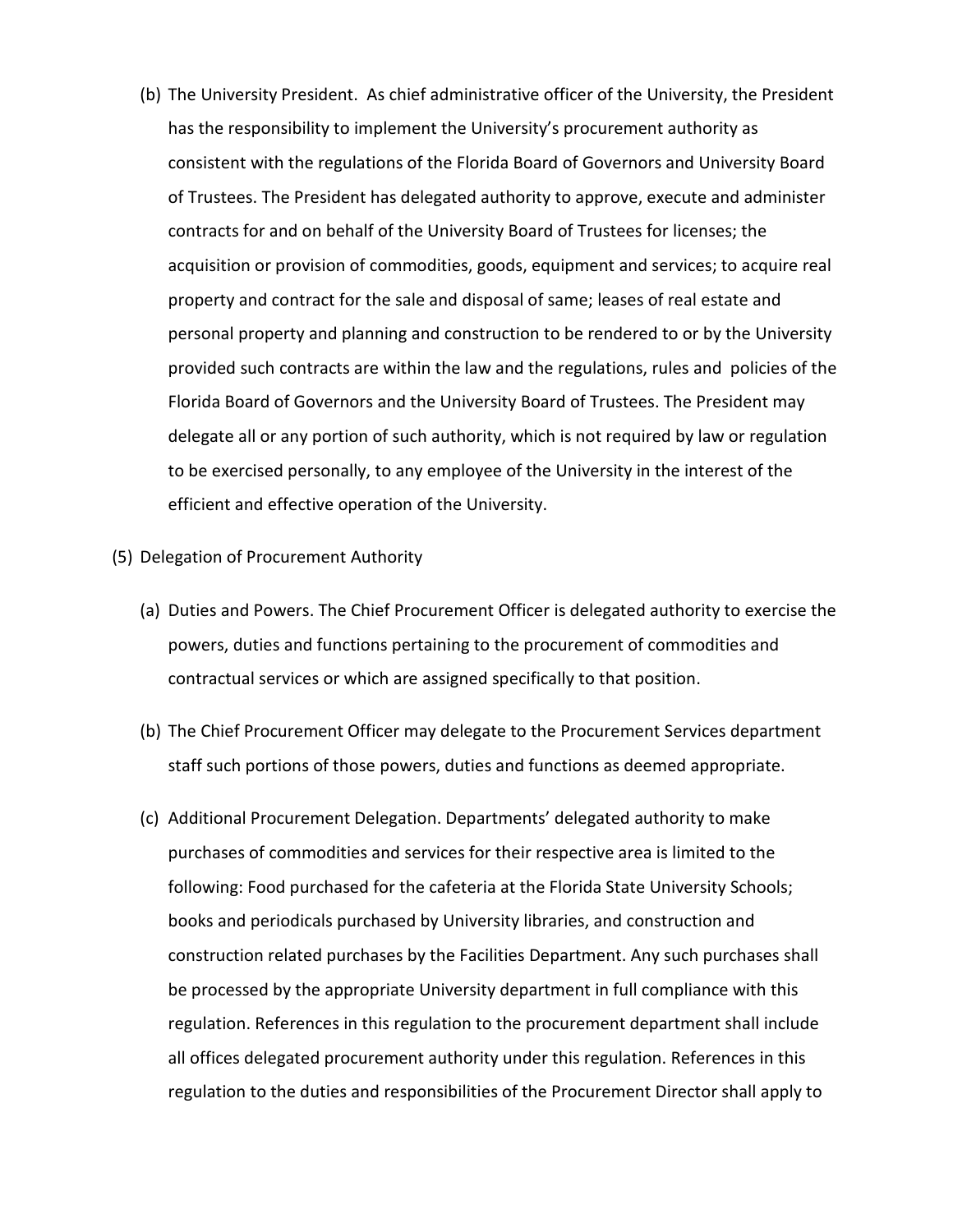(b) The University President. As chief administrative officer of the University, the President has the responsibility to implement the University's procurement authority as consistent with the regulations of the Florida Board of Governors and University Board of Trustees. The President has delegated authority to approve, execute and administer contracts for and on behalf of the University Board of Trustees for licenses; the acquisition or provision of commodities, goods, equipment and services; to acquire real property and contract for the sale and disposal of same; leases of real estate and personal property and planning and construction to be rendered to or by the University provided such contracts are within the law and the regulations, rules and policies of the Florida Board of Governors and the University Board of Trustees. The President may delegate all or any portion of such authority, which is not required by law or regulation to be exercised personally, to any employee of the University in the interest of the efficient and effective operation of the University.

(5) Delegation of Procurement Authority

(a) Duties and Powers. The Chief Procurement Officer is delegated authority to exercise the powers, duties and functions pertaining to the procurement of commodities and contractual services or which are assigned specifically to that position.

(b) The Chief Procurement Officer may delegate to the Procurement Services department staff such portions of those powers, duties and functions as deemed appropriate.

(c) Additional Procurement Delegation. Departments' delegated authority to make purchases of commodities and services for their respective area is limited to the following: Food purchased for the cafeteria at the Florida State University Schools; books and periodicals purchased by University libraries, and construction and construction related purchases by the Facilities Department. Any such purchases shall be processed by the appropriate University department in full compliance with this regulation. References in this regulation to the procurement department shall include all offices delegated procurement authority under this regulation. References in this regulation to the duties and responsibilities of the Procurement Director shall apply to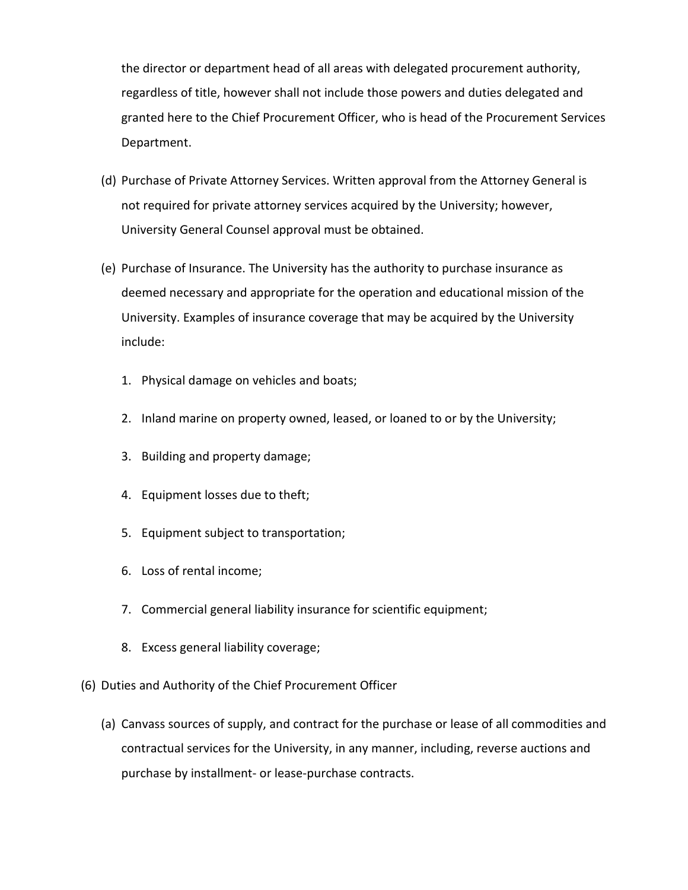the director or department head of all areas with delegated procurement authority, regardless of title, however shall not include those powers and duties delegated and granted here to the Chief Procurement Officer, who is head of the Procurement Services Department.

(d) Purchase of Private Attorney Services. Written approval from the Attorney General is not required for private attorney services acquired by the University; however, University General Counsel approval must be obtained.

(e) Purchase of Insurance. The University has the authority to purchase insurance as deemed necessary and appropriate for the operation and educational mission of the University. Examples of insurance coverage that may be acquired by the University include:

1. Physical damage on vehicles and boats;
2. Inland marine on property owned, leased, or loaned to or by the University;
3. Building and property damage;
4. Equipment losses due to theft;
5. Equipment subject to transportation;
6. Loss of rental income;
7. Commercial general liability insurance for scientific equipment;
8. Excess general liability coverage;

(6) Duties and Authority of the Chief Procurement Officer

(a) Canvass sources of supply, and contract for the purchase or lease of all commodities and contractual services for the University, in any manner, including, reverse auctions and purchase by installment- or lease-purchase contracts.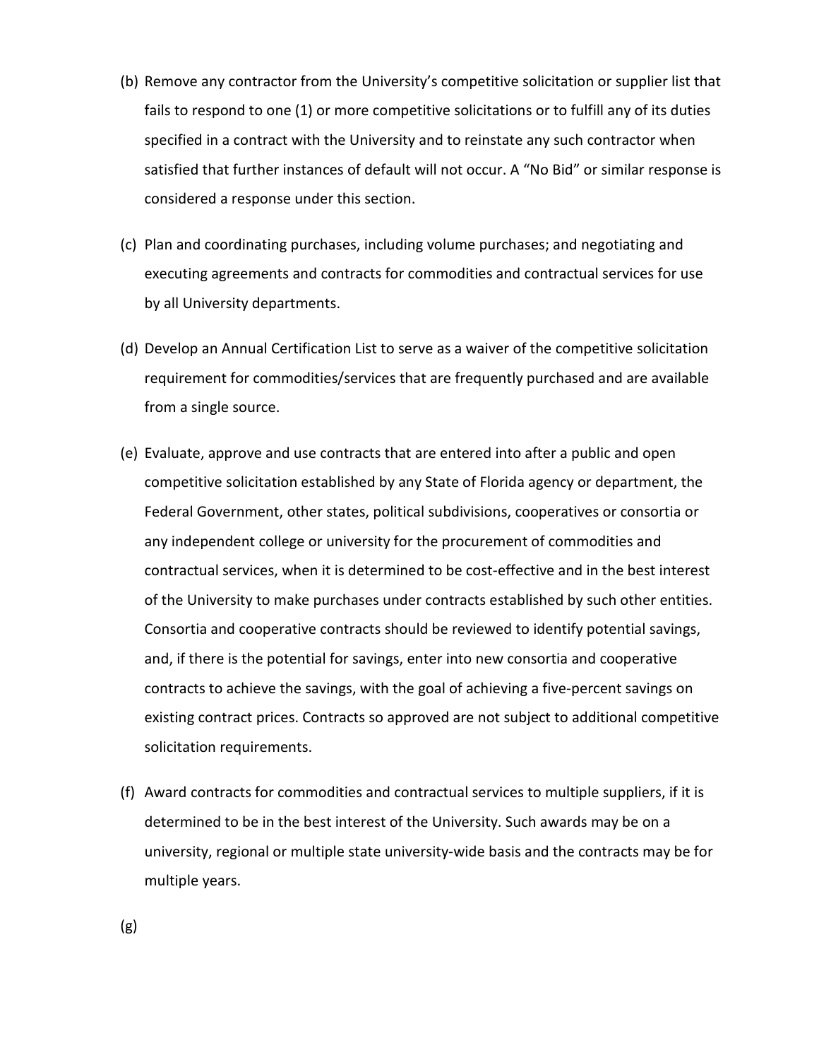(b) Remove any contractor from the University's competitive solicitation or supplier list that fails to respond to one (1) or more competitive solicitations or to fulfill any of its duties specified in a contract with the University and to reinstate any such contractor when satisfied that further instances of default will not occur. A "No Bid" or similar response is considered a response under this section.

(c) Plan and coordinating purchases, including volume purchases; and negotiating and executing agreements and contracts for commodities and contractual services for use by all University departments.

(d) Develop an Annual Certification List to serve as a waiver of the competitive solicitation requirement for commodities/services that are frequently purchased and are available from a single source.

(e) Evaluate, approve and use contracts that are entered into after a public and open competitive solicitation established by any State of Florida agency or department, the Federal Government, other states, political subdivisions, cooperatives or consortia or any independent college or university for the procurement of commodities and contractual services, when it is determined to be cost-effective and in the best interest of the University to make purchases under contracts established by such other entities. Consortia and cooperative contracts should be reviewed to identify potential savings, and, if there is the potential for savings, enter into new consortia and cooperative contracts to achieve the savings, with the goal of achieving a five-percent savings on existing contract prices. Contracts so approved are not subject to additional competitive solicitation requirements.

(f) Award contracts for commodities and contractual services to multiple suppliers, if it is determined to be in the best interest of the University. Such awards may be on a university, regional or multiple state university-wide basis and the contracts may be for multiple years.

(g)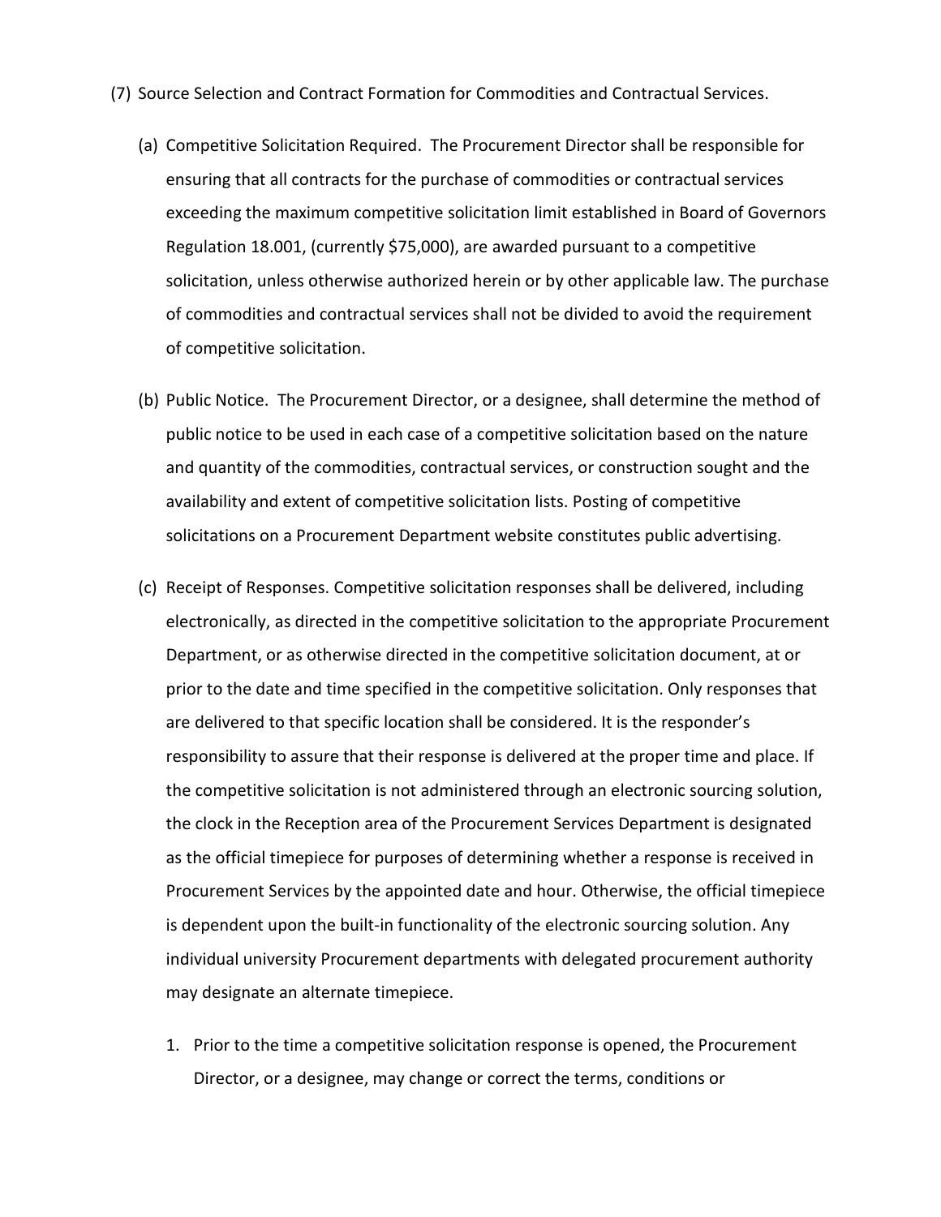(7) Source Selection and Contract Formation for Commodities and Contractual Services.

(a) Competitive Solicitation Required. The Procurement Director shall be responsible for ensuring that all contracts for the purchase of commodities or contractual services exceeding the maximum competitive solicitation limit established in Board of Governors Regulation 18.001, (currently $75,000), are awarded pursuant to a competitive solicitation, unless otherwise authorized herein or by other applicable law. The purchase of commodities and contractual services shall not be divided to avoid the requirement of competitive solicitation.

(b) Public Notice. The Procurement Director, or a designee, shall determine the method of public notice to be used in each case of a competitive solicitation based on the nature and quantity of the commodities, contractual services, or construction sought and the availability and extent of competitive solicitation lists. Posting of competitive solicitations on a Procurement Department website constitutes public advertising.

(c) Receipt of Responses. Competitive solicitation responses shall be delivered, including electronically, as directed in the competitive solicitation to the appropriate Procurement Department, or as otherwise directed in the competitive solicitation document, at or prior to the date and time specified in the competitive solicitation. Only responses that are delivered to that specific location shall be considered. It is the responder's responsibility to assure that their response is delivered at the proper time and place. If the competitive solicitation is not administered through an electronic sourcing solution, the clock in the Reception area of the Procurement Services Department is designated as the official timepiece for purposes of determining whether a response is received in Procurement Services by the appointed date and hour. Otherwise, the official timepiece is dependent upon the built-in functionality of the electronic sourcing solution. Any individual university Procurement departments with delegated procurement authority may designate an alternate timepiece.

1. Prior to the time a competitive solicitation response is opened, the Procurement Director, or a designee, may change or correct the terms, conditions or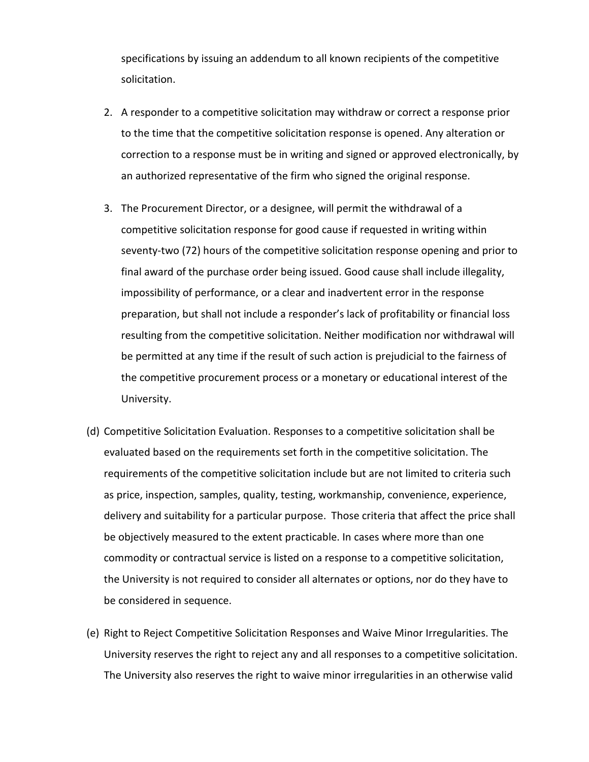specifications by issuing an addendum to all known recipients of the competitive solicitation.

2. A responder to a competitive solicitation may withdraw or correct a response prior to the time that the competitive solicitation response is opened. Any alteration or correction to a response must be in writing and signed or approved electronically, by an authorized representative of the firm who signed the original response.

3. The Procurement Director, or a designee, will permit the withdrawal of a competitive solicitation response for good cause if requested in writing within seventy-two (72) hours of the competitive solicitation response opening and prior to final award of the purchase order being issued. Good cause shall include illegality, impossibility of performance, or a clear and inadvertent error in the response preparation, but shall not include a responder's lack of profitability or financial loss resulting from the competitive solicitation. Neither modification nor withdrawal will be permitted at any time if the result of such action is prejudicial to the fairness of the competitive procurement process or a monetary or educational interest of the University.

(d) Competitive Solicitation Evaluation. Responses to a competitive solicitation shall be evaluated based on the requirements set forth in the competitive solicitation. The requirements of the competitive solicitation include but are not limited to criteria such as price, inspection, samples, quality, testing, workmanship, convenience, experience, delivery and suitability for a particular purpose. Those criteria that affect the price shall be objectively measured to the extent practicable. In cases where more than one commodity or contractual service is listed on a response to a competitive solicitation, the University is not required to consider all alternates or options, nor do they have to be considered in sequence.

(e) Right to Reject Competitive Solicitation Responses and Waive Minor Irregularities. The University reserves the right to reject any and all responses to a competitive solicitation. The University also reserves the right to waive minor irregularities in an otherwise valid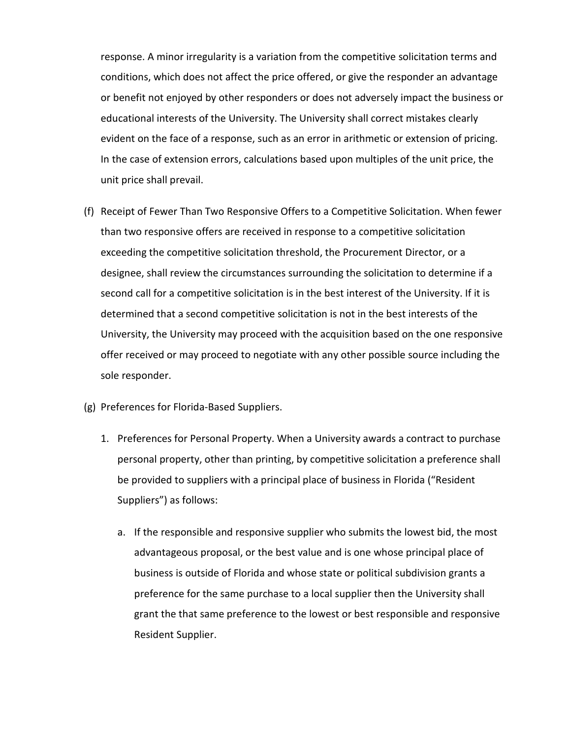response. A minor irregularity is a variation from the competitive solicitation terms and conditions, which does not affect the price offered, or give the responder an advantage or benefit not enjoyed by other responders or does not adversely impact the business or educational interests of the University. The University shall correct mistakes clearly evident on the face of a response, such as an error in arithmetic or extension of pricing. In the case of extension errors, calculations based upon multiples of the unit price, the unit price shall prevail.

(f) Receipt of Fewer Than Two Responsive Offers to a Competitive Solicitation. When fewer than two responsive offers are received in response to a competitive solicitation exceeding the competitive solicitation threshold, the Procurement Director, or a designee, shall review the circumstances surrounding the solicitation to determine if a second call for a competitive solicitation is in the best interest of the University. If it is determined that a second competitive solicitation is not in the best interests of the University, the University may proceed with the acquisition based on the one responsive offer received or may proceed to negotiate with any other possible source including the sole responder.

(g) Preferences for Florida-Based Suppliers.

1. Preferences for Personal Property. When a University awards a contract to purchase personal property, other than printing, by competitive solicitation a preference shall be provided to suppliers with a principal place of business in Florida ("Resident Suppliers") as follows:

    a. If the responsible and responsive supplier who submits the lowest bid, the most advantageous proposal, or the best value and is one whose principal place of business is outside of Florida and whose state or political subdivision grants a preference for the same purchase to a local supplier then the University shall grant the that same preference to the lowest or best responsible and responsive Resident Supplier.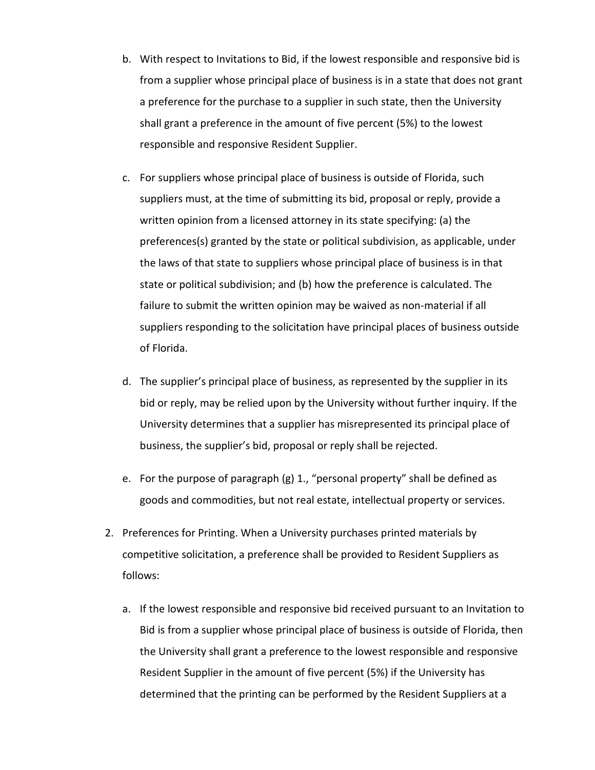b. With respect to Invitations to Bid, if the lowest responsible and responsive bid is from a supplier whose principal place of business is in a state that does not grant a preference for the purchase to a supplier in such state, then the University shall grant a preference in the amount of five percent (5%) to the lowest responsible and responsive Resident Supplier.

c. For suppliers whose principal place of business is outside of Florida, such suppliers must, at the time of submitting its bid, proposal or reply, provide a written opinion from a licensed attorney in its state specifying: (a) the preferences(s) granted by the state or political subdivision, as applicable, under the laws of that state to suppliers whose principal place of business is in that state or political subdivision; and (b) how the preference is calculated. The failure to submit the written opinion may be waived as non-material if all suppliers responding to the solicitation have principal places of business outside of Florida.

d. The supplier's principal place of business, as represented by the supplier in its bid or reply, may be relied upon by the University without further inquiry. If the University determines that a supplier has misrepresented its principal place of business, the supplier's bid, proposal or reply shall be rejected.

e. For the purpose of paragraph (g) 1., "personal property" shall be defined as goods and commodities, but not real estate, intellectual property or services.

2. Preferences for Printing. When a University purchases printed materials by competitive solicitation, a preference shall be provided to Resident Suppliers as follows:

   a. If the lowest responsible and responsive bid received pursuant to an Invitation to Bid is from a supplier whose principal place of business is outside of Florida, then the University shall grant a preference to the lowest responsible and responsive Resident Supplier in the amount of five percent (5%) if the University has determined that the printing can be performed by the Resident Suppliers at a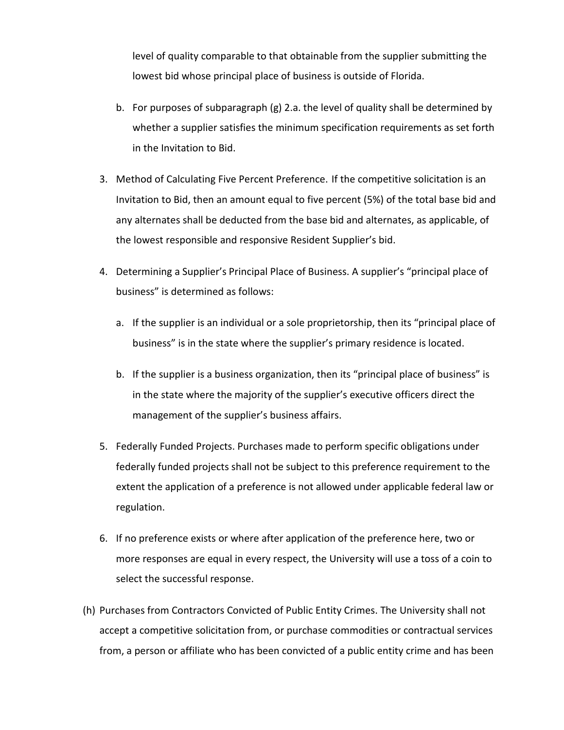level of quality comparable to that obtainable from the supplier submitting the lowest bid whose principal place of business is outside of Florida.

   b. For purposes of subparagraph (g) 2.a. the level of quality shall be determined by whether a supplier satisfies the minimum specification requirements as set forth in the Invitation to Bid.

3. Method of Calculating Five Percent Preference. If the competitive solicitation is an Invitation to Bid, then an amount equal to five percent (5%) of the total base bid and any alternates shall be deducted from the base bid and alternates, as applicable, of the lowest responsible and responsive Resident Supplier's bid.

4. Determining a Supplier's Principal Place of Business. A supplier's "principal place of business" is determined as follows:

   a. If the supplier is an individual or a sole proprietorship, then its "principal place of business" is in the state where the supplier's primary residence is located.

   b. If the supplier is a business organization, then its "principal place of business" is in the state where the majority of the supplier's executive officers direct the management of the supplier's business affairs.

5. Federally Funded Projects. Purchases made to perform specific obligations under federally funded projects shall not be subject to this preference requirement to the extent the application of a preference is not allowed under applicable federal law or regulation.

6. If no preference exists or where after application of the preference here, two or more responses are equal in every respect, the University will use a toss of a coin to select the successful response.

(h) Purchases from Contractors Convicted of Public Entity Crimes. The University shall not accept a competitive solicitation from, or purchase commodities or contractual services from, a person or affiliate who has been convicted of a public entity crime and has been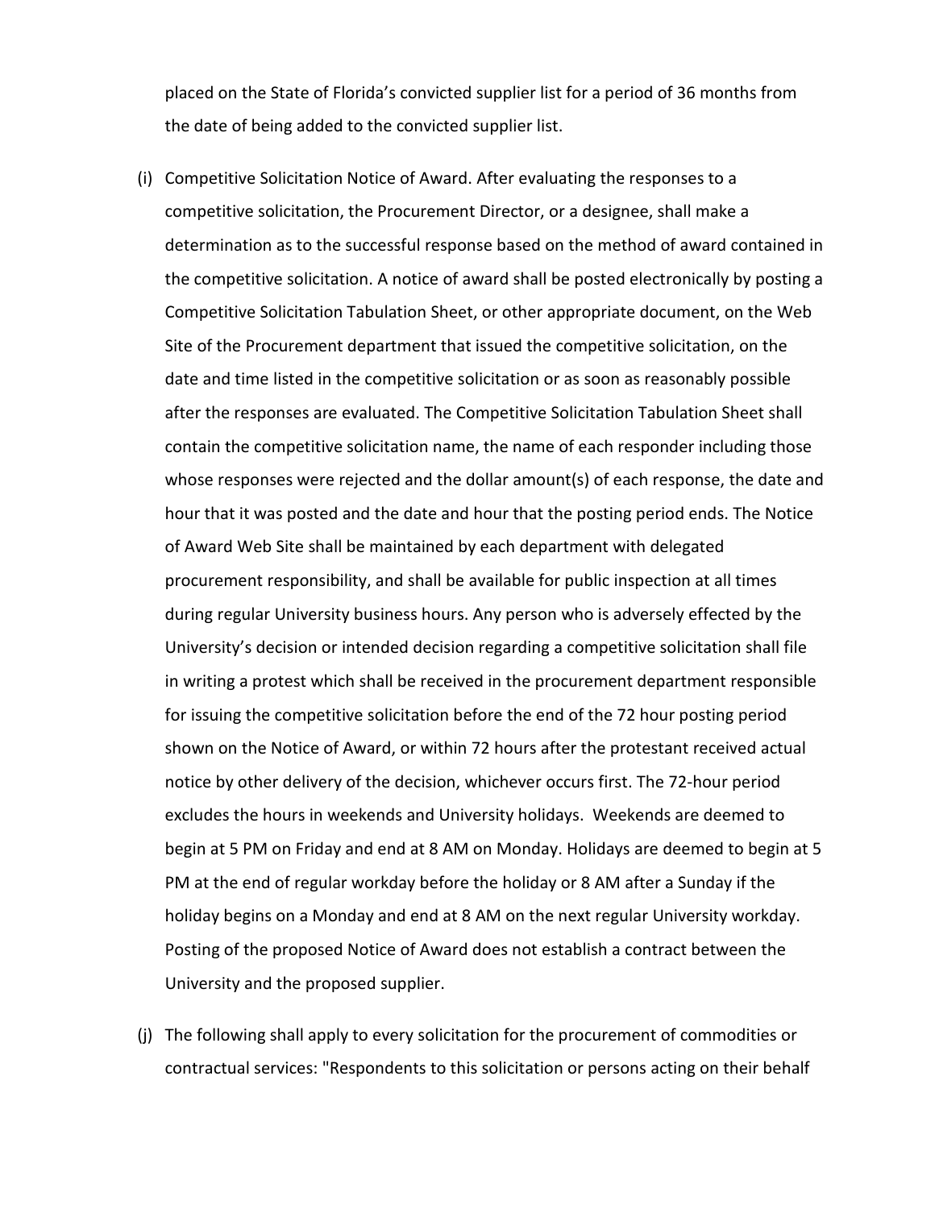placed on the State of Florida's convicted supplier list for a period of 36 months from the date of being added to the convicted supplier list.

(i) Competitive Solicitation Notice of Award. After evaluating the responses to a competitive solicitation, the Procurement Director, or a designee, shall make a determination as to the successful response based on the method of award contained in the competitive solicitation. A notice of award shall be posted electronically by posting a Competitive Solicitation Tabulation Sheet, or other appropriate document, on the Web Site of the Procurement department that issued the competitive solicitation, on the date and time listed in the competitive solicitation or as soon as reasonably possible after the responses are evaluated. The Competitive Solicitation Tabulation Sheet shall contain the competitive solicitation name, the name of each responder including those whose responses were rejected and the dollar amount(s) of each response, the date and hour that it was posted and the date and hour that the posting period ends. The Notice of Award Web Site shall be maintained by each department with delegated procurement responsibility, and shall be available for public inspection at all times during regular University business hours. Any person who is adversely effected by the University's decision or intended decision regarding a competitive solicitation shall file in writing a protest which shall be received in the procurement department responsible for issuing the competitive solicitation before the end of the 72 hour posting period shown on the Notice of Award, or within 72 hours after the protestant received actual notice by other delivery of the decision, whichever occurs first. The 72-hour period excludes the hours in weekends and University holidays. Weekends are deemed to begin at 5 PM on Friday and end at 8 AM on Monday. Holidays are deemed to begin at 5 PM at the end of regular workday before the holiday or 8 AM after a Sunday if the holiday begins on a Monday and end at 8 AM on the next regular University workday. Posting of the proposed Notice of Award does not establish a contract between the University and the proposed supplier.

(j) The following shall apply to every solicitation for the procurement of commodities or contractual services: "Respondents to this solicitation or persons acting on their behalf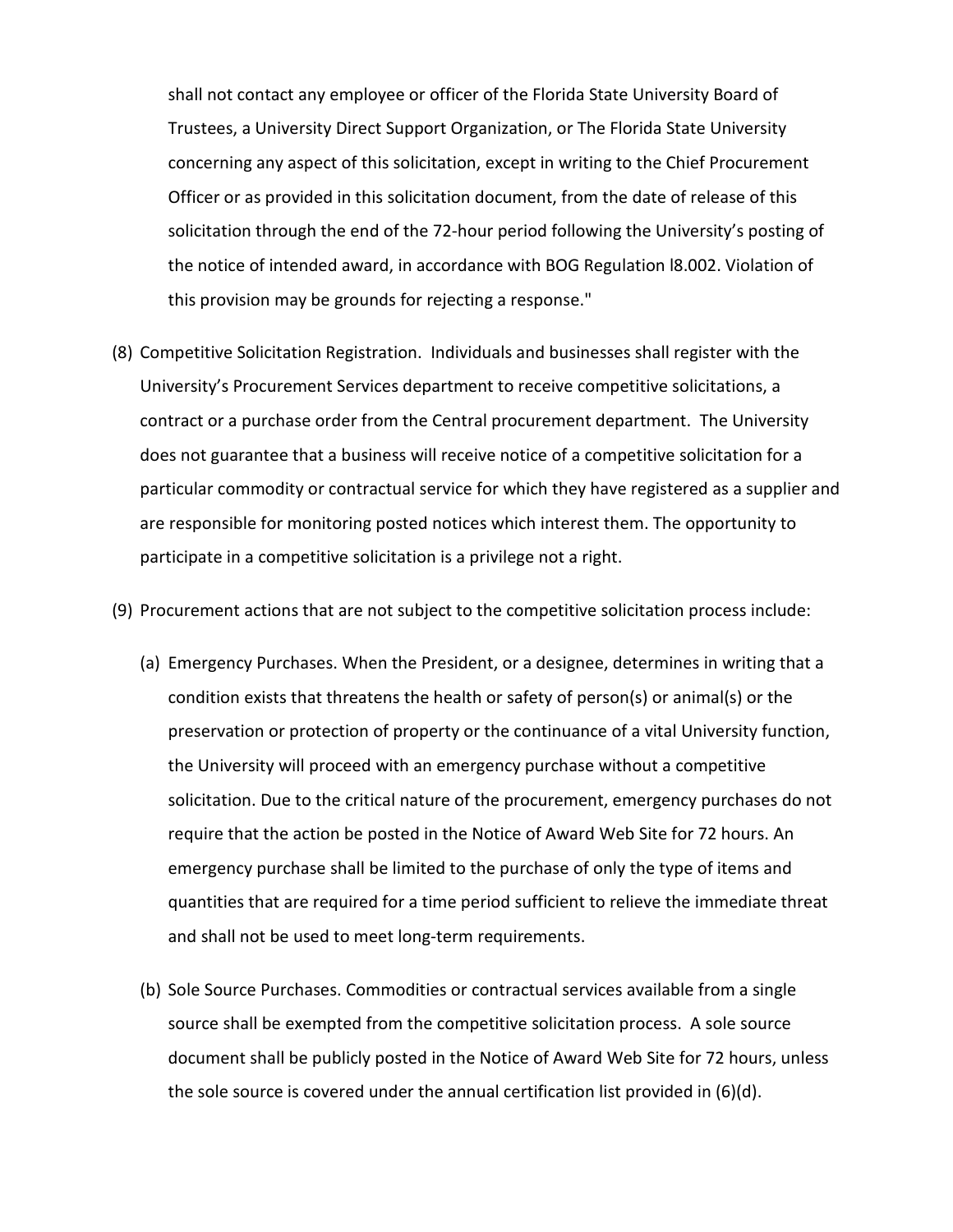shall not contact any employee or officer of the Florida State University Board of Trustees, a University Direct Support Organization, or The Florida State University concerning any aspect of this solicitation, except in writing to the Chief Procurement Officer or as provided in this solicitation document, from the date of release of this solicitation through the end of the 72-hour period following the University's posting of the notice of intended award, in accordance with BOG Regulation l8.002. Violation of this provision may be grounds for rejecting a response."

(8) Competitive Solicitation Registration. Individuals and businesses shall register with the University's Procurement Services department to receive competitive solicitations, a contract or a purchase order from the Central procurement department. The University does not guarantee that a business will receive notice of a competitive solicitation for a particular commodity or contractual service for which they have registered as a supplier and are responsible for monitoring posted notices which interest them. The opportunity to participate in a competitive solicitation is a privilege not a right.

(9) Procurement actions that are not subject to the competitive solicitation process include:

(a) Emergency Purchases. When the President, or a designee, determines in writing that a condition exists that threatens the health or safety of person(s) or animal(s) or the preservation or protection of property or the continuance of a vital University function, the University will proceed with an emergency purchase without a competitive solicitation. Due to the critical nature of the procurement, emergency purchases do not require that the action be posted in the Notice of Award Web Site for 72 hours. An emergency purchase shall be limited to the purchase of only the type of items and quantities that are required for a time period sufficient to relieve the immediate threat and shall not be used to meet long-term requirements.

(b) Sole Source Purchases. Commodities or contractual services available from a single source shall be exempted from the competitive solicitation process. A sole source document shall be publicly posted in the Notice of Award Web Site for 72 hours, unless the sole source is covered under the annual certification list provided in (6)(d).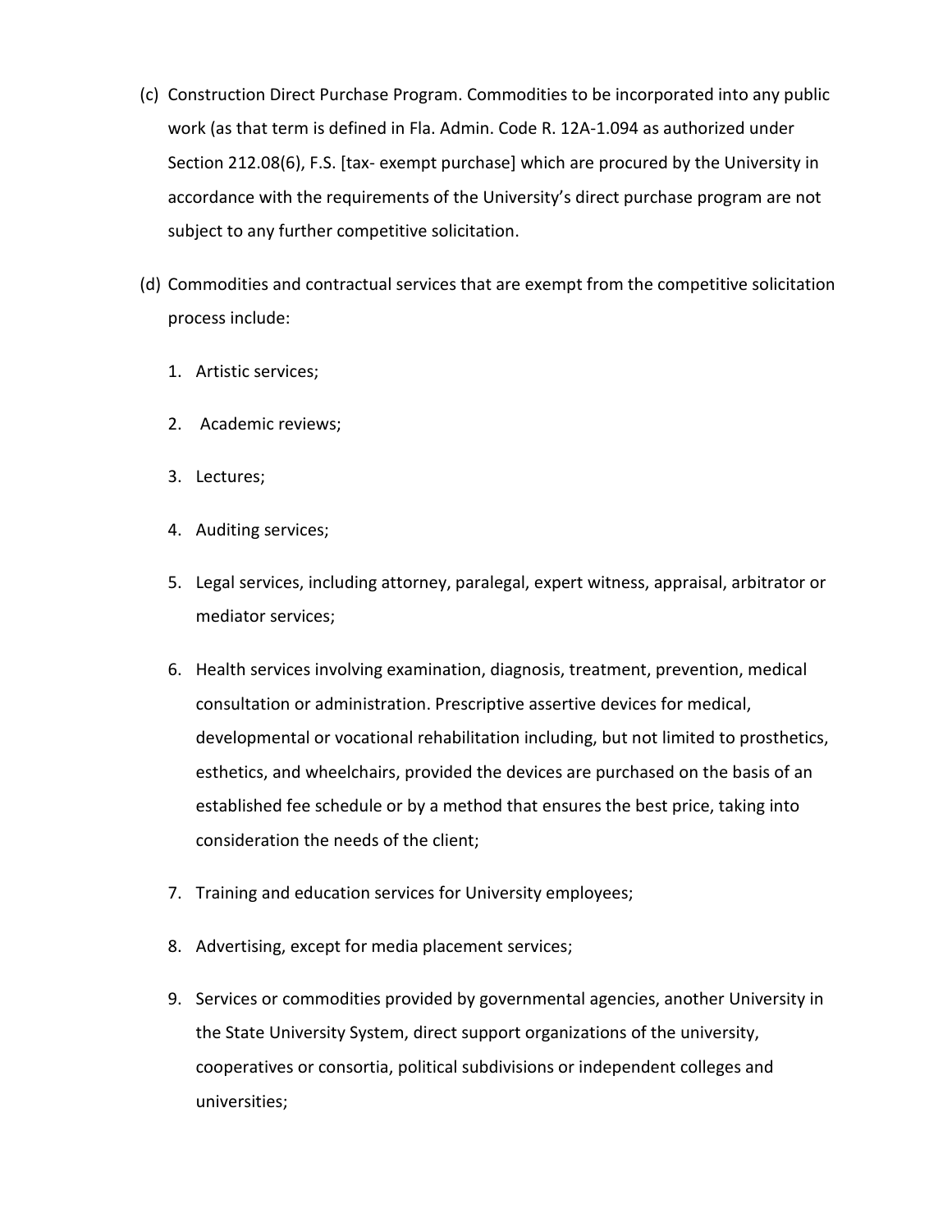(c) Construction Direct Purchase Program. Commodities to be incorporated into any public work (as that term is defined in Fla. Admin. Code R. 12A-1.094 as authorized under Section 212.08(6), F.S. [tax- exempt purchase] which are procured by the University in accordance with the requirements of the University's direct purchase program are not subject to any further competitive solicitation.

(d) Commodities and contractual services that are exempt from the competitive solicitation process include:

1. Artistic services;
2. Academic reviews;
3. Lectures;
4. Auditing services;
5. Legal services, including attorney, paralegal, expert witness, appraisal, arbitrator or mediator services;
6. Health services involving examination, diagnosis, treatment, prevention, medical consultation or administration. Prescriptive assertive devices for medical, developmental or vocational rehabilitation including, but not limited to prosthetics, esthetics, and wheelchairs, provided the devices are purchased on the basis of an established fee schedule or by a method that ensures the best price, taking into consideration the needs of the client;
7. Training and education services for University employees;
8. Advertising, except for media placement services;
9. Services or commodities provided by governmental agencies, another University in the State University System, direct support organizations of the university, cooperatives or consortia, political subdivisions or independent colleges and universities;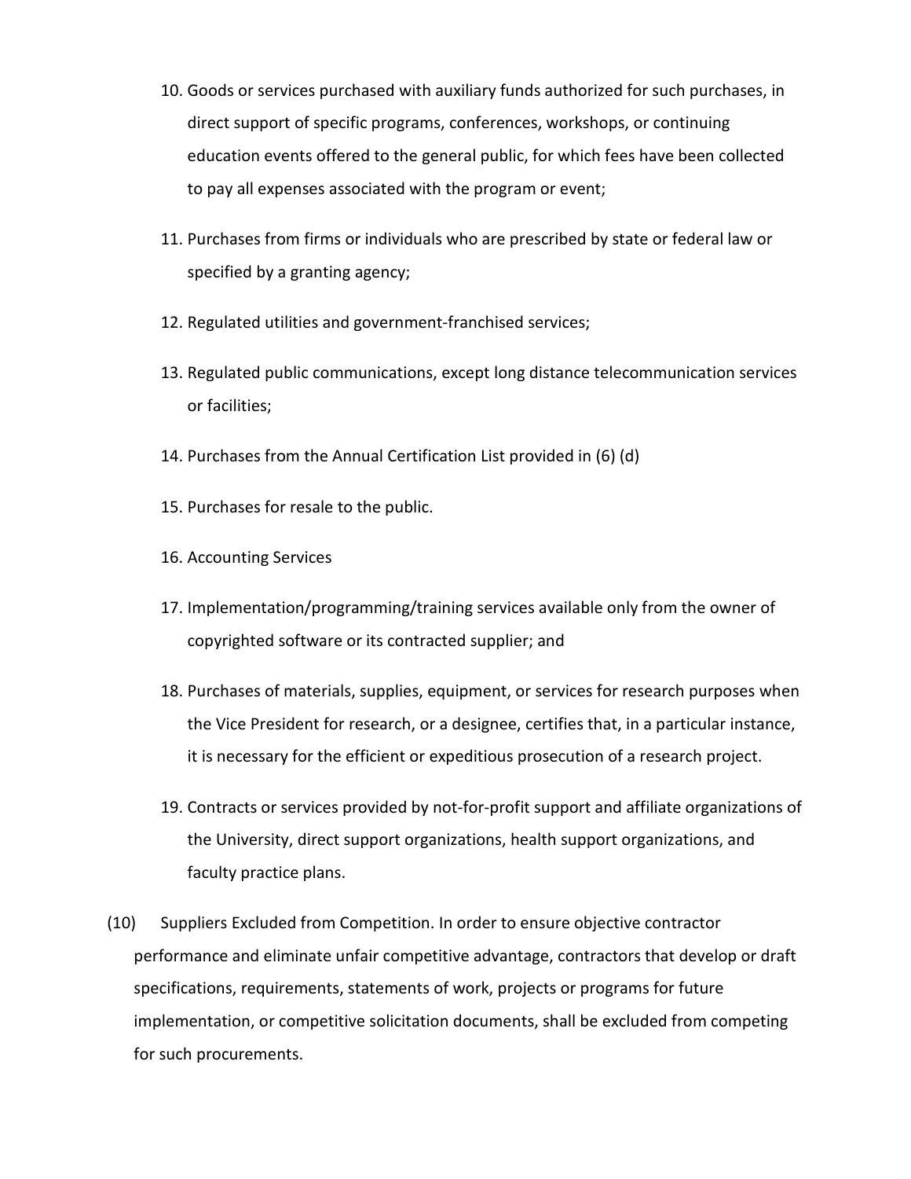10. Goods or services purchased with auxiliary funds authorized for such purchases, in direct support of specific programs, conferences, workshops, or continuing education events offered to the general public, for which fees have been collected to pay all expenses associated with the program or event;

11. Purchases from firms or individuals who are prescribed by state or federal law or specified by a granting agency;

12. Regulated utilities and government-franchised services;

13. Regulated public communications, except long distance telecommunication services or facilities;

14. Purchases from the Annual Certification List provided in (6) (d)

15. Purchases for resale to the public.

16. Accounting Services

17. Implementation/programming/training services available only from the owner of copyrighted software or its contracted supplier; and

18. Purchases of materials, supplies, equipment, or services for research purposes when the Vice President for research, or a designee, certifies that, in a particular instance, it is necessary for the efficient or expeditious prosecution of a research project.

19. Contracts or services provided by not-for-profit support and affiliate organizations of the University, direct support organizations, health support organizations, and faculty practice plans.

(10) Suppliers Excluded from Competition. In order to ensure objective contractor performance and eliminate unfair competitive advantage, contractors that develop or draft specifications, requirements, statements of work, projects or programs for future implementation, or competitive solicitation documents, shall be excluded from competing for such procurements.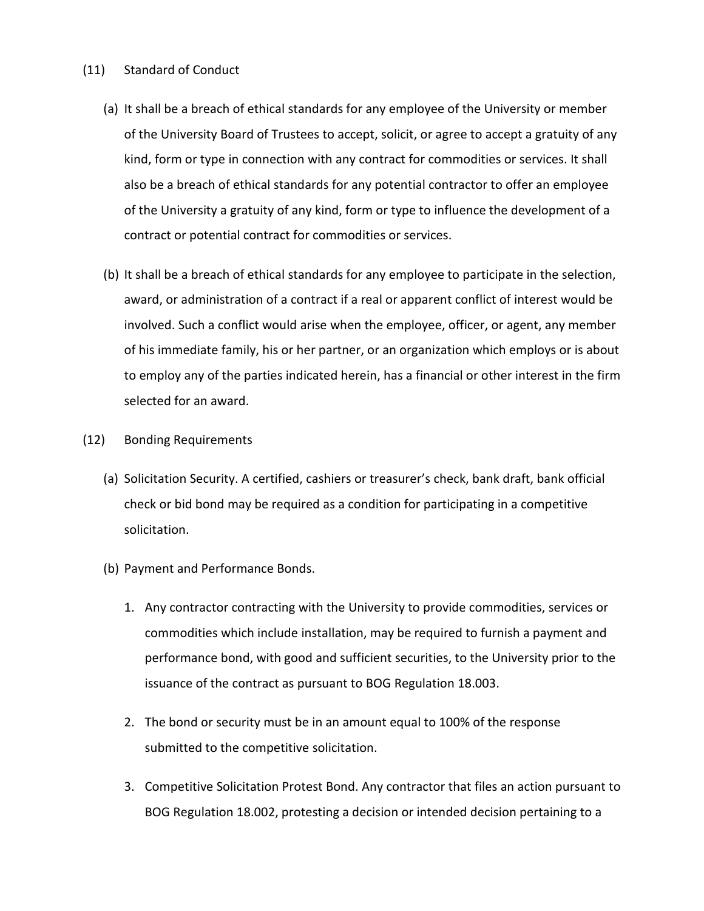(11) Standard of Conduct

(a) It shall be a breach of ethical standards for any employee of the University or member of the University Board of Trustees to accept, solicit, or agree to accept a gratuity of any kind, form or type in connection with any contract for commodities or services. It shall also be a breach of ethical standards for any potential contractor to offer an employee of the University a gratuity of any kind, form or type to influence the development of a contract or potential contract for commodities or services.

(b) It shall be a breach of ethical standards for any employee to participate in the selection, award, or administration of a contract if a real or apparent conflict of interest would be involved. Such a conflict would arise when the employee, officer, or agent, any member of his immediate family, his or her partner, or an organization which employs or is about to employ any of the parties indicated herein, has a financial or other interest in the firm selected for an award.

(12) Bonding Requirements

(a) Solicitation Security. A certified, cashiers or treasurer's check, bank draft, bank official check or bid bond may be required as a condition for participating in a competitive solicitation.

(b) Payment and Performance Bonds.

1. Any contractor contracting with the University to provide commodities, services or commodities which include installation, may be required to furnish a payment and performance bond, with good and sufficient securities, to the University prior to the issuance of the contract as pursuant to BOG Regulation 18.003.

2. The bond or security must be in an amount equal to 100% of the response submitted to the competitive solicitation.

3. Competitive Solicitation Protest Bond. Any contractor that files an action pursuant to BOG Regulation 18.002, protesting a decision or intended decision pertaining to a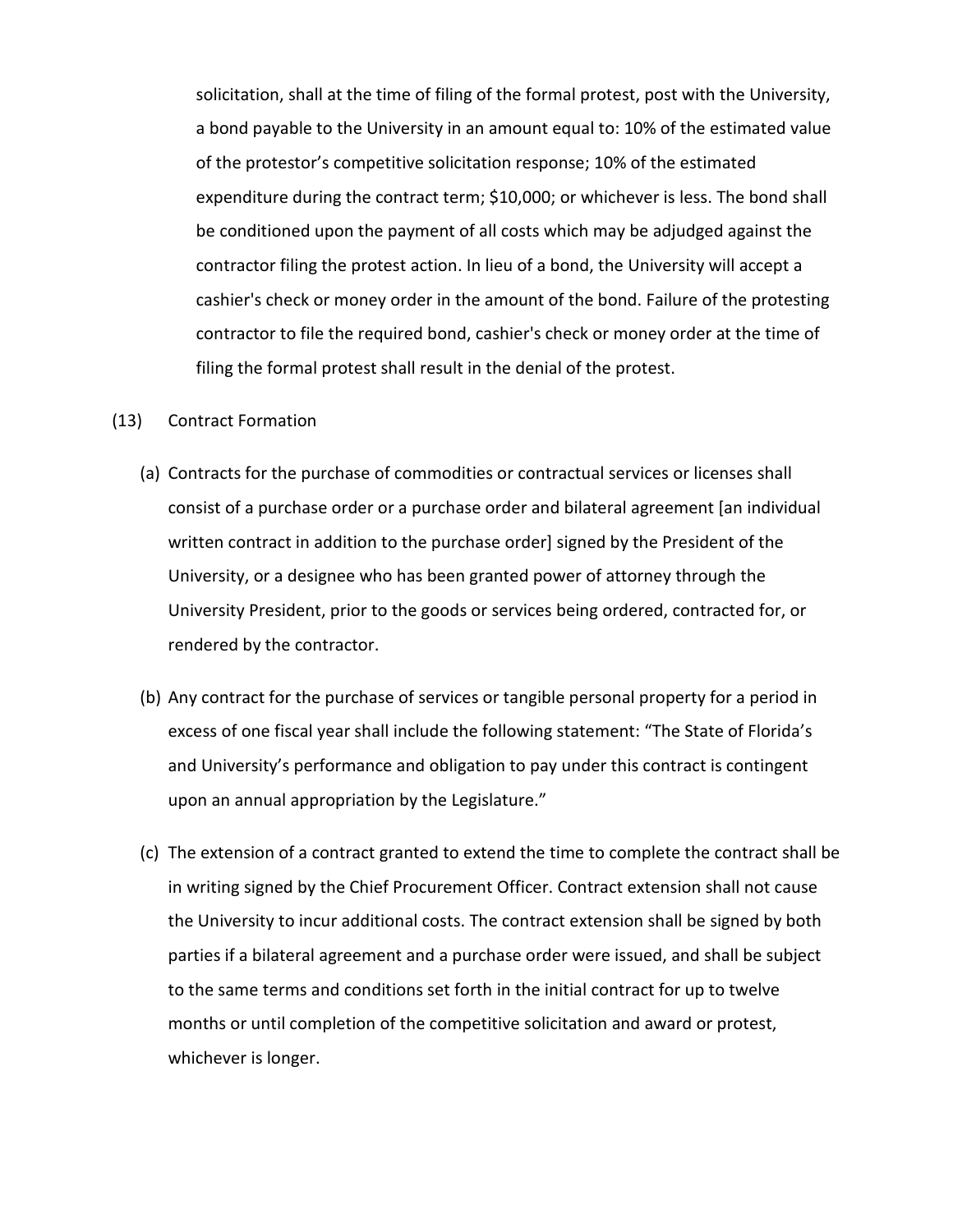solicitation, shall at the time of filing of the formal protest, post with the University, a bond payable to the University in an amount equal to: 10% of the estimated value of the protestor's competitive solicitation response; 10% of the estimated expenditure during the contract term; $10,000; or whichever is less. The bond shall be conditioned upon the payment of all costs which may be adjudged against the contractor filing the protest action. In lieu of a bond, the University will accept a cashier's check or money order in the amount of the bond. Failure of the protesting contractor to file the required bond, cashier's check or money order at the time of filing the formal protest shall result in the denial of the protest.

(13) Contract Formation

(a) Contracts for the purchase of commodities or contractual services or licenses shall consist of a purchase order or a purchase order and bilateral agreement [an individual written contract in addition to the purchase order] signed by the President of the University, or a designee who has been granted power of attorney through the University President, prior to the goods or services being ordered, contracted for, or rendered by the contractor.

(b) Any contract for the purchase of services or tangible personal property for a period in excess of one fiscal year shall include the following statement: "The State of Florida's and University's performance and obligation to pay under this contract is contingent upon an annual appropriation by the Legislature."

(c) The extension of a contract granted to extend the time to complete the contract shall be in writing signed by the Chief Procurement Officer. Contract extension shall not cause the University to incur additional costs. The contract extension shall be signed by both parties if a bilateral agreement and a purchase order were issued, and shall be subject to the same terms and conditions set forth in the initial contract for up to twelve months or until completion of the competitive solicitation and award or protest, whichever is longer.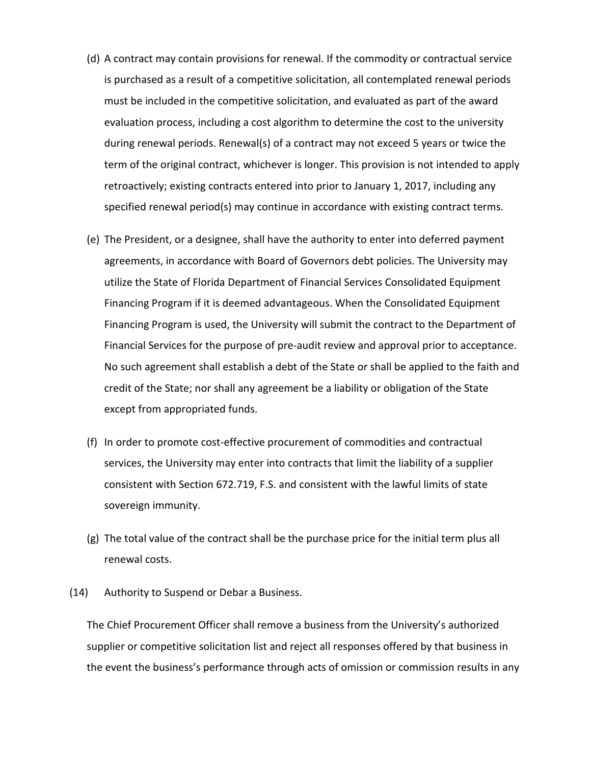(d) A contract may contain provisions for renewal. If the commodity or contractual service is purchased as a result of a competitive solicitation, all contemplated renewal periods must be included in the competitive solicitation, and evaluated as part of the award evaluation process, including a cost algorithm to determine the cost to the university during renewal periods. Renewal(s) of a contract may not exceed 5 years or twice the term of the original contract, whichever is longer. This provision is not intended to apply retroactively; existing contracts entered into prior to January 1, 2017, including any specified renewal period(s) may continue in accordance with existing contract terms.

(e) The President, or a designee, shall have the authority to enter into deferred payment agreements, in accordance with Board of Governors debt policies. The University may utilize the State of Florida Department of Financial Services Consolidated Equipment Financing Program if it is deemed advantageous. When the Consolidated Equipment Financing Program is used, the University will submit the contract to the Department of Financial Services for the purpose of pre-audit review and approval prior to acceptance. No such agreement shall establish a debt of the State or shall be applied to the faith and credit of the State; nor shall any agreement be a liability or obligation of the State except from appropriated funds.

(f) In order to promote cost-effective procurement of commodities and contractual services, the University may enter into contracts that limit the liability of a supplier consistent with Section 672.719, F.S. and consistent with the lawful limits of state sovereign immunity.

(g) The total value of the contract shall be the purchase price for the initial term plus all renewal costs.

(14) Authority to Suspend or Debar a Business.

The Chief Procurement Officer shall remove a business from the University's authorized supplier or competitive solicitation list and reject all responses offered by that business in the event the business's performance through acts of omission or commission results in any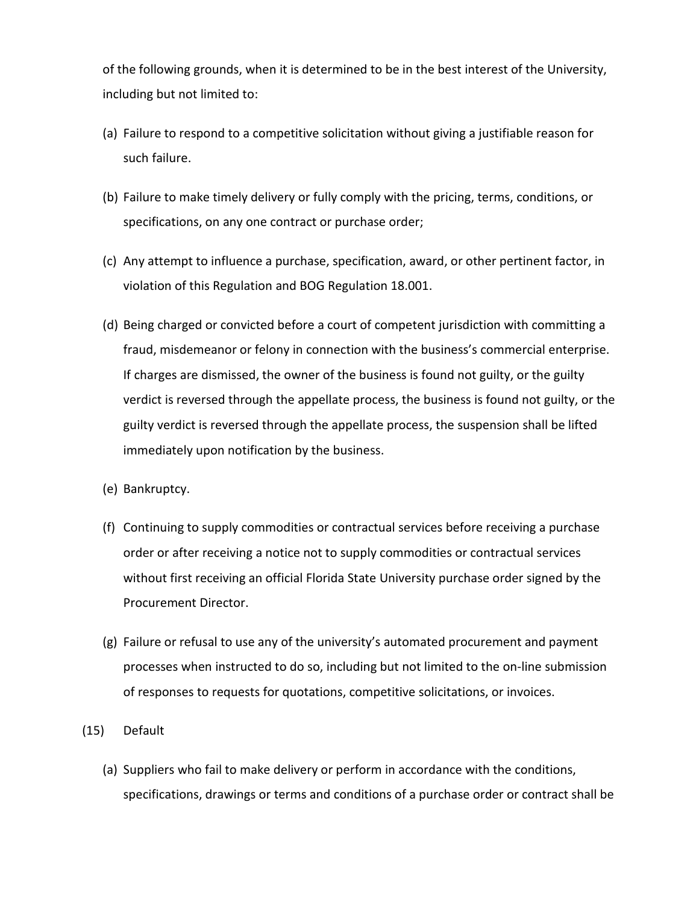of the following grounds, when it is determined to be in the best interest of the University, including but not limited to:

(a) Failure to respond to a competitive solicitation without giving a justifiable reason for such failure.

(b) Failure to make timely delivery or fully comply with the pricing, terms, conditions, or specifications, on any one contract or purchase order;

(c) Any attempt to influence a purchase, specification, award, or other pertinent factor, in violation of this Regulation and BOG Regulation 18.001.

(d) Being charged or convicted before a court of competent jurisdiction with committing a fraud, misdemeanor or felony in connection with the business's commercial enterprise. If charges are dismissed, the owner of the business is found not guilty, or the guilty verdict is reversed through the appellate process, the business is found not guilty, or the guilty verdict is reversed through the appellate process, the suspension shall be lifted immediately upon notification by the business.

(e) Bankruptcy.

(f) Continuing to supply commodities or contractual services before receiving a purchase order or after receiving a notice not to supply commodities or contractual services without first receiving an official Florida State University purchase order signed by the Procurement Director.

(g) Failure or refusal to use any of the university's automated procurement and payment processes when instructed to do so, including but not limited to the on-line submission of responses to requests for quotations, competitive solicitations, or invoices.

(15) Default

(a) Suppliers who fail to make delivery or perform in accordance with the conditions, specifications, drawings or terms and conditions of a purchase order or contract shall be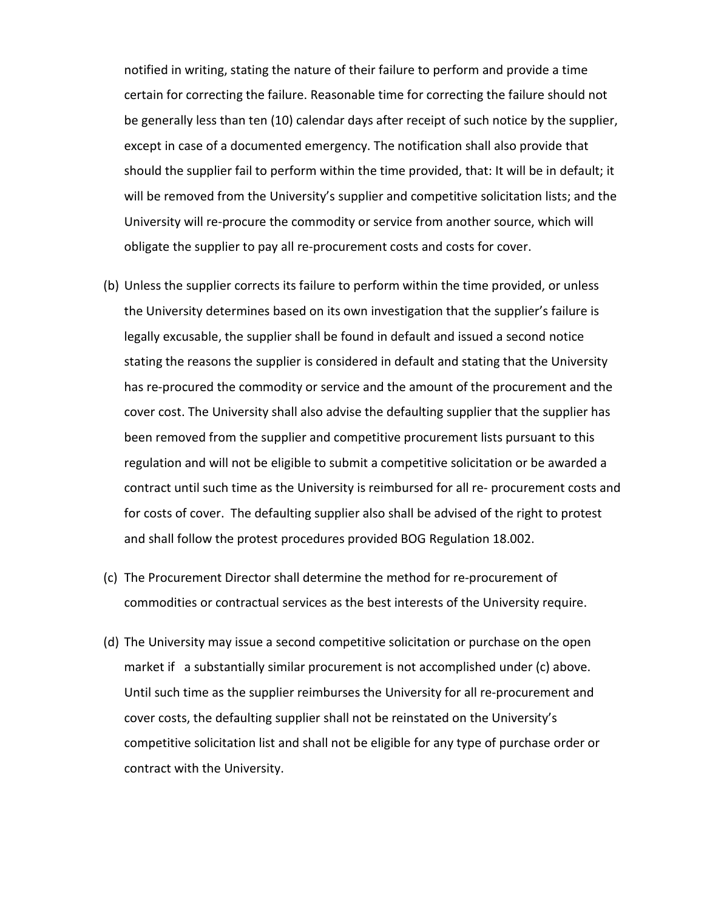notified in writing, stating the nature of their failure to perform and provide a time certain for correcting the failure. Reasonable time for correcting the failure should not be generally less than ten (10) calendar days after receipt of such notice by the supplier, except in case of a documented emergency. The notification shall also provide that should the supplier fail to perform within the time provided, that: It will be in default; it will be removed from the University's supplier and competitive solicitation lists; and the University will re-procure the commodity or service from another source, which will obligate the supplier to pay all re-procurement costs and costs for cover.

(b) Unless the supplier corrects its failure to perform within the time provided, or unless the University determines based on its own investigation that the supplier's failure is legally excusable, the supplier shall be found in default and issued a second notice stating the reasons the supplier is considered in default and stating that the University has re-procured the commodity or service and the amount of the procurement and the cover cost. The University shall also advise the defaulting supplier that the supplier has been removed from the supplier and competitive procurement lists pursuant to this regulation and will not be eligible to submit a competitive solicitation or be awarded a contract until such time as the University is reimbursed for all re- procurement costs and for costs of cover. The defaulting supplier also shall be advised of the right to protest and shall follow the protest procedures provided BOG Regulation 18.002.

(c) The Procurement Director shall determine the method for re-procurement of commodities or contractual services as the best interests of the University require.

(d) The University may issue a second competitive solicitation or purchase on the open market if a substantially similar procurement is not accomplished under (c) above. Until such time as the supplier reimburses the University for all re-procurement and cover costs, the defaulting supplier shall not be reinstated on the University's competitive solicitation list and shall not be eligible for any type of purchase order or contract with the University.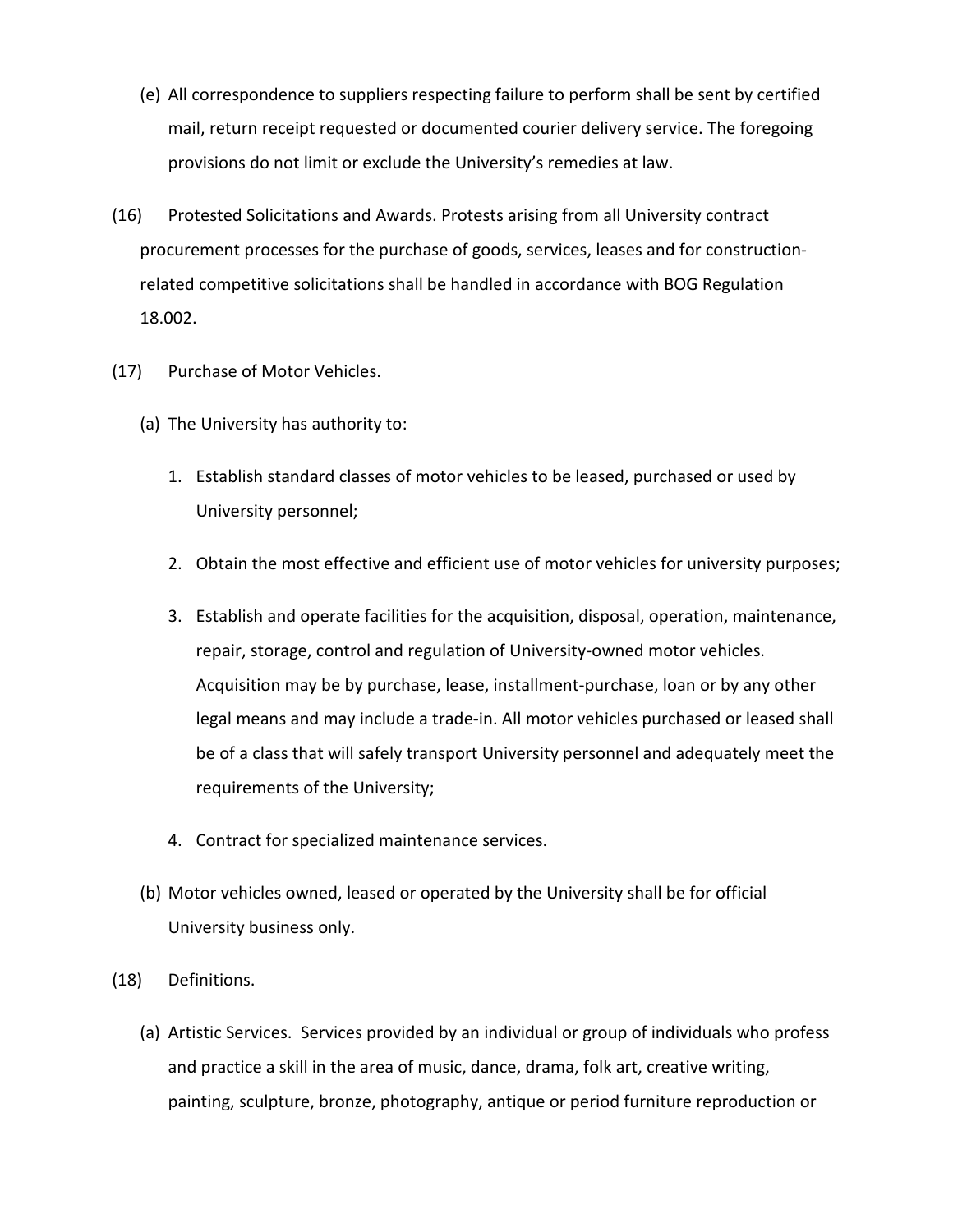(e) All correspondence to suppliers respecting failure to perform shall be sent by certified mail, return receipt requested or documented courier delivery service. The foregoing provisions do not limit or exclude the University's remedies at law.

(16) Protested Solicitations and Awards. Protests arising from all University contract procurement processes for the purchase of goods, services, leases and for construction-related competitive solicitations shall be handled in accordance with BOG Regulation 18.002.

(17) Purchase of Motor Vehicles.

(a) The University has authority to:

1. Establish standard classes of motor vehicles to be leased, purchased or used by University personnel;

2. Obtain the most effective and efficient use of motor vehicles for university purposes;

3. Establish and operate facilities for the acquisition, disposal, operation, maintenance, repair, storage, control and regulation of University-owned motor vehicles. Acquisition may be by purchase, lease, installment-purchase, loan or by any other legal means and may include a trade-in. All motor vehicles purchased or leased shall be of a class that will safely transport University personnel and adequately meet the requirements of the University;

4. Contract for specialized maintenance services.

(b) Motor vehicles owned, leased or operated by the University shall be for official University business only.

(18) Definitions.

(a) Artistic Services. Services provided by an individual or group of individuals who profess and practice a skill in the area of music, dance, drama, folk art, creative writing, painting, sculpture, bronze, photography, antique or period furniture reproduction or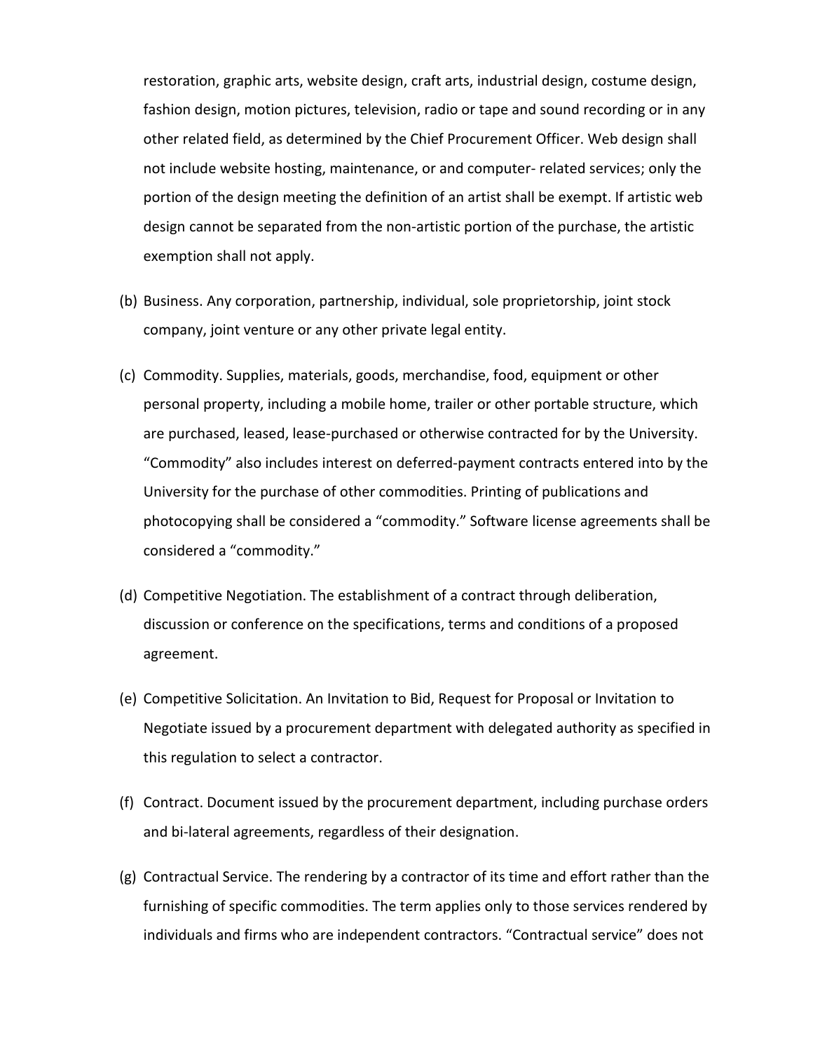restoration, graphic arts, website design, craft arts, industrial design, costume design, fashion design, motion pictures, television, radio or tape and sound recording or in any other related field, as determined by the Chief Procurement Officer. Web design shall not include website hosting, maintenance, or and computer- related services; only the portion of the design meeting the definition of an artist shall be exempt. If artistic web design cannot be separated from the non-artistic portion of the purchase, the artistic exemption shall not apply.

(b) Business. Any corporation, partnership, individual, sole proprietorship, joint stock company, joint venture or any other private legal entity.

(c) Commodity. Supplies, materials, goods, merchandise, food, equipment or other personal property, including a mobile home, trailer or other portable structure, which are purchased, leased, lease-purchased or otherwise contracted for by the University. "Commodity" also includes interest on deferred-payment contracts entered into by the University for the purchase of other commodities. Printing of publications and photocopying shall be considered a "commodity." Software license agreements shall be considered a "commodity."

(d) Competitive Negotiation. The establishment of a contract through deliberation, discussion or conference on the specifications, terms and conditions of a proposed agreement.

(e) Competitive Solicitation. An Invitation to Bid, Request for Proposal or Invitation to Negotiate issued by a procurement department with delegated authority as specified in this regulation to select a contractor.

(f) Contract. Document issued by the procurement department, including purchase orders and bi-lateral agreements, regardless of their designation.

(g) Contractual Service. The rendering by a contractor of its time and effort rather than the furnishing of specific commodities. The term applies only to those services rendered by individuals and firms who are independent contractors. "Contractual service" does not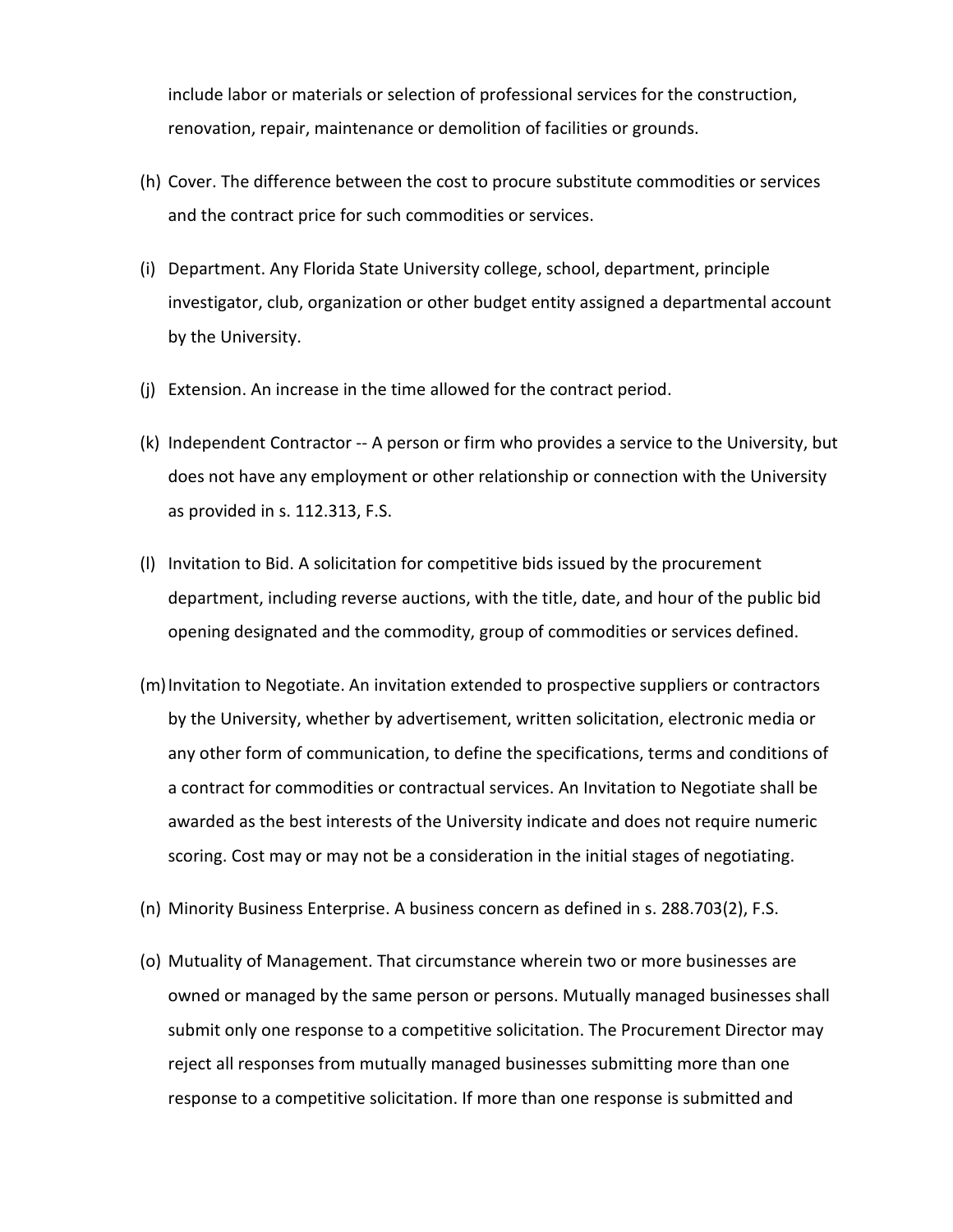include labor or materials or selection of professional services for the construction, renovation, repair, maintenance or demolition of facilities or grounds.

(h) Cover. The difference between the cost to procure substitute commodities or services and the contract price for such commodities or services.

(i) Department. Any Florida State University college, school, department, principle investigator, club, organization or other budget entity assigned a departmental account by the University.

(j) Extension. An increase in the time allowed for the contract period.

(k) Independent Contractor -- A person or firm who provides a service to the University, but does not have any employment or other relationship or connection with the University as provided in s. 112.313, F.S.

(l) Invitation to Bid. A solicitation for competitive bids issued by the procurement department, including reverse auctions, with the title, date, and hour of the public bid opening designated and the commodity, group of commodities or services defined.

(m) Invitation to Negotiate. An invitation extended to prospective suppliers or contractors by the University, whether by advertisement, written solicitation, electronic media or any other form of communication, to define the specifications, terms and conditions of a contract for commodities or contractual services. An Invitation to Negotiate shall be awarded as the best interests of the University indicate and does not require numeric scoring. Cost may or may not be a consideration in the initial stages of negotiating.

(n) Minority Business Enterprise. A business concern as defined in s. 288.703(2), F.S.

(o) Mutuality of Management. That circumstance wherein two or more businesses are owned or managed by the same person or persons. Mutually managed businesses shall submit only one response to a competitive solicitation. The Procurement Director may reject all responses from mutually managed businesses submitting more than one response to a competitive solicitation. If more than one response is submitted and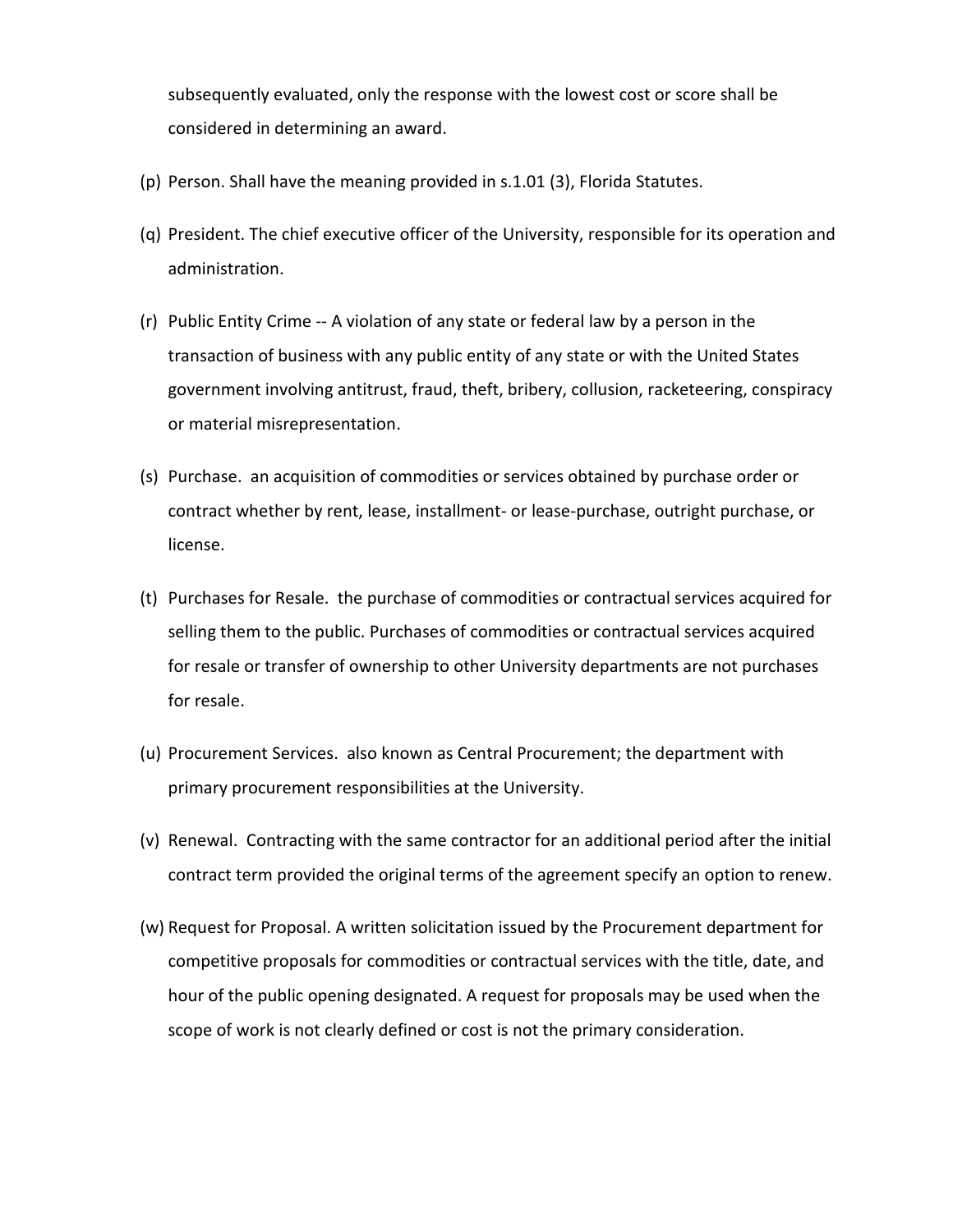subsequently evaluated, only the response with the lowest cost or score shall be considered in determining an award.

(p) Person. Shall have the meaning provided in s.1.01 (3), Florida Statutes.

(q) President. The chief executive officer of the University, responsible for its operation and administration.

(r) Public Entity Crime -- A violation of any state or federal law by a person in the transaction of business with any public entity of any state or with the United States government involving antitrust, fraud, theft, bribery, collusion, racketeering, conspiracy or material misrepresentation.

(s) Purchase. an acquisition of commodities or services obtained by purchase order or contract whether by rent, lease, installment- or lease-purchase, outright purchase, or license.

(t) Purchases for Resale. the purchase of commodities or contractual services acquired for selling them to the public. Purchases of commodities or contractual services acquired for resale or transfer of ownership to other University departments are not purchases for resale.

(u) Procurement Services. also known as Central Procurement; the department with primary procurement responsibilities at the University.

(v) Renewal. Contracting with the same contractor for an additional period after the initial contract term provided the original terms of the agreement specify an option to renew.

(w) Request for Proposal. A written solicitation issued by the Procurement department for competitive proposals for commodities or contractual services with the title, date, and hour of the public opening designated. A request for proposals may be used when the scope of work is not clearly defined or cost is not the primary consideration.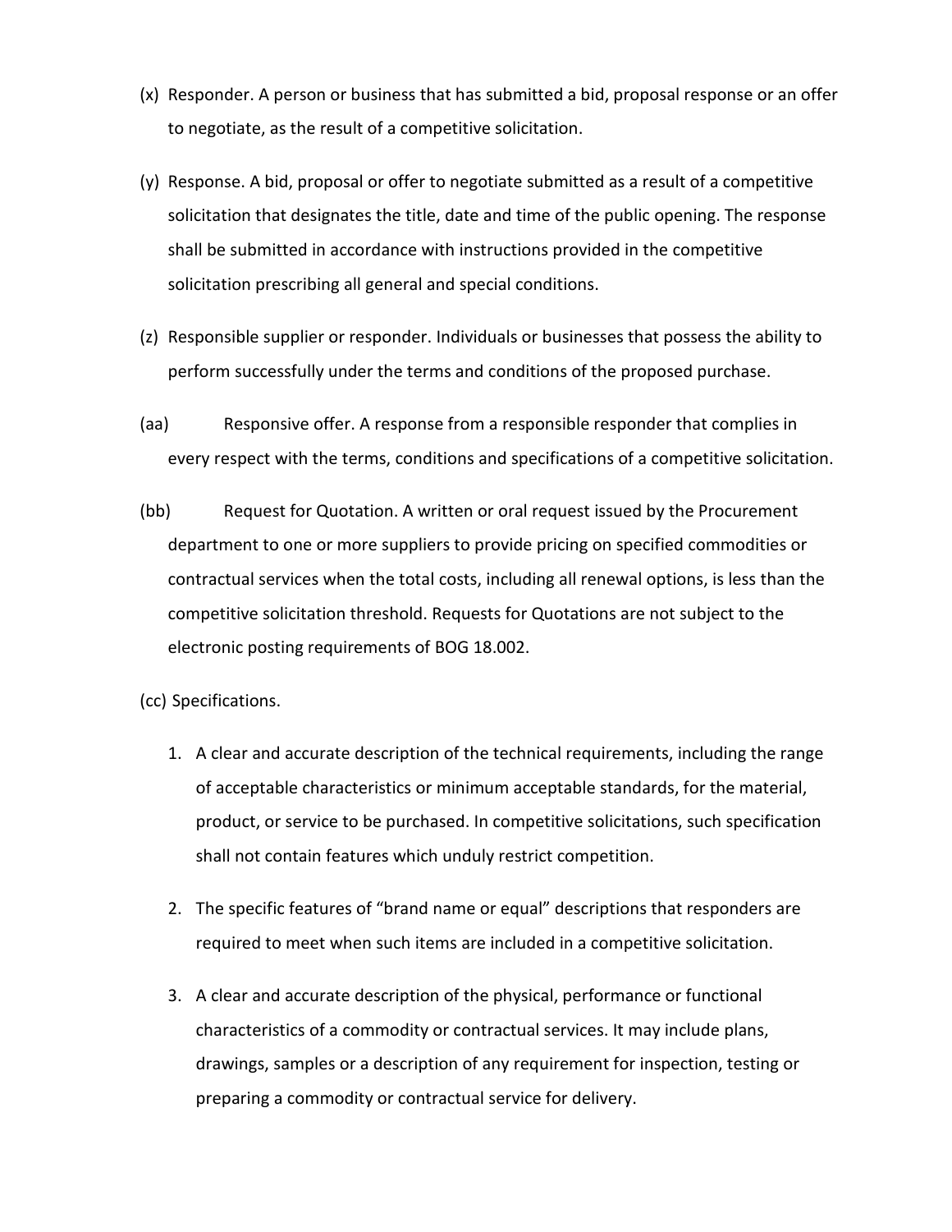(x) Responder. A person or business that has submitted a bid, proposal response or an offer to negotiate, as the result of a competitive solicitation.

(y) Response. A bid, proposal or offer to negotiate submitted as a result of a competitive solicitation that designates the title, date and time of the public opening. The response shall be submitted in accordance with instructions provided in the competitive solicitation prescribing all general and special conditions.

(z) Responsible supplier or responder. Individuals or businesses that possess the ability to perform successfully under the terms and conditions of the proposed purchase.

(aa) Responsive offer. A response from a responsible responder that complies in every respect with the terms, conditions and specifications of a competitive solicitation.

(bb) Request for Quotation. A written or oral request issued by the Procurement department to one or more suppliers to provide pricing on specified commodities or contractual services when the total costs, including all renewal options, is less than the competitive solicitation threshold. Requests for Quotations are not subject to the electronic posting requirements of BOG 18.002.

(cc) Specifications.

1. A clear and accurate description of the technical requirements, including the range of acceptable characteristics or minimum acceptable standards, for the material, product, or service to be purchased. In competitive solicitations, such specification shall not contain features which unduly restrict competition.

2. The specific features of "brand name or equal" descriptions that responders are required to meet when such items are included in a competitive solicitation.

3. A clear and accurate description of the physical, performance or functional characteristics of a commodity or contractual services. It may include plans, drawings, samples or a description of any requirement for inspection, testing or preparing a commodity or contractual service for delivery.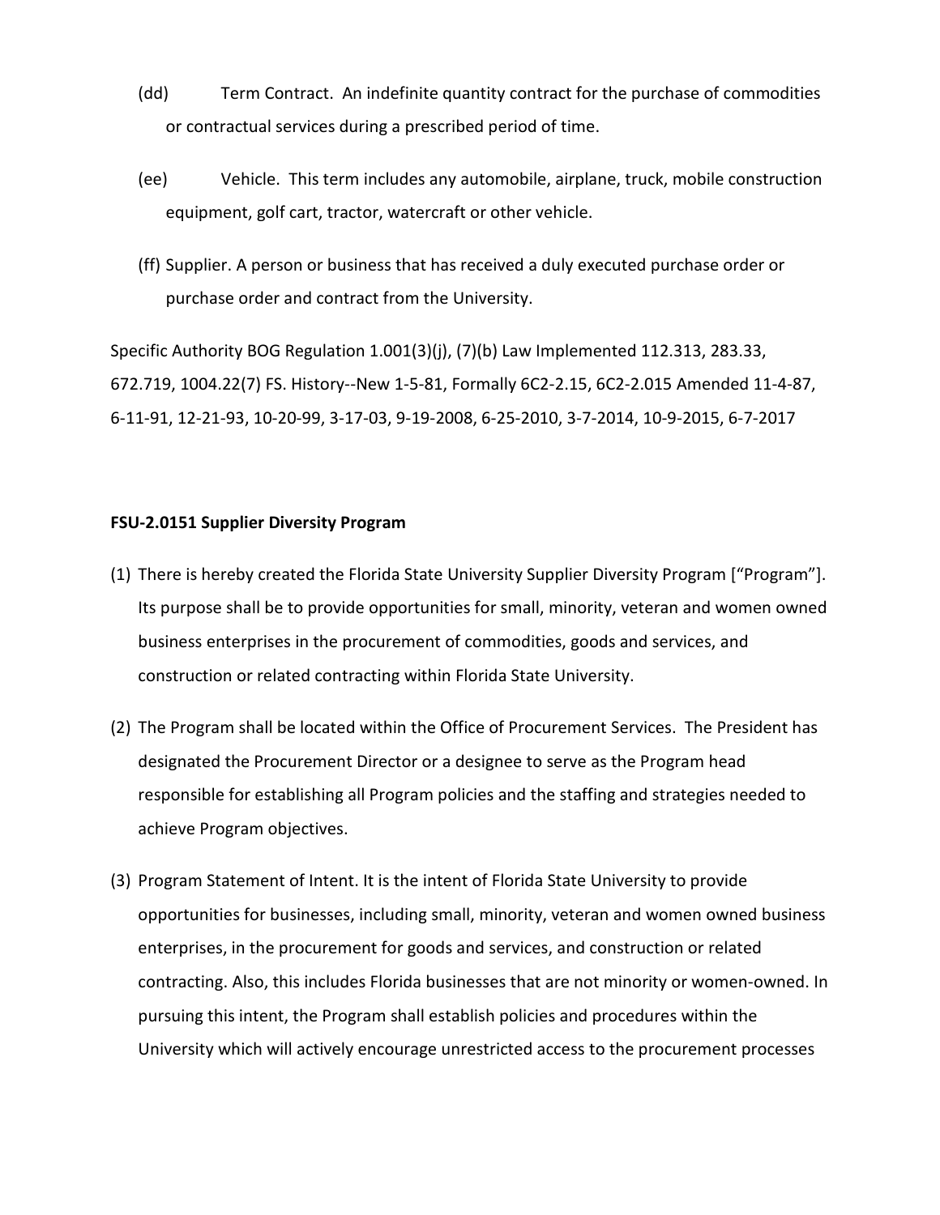(dd) Term Contract. An indefinite quantity contract for the purchase of commodities or contractual services during a prescribed period of time.

(ee) Vehicle. This term includes any automobile, airplane, truck, mobile construction equipment, golf cart, tractor, watercraft or other vehicle.

(ff) Supplier. A person or business that has received a duly executed purchase order or purchase order and contract from the University.

Specific Authority BOG Regulation 1.001(3)(j), (7)(b) Law Implemented 112.313, 283.33, 672.719, 1004.22(7) FS. History--New 1-5-81, Formally 6C2-2.15, 6C2-2.015 Amended 11-4-87, 6-11-91, 12-21-93, 10-20-99, 3-17-03, 9-19-2008, 6-25-2010, 3-7-2014, 10-9-2015, 6-7-2017

**FSU-2.0151 Supplier Diversity Program**

(1) There is hereby created the Florida State University Supplier Diversity Program ["Program"]. Its purpose shall be to provide opportunities for small, minority, veteran and women owned business enterprises in the procurement of commodities, goods and services, and construction or related contracting within Florida State University.

(2) The Program shall be located within the Office of Procurement Services. The President has designated the Procurement Director or a designee to serve as the Program head responsible for establishing all Program policies and the staffing and strategies needed to achieve Program objectives.

(3) Program Statement of Intent. It is the intent of Florida State University to provide opportunities for businesses, including small, minority, veteran and women owned business enterprises, in the procurement for goods and services, and construction or related contracting. Also, this includes Florida businesses that are not minority or women-owned. In pursuing this intent, the Program shall establish policies and procedures within the University which will actively encourage unrestricted access to the procurement processes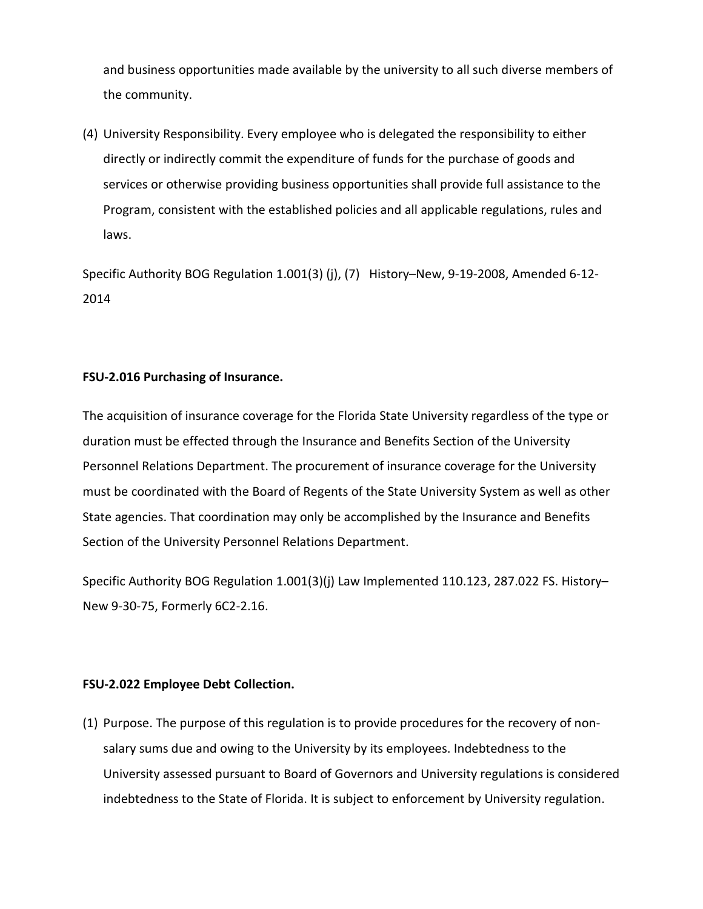and business opportunities made available by the university to all such diverse members of the community.

(4) University Responsibility. Every employee who is delegated the responsibility to either directly or indirectly commit the expenditure of funds for the purchase of goods and services or otherwise providing business opportunities shall provide full assistance to the Program, consistent with the established policies and all applicable regulations, rules and laws.

Specific Authority BOG Regulation 1.001(3) (j), (7)   History–New, 9-19-2008, Amended 6-12-2014

**FSU-2.016 Purchasing of Insurance.**

The acquisition of insurance coverage for the Florida State University regardless of the type or duration must be effected through the Insurance and Benefits Section of the University Personnel Relations Department. The procurement of insurance coverage for the University must be coordinated with the Board of Regents of the State University System as well as other State agencies. That coordination may only be accomplished by the Insurance and Benefits Section of the University Personnel Relations Department.

Specific Authority BOG Regulation 1.001(3)(j) Law Implemented 110.123, 287.022 FS. History–New 9-30-75, Formerly 6C2-2.16.

**FSU-2.022 Employee Debt Collection.**

(1) Purpose. The purpose of this regulation is to provide procedures for the recovery of non-salary sums due and owing to the University by its employees. Indebtedness to the University assessed pursuant to Board of Governors and University regulations is considered indebtedness to the State of Florida. It is subject to enforcement by University regulation.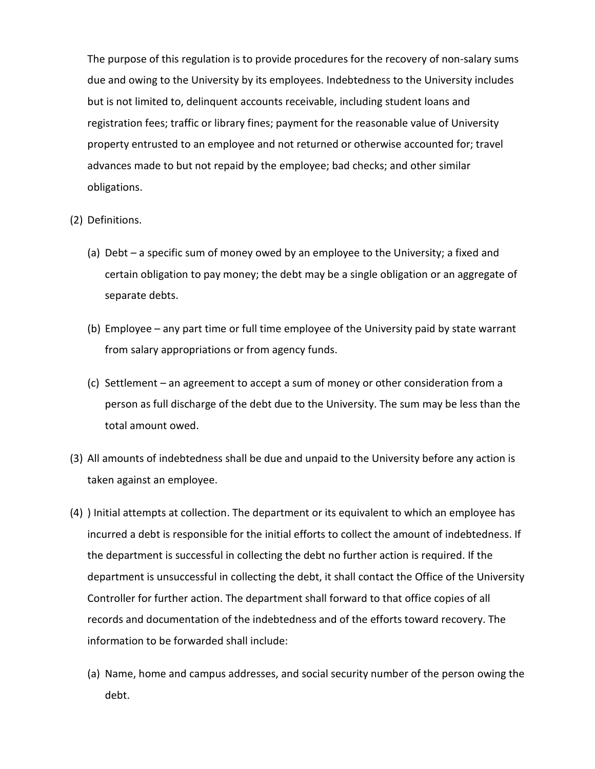The purpose of this regulation is to provide procedures for the recovery of non-salary sums due and owing to the University by its employees. Indebtedness to the University includes but is not limited to, delinquent accounts receivable, including student loans and registration fees; traffic or library fines; payment for the reasonable value of University property entrusted to an employee and not returned or otherwise accounted for; travel advances made to but not repaid by the employee; bad checks; and other similar obligations.

(2) Definitions.

(a) Debt – a specific sum of money owed by an employee to the University; a fixed and certain obligation to pay money; the debt may be a single obligation or an aggregate of separate debts.

(b) Employee – any part time or full time employee of the University paid by state warrant from salary appropriations or from agency funds.

(c) Settlement – an agreement to accept a sum of money or other consideration from a person as full discharge of the debt due to the University. The sum may be less than the total amount owed.

(3) All amounts of indebtedness shall be due and unpaid to the University before any action is taken against an employee.

(4) ) Initial attempts at collection. The department or its equivalent to which an employee has incurred a debt is responsible for the initial efforts to collect the amount of indebtedness. If the department is successful in collecting the debt no further action is required. If the department is unsuccessful in collecting the debt, it shall contact the Office of the University Controller for further action. The department shall forward to that office copies of all records and documentation of the indebtedness and of the efforts toward recovery. The information to be forwarded shall include:

(a) Name, home and campus addresses, and social security number of the person owing the debt.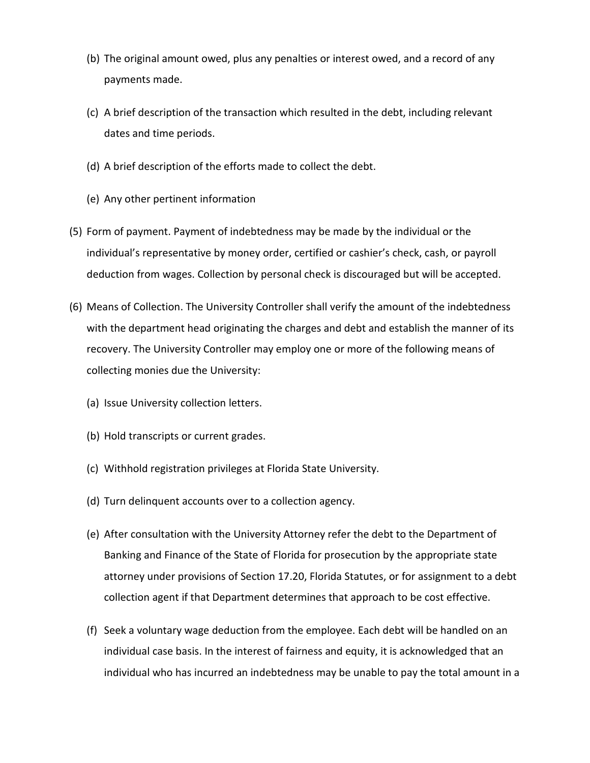(b) The original amount owed, plus any penalties or interest owed, and a record of any payments made.

(c) A brief description of the transaction which resulted in the debt, including relevant dates and time periods.

(d) A brief description of the efforts made to collect the debt.

(e) Any other pertinent information

(5) Form of payment. Payment of indebtedness may be made by the individual or the individual's representative by money order, certified or cashier's check, cash, or payroll deduction from wages. Collection by personal check is discouraged but will be accepted.

(6) Means of Collection. The University Controller shall verify the amount of the indebtedness with the department head originating the charges and debt and establish the manner of its recovery. The University Controller may employ one or more of the following means of collecting monies due the University:

(a) Issue University collection letters.

(b) Hold transcripts or current grades.

(c) Withhold registration privileges at Florida State University.

(d) Turn delinquent accounts over to a collection agency.

(e) After consultation with the University Attorney refer the debt to the Department of Banking and Finance of the State of Florida for prosecution by the appropriate state attorney under provisions of Section 17.20, Florida Statutes, or for assignment to a debt collection agent if that Department determines that approach to be cost effective.

(f) Seek a voluntary wage deduction from the employee. Each debt will be handled on an individual case basis. In the interest of fairness and equity, it is acknowledged that an individual who has incurred an indebtedness may be unable to pay the total amount in a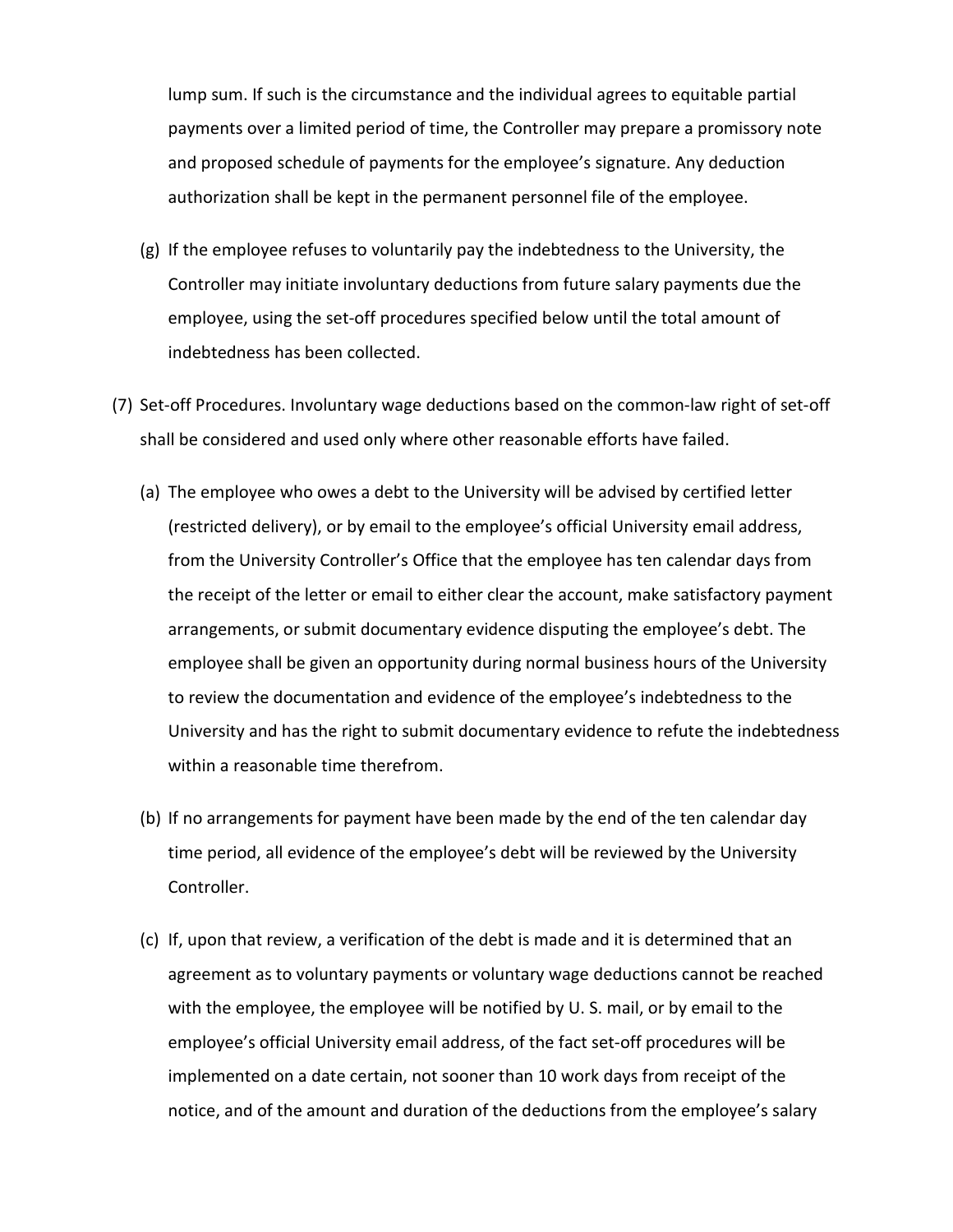lump sum. If such is the circumstance and the individual agrees to equitable partial payments over a limited period of time, the Controller may prepare a promissory note and proposed schedule of payments for the employee's signature. Any deduction authorization shall be kept in the permanent personnel file of the employee.

(g) If the employee refuses to voluntarily pay the indebtedness to the University, the Controller may initiate involuntary deductions from future salary payments due the employee, using the set-off procedures specified below until the total amount of indebtedness has been collected.

(7) Set-off Procedures. Involuntary wage deductions based on the common-law right of set-off shall be considered and used only where other reasonable efforts have failed.

(a) The employee who owes a debt to the University will be advised by certified letter (restricted delivery), or by email to the employee's official University email address, from the University Controller's Office that the employee has ten calendar days from the receipt of the letter or email to either clear the account, make satisfactory payment arrangements, or submit documentary evidence disputing the employee's debt. The employee shall be given an opportunity during normal business hours of the University to review the documentation and evidence of the employee's indebtedness to the University and has the right to submit documentary evidence to refute the indebtedness within a reasonable time therefrom.

(b) If no arrangements for payment have been made by the end of the ten calendar day time period, all evidence of the employee's debt will be reviewed by the University Controller.

(c) If, upon that review, a verification of the debt is made and it is determined that an agreement as to voluntary payments or voluntary wage deductions cannot be reached with the employee, the employee will be notified by U. S. mail, or by email to the employee's official University email address, of the fact set-off procedures will be implemented on a date certain, not sooner than 10 work days from receipt of the notice, and of the amount and duration of the deductions from the employee's salary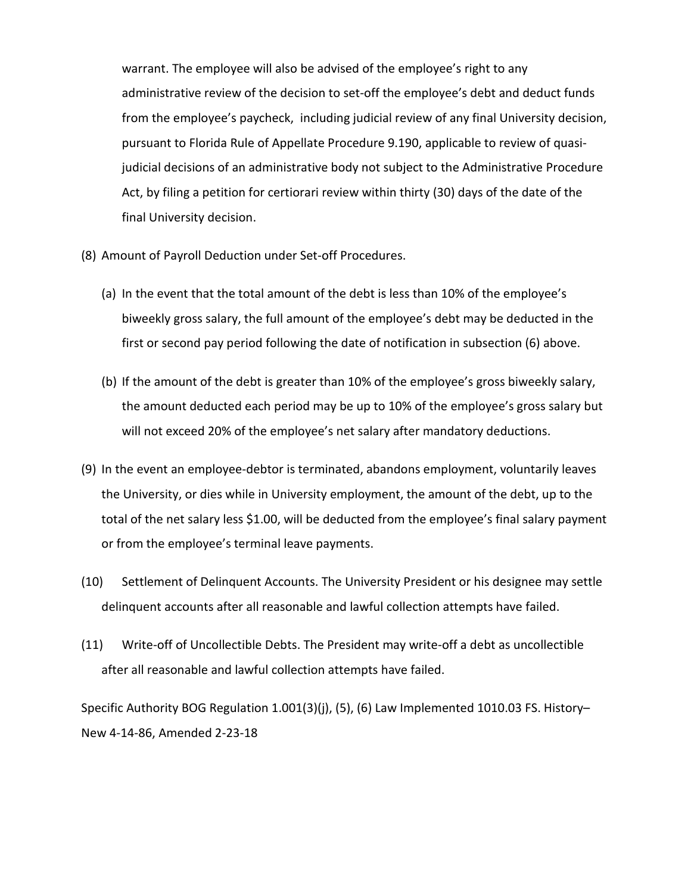warrant. The employee will also be advised of the employee's right to any administrative review of the decision to set-off the employee's debt and deduct funds from the employee's paycheck, including judicial review of any final University decision, pursuant to Florida Rule of Appellate Procedure 9.190, applicable to review of quasi-judicial decisions of an administrative body not subject to the Administrative Procedure Act, by filing a petition for certiorari review within thirty (30) days of the date of the final University decision.

(8) Amount of Payroll Deduction under Set-off Procedures.

(a) In the event that the total amount of the debt is less than 10% of the employee's biweekly gross salary, the full amount of the employee's debt may be deducted in the first or second pay period following the date of notification in subsection (6) above.

(b) If the amount of the debt is greater than 10% of the employee's gross biweekly salary, the amount deducted each period may be up to 10% of the employee's gross salary but will not exceed 20% of the employee's net salary after mandatory deductions.

(9) In the event an employee-debtor is terminated, abandons employment, voluntarily leaves the University, or dies while in University employment, the amount of the debt, up to the total of the net salary less $1.00, will be deducted from the employee's final salary payment or from the employee's terminal leave payments.

(10) Settlement of Delinquent Accounts. The University President or his designee may settle delinquent accounts after all reasonable and lawful collection attempts have failed.

(11) Write-off of Uncollectible Debts. The President may write-off a debt as uncollectible after all reasonable and lawful collection attempts have failed.

Specific Authority BOG Regulation 1.001(3)(j), (5), (6) Law Implemented 1010.03 FS. History–New 4-14-86, Amended 2-23-18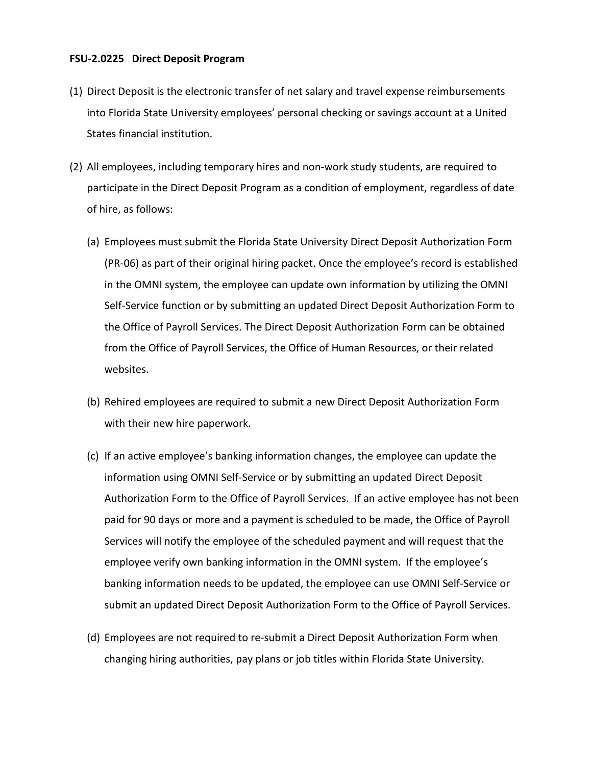**FSU-2.0225 Direct Deposit Program**

(1) Direct Deposit is the electronic transfer of net salary and travel expense reimbursements into Florida State University employees' personal checking or savings account at a United States financial institution.

(2) All employees, including temporary hires and non-work study students, are required to participate in the Direct Deposit Program as a condition of employment, regardless of date of hire, as follows:

(a) Employees must submit the Florida State University Direct Deposit Authorization Form (PR-06) as part of their original hiring packet. Once the employee's record is established in the OMNI system, the employee can update own information by utilizing the OMNI Self-Service function or by submitting an updated Direct Deposit Authorization Form to the Office of Payroll Services. The Direct Deposit Authorization Form can be obtained from the Office of Payroll Services, the Office of Human Resources, or their related websites.

(b) Rehired employees are required to submit a new Direct Deposit Authorization Form with their new hire paperwork.

(c) If an active employee's banking information changes, the employee can update the information using OMNI Self-Service or by submitting an updated Direct Deposit Authorization Form to the Office of Payroll Services. If an active employee has not been paid for 90 days or more and a payment is scheduled to be made, the Office of Payroll Services will notify the employee of the scheduled payment and will request that the employee verify own banking information in the OMNI system. If the employee's banking information needs to be updated, the employee can use OMNI Self-Service or submit an updated Direct Deposit Authorization Form to the Office of Payroll Services.

(d) Employees are not required to re-submit a Direct Deposit Authorization Form when changing hiring authorities, pay plans or job titles within Florida State University.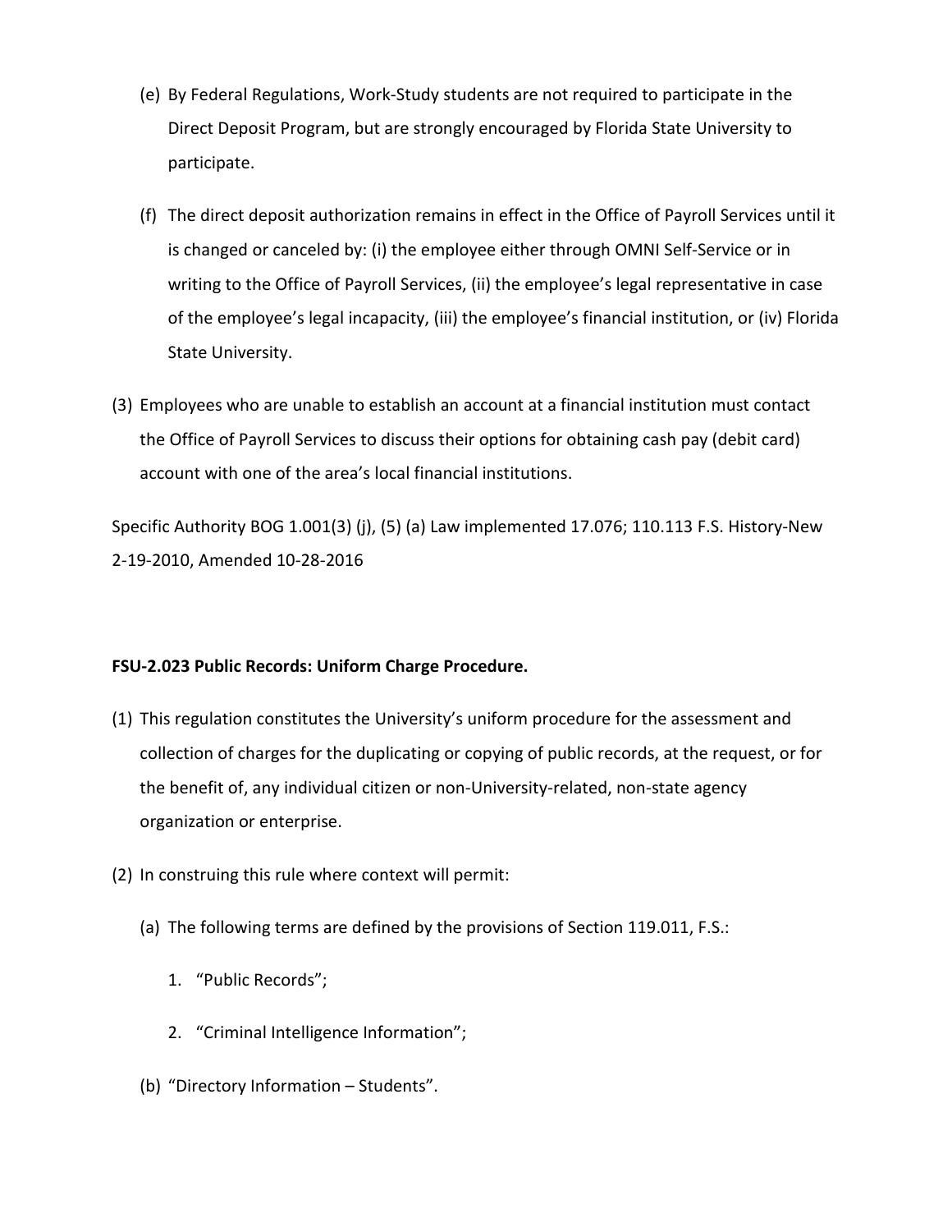(e) By Federal Regulations, Work-Study students are not required to participate in the Direct Deposit Program, but are strongly encouraged by Florida State University to participate.

(f) The direct deposit authorization remains in effect in the Office of Payroll Services until it is changed or canceled by: (i) the employee either through OMNI Self-Service or in writing to the Office of Payroll Services, (ii) the employee's legal representative in case of the employee's legal incapacity, (iii) the employee's financial institution, or (iv) Florida State University.

(3) Employees who are unable to establish an account at a financial institution must contact the Office of Payroll Services to discuss their options for obtaining cash pay (debit card) account with one of the area's local financial institutions.

Specific Authority BOG 1.001(3) (j), (5) (a) Law implemented 17.076; 110.113 F.S. History-New 2-19-2010, Amended 10-28-2016

**FSU-2.023 Public Records: Uniform Charge Procedure.**

(1) This regulation constitutes the University's uniform procedure for the assessment and collection of charges for the duplicating or copying of public records, at the request, or for the benefit of, any individual citizen or non-University-related, non-state agency organization or enterprise.

(2) In construing this rule where context will permit:

(a) The following terms are defined by the provisions of Section 119.011, F.S.:

1. "Public Records";

2. "Criminal Intelligence Information";

(b) "Directory Information – Students".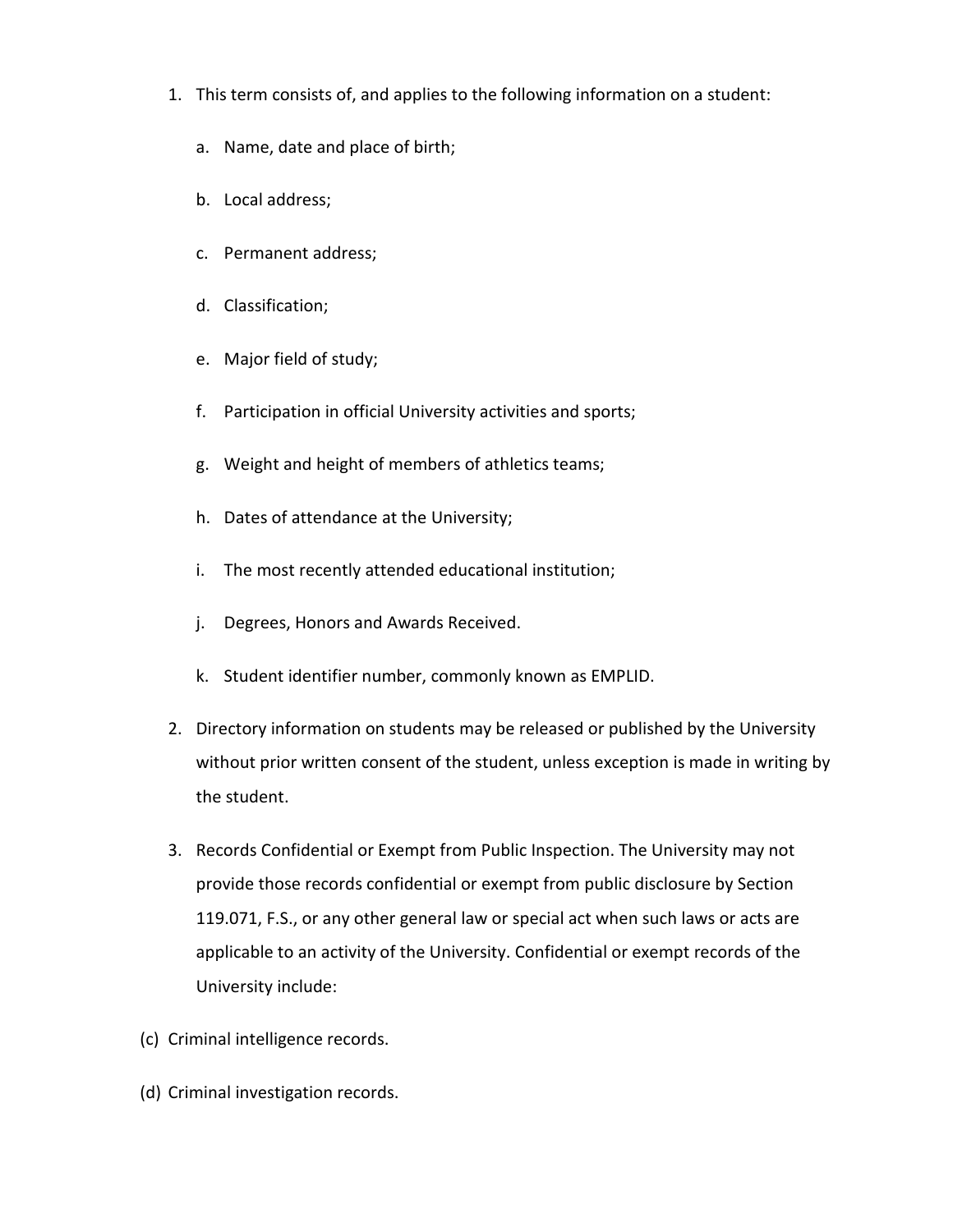1. This term consists of, and applies to the following information on a student:
   a. Name, date and place of birth;
   b. Local address;
   c. Permanent address;
   d. Classification;
   e. Major field of study;
   f. Participation in official University activities and sports;
   g. Weight and height of members of athletics teams;
   h. Dates of attendance at the University;
   i. The most recently attended educational institution;
   j. Degrees, Honors and Awards Received.
   k. Student identifier number, commonly known as EMPLID.
2. Directory information on students may be released or published by the University without prior written consent of the student, unless exception is made in writing by the student.
3. Records Confidential or Exempt from Public Inspection. The University may not provide those records confidential or exempt from public disclosure by Section 119.071, F.S., or any other general law or special act when such laws or acts are applicable to an activity of the University. Confidential or exempt records of the University include:

(c) Criminal intelligence records.

(d) Criminal investigation records.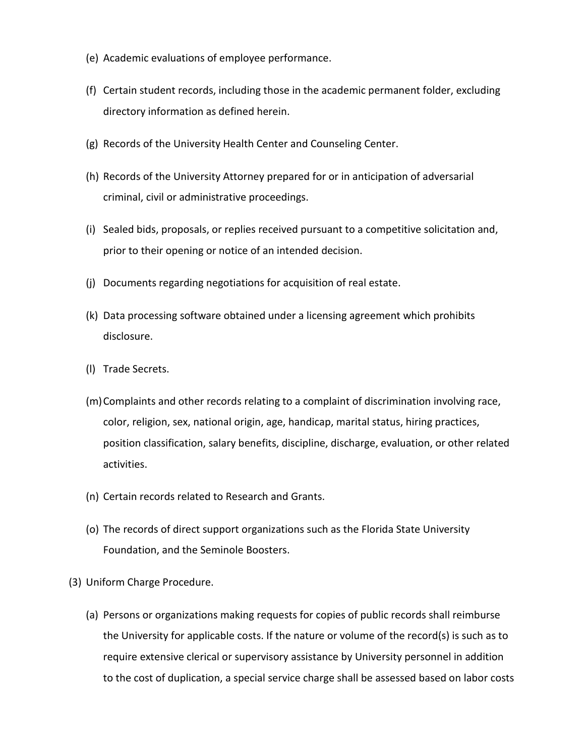(e) Academic evaluations of employee performance.

(f) Certain student records, including those in the academic permanent folder, excluding directory information as defined herein.

(g) Records of the University Health Center and Counseling Center.

(h) Records of the University Attorney prepared for or in anticipation of adversarial criminal, civil or administrative proceedings.

(i) Sealed bids, proposals, or replies received pursuant to a competitive solicitation and, prior to their opening or notice of an intended decision.

(j) Documents regarding negotiations for acquisition of real estate.

(k) Data processing software obtained under a licensing agreement which prohibits disclosure.

(l) Trade Secrets.

(m) Complaints and other records relating to a complaint of discrimination involving race, color, religion, sex, national origin, age, handicap, marital status, hiring practices, position classification, salary benefits, discipline, discharge, evaluation, or other related activities.

(n) Certain records related to Research and Grants.

(o) The records of direct support organizations such as the Florida State University Foundation, and the Seminole Boosters.

(3) Uniform Charge Procedure.

(a) Persons or organizations making requests for copies of public records shall reimburse the University for applicable costs. If the nature or volume of the record(s) is such as to require extensive clerical or supervisory assistance by University personnel in addition to the cost of duplication, a special service charge shall be assessed based on labor costs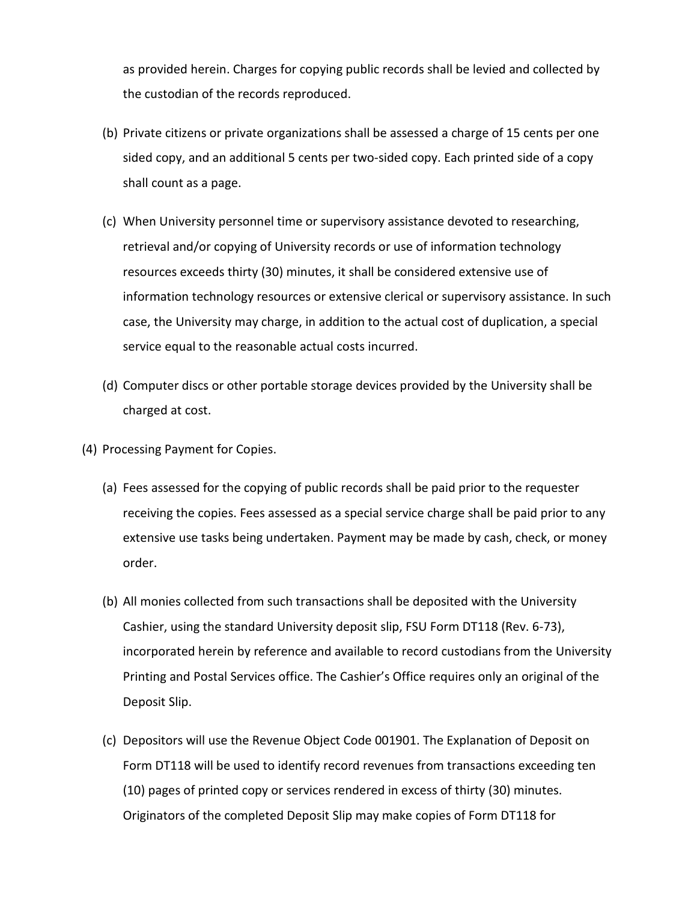as provided herein. Charges for copying public records shall be levied and collected by the custodian of the records reproduced.

(b) Private citizens or private organizations shall be assessed a charge of 15 cents per one sided copy, and an additional 5 cents per two-sided copy. Each printed side of a copy shall count as a page.

(c) When University personnel time or supervisory assistance devoted to researching, retrieval and/or copying of University records or use of information technology resources exceeds thirty (30) minutes, it shall be considered extensive use of information technology resources or extensive clerical or supervisory assistance. In such case, the University may charge, in addition to the actual cost of duplication, a special service equal to the reasonable actual costs incurred.

(d) Computer discs or other portable storage devices provided by the University shall be charged at cost.

(4) Processing Payment for Copies.

(a) Fees assessed for the copying of public records shall be paid prior to the requester receiving the copies. Fees assessed as a special service charge shall be paid prior to any extensive use tasks being undertaken. Payment may be made by cash, check, or money order.

(b) All monies collected from such transactions shall be deposited with the University Cashier, using the standard University deposit slip, FSU Form DT118 (Rev. 6-73), incorporated herein by reference and available to record custodians from the University Printing and Postal Services office. The Cashier's Office requires only an original of the Deposit Slip.

(c) Depositors will use the Revenue Object Code 001901. The Explanation of Deposit on Form DT118 will be used to identify record revenues from transactions exceeding ten (10) pages of printed copy or services rendered in excess of thirty (30) minutes. Originators of the completed Deposit Slip may make copies of Form DT118 for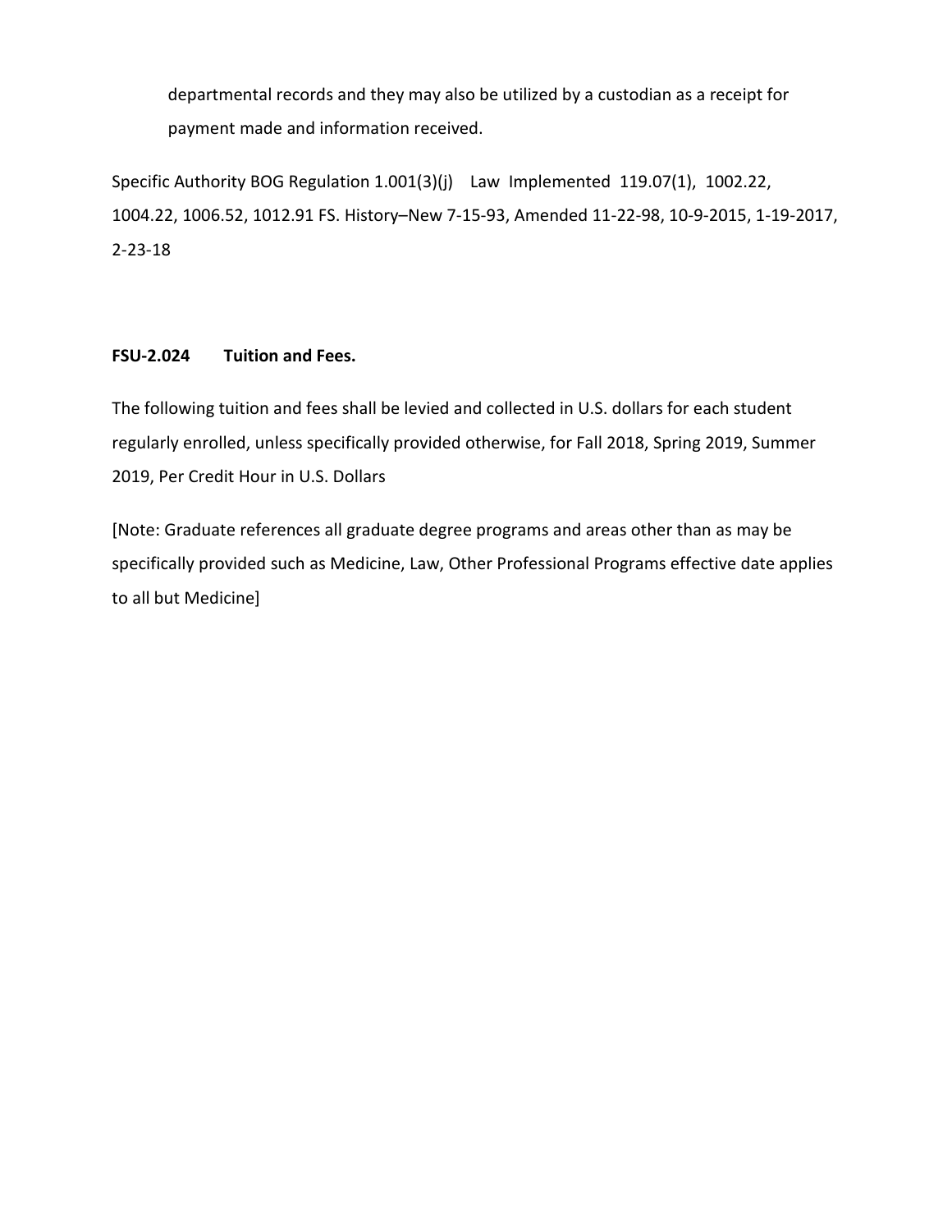departmental records and they may also be utilized by a custodian as a receipt for payment made and information received.

Specific Authority BOG Regulation 1.001(3)(j) Law Implemented 119.07(1), 1002.22, 1004.22, 1006.52, 1012.91 FS. History–New 7-15-93, Amended 11-22-98, 10-9-2015, 1-19-2017, 2-23-18

**FSU-2.024 Tuition and Fees.**

The following tuition and fees shall be levied and collected in U.S. dollars for each student regularly enrolled, unless specifically provided otherwise, for Fall 2018, Spring 2019, Summer 2019, Per Credit Hour in U.S. Dollars

[Note: Graduate references all graduate degree programs and areas other than as may be specifically provided such as Medicine, Law, Other Professional Programs effective date applies to all but Medicine]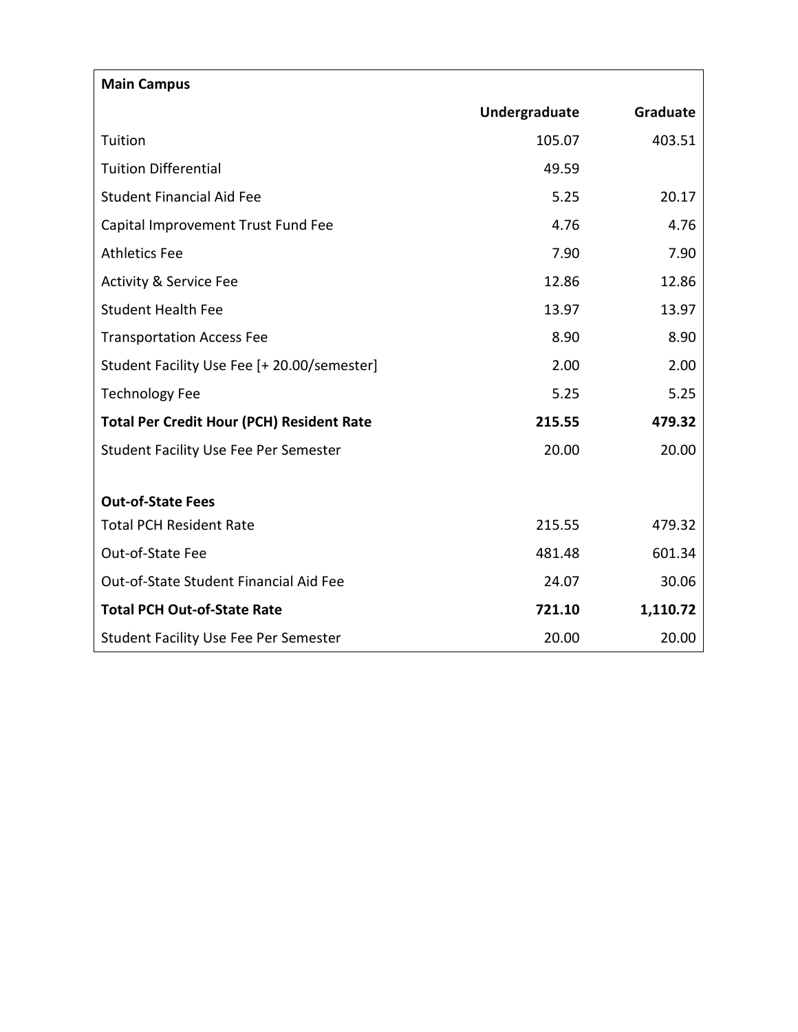| **Main Campus** | | |
|---|---|---|
| | **Undergraduate** | **Graduate** |
| Tuition | 105.07 | 403.51 |
| Tuition Differential | 49.59 | |
| Student Financial Aid Fee | 5.25 | 20.17 |
| Capital Improvement Trust Fund Fee | 4.76 | 4.76 |
| Athletics Fee | 7.90 | 7.90 |
| Activity & Service Fee | 12.86 | 12.86 |
| Student Health Fee | 13.97 | 13.97 |
| Transportation Access Fee | 8.90 | 8.90 |
| Student Facility Use Fee [+ 20.00/semester] | 2.00 | 2.00 |
| Technology Fee | 5.25 | 5.25 |
| **Total Per Credit Hour (PCH) Resident Rate** | **215.55** | **479.32** |
| Student Facility Use Fee Per Semester | 20.00 | 20.00 |
| | | |
| **Out-of-State Fees** | | |
| Total PCH Resident Rate | 215.55 | 479.32 |
| Out-of-State Fee | 481.48 | 601.34 |
| Out-of-State Student Financial Aid Fee | 24.07 | 30.06 |
| **Total PCH Out-of-State Rate** | **721.10** | **1,110.72** |
| Student Facility Use Fee Per Semester | 20.00 | 20.00 |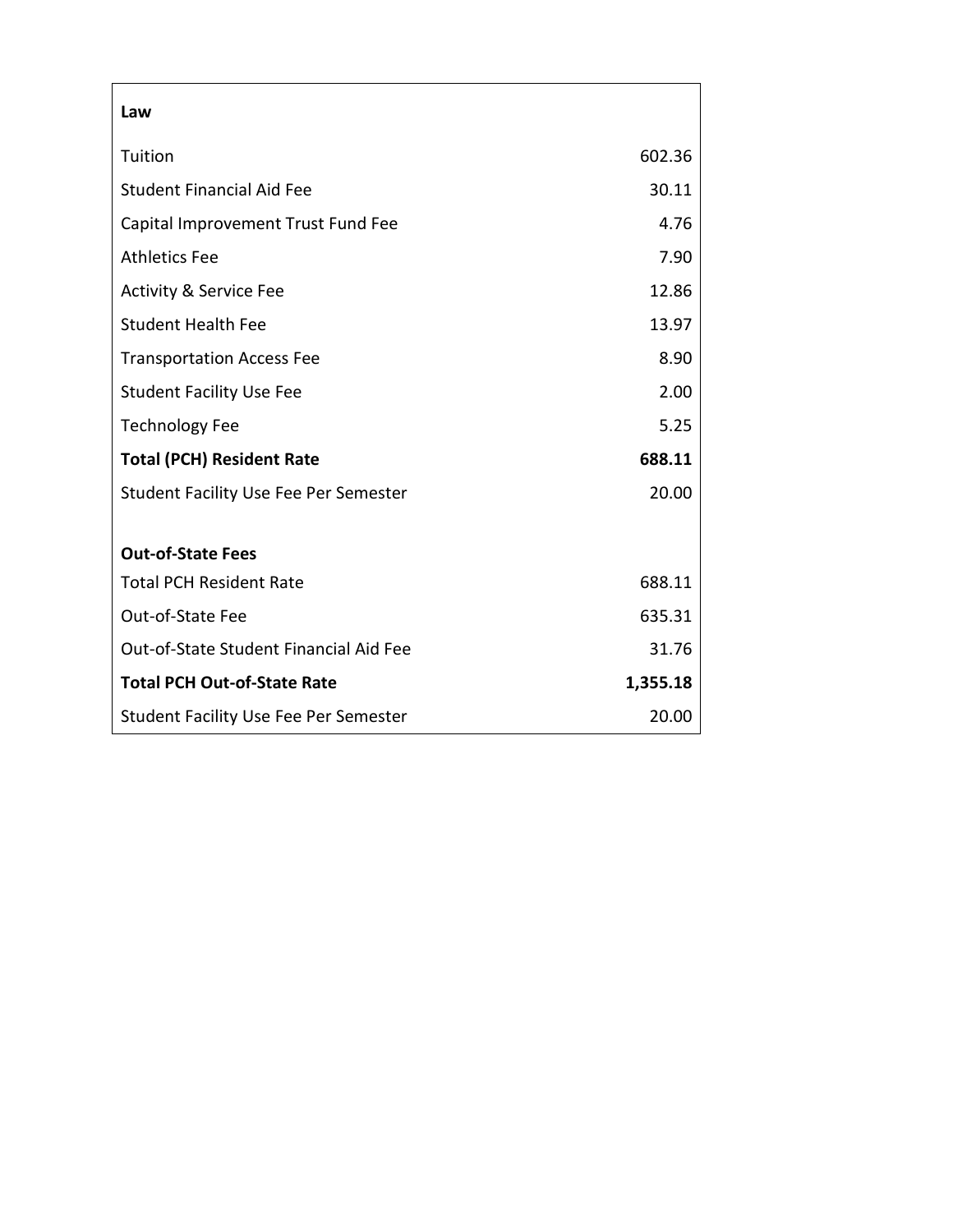| Law | |
|---|---|
| Tuition | 602.36 |
| Student Financial Aid Fee | 30.11 |
| Capital Improvement Trust Fund Fee | 4.76 |
| Athletics Fee | 7.90 |
| Activity & Service Fee | 12.86 |
| Student Health Fee | 13.97 |
| Transportation Access Fee | 8.90 |
| Student Facility Use Fee | 2.00 |
| Technology Fee | 5.25 |
| **Total (PCH) Resident Rate** | **688.11** |
| Student Facility Use Fee Per Semester | 20.00 |
| | |
| **Out-of-State Fees** | |
| Total PCH Resident Rate | 688.11 |
| Out-of-State Fee | 635.31 |
| Out-of-State Student Financial Aid Fee | 31.76 |
| **Total PCH Out-of-State Rate** | **1,355.18** |
| Student Facility Use Fee Per Semester | 20.00 |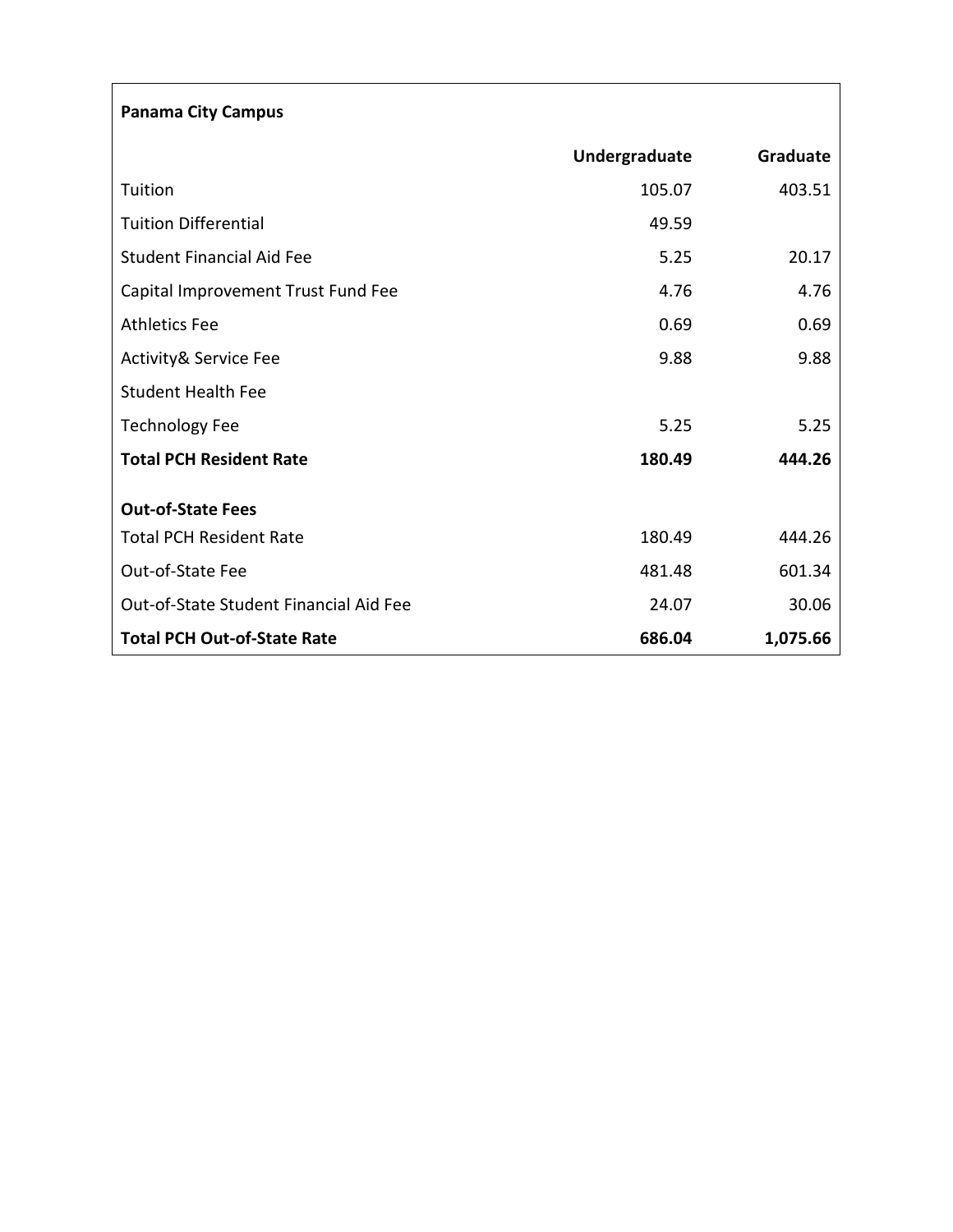| Panama City Campus | | |
|---|---|---|
| | **Undergraduate** | **Graduate** |
| Tuition | 105.07 | 403.51 |
| Tuition Differential | 49.59 | |
| Student Financial Aid Fee | 5.25 | 20.17 |
| Capital Improvement Trust Fund Fee | 4.76 | 4.76 |
| Athletics Fee | 0.69 | 0.69 |
| Activity& Service Fee | 9.88 | 9.88 |
| Student Health Fee | | |
| Technology Fee | 5.25 | 5.25 |
| **Total PCH Resident Rate** | **180.49** | **444.26** |
| **Out-of-State Fees** | | |
| Total PCH Resident Rate | 180.49 | 444.26 |
| Out-of-State Fee | 481.48 | 601.34 |
| Out-of-State Student Financial Aid Fee | 24.07 | 30.06 |
| **Total PCH Out-of-State Rate** | **686.04** | **1,075.66** |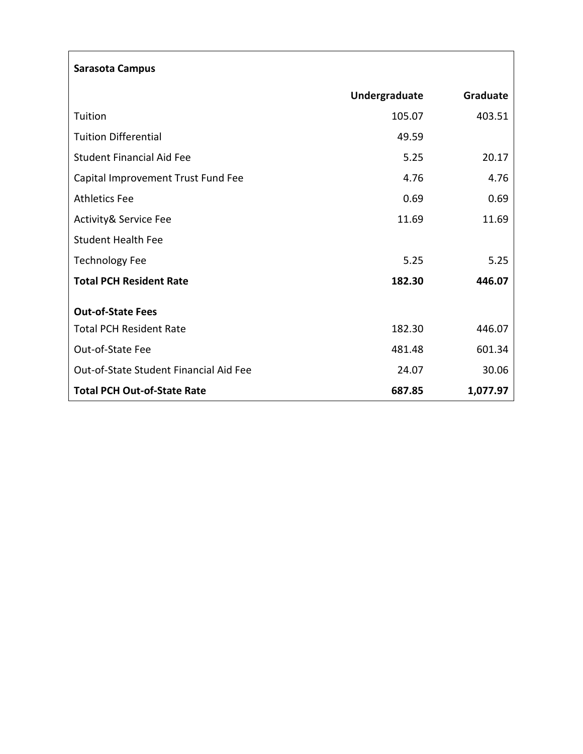| **Sarasota Campus** | | |
|---|---|---|
| | **Undergraduate** | **Graduate** |
| Tuition | 105.07 | 403.51 |
| Tuition Differential | 49.59 | |
| Student Financial Aid Fee | 5.25 | 20.17 |
| Capital Improvement Trust Fund Fee | 4.76 | 4.76 |
| Athletics Fee | 0.69 | 0.69 |
| Activity& Service Fee | 11.69 | 11.69 |
| Student Health Fee | | |
| Technology Fee | 5.25 | 5.25 |
| **Total PCH Resident Rate** | **182.30** | **446.07** |
| **Out-of-State Fees** | | |
| Total PCH Resident Rate | 182.30 | 446.07 |
| Out-of-State Fee | 481.48 | 601.34 |
| Out-of-State Student Financial Aid Fee | 24.07 | 30.06 |
| **Total PCH Out-of-State Rate** | **687.85** | **1,077.97** |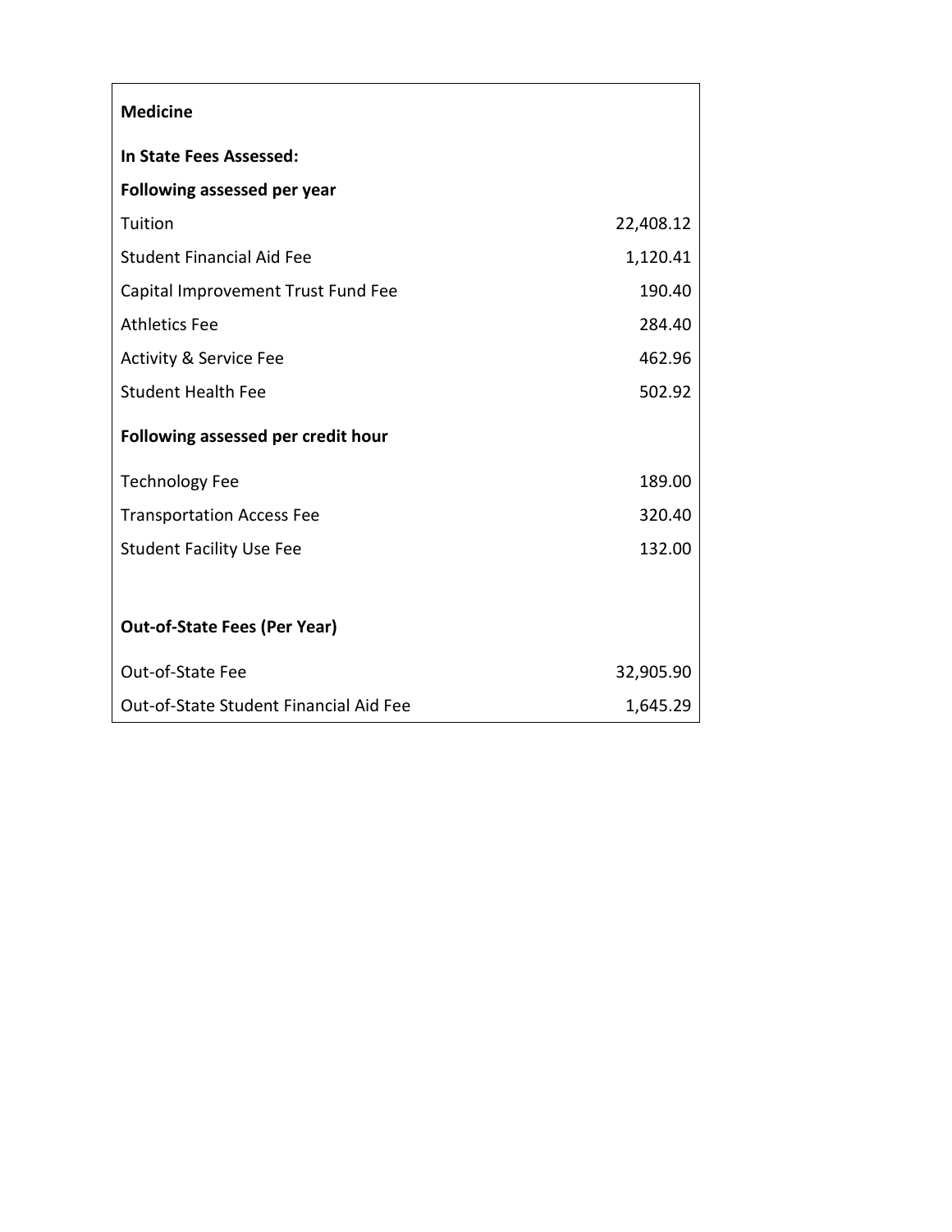| **Medicine** | |
|---|---|
| **In State Fees Assessed:** | |
| **Following assessed per year** | |
| Tuition | 22,408.12 |
| Student Financial Aid Fee | 1,120.41 |
| Capital Improvement Trust Fund Fee | 190.40 |
| Athletics Fee | 284.40 |
| Activity & Service Fee | 462.96 |
| Student Health Fee | 502.92 |
| **Following assessed per credit hour** | |
| Technology Fee | 189.00 |
| Transportation Access Fee | 320.40 |
| Student Facility Use Fee | 132.00 |
| | |
| **Out-of-State Fees (Per Year)** | |
| Out-of-State Fee | 32,905.90 |
| Out-of-State Student Financial Aid Fee | 1,645.29 |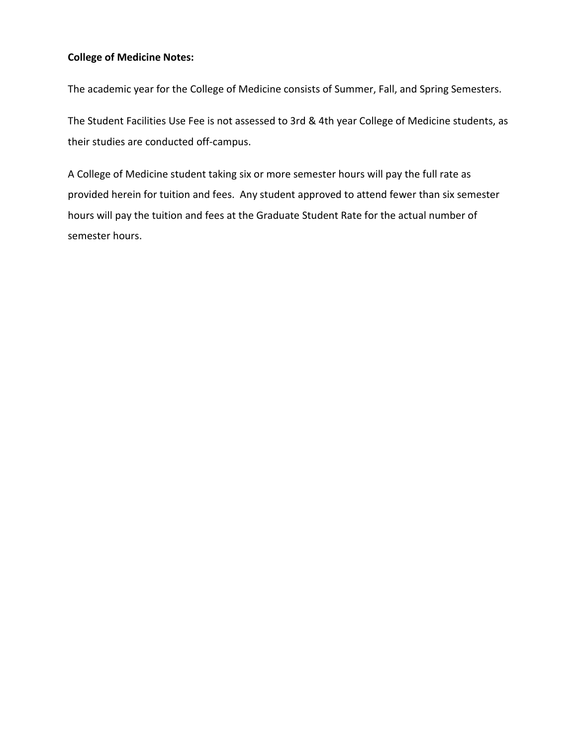**College of Medicine Notes:**

The academic year for the College of Medicine consists of Summer, Fall, and Spring Semesters.

The Student Facilities Use Fee is not assessed to 3rd & 4th year College of Medicine students, as their studies are conducted off-campus.

A College of Medicine student taking six or more semester hours will pay the full rate as provided herein for tuition and fees. Any student approved to attend fewer than six semester hours will pay the tuition and fees at the Graduate Student Rate for the actual number of semester hours.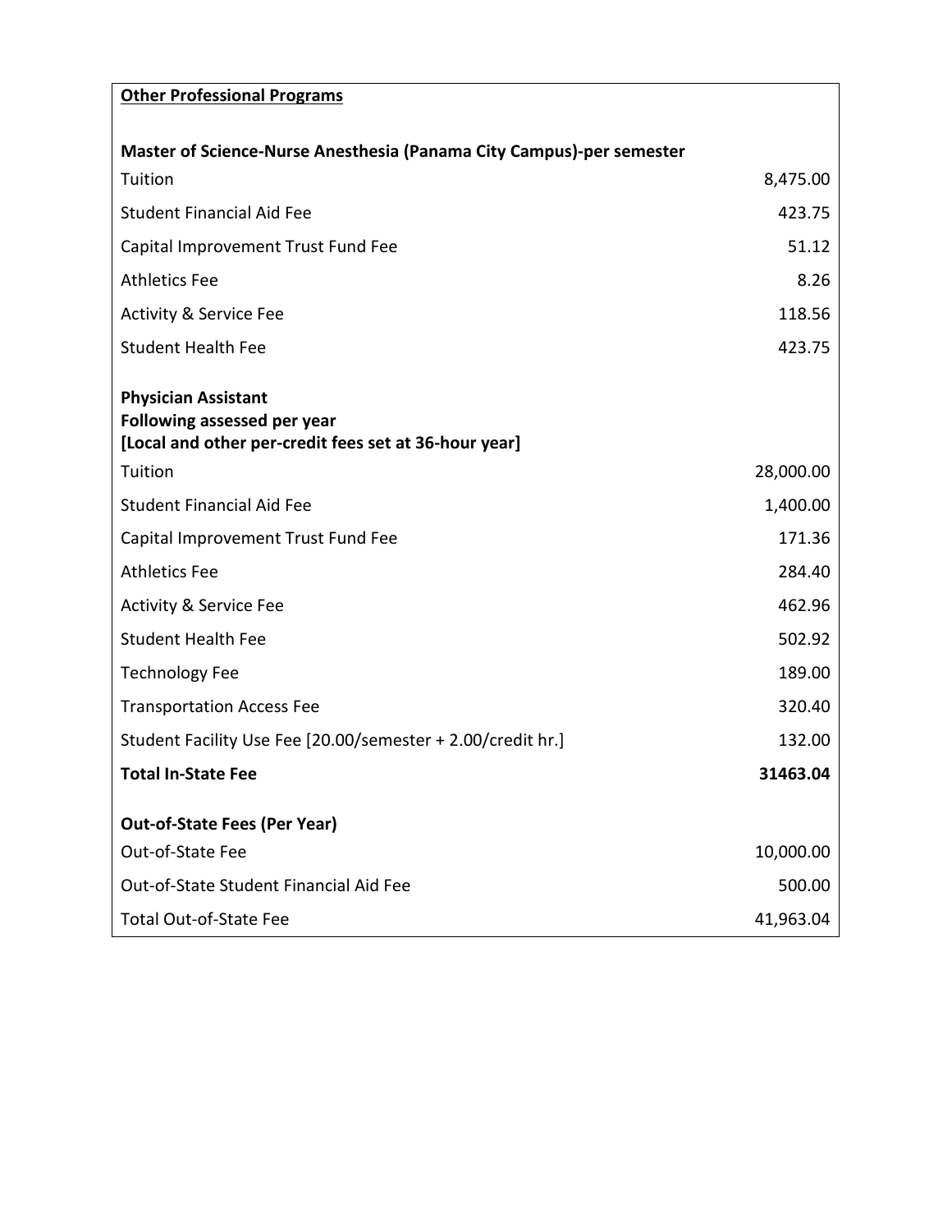| **Other Professional Programs** | |
|---|---|
| | |
| **Master of Science-Nurse Anesthesia (Panama City Campus)-per semester** | |
| Tuition | 8,475.00 |
| Student Financial Aid Fee | 423.75 |
| Capital Improvement Trust Fund Fee | 51.12 |
| Athletics Fee | 8.26 |
| Activity & Service Fee | 118.56 |
| Student Health Fee | 423.75 |
| | |
| **Physician Assistant**<br>**Following assessed per year**<br>**[Local and other per-credit fees set at 36-hour year]** | |
| Tuition | 28,000.00 |
| Student Financial Aid Fee | 1,400.00 |
| Capital Improvement Trust Fund Fee | 171.36 |
| Athletics Fee | 284.40 |
| Activity & Service Fee | 462.96 |
| Student Health Fee | 502.92 |
| Technology Fee | 189.00 |
| Transportation Access Fee | 320.40 |
| Student Facility Use Fee [20.00/semester + 2.00/credit hr.] | 132.00 |
| **Total In-State Fee** | **31463.04** |
| | |
| **Out-of-State Fees (Per Year)** | |
| Out-of-State Fee | 10,000.00 |
| Out-of-State Student Financial Aid Fee | 500.00 |
| Total Out-of-State Fee | 41,963.04 |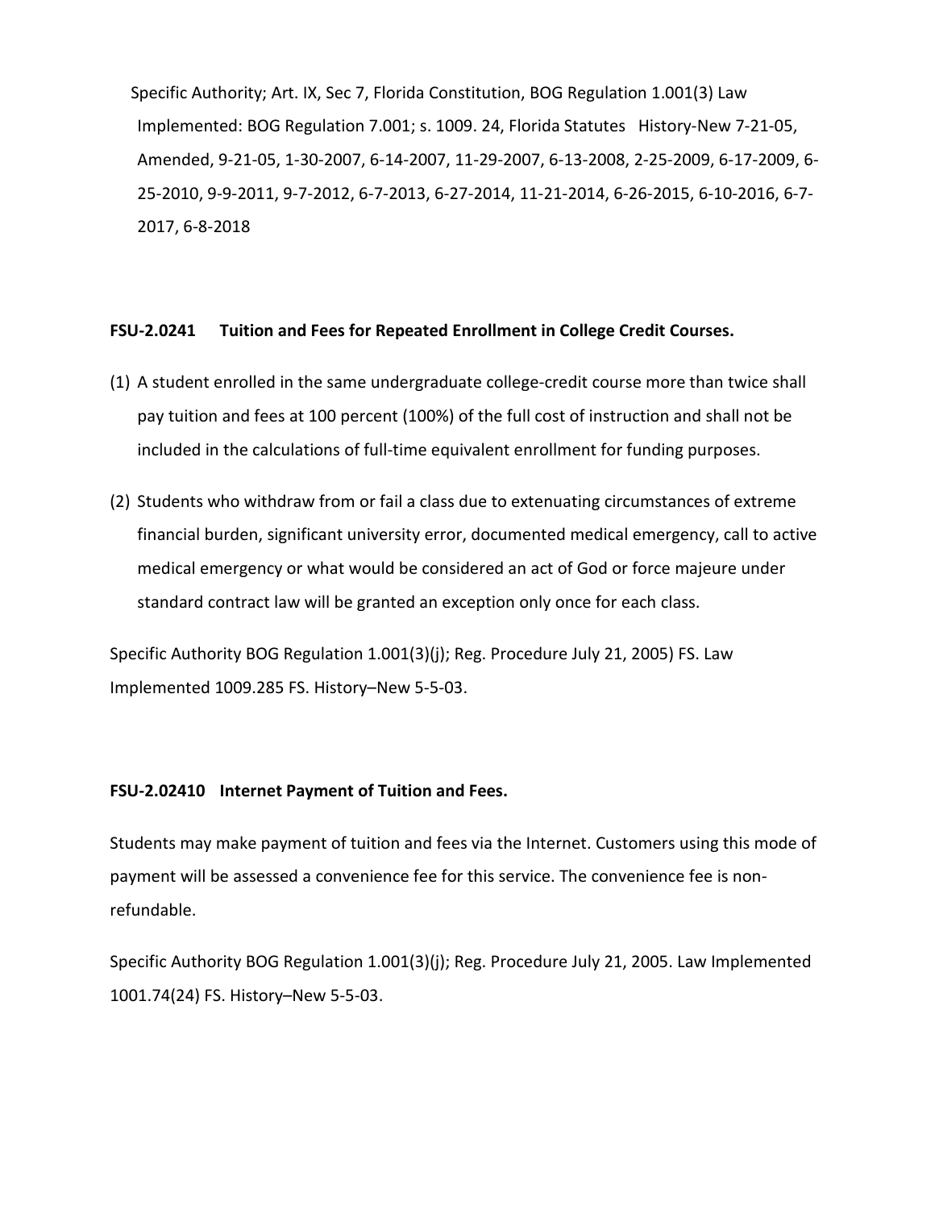Specific Authority; Art. IX, Sec 7, Florida Constitution, BOG Regulation 1.001(3) Law Implemented: BOG Regulation 7.001; s. 1009. 24, Florida Statutes History-New 7-21-05, Amended, 9-21-05, 1-30-2007, 6-14-2007, 11-29-2007, 6-13-2008, 2-25-2009, 6-17-2009, 6-25-2010, 9-9-2011, 9-7-2012, 6-7-2013, 6-27-2014, 11-21-2014, 6-26-2015, 6-10-2016, 6-7-2017, 6-8-2018

**FSU-2.0241 Tuition and Fees for Repeated Enrollment in College Credit Courses.**

(1) A student enrolled in the same undergraduate college-credit course more than twice shall pay tuition and fees at 100 percent (100%) of the full cost of instruction and shall not be included in the calculations of full-time equivalent enrollment for funding purposes.

(2) Students who withdraw from or fail a class due to extenuating circumstances of extreme financial burden, significant university error, documented medical emergency, call to active medical emergency or what would be considered an act of God or force majeure under standard contract law will be granted an exception only once for each class.

Specific Authority BOG Regulation 1.001(3)(j); Reg. Procedure July 21, 2005) FS. Law Implemented 1009.285 FS. History–New 5-5-03.

**FSU-2.02410 Internet Payment of Tuition and Fees.**

Students may make payment of tuition and fees via the Internet. Customers using this mode of payment will be assessed a convenience fee for this service. The convenience fee is non-refundable.

Specific Authority BOG Regulation 1.001(3)(j); Reg. Procedure July 21, 2005. Law Implemented 1001.74(24) FS. History–New 5-5-03.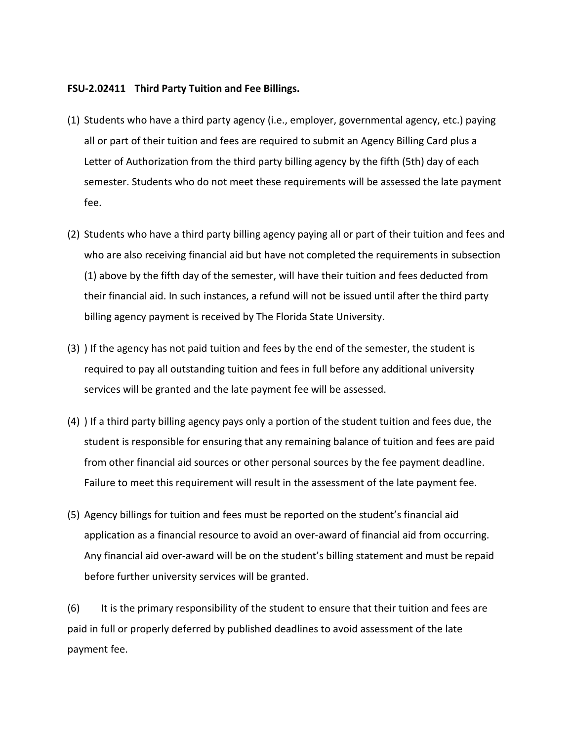**FSU-2.02411 Third Party Tuition and Fee Billings.**

(1) Students who have a third party agency (i.e., employer, governmental agency, etc.) paying all or part of their tuition and fees are required to submit an Agency Billing Card plus a Letter of Authorization from the third party billing agency by the fifth (5th) day of each semester. Students who do not meet these requirements will be assessed the late payment fee.

(2) Students who have a third party billing agency paying all or part of their tuition and fees and who are also receiving financial aid but have not completed the requirements in subsection (1) above by the fifth day of the semester, will have their tuition and fees deducted from their financial aid. In such instances, a refund will not be issued until after the third party billing agency payment is received by The Florida State University.

(3) ) If the agency has not paid tuition and fees by the end of the semester, the student is required to pay all outstanding tuition and fees in full before any additional university services will be granted and the late payment fee will be assessed.

(4) ) If a third party billing agency pays only a portion of the student tuition and fees due, the student is responsible for ensuring that any remaining balance of tuition and fees are paid from other financial aid sources or other personal sources by the fee payment deadline. Failure to meet this requirement will result in the assessment of the late payment fee.

(5) Agency billings for tuition and fees must be reported on the student's financial aid application as a financial resource to avoid an over-award of financial aid from occurring. Any financial aid over-award will be on the student's billing statement and must be repaid before further university services will be granted.

(6) It is the primary responsibility of the student to ensure that their tuition and fees are paid in full or properly deferred by published deadlines to avoid assessment of the late payment fee.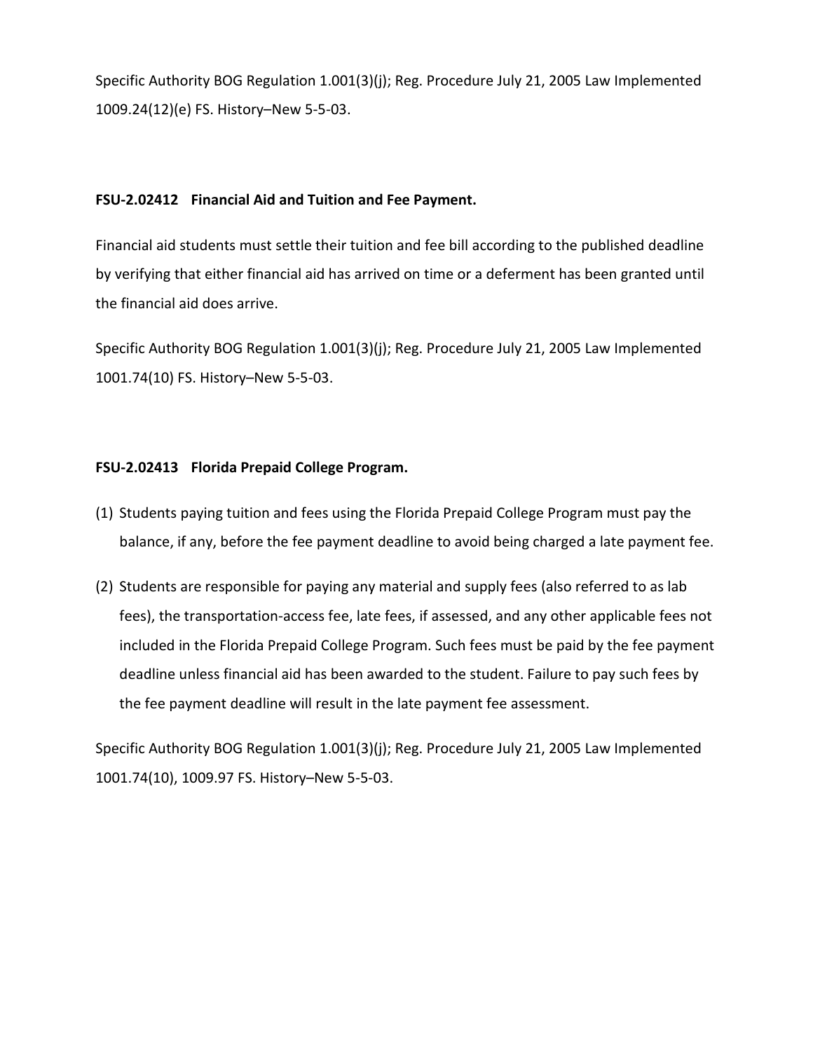Specific Authority BOG Regulation 1.001(3)(j); Reg. Procedure July 21, 2005 Law Implemented 1009.24(12)(e) FS. History–New 5-5-03.

**FSU-2.02412 Financial Aid and Tuition and Fee Payment.**

Financial aid students must settle their tuition and fee bill according to the published deadline by verifying that either financial aid has arrived on time or a deferment has been granted until the financial aid does arrive.

Specific Authority BOG Regulation 1.001(3)(j); Reg. Procedure July 21, 2005 Law Implemented 1001.74(10) FS. History–New 5-5-03.

**FSU-2.02413 Florida Prepaid College Program.**

(1) Students paying tuition and fees using the Florida Prepaid College Program must pay the balance, if any, before the fee payment deadline to avoid being charged a late payment fee.

(2) Students are responsible for paying any material and supply fees (also referred to as lab fees), the transportation-access fee, late fees, if assessed, and any other applicable fees not included in the Florida Prepaid College Program. Such fees must be paid by the fee payment deadline unless financial aid has been awarded to the student. Failure to pay such fees by the fee payment deadline will result in the late payment fee assessment.

Specific Authority BOG Regulation 1.001(3)(j); Reg. Procedure July 21, 2005 Law Implemented 1001.74(10), 1009.97 FS. History–New 5-5-03.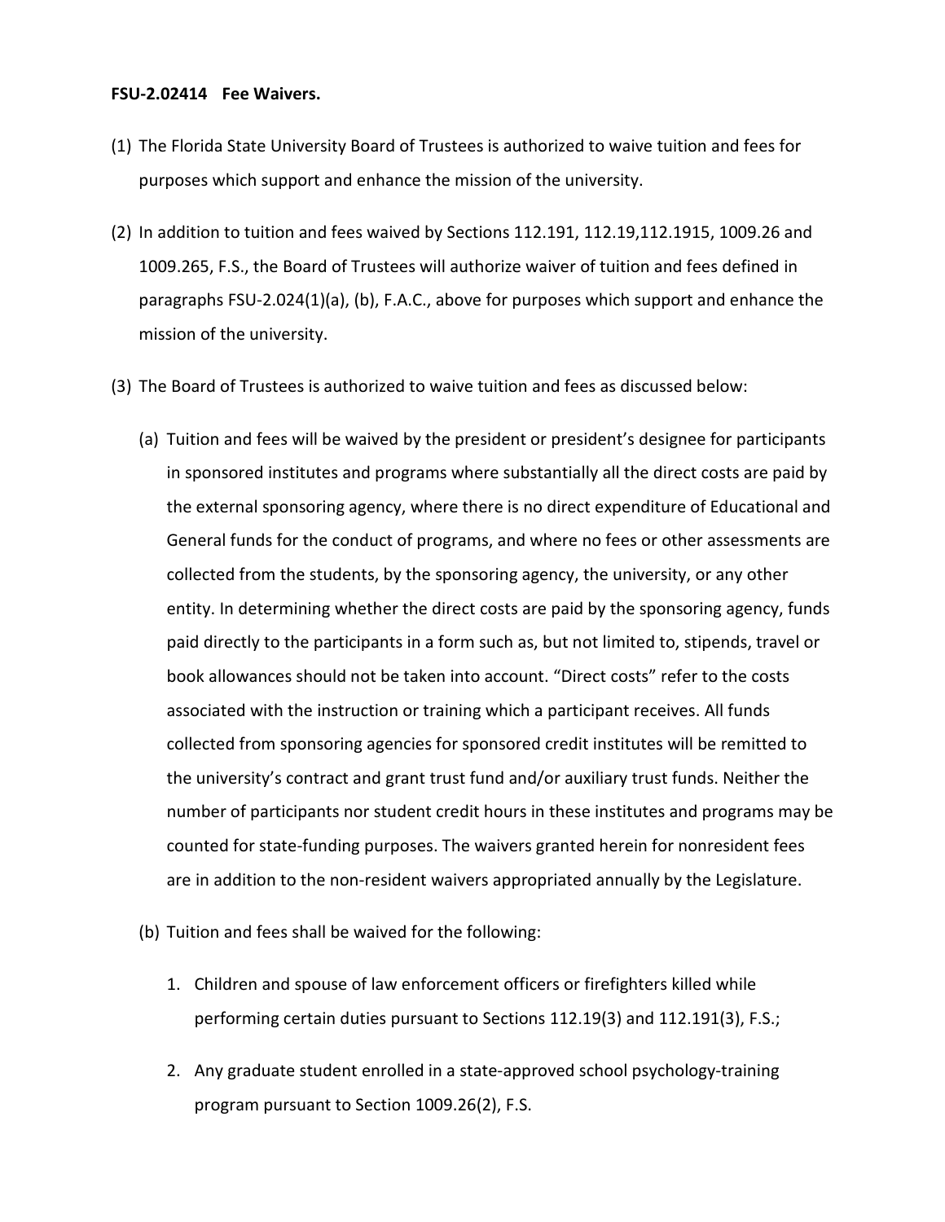**FSU-2.02414 Fee Waivers.**

(1) The Florida State University Board of Trustees is authorized to waive tuition and fees for purposes which support and enhance the mission of the university.

(2) In addition to tuition and fees waived by Sections 112.191, 112.19,112.1915, 1009.26 and 1009.265, F.S., the Board of Trustees will authorize waiver of tuition and fees defined in paragraphs FSU-2.024(1)(a), (b), F.A.C., above for purposes which support and enhance the mission of the university.

(3) The Board of Trustees is authorized to waive tuition and fees as discussed below:

(a) Tuition and fees will be waived by the president or president's designee for participants in sponsored institutes and programs where substantially all the direct costs are paid by the external sponsoring agency, where there is no direct expenditure of Educational and General funds for the conduct of programs, and where no fees or other assessments are collected from the students, by the sponsoring agency, the university, or any other entity. In determining whether the direct costs are paid by the sponsoring agency, funds paid directly to the participants in a form such as, but not limited to, stipends, travel or book allowances should not be taken into account. "Direct costs" refer to the costs associated with the instruction or training which a participant receives. All funds collected from sponsoring agencies for sponsored credit institutes will be remitted to the university's contract and grant trust fund and/or auxiliary trust funds. Neither the number of participants nor student credit hours in these institutes and programs may be counted for state-funding purposes. The waivers granted herein for nonresident fees are in addition to the non-resident waivers appropriated annually by the Legislature.

(b) Tuition and fees shall be waived for the following:

1. Children and spouse of law enforcement officers or firefighters killed while performing certain duties pursuant to Sections 112.19(3) and 112.191(3), F.S.;

2. Any graduate student enrolled in a state-approved school psychology-training program pursuant to Section 1009.26(2), F.S.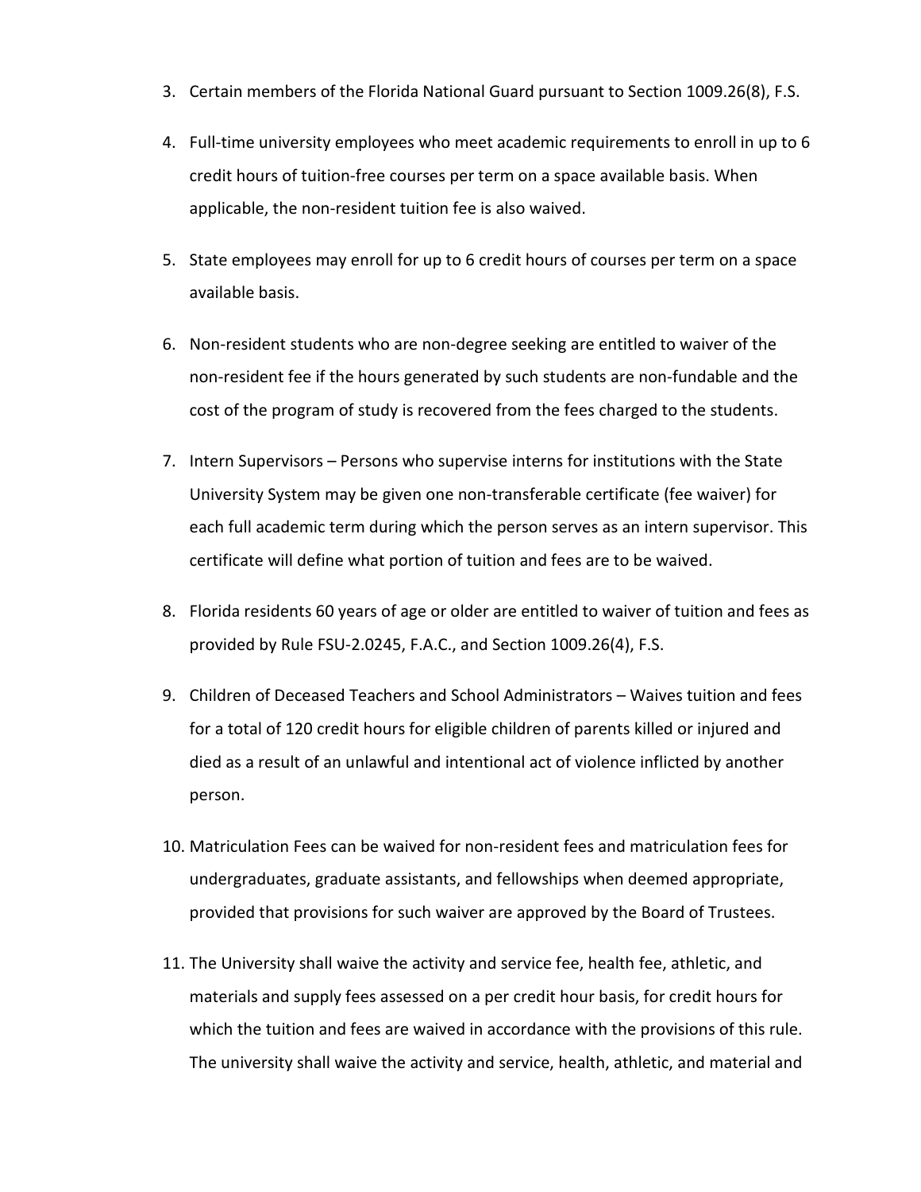3. Certain members of the Florida National Guard pursuant to Section 1009.26(8), F.S.

4. Full-time university employees who meet academic requirements to enroll in up to 6 credit hours of tuition-free courses per term on a space available basis. When applicable, the non-resident tuition fee is also waived.

5. State employees may enroll for up to 6 credit hours of courses per term on a space available basis.

6. Non-resident students who are non-degree seeking are entitled to waiver of the non-resident fee if the hours generated by such students are non-fundable and the cost of the program of study is recovered from the fees charged to the students.

7. Intern Supervisors – Persons who supervise interns for institutions with the State University System may be given one non-transferable certificate (fee waiver) for each full academic term during which the person serves as an intern supervisor. This certificate will define what portion of tuition and fees are to be waived.

8. Florida residents 60 years of age or older are entitled to waiver of tuition and fees as provided by Rule FSU-2.0245, F.A.C., and Section 1009.26(4), F.S.

9. Children of Deceased Teachers and School Administrators – Waives tuition and fees for a total of 120 credit hours for eligible children of parents killed or injured and died as a result of an unlawful and intentional act of violence inflicted by another person.

10. Matriculation Fees can be waived for non-resident fees and matriculation fees for undergraduates, graduate assistants, and fellowships when deemed appropriate, provided that provisions for such waiver are approved by the Board of Trustees.

11. The University shall waive the activity and service fee, health fee, athletic, and materials and supply fees assessed on a per credit hour basis, for credit hours for which the tuition and fees are waived in accordance with the provisions of this rule. The university shall waive the activity and service, health, athletic, and material and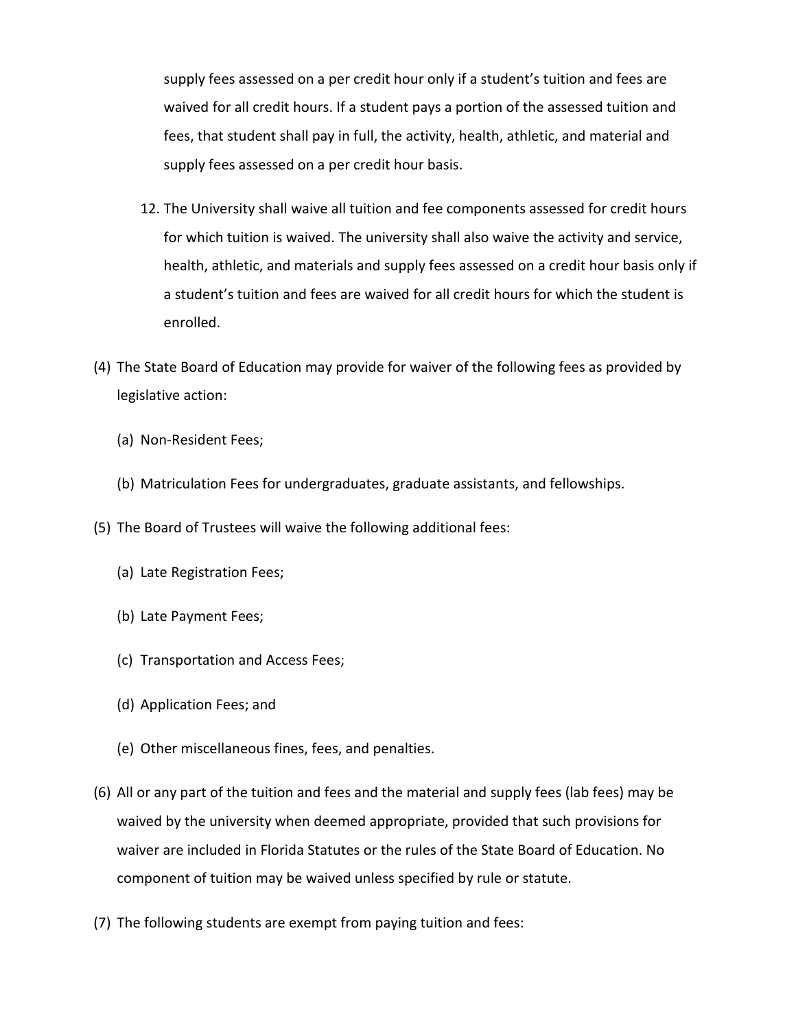supply fees assessed on a per credit hour only if a student's tuition and fees are waived for all credit hours. If a student pays a portion of the assessed tuition and fees, that student shall pay in full, the activity, health, athletic, and material and supply fees assessed on a per credit hour basis.

12. The University shall waive all tuition and fee components assessed for credit hours for which tuition is waived. The university shall also waive the activity and service, health, athletic, and materials and supply fees assessed on a credit hour basis only if a student's tuition and fees are waived for all credit hours for which the student is enrolled.

(4) The State Board of Education may provide for waiver of the following fees as provided by legislative action:

(a) Non-Resident Fees;

(b) Matriculation Fees for undergraduates, graduate assistants, and fellowships.

(5) The Board of Trustees will waive the following additional fees:

(a) Late Registration Fees;

(b) Late Payment Fees;

(c) Transportation and Access Fees;

(d) Application Fees; and

(e) Other miscellaneous fines, fees, and penalties.

(6) All or any part of the tuition and fees and the material and supply fees (lab fees) may be waived by the university when deemed appropriate, provided that such provisions for waiver are included in Florida Statutes or the rules of the State Board of Education. No component of tuition may be waived unless specified by rule or statute.

(7) The following students are exempt from paying tuition and fees: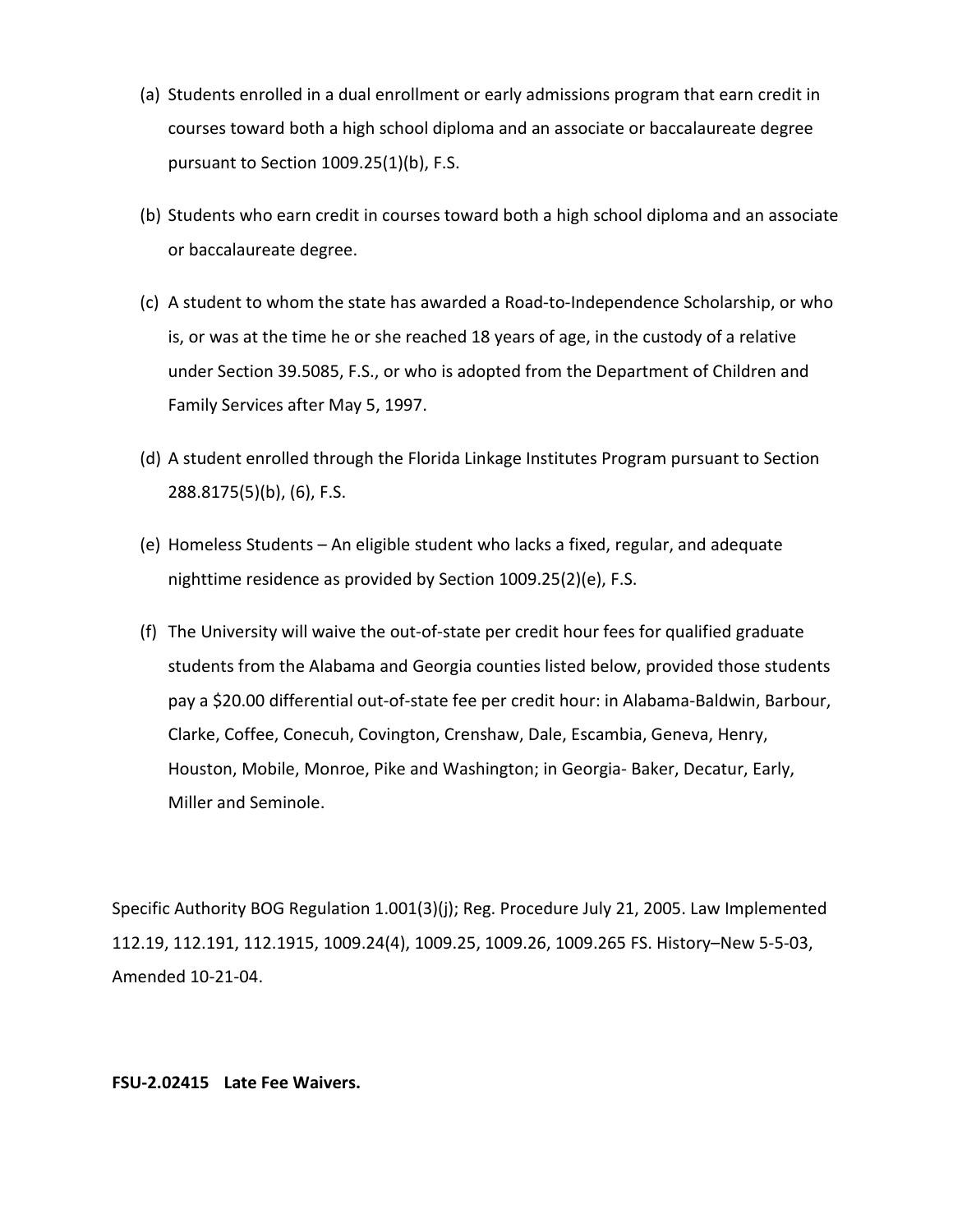(a) Students enrolled in a dual enrollment or early admissions program that earn credit in courses toward both a high school diploma and an associate or baccalaureate degree pursuant to Section 1009.25(1)(b), F.S.

(b) Students who earn credit in courses toward both a high school diploma and an associate or baccalaureate degree.

(c) A student to whom the state has awarded a Road-to-Independence Scholarship, or who is, or was at the time he or she reached 18 years of age, in the custody of a relative under Section 39.5085, F.S., or who is adopted from the Department of Children and Family Services after May 5, 1997.

(d) A student enrolled through the Florida Linkage Institutes Program pursuant to Section 288.8175(5)(b), (6), F.S.

(e) Homeless Students – An eligible student who lacks a fixed, regular, and adequate nighttime residence as provided by Section 1009.25(2)(e), F.S.

(f) The University will waive the out-of-state per credit hour fees for qualified graduate students from the Alabama and Georgia counties listed below, provided those students pay a $20.00 differential out-of-state fee per credit hour: in Alabama-Baldwin, Barbour, Clarke, Coffee, Conecuh, Covington, Crenshaw, Dale, Escambia, Geneva, Henry, Houston, Mobile, Monroe, Pike and Washington; in Georgia- Baker, Decatur, Early, Miller and Seminole.

Specific Authority BOG Regulation 1.001(3)(j); Reg. Procedure July 21, 2005. Law Implemented 112.19, 112.191, 112.1915, 1009.24(4), 1009.25, 1009.26, 1009.265 FS. History–New 5-5-03, Amended 10-21-04.

**FSU-2.02415 Late Fee Waivers.**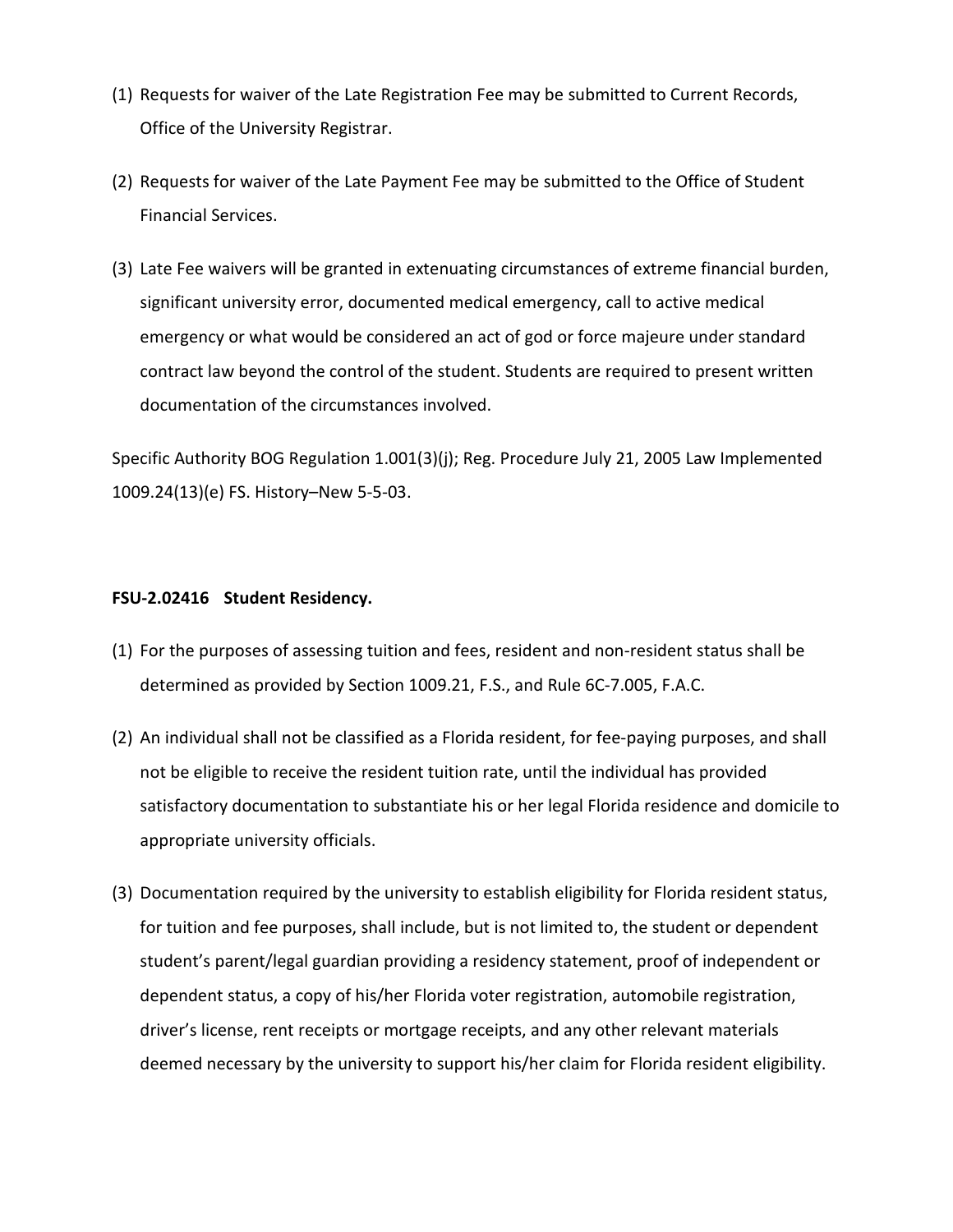(1) Requests for waiver of the Late Registration Fee may be submitted to Current Records, Office of the University Registrar.

(2) Requests for waiver of the Late Payment Fee may be submitted to the Office of Student Financial Services.

(3) Late Fee waivers will be granted in extenuating circumstances of extreme financial burden, significant university error, documented medical emergency, call to active medical emergency or what would be considered an act of god or force majeure under standard contract law beyond the control of the student. Students are required to present written documentation of the circumstances involved.

Specific Authority BOG Regulation 1.001(3)(j); Reg. Procedure July 21, 2005 Law Implemented 1009.24(13)(e) FS. History–New 5-5-03.

**FSU-2.02416 Student Residency.**

(1) For the purposes of assessing tuition and fees, resident and non-resident status shall be determined as provided by Section 1009.21, F.S., and Rule 6C-7.005, F.A.C.

(2) An individual shall not be classified as a Florida resident, for fee-paying purposes, and shall not be eligible to receive the resident tuition rate, until the individual has provided satisfactory documentation to substantiate his or her legal Florida residence and domicile to appropriate university officials.

(3) Documentation required by the university to establish eligibility for Florida resident status, for tuition and fee purposes, shall include, but is not limited to, the student or dependent student's parent/legal guardian providing a residency statement, proof of independent or dependent status, a copy of his/her Florida voter registration, automobile registration, driver's license, rent receipts or mortgage receipts, and any other relevant materials deemed necessary by the university to support his/her claim for Florida resident eligibility.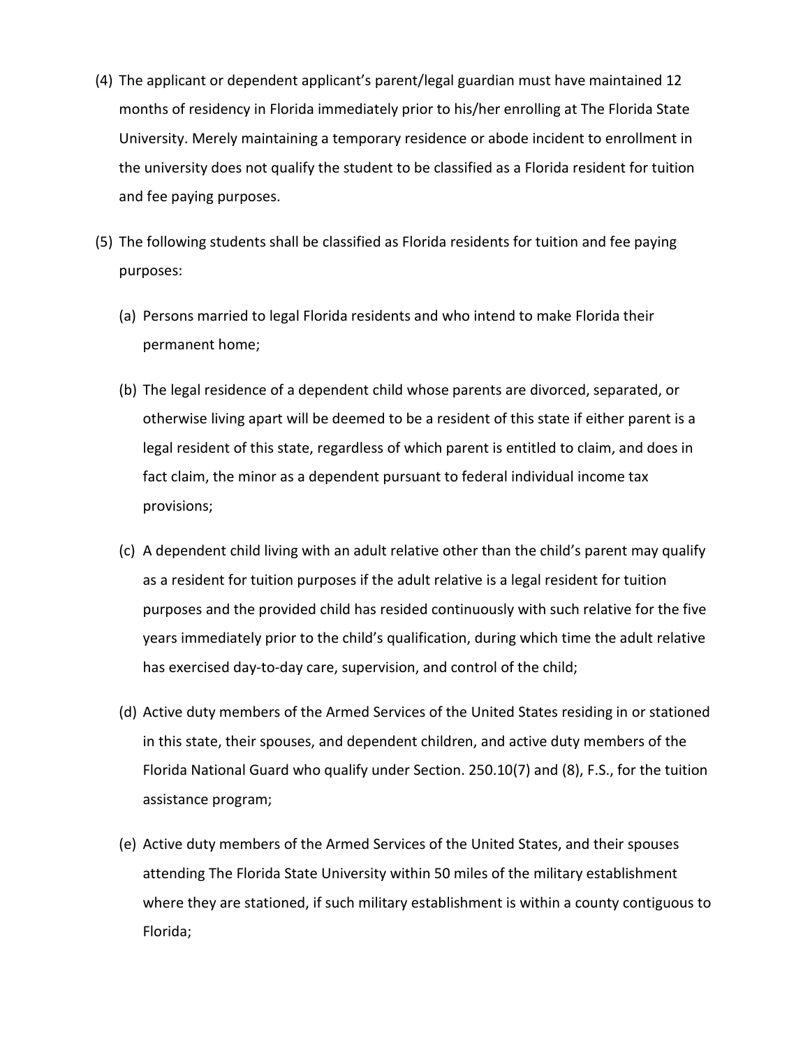(4) The applicant or dependent applicant's parent/legal guardian must have maintained 12 months of residency in Florida immediately prior to his/her enrolling at The Florida State University. Merely maintaining a temporary residence or abode incident to enrollment in the university does not qualify the student to be classified as a Florida resident for tuition and fee paying purposes.

(5) The following students shall be classified as Florida residents for tuition and fee paying purposes:

   (a) Persons married to legal Florida residents and who intend to make Florida their permanent home;

   (b) The legal residence of a dependent child whose parents are divorced, separated, or otherwise living apart will be deemed to be a resident of this state if either parent is a legal resident of this state, regardless of which parent is entitled to claim, and does in fact claim, the minor as a dependent pursuant to federal individual income tax provisions;

   (c) A dependent child living with an adult relative other than the child's parent may qualify as a resident for tuition purposes if the adult relative is a legal resident for tuition purposes and the provided child has resided continuously with such relative for the five years immediately prior to the child's qualification, during which time the adult relative has exercised day-to-day care, supervision, and control of the child;

   (d) Active duty members of the Armed Services of the United States residing in or stationed in this state, their spouses, and dependent children, and active duty members of the Florida National Guard who qualify under Section. 250.10(7) and (8), F.S., for the tuition assistance program;

   (e) Active duty members of the Armed Services of the United States, and their spouses attending The Florida State University within 50 miles of the military establishment where they are stationed, if such military establishment is within a county contiguous to Florida;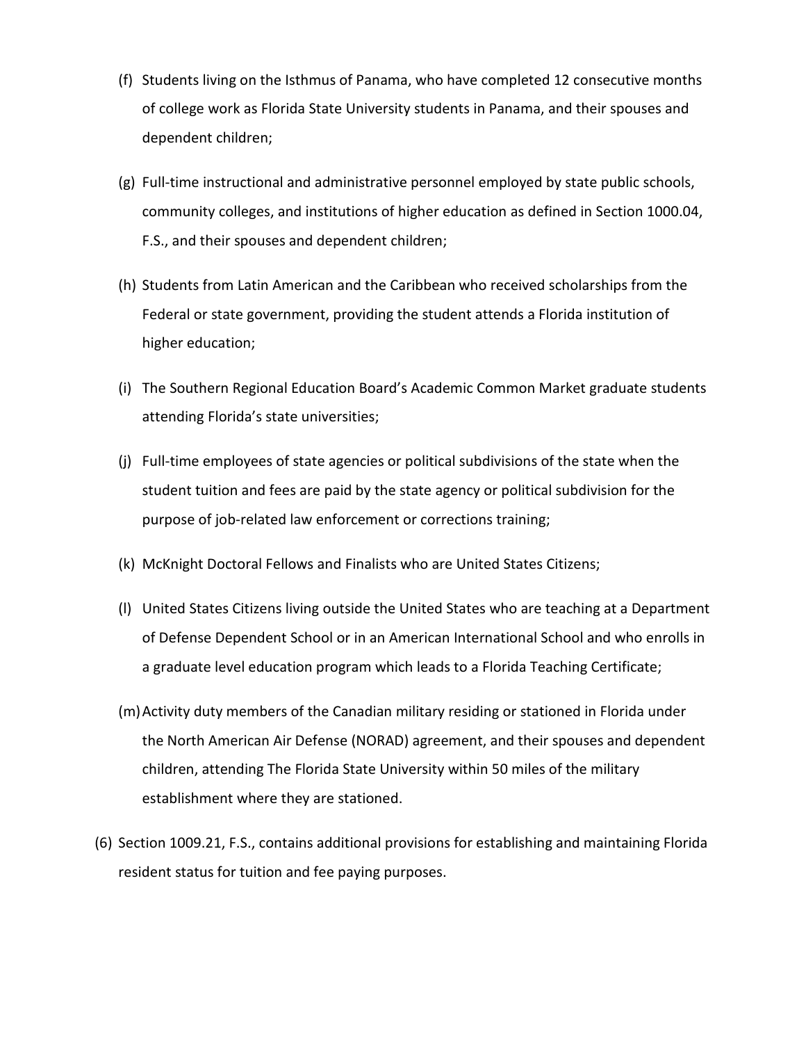(f) Students living on the Isthmus of Panama, who have completed 12 consecutive months of college work as Florida State University students in Panama, and their spouses and dependent children;

(g) Full-time instructional and administrative personnel employed by state public schools, community colleges, and institutions of higher education as defined in Section 1000.04, F.S., and their spouses and dependent children;

(h) Students from Latin American and the Caribbean who received scholarships from the Federal or state government, providing the student attends a Florida institution of higher education;

(i) The Southern Regional Education Board's Academic Common Market graduate students attending Florida's state universities;

(j) Full-time employees of state agencies or political subdivisions of the state when the student tuition and fees are paid by the state agency or political subdivision for the purpose of job-related law enforcement or corrections training;

(k) McKnight Doctoral Fellows and Finalists who are United States Citizens;

(l) United States Citizens living outside the United States who are teaching at a Department of Defense Dependent School or in an American International School and who enrolls in a graduate level education program which leads to a Florida Teaching Certificate;

(m) Activity duty members of the Canadian military residing or stationed in Florida under the North American Air Defense (NORAD) agreement, and their spouses and dependent children, attending The Florida State University within 50 miles of the military establishment where they are stationed.

(6) Section 1009.21, F.S., contains additional provisions for establishing and maintaining Florida resident status for tuition and fee paying purposes.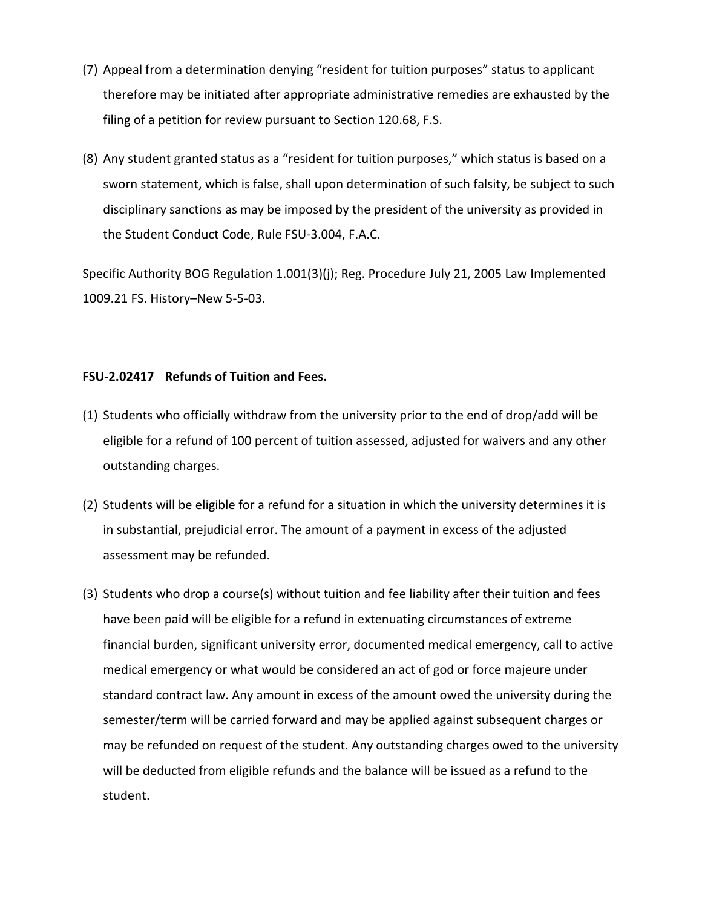(7) Appeal from a determination denying "resident for tuition purposes" status to applicant therefore may be initiated after appropriate administrative remedies are exhausted by the filing of a petition for review pursuant to Section 120.68, F.S.

(8) Any student granted status as a "resident for tuition purposes," which status is based on a sworn statement, which is false, shall upon determination of such falsity, be subject to such disciplinary sanctions as may be imposed by the president of the university as provided in the Student Conduct Code, Rule FSU-3.004, F.A.C.

Specific Authority BOG Regulation 1.001(3)(j); Reg. Procedure July 21, 2005 Law Implemented 1009.21 FS. History–New 5-5-03.

**FSU-2.02417 Refunds of Tuition and Fees.**

(1) Students who officially withdraw from the university prior to the end of drop/add will be eligible for a refund of 100 percent of tuition assessed, adjusted for waivers and any other outstanding charges.

(2) Students will be eligible for a refund for a situation in which the university determines it is in substantial, prejudicial error. The amount of a payment in excess of the adjusted assessment may be refunded.

(3) Students who drop a course(s) without tuition and fee liability after their tuition and fees have been paid will be eligible for a refund in extenuating circumstances of extreme financial burden, significant university error, documented medical emergency, call to active medical emergency or what would be considered an act of god or force majeure under standard contract law. Any amount in excess of the amount owed the university during the semester/term will be carried forward and may be applied against subsequent charges or may be refunded on request of the student. Any outstanding charges owed to the university will be deducted from eligible refunds and the balance will be issued as a refund to the student.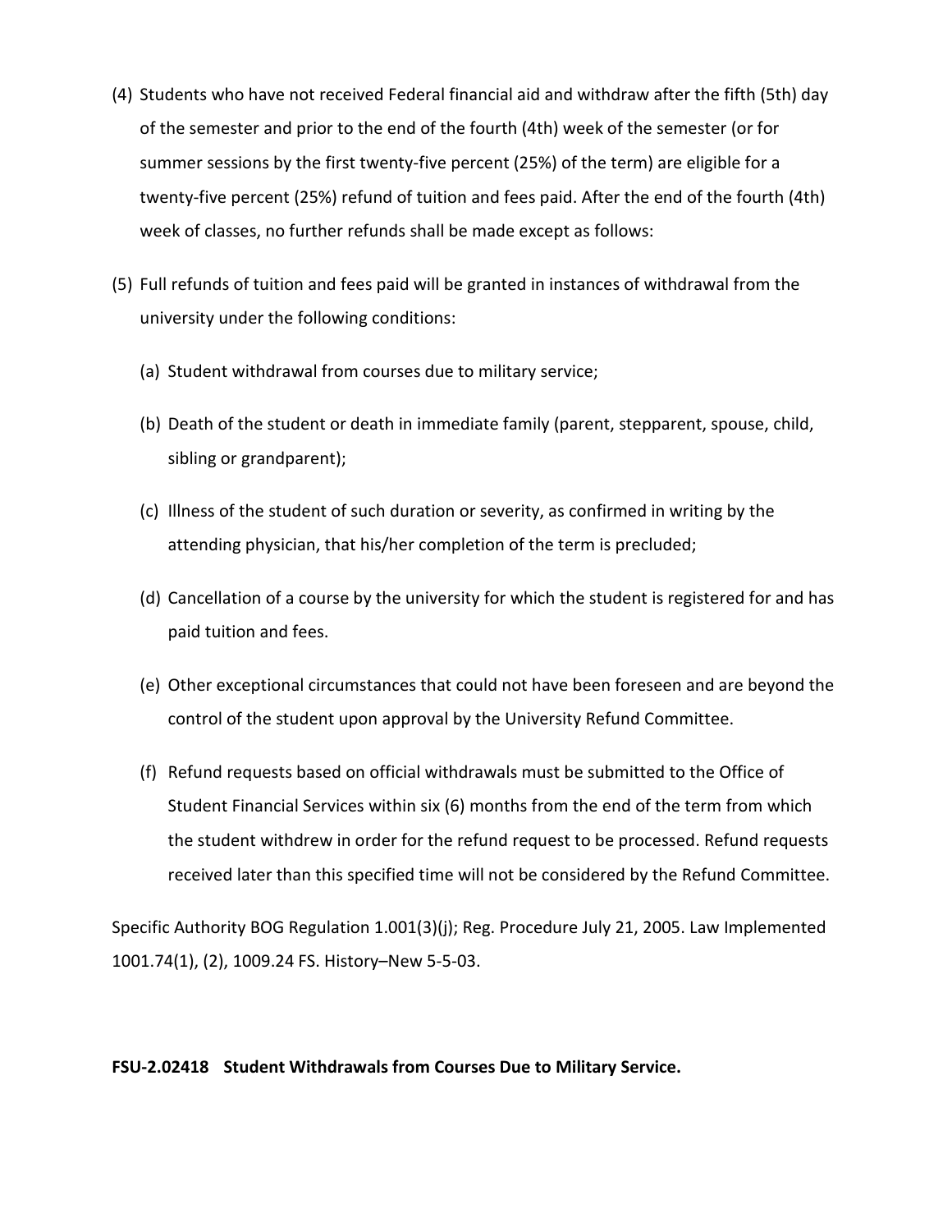(4) Students who have not received Federal financial aid and withdraw after the fifth (5th) day of the semester and prior to the end of the fourth (4th) week of the semester (or for summer sessions by the first twenty-five percent (25%) of the term) are eligible for a twenty-five percent (25%) refund of tuition and fees paid. After the end of the fourth (4th) week of classes, no further refunds shall be made except as follows:

(5) Full refunds of tuition and fees paid will be granted in instances of withdrawal from the university under the following conditions:

(a) Student withdrawal from courses due to military service;

(b) Death of the student or death in immediate family (parent, stepparent, spouse, child, sibling or grandparent);

(c) Illness of the student of such duration or severity, as confirmed in writing by the attending physician, that his/her completion of the term is precluded;

(d) Cancellation of a course by the university for which the student is registered for and has paid tuition and fees.

(e) Other exceptional circumstances that could not have been foreseen and are beyond the control of the student upon approval by the University Refund Committee.

(f) Refund requests based on official withdrawals must be submitted to the Office of Student Financial Services within six (6) months from the end of the term from which the student withdrew in order for the refund request to be processed. Refund requests received later than this specified time will not be considered by the Refund Committee.

Specific Authority BOG Regulation 1.001(3)(j); Reg. Procedure July 21, 2005. Law Implemented 1001.74(1), (2), 1009.24 FS. History–New 5-5-03.

**FSU-2.02418 Student Withdrawals from Courses Due to Military Service.**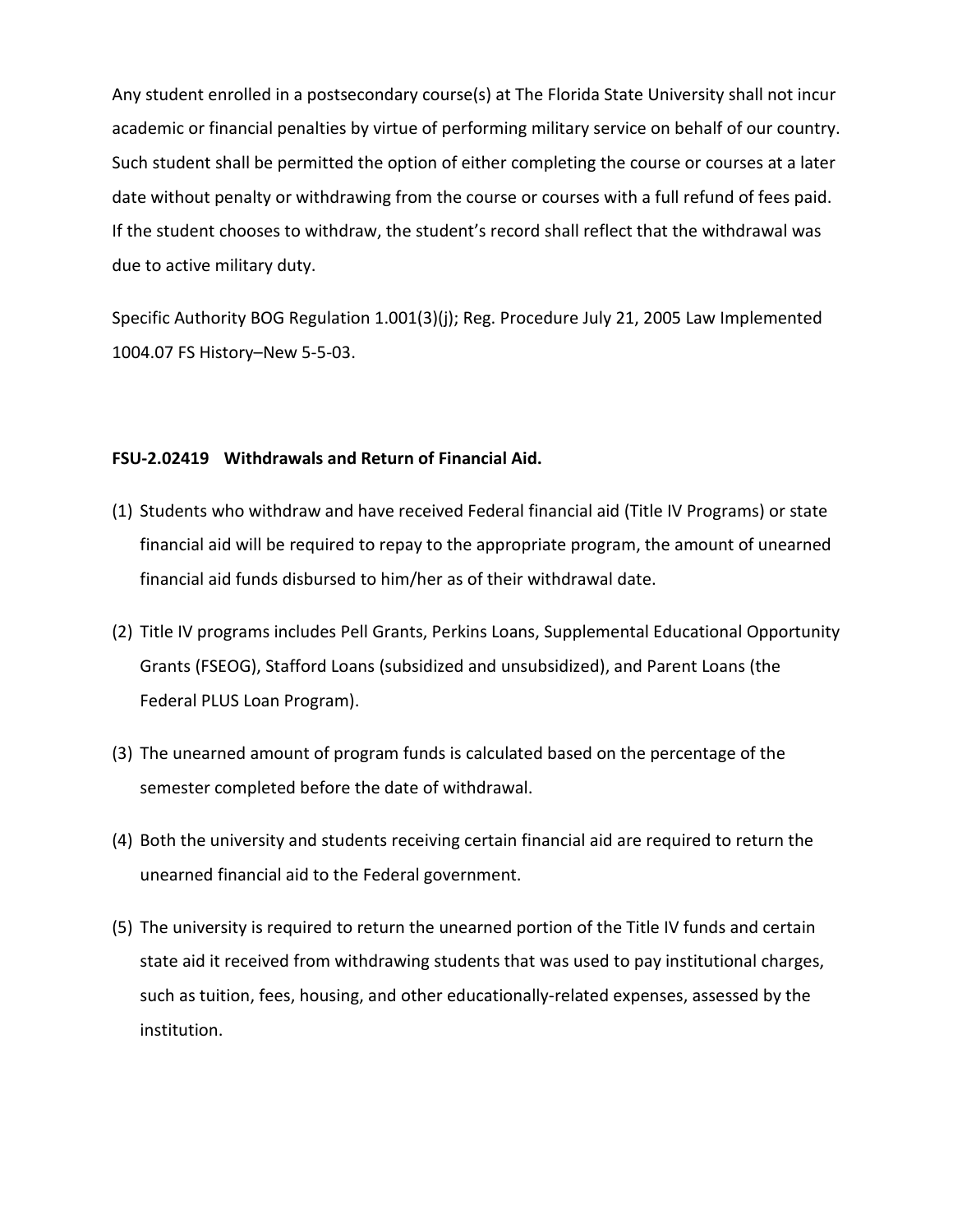Any student enrolled in a postsecondary course(s) at The Florida State University shall not incur academic or financial penalties by virtue of performing military service on behalf of our country. Such student shall be permitted the option of either completing the course or courses at a later date without penalty or withdrawing from the course or courses with a full refund of fees paid. If the student chooses to withdraw, the student's record shall reflect that the withdrawal was due to active military duty.

Specific Authority BOG Regulation 1.001(3)(j); Reg. Procedure July 21, 2005 Law Implemented 1004.07 FS History–New 5-5-03.

**FSU-2.02419 Withdrawals and Return of Financial Aid.**

(1) Students who withdraw and have received Federal financial aid (Title IV Programs) or state financial aid will be required to repay to the appropriate program, the amount of unearned financial aid funds disbursed to him/her as of their withdrawal date.

(2) Title IV programs includes Pell Grants, Perkins Loans, Supplemental Educational Opportunity Grants (FSEOG), Stafford Loans (subsidized and unsubsidized), and Parent Loans (the Federal PLUS Loan Program).

(3) The unearned amount of program funds is calculated based on the percentage of the semester completed before the date of withdrawal.

(4) Both the university and students receiving certain financial aid are required to return the unearned financial aid to the Federal government.

(5) The university is required to return the unearned portion of the Title IV funds and certain state aid it received from withdrawing students that was used to pay institutional charges, such as tuition, fees, housing, and other educationally-related expenses, assessed by the institution.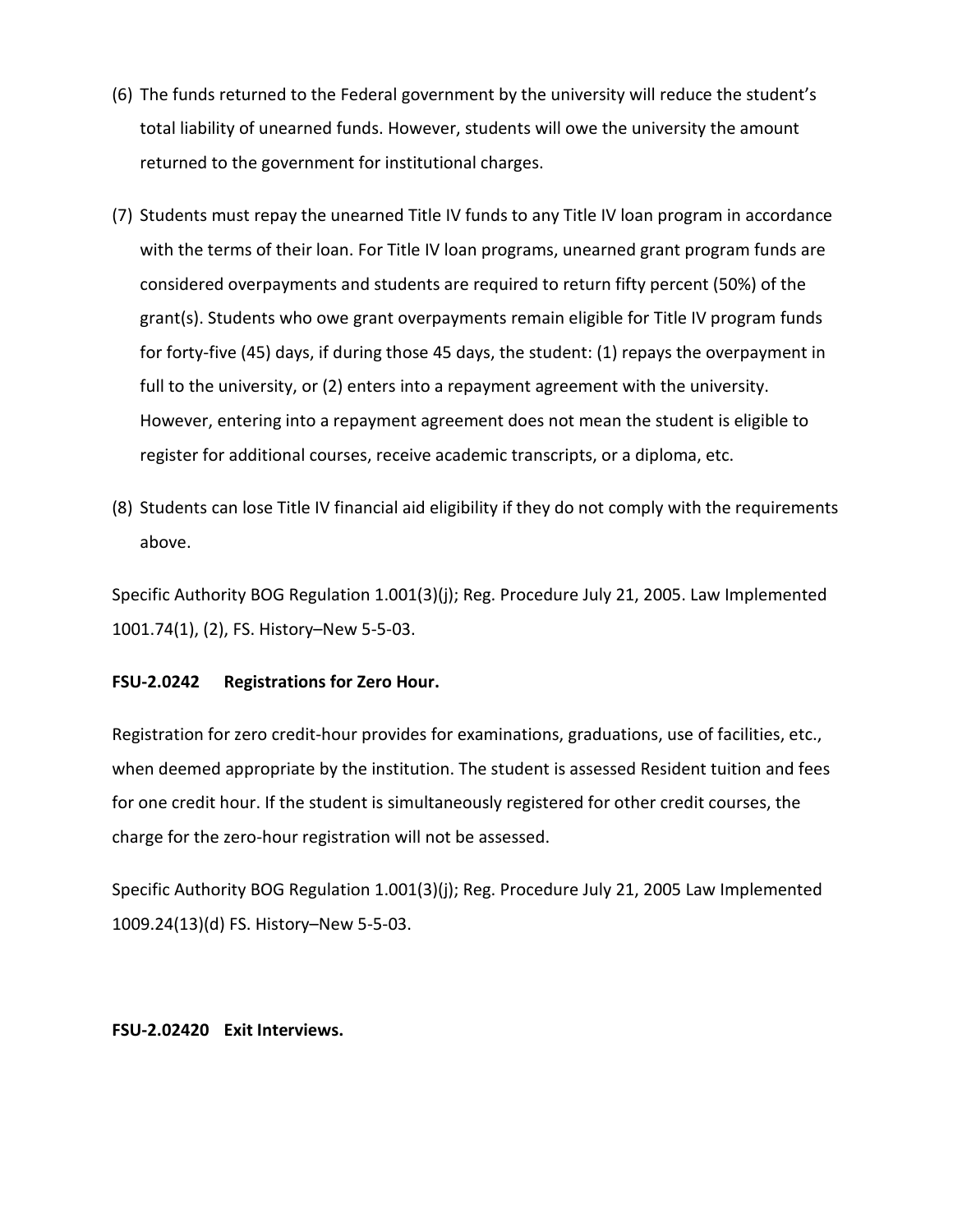(6) The funds returned to the Federal government by the university will reduce the student's total liability of unearned funds. However, students will owe the university the amount returned to the government for institutional charges.

(7) Students must repay the unearned Title IV funds to any Title IV loan program in accordance with the terms of their loan. For Title IV loan programs, unearned grant program funds are considered overpayments and students are required to return fifty percent (50%) of the grant(s). Students who owe grant overpayments remain eligible for Title IV program funds for forty-five (45) days, if during those 45 days, the student: (1) repays the overpayment in full to the university, or (2) enters into a repayment agreement with the university. However, entering into a repayment agreement does not mean the student is eligible to register for additional courses, receive academic transcripts, or a diploma, etc.

(8) Students can lose Title IV financial aid eligibility if they do not comply with the requirements above.

Specific Authority BOG Regulation 1.001(3)(j); Reg. Procedure July 21, 2005. Law Implemented 1001.74(1), (2), FS. History–New 5-5-03.

**FSU-2.0242 Registrations for Zero Hour.**

Registration for zero credit-hour provides for examinations, graduations, use of facilities, etc., when deemed appropriate by the institution. The student is assessed Resident tuition and fees for one credit hour. If the student is simultaneously registered for other credit courses, the charge for the zero-hour registration will not be assessed.

Specific Authority BOG Regulation 1.001(3)(j); Reg. Procedure July 21, 2005 Law Implemented 1009.24(13)(d) FS. History–New 5-5-03.

**FSU-2.02420 Exit Interviews.**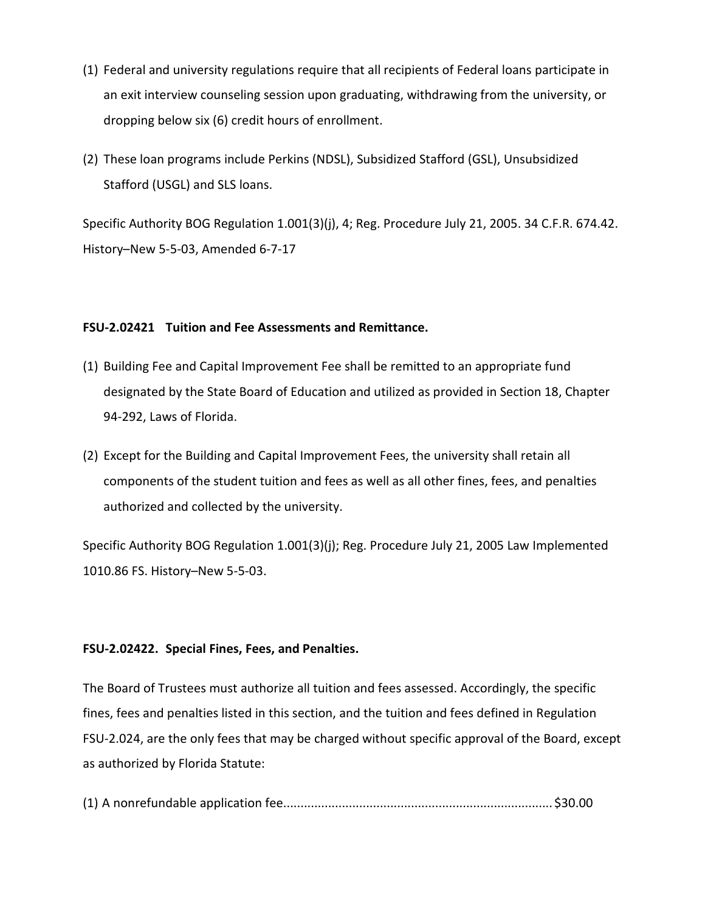(1) Federal and university regulations require that all recipients of Federal loans participate in an exit interview counseling session upon graduating, withdrawing from the university, or dropping below six (6) credit hours of enrollment.

(2) These loan programs include Perkins (NDSL), Subsidized Stafford (GSL), Unsubsidized Stafford (USGL) and SLS loans.

Specific Authority BOG Regulation 1.001(3)(j), 4; Reg. Procedure July 21, 2005. 34 C.F.R. 674.42. History–New 5-5-03, Amended 6-7-17

### FSU-2.02421 Tuition and Fee Assessments and Remittance.

(1) Building Fee and Capital Improvement Fee shall be remitted to an appropriate fund designated by the State Board of Education and utilized as provided in Section 18, Chapter 94-292, Laws of Florida.

(2) Except for the Building and Capital Improvement Fees, the university shall retain all components of the student tuition and fees as well as all other fines, fees, and penalties authorized and collected by the university.

Specific Authority BOG Regulation 1.001(3)(j); Reg. Procedure July 21, 2005 Law Implemented 1010.86 FS. History–New 5-5-03.

### FSU-2.02422. Special Fines, Fees, and Penalties.

The Board of Trustees must authorize all tuition and fees assessed. Accordingly, the specific fines, fees and penalties listed in this section, and the tuition and fees defined in Regulation FSU-2.024, are the only fees that may be charged without specific approval of the Board, except as authorized by Florida Statute:

(1) A nonrefundable application fee............................................................................$30.00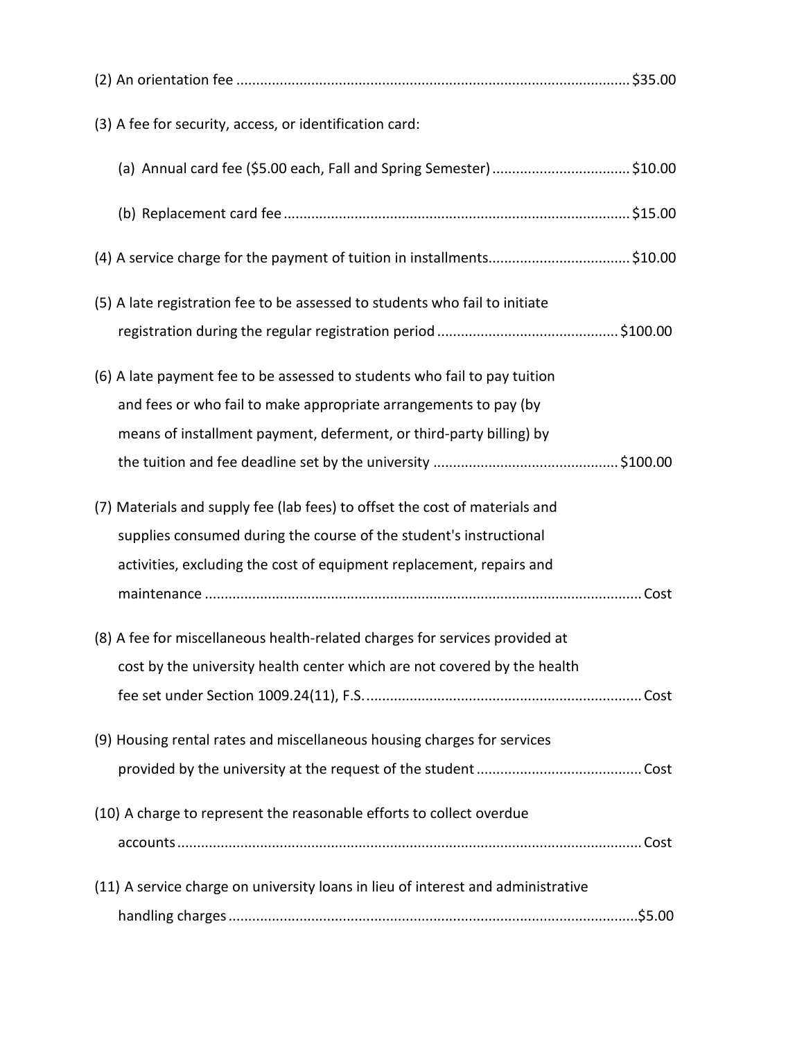(2) An orientation fee .................................................................................................. $35.00

(3) A fee for security, access, or identification card:

(a) Annual card fee ($5.00 each, Fall and Spring Semester) .................................. $10.00

(b) Replacement card fee ...................................................................................... $15.00

(4) A service charge for the payment of tuition in installments.................................... $10.00

(5) A late registration fee to be assessed to students who fail to initiate registration during the regular registration period ............................................. $100.00

(6) A late payment fee to be assessed to students who fail to pay tuition and fees or who fail to make appropriate arrangements to pay (by means of installment payment, deferment, or third-party billing) by the tuition and fee deadline set by the university .............................................. $100.00

(7) Materials and supply fee (lab fees) to offset the cost of materials and supplies consumed during the course of the student's instructional activities, excluding the cost of equipment replacement, repairs and maintenance ............................................................................................................. Cost

(8) A fee for miscellaneous health-related charges for services provided at cost by the university health center which are not covered by the health fee set under Section 1009.24(11), F.S. ..................................................................... Cost

(9) Housing rental rates and miscellaneous housing charges for services provided by the university at the request of the student ......................................... Cost

(10) A charge to represent the reasonable efforts to collect overdue accounts .................................................................................................................... Cost

(11) A service charge on university loans in lieu of interest and administrative handling charges ......................................................................................................$5.00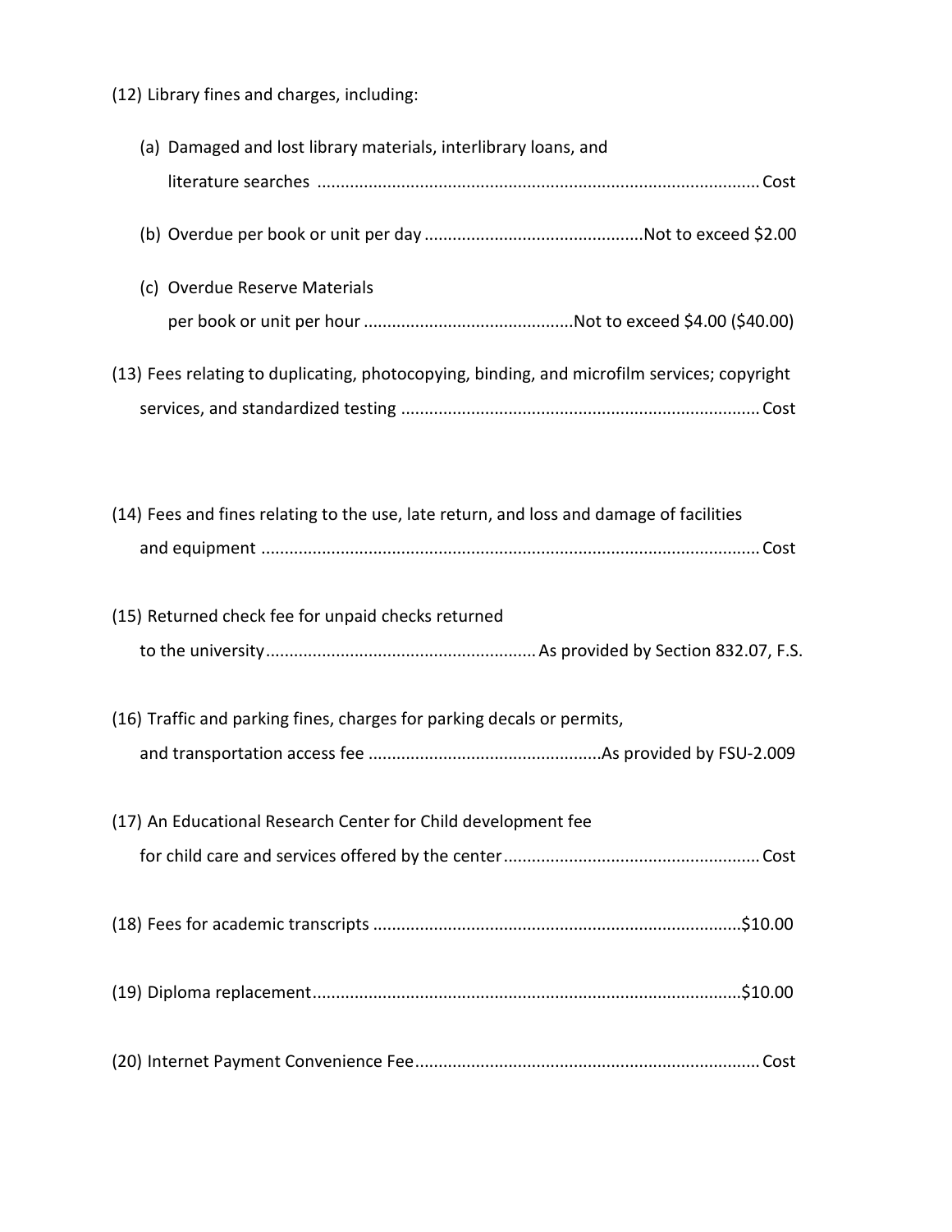(12) Library fines and charges, including:

(a) Damaged and lost library materials, interlibrary loans, and literature searches .............................................................................................. Cost

(b) Overdue per book or unit per day ..............................................Not to exceed $2.00

(c) Overdue Reserve Materials per book or unit per hour ............................................Not to exceed $4.00 ($40.00)

(13) Fees relating to duplicating, photocopying, binding, and microfilm services; copyright services, and standardized testing ............................................................................ Cost

(14) Fees and fines relating to the use, late return, and loss and damage of facilities and equipment .......................................................................................................... Cost

(15) Returned check fee for unpaid checks returned to the university.......................................................... As provided by Section 832.07, F.S.

(16) Traffic and parking fines, charges for parking decals or permits, and transportation access fee .................................................As provided by FSU-2.009

(17) An Educational Research Center for Child development fee for child care and services offered by the center...................................................... Cost

(18) Fees for academic transcripts ..............................................................................$10.00

(19) Diploma replacement...........................................................................................$10.00

(20) Internet Payment Convenience Fee......................................................................... Cost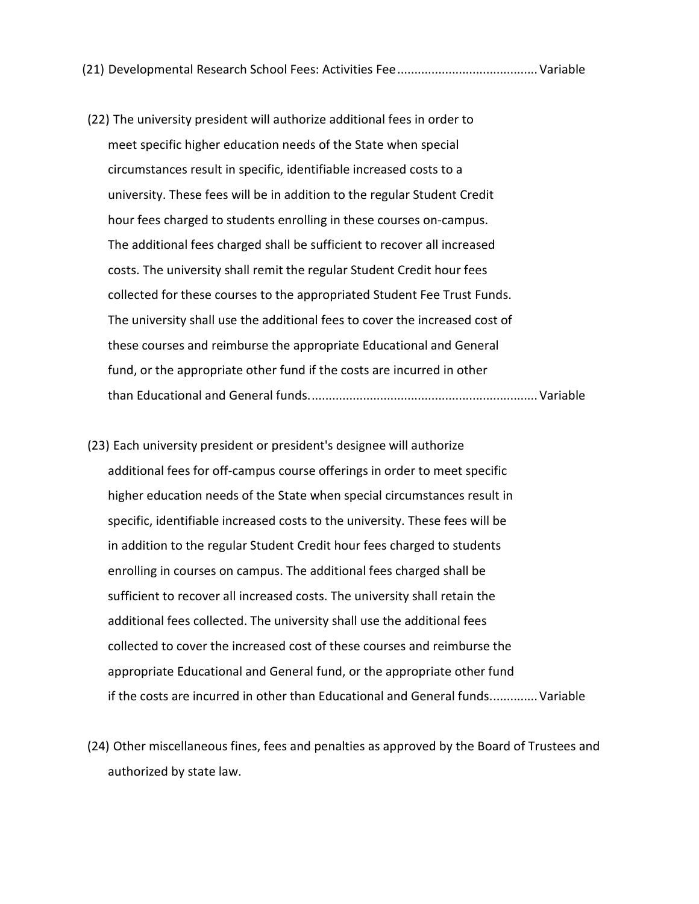(21) Developmental Research School Fees: Activities Fee........................................Variable

(22) The university president will authorize additional fees in order to meet specific higher education needs of the State when special circumstances result in specific, identifiable increased costs to a university. These fees will be in addition to the regular Student Credit hour fees charged to students enrolling in these courses on-campus. The additional fees charged shall be sufficient to recover all increased costs. The university shall remit the regular Student Credit hour fees collected for these courses to the appropriated Student Fee Trust Funds. The university shall use the additional fees to cover the increased cost of these courses and reimburse the appropriate Educational and General fund, or the appropriate other fund if the costs are incurred in other than Educational and General funds..................................................................Variable

(23) Each university president or president's designee will authorize additional fees for off-campus course offerings in order to meet specific higher education needs of the State when special circumstances result in specific, identifiable increased costs to the university. These fees will be in addition to the regular Student Credit hour fees charged to students enrolling in courses on campus. The additional fees charged shall be sufficient to recover all increased costs. The university shall retain the additional fees collected. The university shall use the additional fees collected to cover the increased cost of these courses and reimburse the appropriate Educational and General fund, or the appropriate other fund if the costs are incurred in other than Educational and General funds.............Variable

(24) Other miscellaneous fines, fees and penalties as approved by the Board of Trustees and authorized by state law.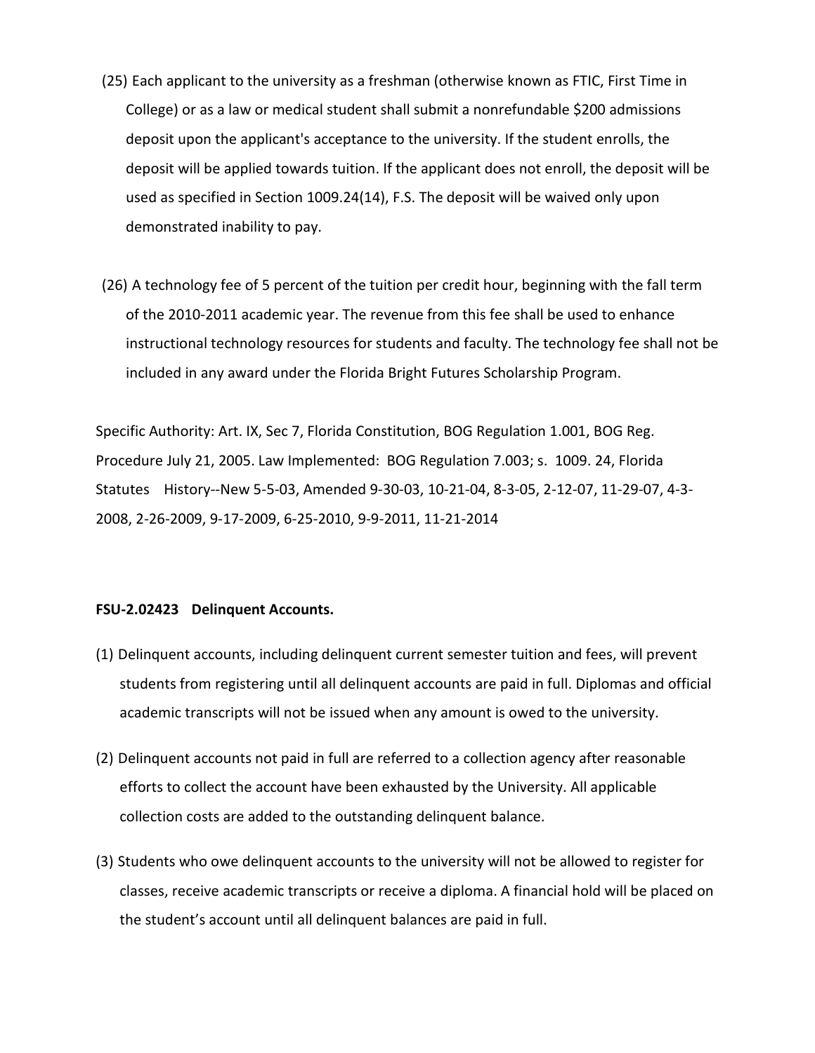(25) Each applicant to the university as a freshman (otherwise known as FTIC, First Time in College) or as a law or medical student shall submit a nonrefundable $200 admissions deposit upon the applicant's acceptance to the university. If the student enrolls, the deposit will be applied towards tuition. If the applicant does not enroll, the deposit will be used as specified in Section 1009.24(14), F.S. The deposit will be waived only upon demonstrated inability to pay.

(26) A technology fee of 5 percent of the tuition per credit hour, beginning with the fall term of the 2010-2011 academic year. The revenue from this fee shall be used to enhance instructional technology resources for students and faculty. The technology fee shall not be included in any award under the Florida Bright Futures Scholarship Program.

Specific Authority: Art. IX, Sec 7, Florida Constitution, BOG Regulation 1.001, BOG Reg. Procedure July 21, 2005. Law Implemented: BOG Regulation 7.003; s. 1009. 24, Florida Statutes History--New 5-5-03, Amended 9-30-03, 10-21-04, 8-3-05, 2-12-07, 11-29-07, 4-3-2008, 2-26-2009, 9-17-2009, 6-25-2010, 9-9-2011, 11-21-2014

**FSU-2.02423 Delinquent Accounts.**

(1) Delinquent accounts, including delinquent current semester tuition and fees, will prevent students from registering until all delinquent accounts are paid in full. Diplomas and official academic transcripts will not be issued when any amount is owed to the university.

(2) Delinquent accounts not paid in full are referred to a collection agency after reasonable efforts to collect the account have been exhausted by the University. All applicable collection costs are added to the outstanding delinquent balance.

(3) Students who owe delinquent accounts to the university will not be allowed to register for classes, receive academic transcripts or receive a diploma. A financial hold will be placed on the student's account until all delinquent balances are paid in full.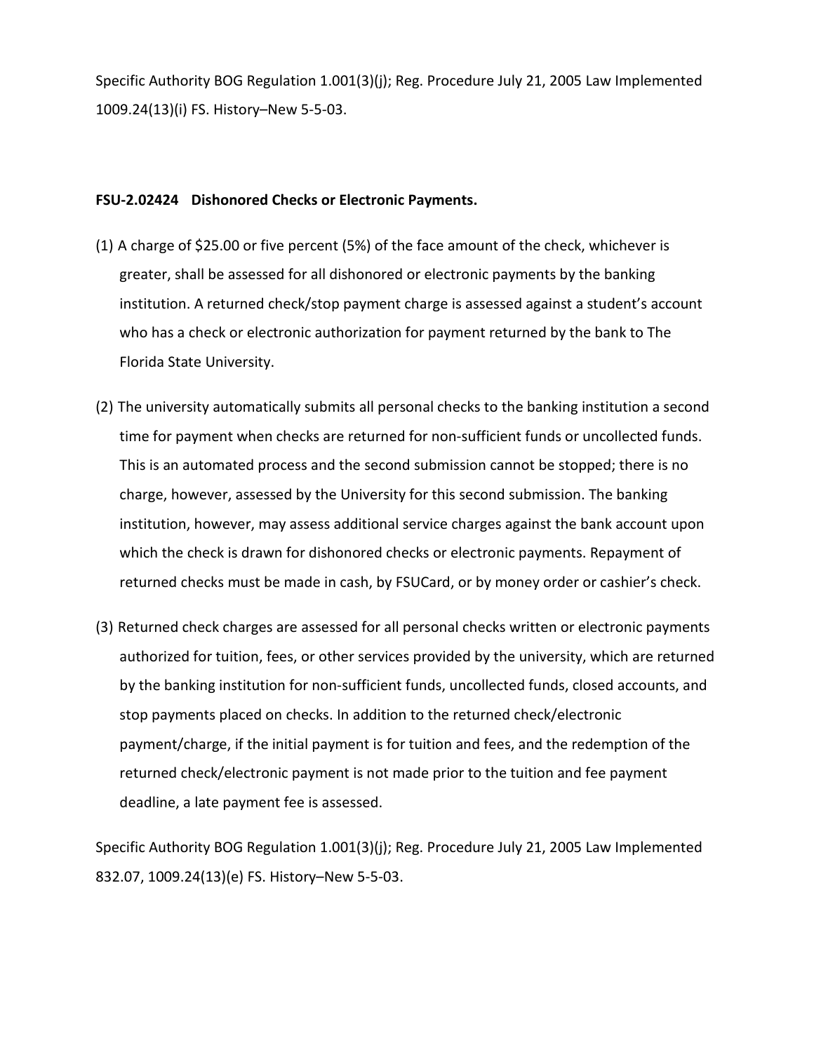Specific Authority BOG Regulation 1.001(3)(j); Reg. Procedure July 21, 2005 Law Implemented 1009.24(13)(i) FS. History–New 5-5-03.

**FSU-2.02424 Dishonored Checks or Electronic Payments.**

(1) A charge of $25.00 or five percent (5%) of the face amount of the check, whichever is greater, shall be assessed for all dishonored or electronic payments by the banking institution. A returned check/stop payment charge is assessed against a student's account who has a check or electronic authorization for payment returned by the bank to The Florida State University.

(2) The university automatically submits all personal checks to the banking institution a second time for payment when checks are returned for non-sufficient funds or uncollected funds. This is an automated process and the second submission cannot be stopped; there is no charge, however, assessed by the University for this second submission. The banking institution, however, may assess additional service charges against the bank account upon which the check is drawn for dishonored checks or electronic payments. Repayment of returned checks must be made in cash, by FSUCard, or by money order or cashier's check.

(3) Returned check charges are assessed for all personal checks written or electronic payments authorized for tuition, fees, or other services provided by the university, which are returned by the banking institution for non-sufficient funds, uncollected funds, closed accounts, and stop payments placed on checks. In addition to the returned check/electronic payment/charge, if the initial payment is for tuition and fees, and the redemption of the returned check/electronic payment is not made prior to the tuition and fee payment deadline, a late payment fee is assessed.

Specific Authority BOG Regulation 1.001(3)(j); Reg. Procedure July 21, 2005 Law Implemented 832.07, 1009.24(13)(e) FS. History–New 5-5-03.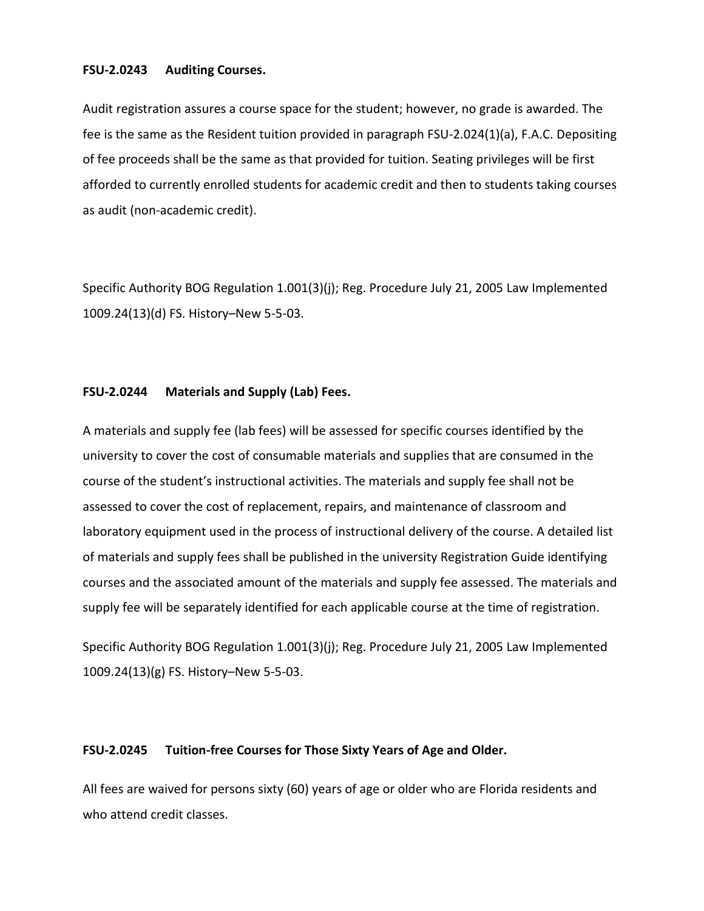**FSU-2.0243 Auditing Courses.**

Audit registration assures a course space for the student; however, no grade is awarded. The fee is the same as the Resident tuition provided in paragraph FSU-2.024(1)(a), F.A.C. Depositing of fee proceeds shall be the same as that provided for tuition. Seating privileges will be first afforded to currently enrolled students for academic credit and then to students taking courses as audit (non-academic credit).

Specific Authority BOG Regulation 1.001(3)(j); Reg. Procedure July 21, 2005 Law Implemented 1009.24(13)(d) FS. History–New 5-5-03.

**FSU-2.0244 Materials and Supply (Lab) Fees.**

A materials and supply fee (lab fees) will be assessed for specific courses identified by the university to cover the cost of consumable materials and supplies that are consumed in the course of the student's instructional activities. The materials and supply fee shall not be assessed to cover the cost of replacement, repairs, and maintenance of classroom and laboratory equipment used in the process of instructional delivery of the course. A detailed list of materials and supply fees shall be published in the university Registration Guide identifying courses and the associated amount of the materials and supply fee assessed. The materials and supply fee will be separately identified for each applicable course at the time of registration.

Specific Authority BOG Regulation 1.001(3)(j); Reg. Procedure July 21, 2005 Law Implemented 1009.24(13)(g) FS. History–New 5-5-03.

**FSU-2.0245 Tuition-free Courses for Those Sixty Years of Age and Older.**

All fees are waived for persons sixty (60) years of age or older who are Florida residents and who attend credit classes.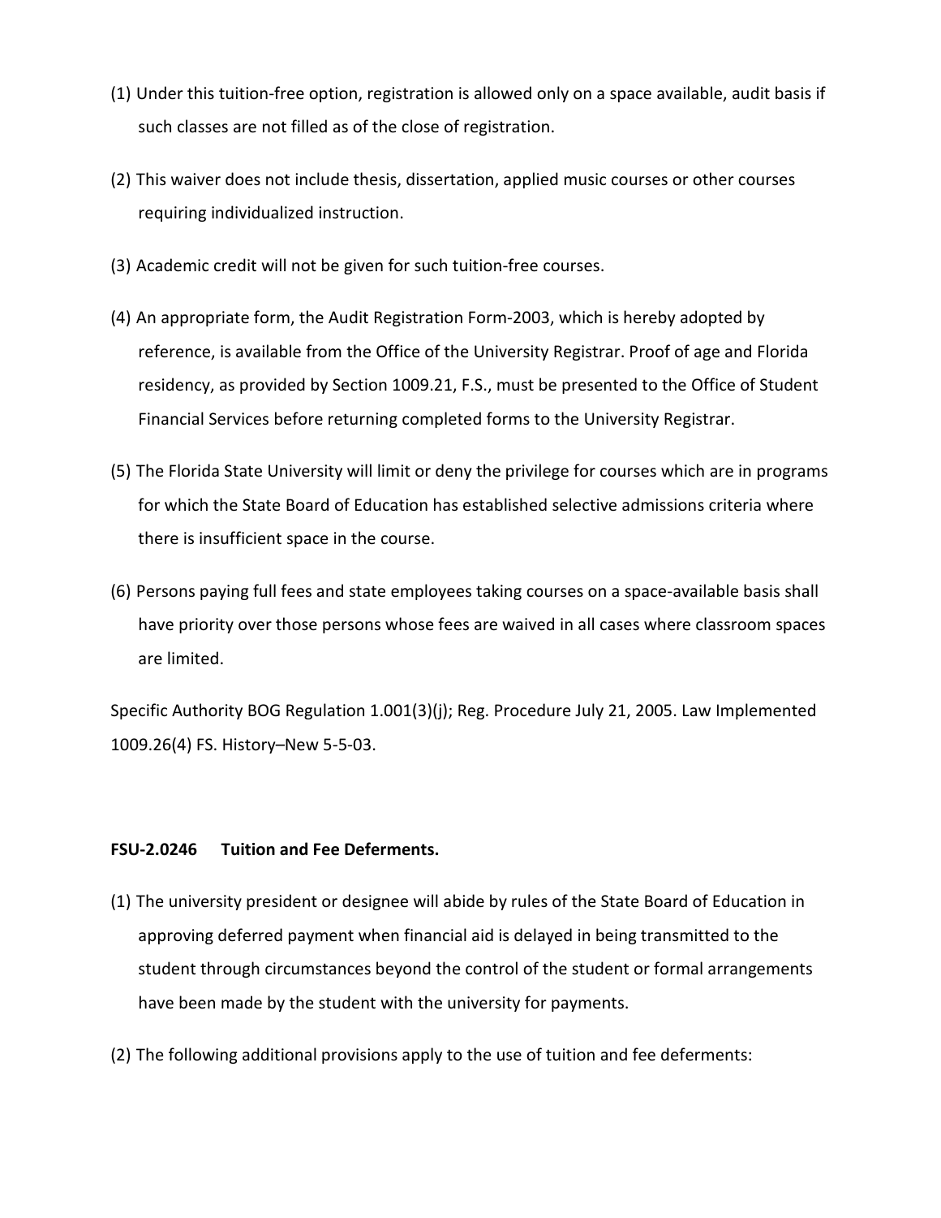(1) Under this tuition-free option, registration is allowed only on a space available, audit basis if such classes are not filled as of the close of registration.

(2) This waiver does not include thesis, dissertation, applied music courses or other courses requiring individualized instruction.

(3) Academic credit will not be given for such tuition-free courses.

(4) An appropriate form, the Audit Registration Form-2003, which is hereby adopted by reference, is available from the Office of the University Registrar. Proof of age and Florida residency, as provided by Section 1009.21, F.S., must be presented to the Office of Student Financial Services before returning completed forms to the University Registrar.

(5) The Florida State University will limit or deny the privilege for courses which are in programs for which the State Board of Education has established selective admissions criteria where there is insufficient space in the course.

(6) Persons paying full fees and state employees taking courses on a space-available basis shall have priority over those persons whose fees are waived in all cases where classroom spaces are limited.

Specific Authority BOG Regulation 1.001(3)(j); Reg. Procedure July 21, 2005. Law Implemented 1009.26(4) FS. History–New 5-5-03.

**FSU-2.0246 Tuition and Fee Deferments.**

(1) The university president or designee will abide by rules of the State Board of Education in approving deferred payment when financial aid is delayed in being transmitted to the student through circumstances beyond the control of the student or formal arrangements have been made by the student with the university for payments.

(2) The following additional provisions apply to the use of tuition and fee deferments: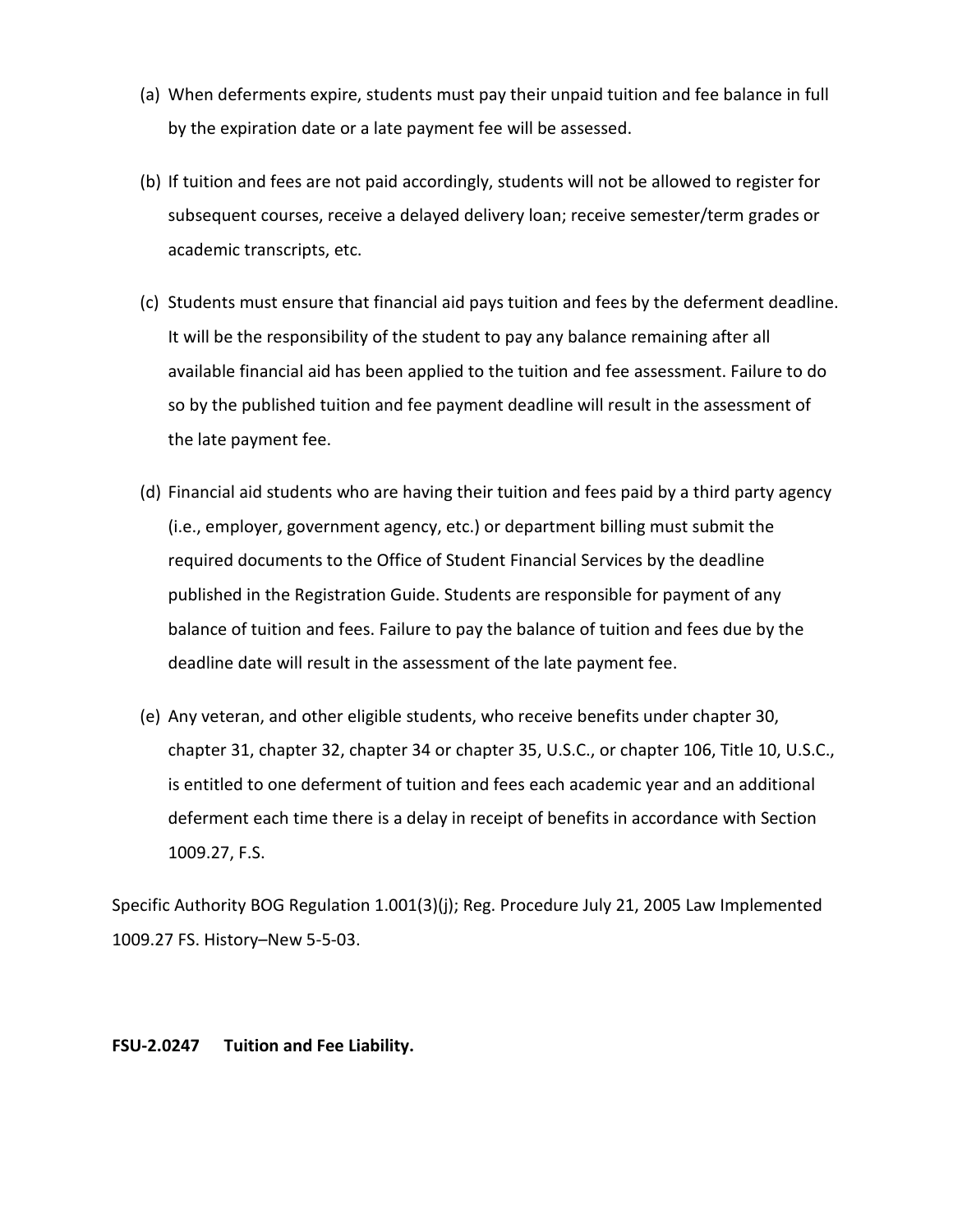(a) When deferments expire, students must pay their unpaid tuition and fee balance in full by the expiration date or a late payment fee will be assessed.

(b) If tuition and fees are not paid accordingly, students will not be allowed to register for subsequent courses, receive a delayed delivery loan; receive semester/term grades or academic transcripts, etc.

(c) Students must ensure that financial aid pays tuition and fees by the deferment deadline. It will be the responsibility of the student to pay any balance remaining after all available financial aid has been applied to the tuition and fee assessment. Failure to do so by the published tuition and fee payment deadline will result in the assessment of the late payment fee.

(d) Financial aid students who are having their tuition and fees paid by a third party agency (i.e., employer, government agency, etc.) or department billing must submit the required documents to the Office of Student Financial Services by the deadline published in the Registration Guide. Students are responsible for payment of any balance of tuition and fees. Failure to pay the balance of tuition and fees due by the deadline date will result in the assessment of the late payment fee.

(e) Any veteran, and other eligible students, who receive benefits under chapter 30, chapter 31, chapter 32, chapter 34 or chapter 35, U.S.C., or chapter 106, Title 10, U.S.C., is entitled to one deferment of tuition and fees each academic year and an additional deferment each time there is a delay in receipt of benefits in accordance with Section 1009.27, F.S.

Specific Authority BOG Regulation 1.001(3)(j); Reg. Procedure July 21, 2005 Law Implemented 1009.27 FS. History–New 5-5-03.

**FSU-2.0247 Tuition and Fee Liability.**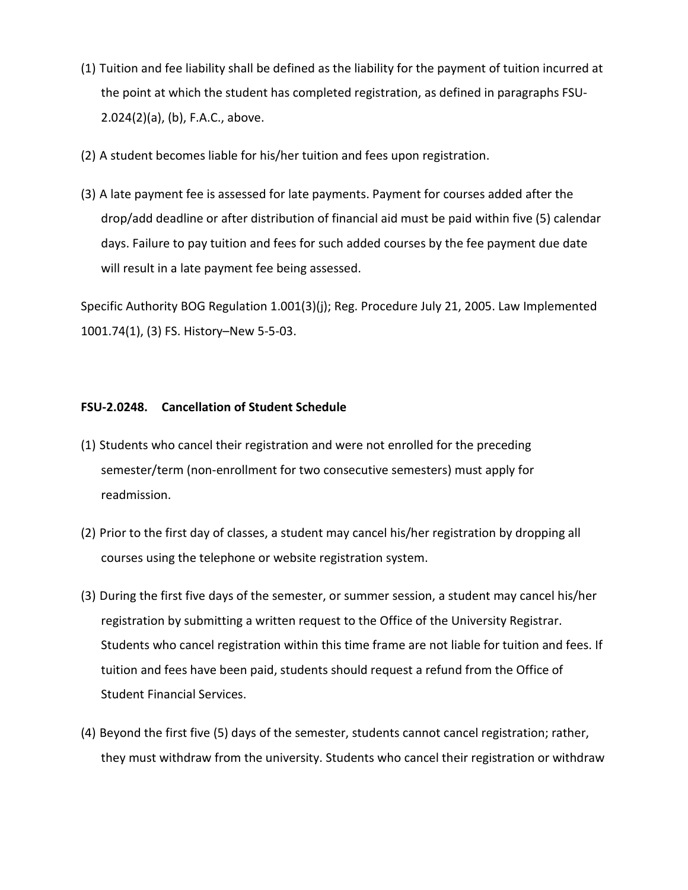(1) Tuition and fee liability shall be defined as the liability for the payment of tuition incurred at the point at which the student has completed registration, as defined in paragraphs FSU-2.024(2)(a), (b), F.A.C., above.

(2) A student becomes liable for his/her tuition and fees upon registration.

(3) A late payment fee is assessed for late payments. Payment for courses added after the drop/add deadline or after distribution of financial aid must be paid within five (5) calendar days. Failure to pay tuition and fees for such added courses by the fee payment due date will result in a late payment fee being assessed.

Specific Authority BOG Regulation 1.001(3)(j); Reg. Procedure July 21, 2005. Law Implemented 1001.74(1), (3) FS. History–New 5-5-03.

**FSU-2.0248. Cancellation of Student Schedule**

(1) Students who cancel their registration and were not enrolled for the preceding semester/term (non-enrollment for two consecutive semesters) must apply for readmission.

(2) Prior to the first day of classes, a student may cancel his/her registration by dropping all courses using the telephone or website registration system.

(3) During the first five days of the semester, or summer session, a student may cancel his/her registration by submitting a written request to the Office of the University Registrar. Students who cancel registration within this time frame are not liable for tuition and fees. If tuition and fees have been paid, students should request a refund from the Office of Student Financial Services.

(4) Beyond the first five (5) days of the semester, students cannot cancel registration; rather, they must withdraw from the university. Students who cancel their registration or withdraw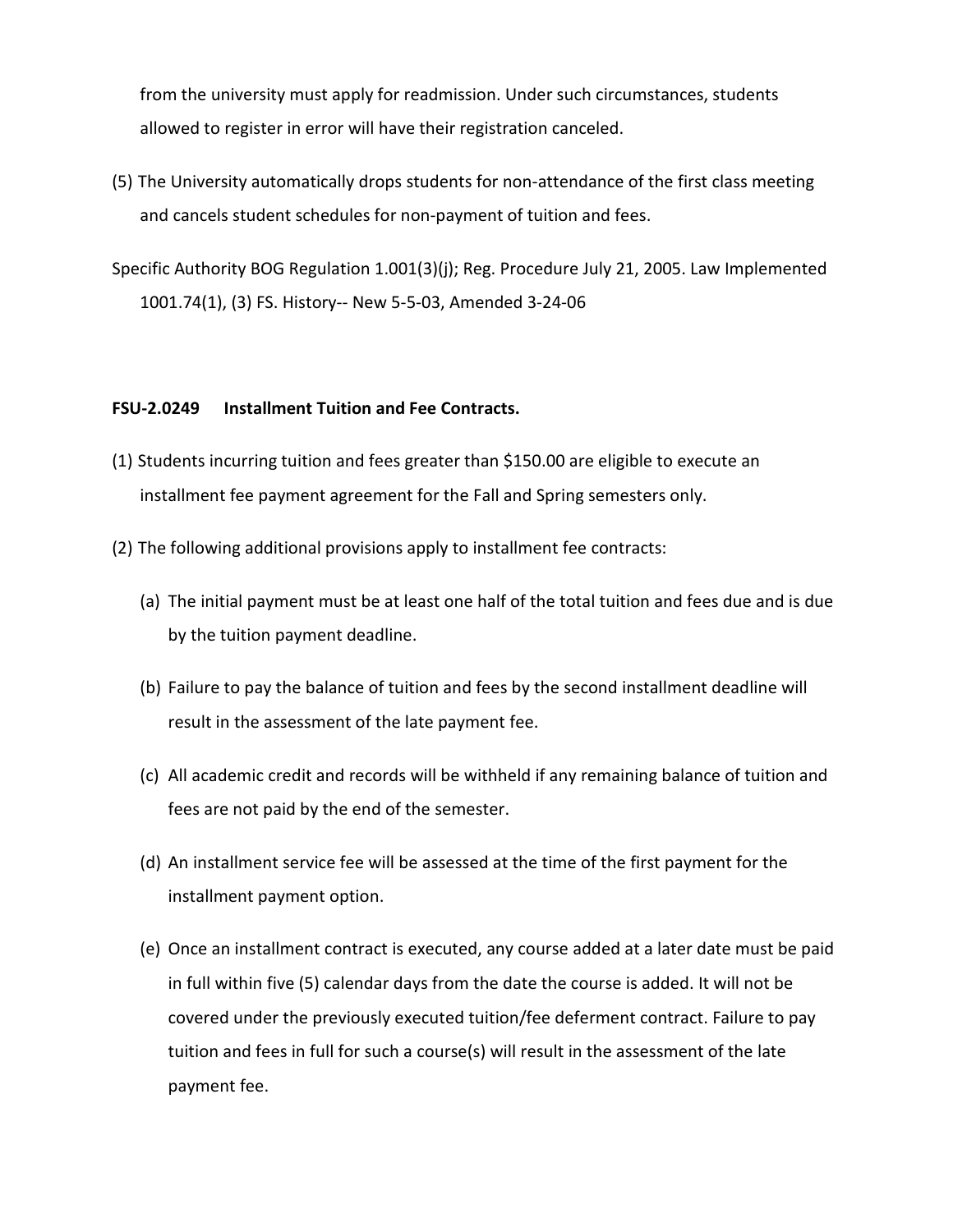from the university must apply for readmission. Under such circumstances, students allowed to register in error will have their registration canceled.

(5) The University automatically drops students for non-attendance of the first class meeting and cancels student schedules for non-payment of tuition and fees.

Specific Authority BOG Regulation 1.001(3)(j); Reg. Procedure July 21, 2005. Law Implemented 1001.74(1), (3) FS. History-- New 5-5-03, Amended 3-24-06

**FSU-2.0249 Installment Tuition and Fee Contracts.**

(1) Students incurring tuition and fees greater than $150.00 are eligible to execute an installment fee payment agreement for the Fall and Spring semesters only.

(2) The following additional provisions apply to installment fee contracts:

(a) The initial payment must be at least one half of the total tuition and fees due and is due by the tuition payment deadline.

(b) Failure to pay the balance of tuition and fees by the second installment deadline will result in the assessment of the late payment fee.

(c) All academic credit and records will be withheld if any remaining balance of tuition and fees are not paid by the end of the semester.

(d) An installment service fee will be assessed at the time of the first payment for the installment payment option.

(e) Once an installment contract is executed, any course added at a later date must be paid in full within five (5) calendar days from the date the course is added. It will not be covered under the previously executed tuition/fee deferment contract. Failure to pay tuition and fees in full for such a course(s) will result in the assessment of the late payment fee.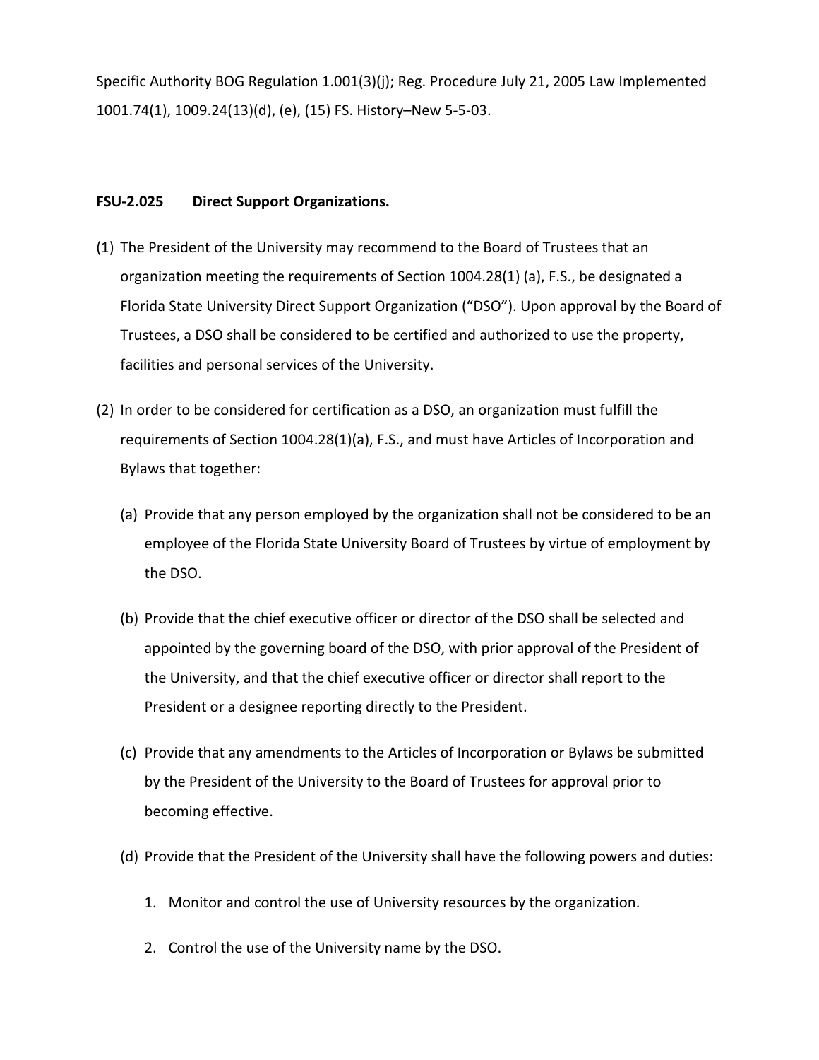Specific Authority BOG Regulation 1.001(3)(j); Reg. Procedure July 21, 2005 Law Implemented 1001.74(1), 1009.24(13)(d), (e), (15) FS. History–New 5-5-03.

**FSU-2.025 Direct Support Organizations.**

(1) The President of the University may recommend to the Board of Trustees that an organization meeting the requirements of Section 1004.28(1) (a), F.S., be designated a Florida State University Direct Support Organization ("DSO"). Upon approval by the Board of Trustees, a DSO shall be considered to be certified and authorized to use the property, facilities and personal services of the University.

(2) In order to be considered for certification as a DSO, an organization must fulfill the requirements of Section 1004.28(1)(a), F.S., and must have Articles of Incorporation and Bylaws that together:

   (a) Provide that any person employed by the organization shall not be considered to be an employee of the Florida State University Board of Trustees by virtue of employment by the DSO.

   (b) Provide that the chief executive officer or director of the DSO shall be selected and appointed by the governing board of the DSO, with prior approval of the President of the University, and that the chief executive officer or director shall report to the President or a designee reporting directly to the President.

   (c) Provide that any amendments to the Articles of Incorporation or Bylaws be submitted by the President of the University to the Board of Trustees for approval prior to becoming effective.

   (d) Provide that the President of the University shall have the following powers and duties:

      1. Monitor and control the use of University resources by the organization.

      2. Control the use of the University name by the DSO.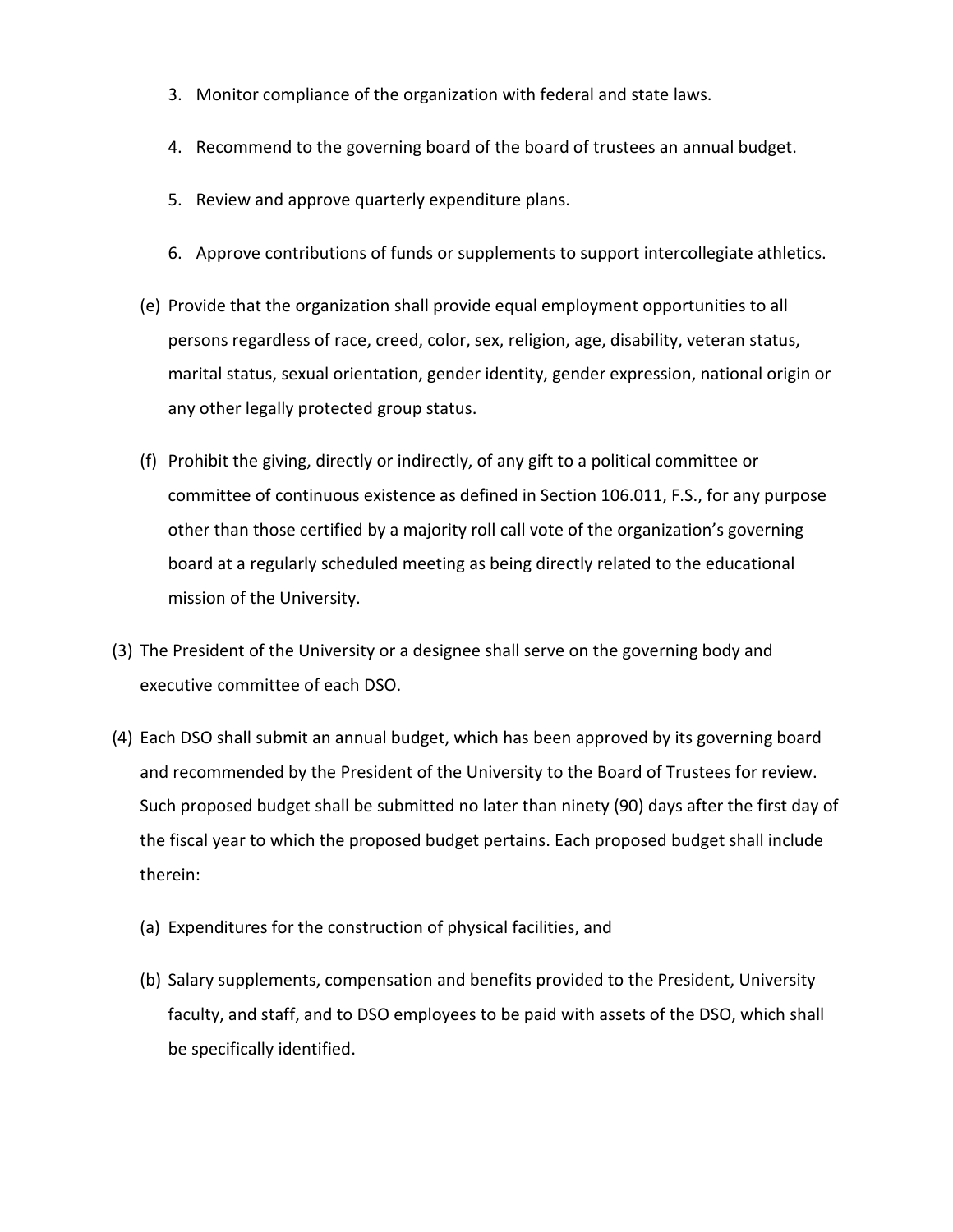3. Monitor compliance of the organization with federal and state laws.

4. Recommend to the governing board of the board of trustees an annual budget.

5. Review and approve quarterly expenditure plans.

6. Approve contributions of funds or supplements to support intercollegiate athletics.

(e) Provide that the organization shall provide equal employment opportunities to all persons regardless of race, creed, color, sex, religion, age, disability, veteran status, marital status, sexual orientation, gender identity, gender expression, national origin or any other legally protected group status.

(f) Prohibit the giving, directly or indirectly, of any gift to a political committee or committee of continuous existence as defined in Section 106.011, F.S., for any purpose other than those certified by a majority roll call vote of the organization's governing board at a regularly scheduled meeting as being directly related to the educational mission of the University.

(3) The President of the University or a designee shall serve on the governing body and executive committee of each DSO.

(4) Each DSO shall submit an annual budget, which has been approved by its governing board and recommended by the President of the University to the Board of Trustees for review. Such proposed budget shall be submitted no later than ninety (90) days after the first day of the fiscal year to which the proposed budget pertains. Each proposed budget shall include therein:

(a) Expenditures for the construction of physical facilities, and

(b) Salary supplements, compensation and benefits provided to the President, University faculty, and staff, and to DSO employees to be paid with assets of the DSO, which shall be specifically identified.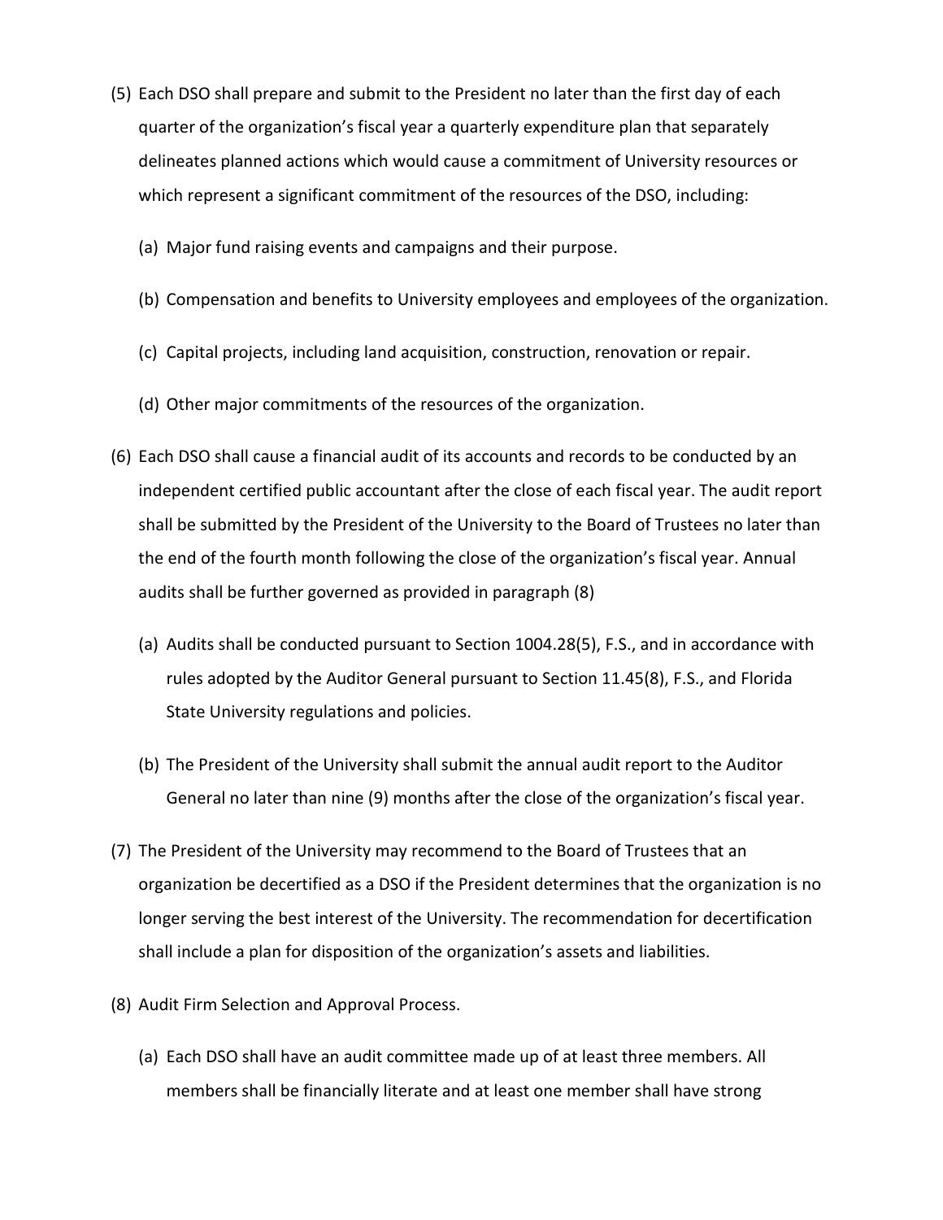(5) Each DSO shall prepare and submit to the President no later than the first day of each quarter of the organization's fiscal year a quarterly expenditure plan that separately delineates planned actions which would cause a commitment of University resources or which represent a significant commitment of the resources of the DSO, including:

   (a) Major fund raising events and campaigns and their purpose.

   (b) Compensation and benefits to University employees and employees of the organization.

   (c) Capital projects, including land acquisition, construction, renovation or repair.

   (d) Other major commitments of the resources of the organization.

(6) Each DSO shall cause a financial audit of its accounts and records to be conducted by an independent certified public accountant after the close of each fiscal year. The audit report shall be submitted by the President of the University to the Board of Trustees no later than the end of the fourth month following the close of the organization's fiscal year. Annual audits shall be further governed as provided in paragraph (8)

   (a) Audits shall be conducted pursuant to Section 1004.28(5), F.S., and in accordance with rules adopted by the Auditor General pursuant to Section 11.45(8), F.S., and Florida State University regulations and policies.

   (b) The President of the University shall submit the annual audit report to the Auditor General no later than nine (9) months after the close of the organization's fiscal year.

(7) The President of the University may recommend to the Board of Trustees that an organization be decertified as a DSO if the President determines that the organization is no longer serving the best interest of the University. The recommendation for decertification shall include a plan for disposition of the organization's assets and liabilities.

(8) Audit Firm Selection and Approval Process.

   (a) Each DSO shall have an audit committee made up of at least three members. All members shall be financially literate and at least one member shall have strong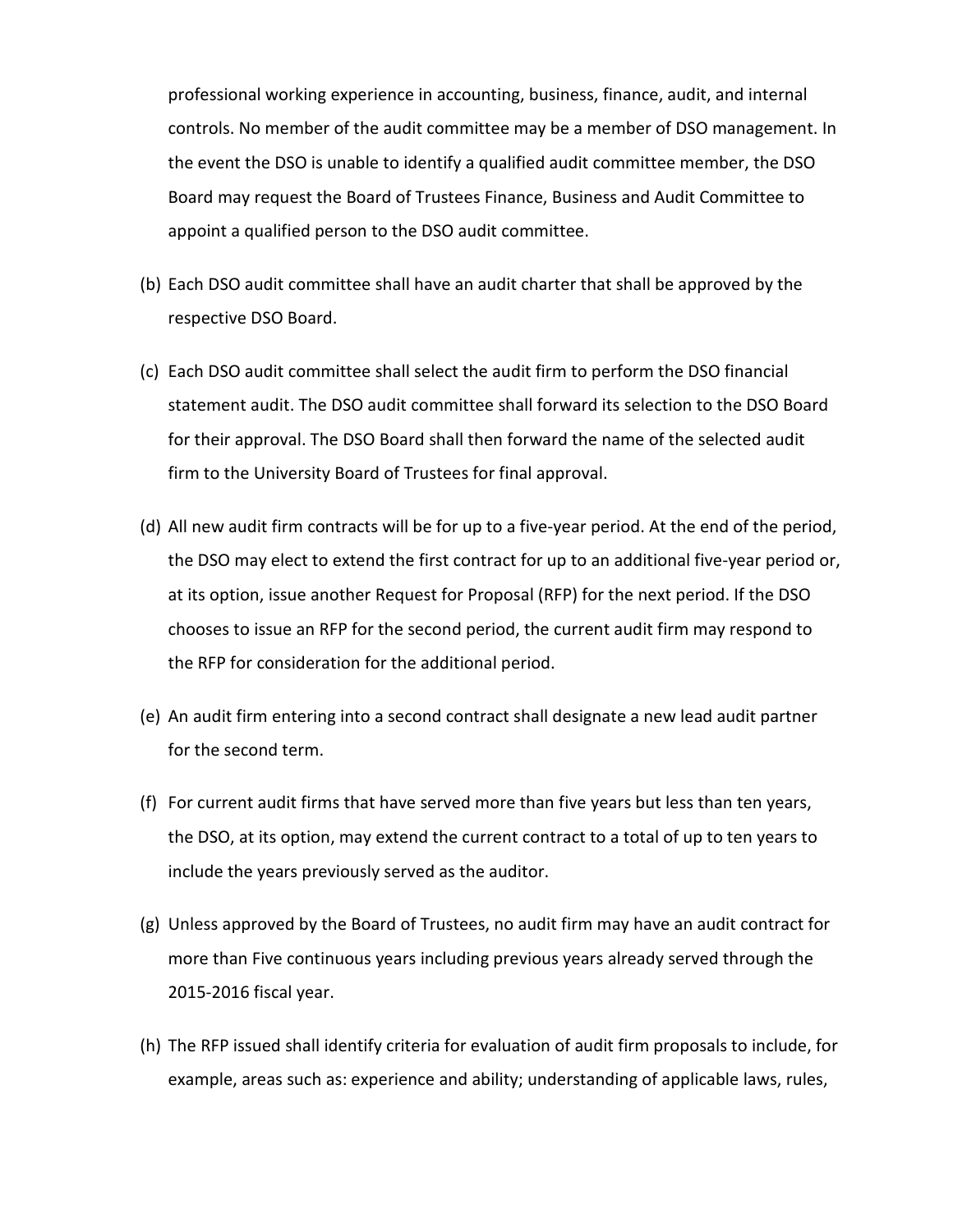professional working experience in accounting, business, finance, audit, and internal controls. No member of the audit committee may be a member of DSO management. In the event the DSO is unable to identify a qualified audit committee member, the DSO Board may request the Board of Trustees Finance, Business and Audit Committee to appoint a qualified person to the DSO audit committee.

(b) Each DSO audit committee shall have an audit charter that shall be approved by the respective DSO Board.

(c) Each DSO audit committee shall select the audit firm to perform the DSO financial statement audit. The DSO audit committee shall forward its selection to the DSO Board for their approval. The DSO Board shall then forward the name of the selected audit firm to the University Board of Trustees for final approval.

(d) All new audit firm contracts will be for up to a five-year period. At the end of the period, the DSO may elect to extend the first contract for up to an additional five-year period or, at its option, issue another Request for Proposal (RFP) for the next period. If the DSO chooses to issue an RFP for the second period, the current audit firm may respond to the RFP for consideration for the additional period.

(e) An audit firm entering into a second contract shall designate a new lead audit partner for the second term.

(f) For current audit firms that have served more than five years but less than ten years, the DSO, at its option, may extend the current contract to a total of up to ten years to include the years previously served as the auditor.

(g) Unless approved by the Board of Trustees, no audit firm may have an audit contract for more than Five continuous years including previous years already served through the 2015-2016 fiscal year.

(h) The RFP issued shall identify criteria for evaluation of audit firm proposals to include, for example, areas such as: experience and ability; understanding of applicable laws, rules,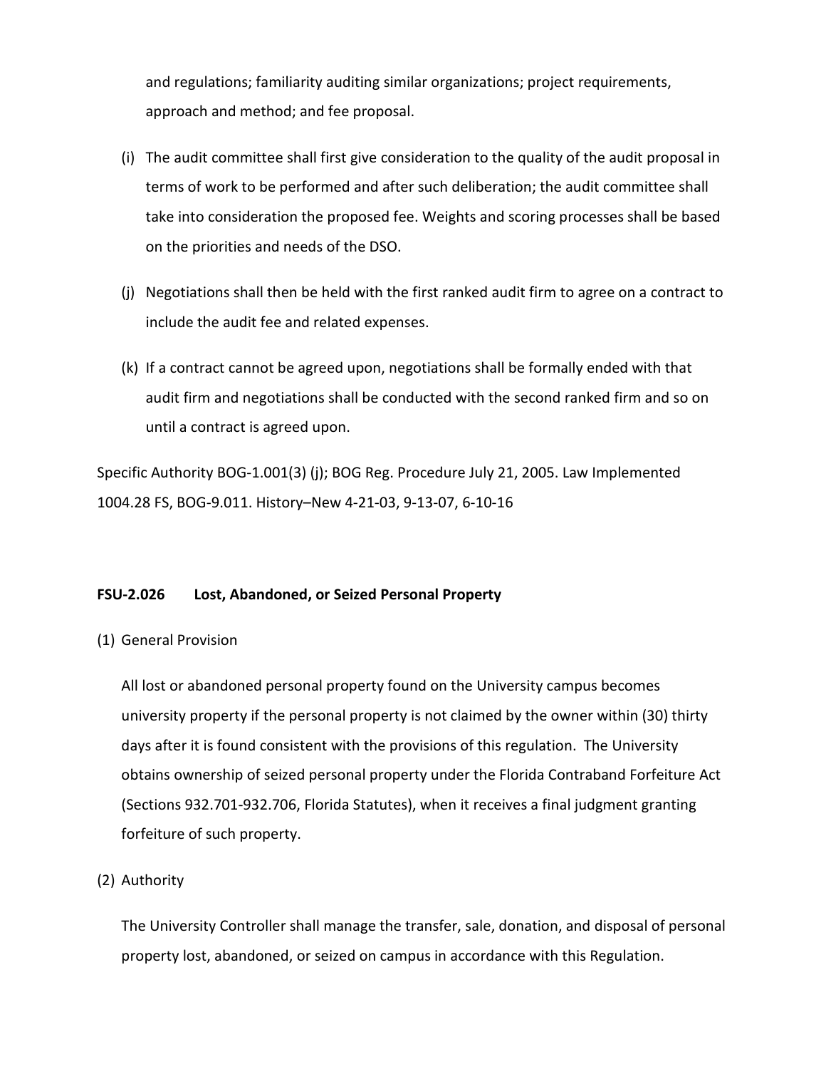and regulations; familiarity auditing similar organizations; project requirements, approach and method; and fee proposal.

(i) The audit committee shall first give consideration to the quality of the audit proposal in terms of work to be performed and after such deliberation; the audit committee shall take into consideration the proposed fee. Weights and scoring processes shall be based on the priorities and needs of the DSO.

(j) Negotiations shall then be held with the first ranked audit firm to agree on a contract to include the audit fee and related expenses.

(k) If a contract cannot be agreed upon, negotiations shall be formally ended with that audit firm and negotiations shall be conducted with the second ranked firm and so on until a contract is agreed upon.

Specific Authority BOG-1.001(3) (j); BOG Reg. Procedure July 21, 2005. Law Implemented 1004.28 FS, BOG-9.011. History–New 4-21-03, 9-13-07, 6-10-16

**FSU-2.026 Lost, Abandoned, or Seized Personal Property**

(1) General Provision

All lost or abandoned personal property found on the University campus becomes university property if the personal property is not claimed by the owner within (30) thirty days after it is found consistent with the provisions of this regulation. The University obtains ownership of seized personal property under the Florida Contraband Forfeiture Act (Sections 932.701-932.706, Florida Statutes), when it receives a final judgment granting forfeiture of such property.

(2) Authority

The University Controller shall manage the transfer, sale, donation, and disposal of personal property lost, abandoned, or seized on campus in accordance with this Regulation.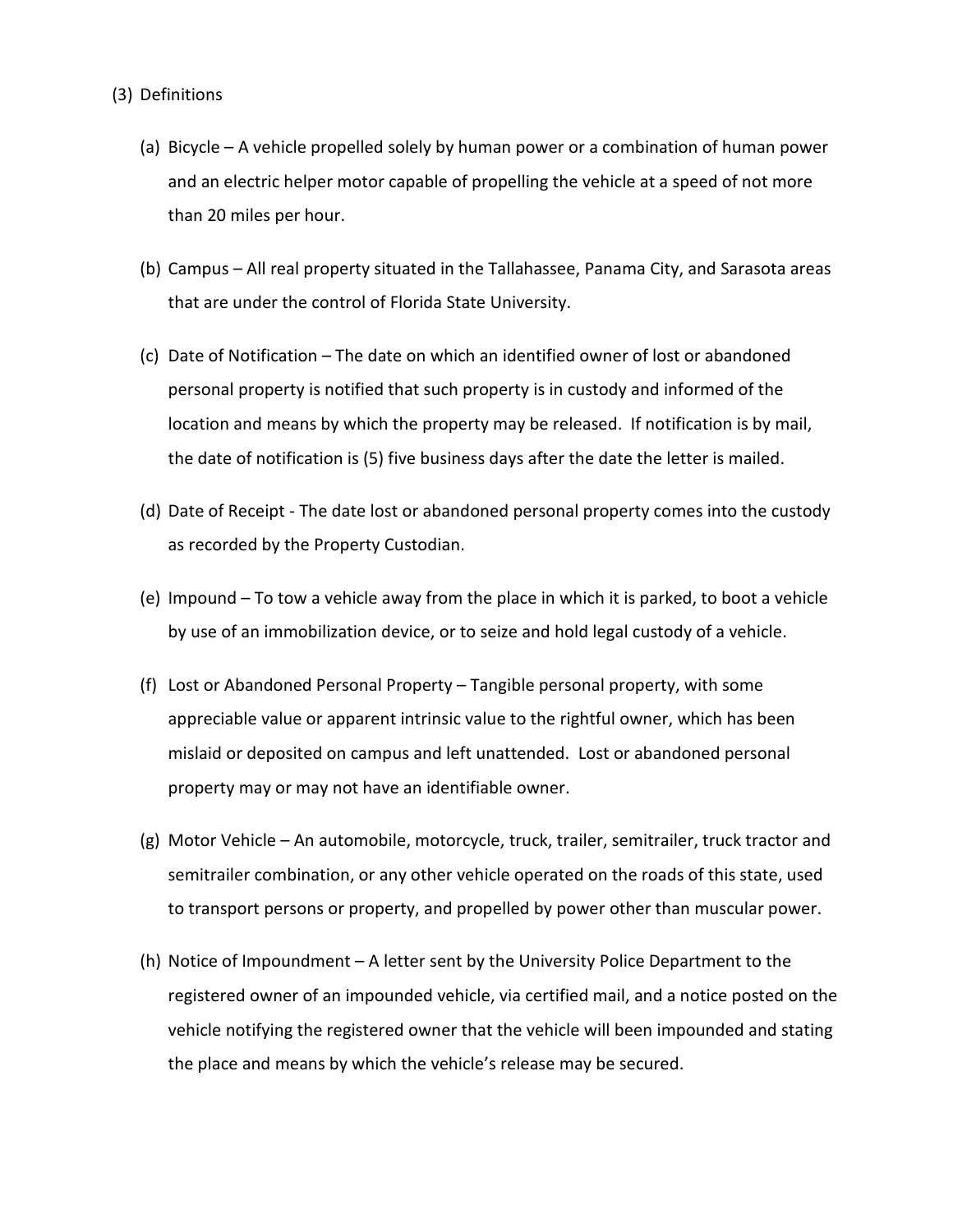(3) Definitions

(a) Bicycle – A vehicle propelled solely by human power or a combination of human power and an electric helper motor capable of propelling the vehicle at a speed of not more than 20 miles per hour.

(b) Campus – All real property situated in the Tallahassee, Panama City, and Sarasota areas that are under the control of Florida State University.

(c) Date of Notification – The date on which an identified owner of lost or abandoned personal property is notified that such property is in custody and informed of the location and means by which the property may be released. If notification is by mail, the date of notification is (5) five business days after the date the letter is mailed.

(d) Date of Receipt - The date lost or abandoned personal property comes into the custody as recorded by the Property Custodian.

(e) Impound – To tow a vehicle away from the place in which it is parked, to boot a vehicle by use of an immobilization device, or to seize and hold legal custody of a vehicle.

(f) Lost or Abandoned Personal Property – Tangible personal property, with some appreciable value or apparent intrinsic value to the rightful owner, which has been mislaid or deposited on campus and left unattended. Lost or abandoned personal property may or may not have an identifiable owner.

(g) Motor Vehicle – An automobile, motorcycle, truck, trailer, semitrailer, truck tractor and semitrailer combination, or any other vehicle operated on the roads of this state, used to transport persons or property, and propelled by power other than muscular power.

(h) Notice of Impoundment – A letter sent by the University Police Department to the registered owner of an impounded vehicle, via certified mail, and a notice posted on the vehicle notifying the registered owner that the vehicle will been impounded and stating the place and means by which the vehicle's release may be secured.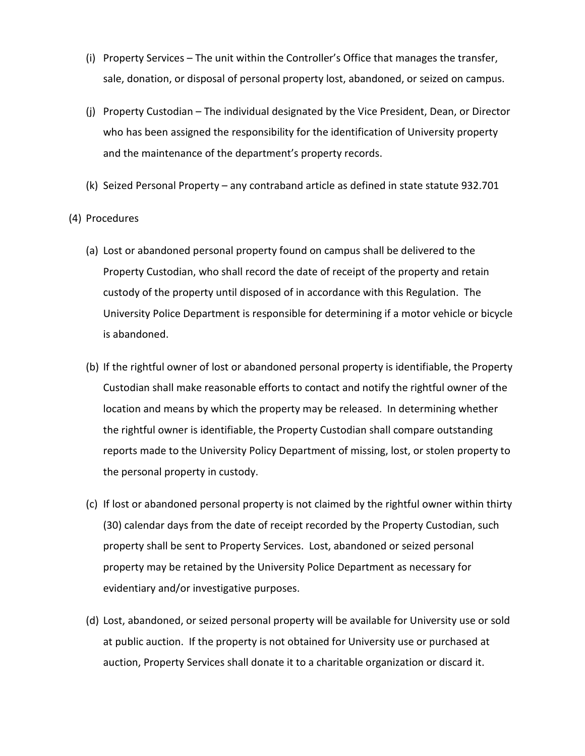(i) Property Services – The unit within the Controller's Office that manages the transfer, sale, donation, or disposal of personal property lost, abandoned, or seized on campus.

(j) Property Custodian – The individual designated by the Vice President, Dean, or Director who has been assigned the responsibility for the identification of University property and the maintenance of the department's property records.

(k) Seized Personal Property – any contraband article as defined in state statute 932.701

(4) Procedures

(a) Lost or abandoned personal property found on campus shall be delivered to the Property Custodian, who shall record the date of receipt of the property and retain custody of the property until disposed of in accordance with this Regulation. The University Police Department is responsible for determining if a motor vehicle or bicycle is abandoned.

(b) If the rightful owner of lost or abandoned personal property is identifiable, the Property Custodian shall make reasonable efforts to contact and notify the rightful owner of the location and means by which the property may be released. In determining whether the rightful owner is identifiable, the Property Custodian shall compare outstanding reports made to the University Policy Department of missing, lost, or stolen property to the personal property in custody.

(c) If lost or abandoned personal property is not claimed by the rightful owner within thirty (30) calendar days from the date of receipt recorded by the Property Custodian, such property shall be sent to Property Services. Lost, abandoned or seized personal property may be retained by the University Police Department as necessary for evidentiary and/or investigative purposes.

(d) Lost, abandoned, or seized personal property will be available for University use or sold at public auction. If the property is not obtained for University use or purchased at auction, Property Services shall donate it to a charitable organization or discard it.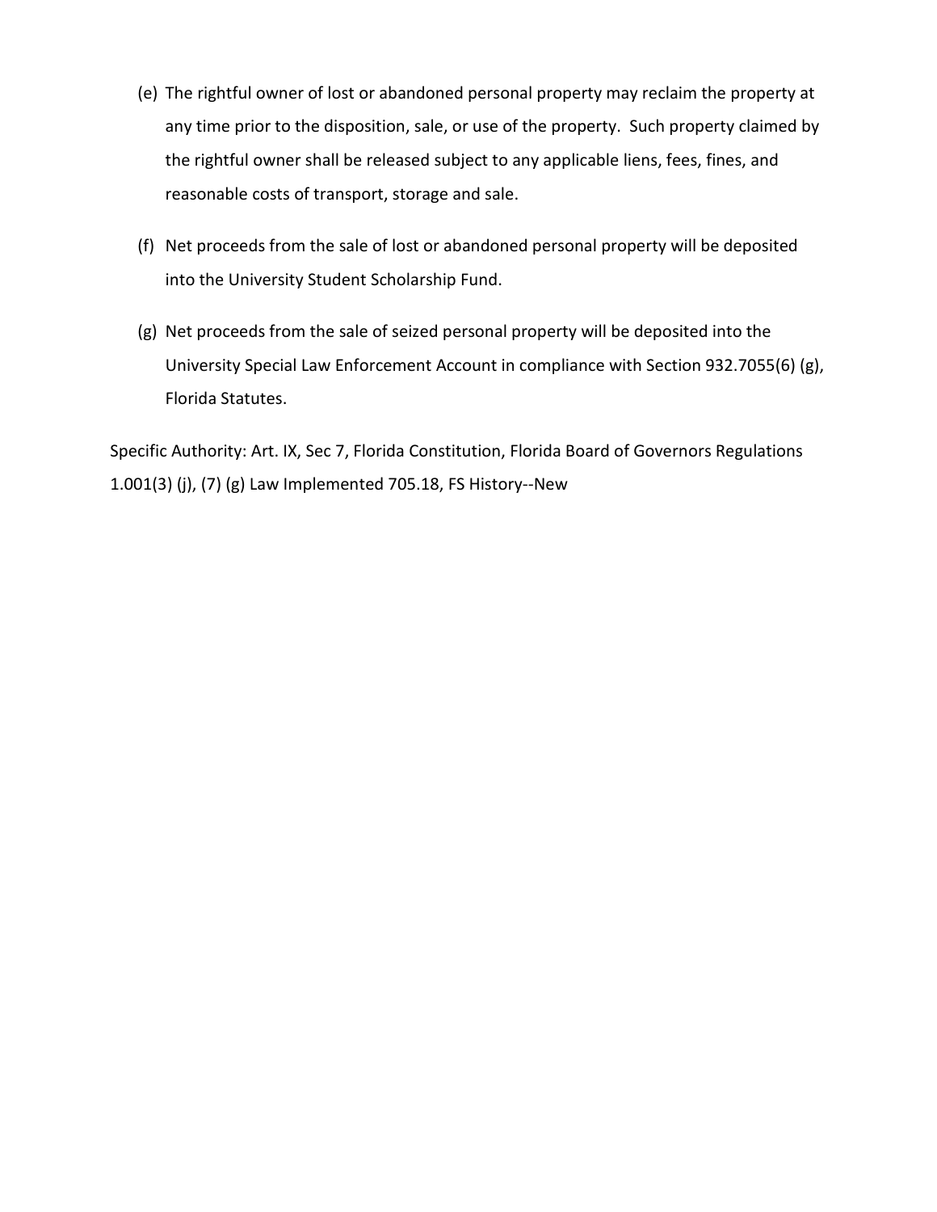(e) The rightful owner of lost or abandoned personal property may reclaim the property at any time prior to the disposition, sale, or use of the property. Such property claimed by the rightful owner shall be released subject to any applicable liens, fees, fines, and reasonable costs of transport, storage and sale.

(f) Net proceeds from the sale of lost or abandoned personal property will be deposited into the University Student Scholarship Fund.

(g) Net proceeds from the sale of seized personal property will be deposited into the University Special Law Enforcement Account in compliance with Section 932.7055(6) (g), Florida Statutes.

Specific Authority: Art. IX, Sec 7, Florida Constitution, Florida Board of Governors Regulations 1.001(3) (j), (7) (g) Law Implemented 705.18, FS History--New